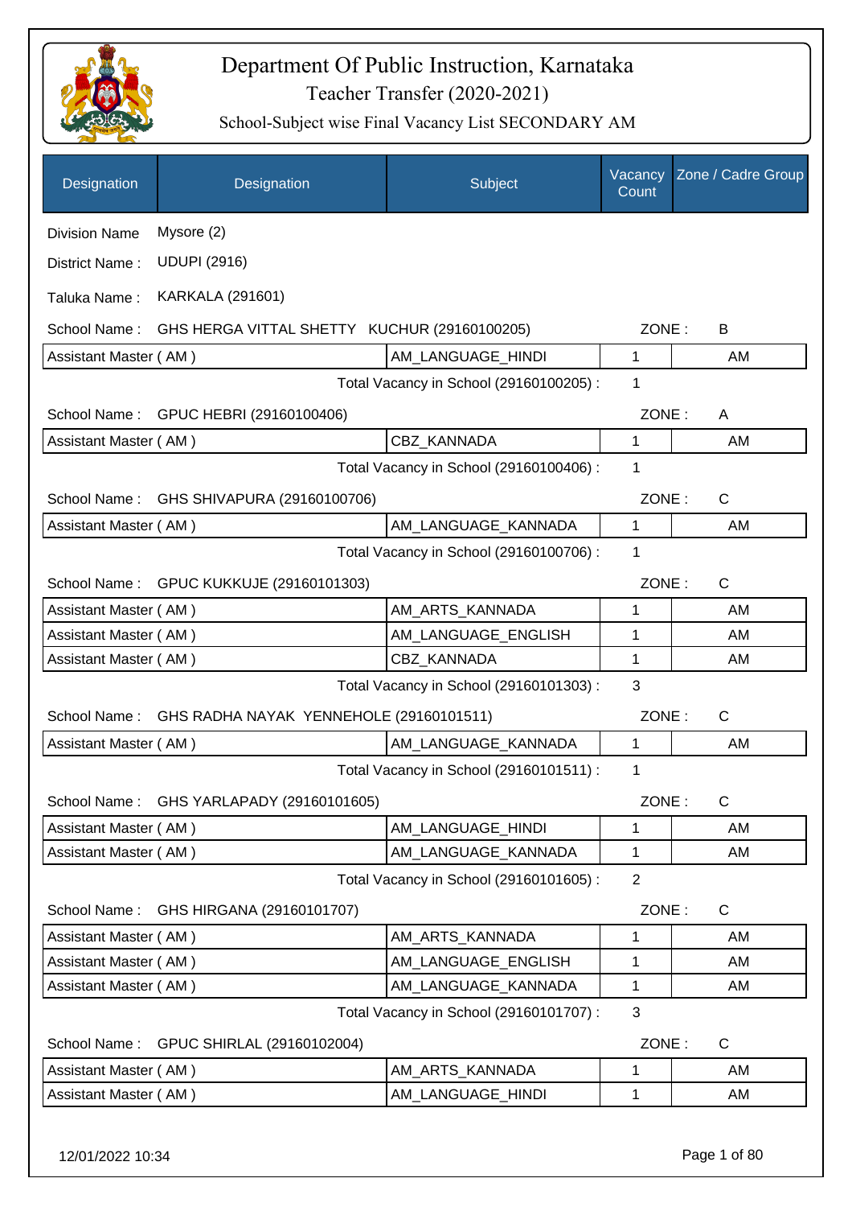# Department Of Public Instruction, Karnataka

## Teacher Transfer (2020-2021)

### School-Subject wise Final Vacancy List SECONDARY AM

| Designation | Designation | Subject | Vacancy Count | Zone / Cadre Group |
|---|---|---|---|---|

Division Name : Mysore (2)

District Name : UDUPI (2916)

Taluka Name : KARKALA (291601)

School Name : GHS HERGA VITTAL SHETTY KUCHUR (29160100205) ZONE : B

| Assistant Master ( AM ) | AM_LANGUAGE_HINDI | 1 | AM |
|---|---|---|---|

Total Vacancy in School (29160100205) : 1

School Name : GPUC HEBRI (29160100406) ZONE : A

| Assistant Master ( AM ) | CBZ_KANNADA | 1 | AM |
|---|---|---|---|

Total Vacancy in School (29160100406) : 1

School Name : GHS SHIVAPURA (29160100706) ZONE : C

| Assistant Master ( AM ) | AM_LANGUAGE_KANNADA | 1 | AM |
|---|---|---|---|

Total Vacancy in School (29160100706) : 1

School Name : GPUC KUKKUJE (29160101303) ZONE : C

| Assistant Master ( AM ) | AM_ARTS_KANNADA | 1 | AM |
|---|---|---|---|
| Assistant Master ( AM ) | AM_LANGUAGE_ENGLISH | 1 | AM |
| Assistant Master ( AM ) | CBZ_KANNADA | 1 | AM |

Total Vacancy in School (29160101303) : 3

School Name : GHS RADHA NAYAK YENNEHOLE (29160101511) ZONE : C

| Assistant Master ( AM ) | AM_LANGUAGE_KANNADA | 1 | AM |
|---|---|---|---|

Total Vacancy in School (29160101511) : 1

School Name : GHS YARLAPADY (29160101605) ZONE : C

| Assistant Master ( AM ) | AM_LANGUAGE_HINDI | 1 | AM |
|---|---|---|---|
| Assistant Master ( AM ) | AM_LANGUAGE_KANNADA | 1 | AM |

Total Vacancy in School (29160101605) : 2

School Name : GHS HIRGANA (29160101707) ZONE : C

| Assistant Master ( AM ) | AM_ARTS_KANNADA | 1 | AM |
|---|---|---|---|
| Assistant Master ( AM ) | AM_LANGUAGE_ENGLISH | 1 | AM |
| Assistant Master ( AM ) | AM_LANGUAGE_KANNADA | 1 | AM |

Total Vacancy in School (29160101707) : 3

School Name : GPUC SHIRLAL (29160102004) ZONE : C

| Assistant Master ( AM ) | AM_ARTS_KANNADA | 1 | AM |
|---|---|---|---|
| Assistant Master ( AM ) | AM_LANGUAGE_HINDI | 1 | AM |

12/01/2022 10:34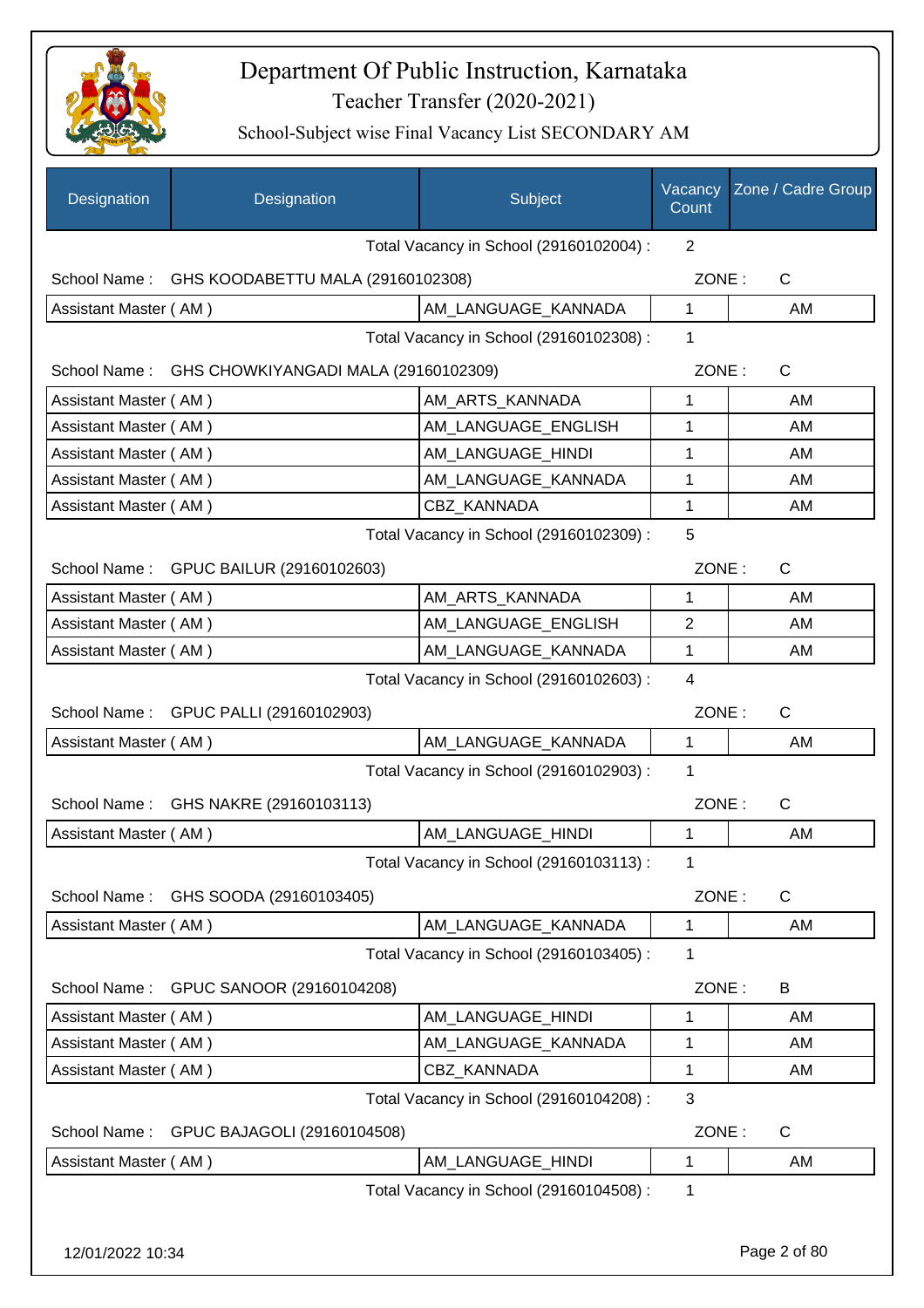# Department Of Public Instruction, Karnataka

## Teacher Transfer (2020-2021)

### School-Subject wise Final Vacancy List SECONDARY AM

| Designation | Designation | Subject | Vacancy Count | Zone / Cadre Group |
|---|---|---|---|---|
| | | Total Vacancy in School (29160102004) : | 2 | |
| School Name : | GHS KOODABETTU MALA (29160102308) | | ZONE : | C |
| Assistant Master ( AM ) | | AM_LANGUAGE_KANNADA | 1 | AM |
| | | Total Vacancy in School (29160102308) : | 1 | |
| School Name : | GHS CHOWKIYANGADI MALA (29160102309) | | ZONE : | C |
| Assistant Master ( AM ) | | AM_ARTS_KANNADA | 1 | AM |
| Assistant Master ( AM ) | | AM_LANGUAGE_ENGLISH | 1 | AM |
| Assistant Master ( AM ) | | AM_LANGUAGE_HINDI | 1 | AM |
| Assistant Master ( AM ) | | AM_LANGUAGE_KANNADA | 1 | AM |
| Assistant Master ( AM ) | | CBZ_KANNADA | 1 | AM |
| | | Total Vacancy in School (29160102309) : | 5 | |
| School Name : | GPUC BAILUR (29160102603) | | ZONE : | C |
| Assistant Master ( AM ) | | AM_ARTS_KANNADA | 1 | AM |
| Assistant Master ( AM ) | | AM_LANGUAGE_ENGLISH | 2 | AM |
| Assistant Master ( AM ) | | AM_LANGUAGE_KANNADA | 1 | AM |
| | | Total Vacancy in School (29160102603) : | 4 | |
| School Name : | GPUC PALLI (29160102903) | | ZONE : | C |
| Assistant Master ( AM ) | | AM_LANGUAGE_KANNADA | 1 | AM |
| | | Total Vacancy in School (29160102903) : | 1 | |
| School Name : | GHS NAKRE (29160103113) | | ZONE : | C |
| Assistant Master ( AM ) | | AM_LANGUAGE_HINDI | 1 | AM |
| | | Total Vacancy in School (29160103113) : | 1 | |
| School Name : | GHS SOODA (29160103405) | | ZONE : | C |
| Assistant Master ( AM ) | | AM_LANGUAGE_KANNADA | 1 | AM |
| | | Total Vacancy in School (29160103405) : | 1 | |
| School Name : | GPUC SANOOR (29160104208) | | ZONE : | B |
| Assistant Master ( AM ) | | AM_LANGUAGE_HINDI | 1 | AM |
| Assistant Master ( AM ) | | AM_LANGUAGE_KANNADA | 1 | AM |
| Assistant Master ( AM ) | | CBZ_KANNADA | 1 | AM |
| | | Total Vacancy in School (29160104208) : | 3 | |
| School Name : | GPUC BAJAGOLI (29160104508) | | ZONE : | C |
| Assistant Master ( AM ) | | AM_LANGUAGE_HINDI | 1 | AM |
| | | Total Vacancy in School (29160104508) : | 1 | |

12/01/2022 10:34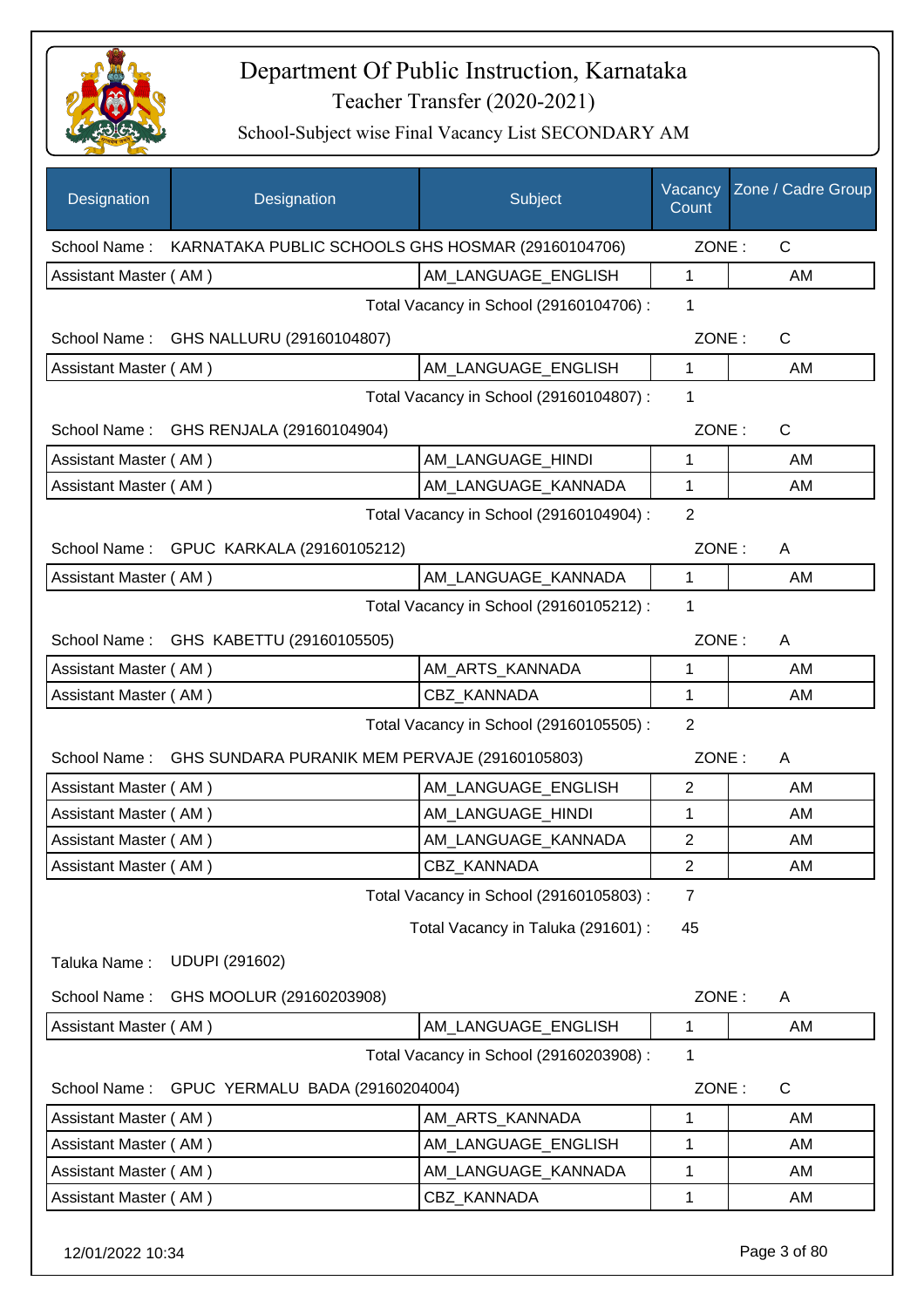# Department Of Public Instruction, Karnataka

Teacher Transfer (2020-2021)

School-Subject wise Final Vacancy List SECONDARY AM

| Designation | Designation | Subject | Vacancy Count | Zone / Cadre Group |
|---|---|---|---|---|
| School Name : | KARNATAKA PUBLIC SCHOOLS GHS HOSMAR (29160104706) | | ZONE : | C |
| Assistant Master ( AM ) | | AM_LANGUAGE_ENGLISH | 1 | AM |
| | | Total Vacancy in School (29160104706) : | 1 | |
| School Name : | GHS NALLURU (29160104807) | | ZONE : | C |
| Assistant Master ( AM ) | | AM_LANGUAGE_ENGLISH | 1 | AM |
| | | Total Vacancy in School (29160104807) : | 1 | |
| School Name : | GHS RENJALA (29160104904) | | ZONE : | C |
| Assistant Master ( AM ) | | AM_LANGUAGE_HINDI | 1 | AM |
| Assistant Master ( AM ) | | AM_LANGUAGE_KANNADA | 1 | AM |
| | | Total Vacancy in School (29160104904) : | 2 | |
| School Name : | GPUC KARKALA (29160105212) | | ZONE : | A |
| Assistant Master ( AM ) | | AM_LANGUAGE_KANNADA | 1 | AM |
| | | Total Vacancy in School (29160105212) : | 1 | |
| School Name : | GHS KABETTU (29160105505) | | ZONE : | A |
| Assistant Master ( AM ) | | AM_ARTS_KANNADA | 1 | AM |
| Assistant Master ( AM ) | | CBZ_KANNADA | 1 | AM |
| | | Total Vacancy in School (29160105505) : | 2 | |
| School Name : | GHS SUNDARA PURANIK MEM PERVAJE (29160105803) | | ZONE : | A |
| Assistant Master ( AM ) | | AM_LANGUAGE_ENGLISH | 2 | AM |
| Assistant Master ( AM ) | | AM_LANGUAGE_HINDI | 1 | AM |
| Assistant Master ( AM ) | | AM_LANGUAGE_KANNADA | 2 | AM |
| Assistant Master ( AM ) | | CBZ_KANNADA | 2 | AM |
| | | Total Vacancy in School (29160105803) : | 7 | |
| | | Total Vacancy in Taluka (291601) : | 45 | |
| Taluka Name : | UDUPI (291602) | | | |
| School Name : | GHS MOOLUR (29160203908) | | ZONE : | A |
| Assistant Master ( AM ) | | AM_LANGUAGE_ENGLISH | 1 | AM |
| | | Total Vacancy in School (29160203908) : | 1 | |
| School Name : | GPUC YERMALU BADA (29160204004) | | ZONE : | C |
| Assistant Master ( AM ) | | AM_ARTS_KANNADA | 1 | AM |
| Assistant Master ( AM ) | | AM_LANGUAGE_ENGLISH | 1 | AM |
| Assistant Master ( AM ) | | AM_LANGUAGE_KANNADA | 1 | AM |
| Assistant Master ( AM ) | | CBZ_KANNADA | 1 | AM |

12/01/2022 10:34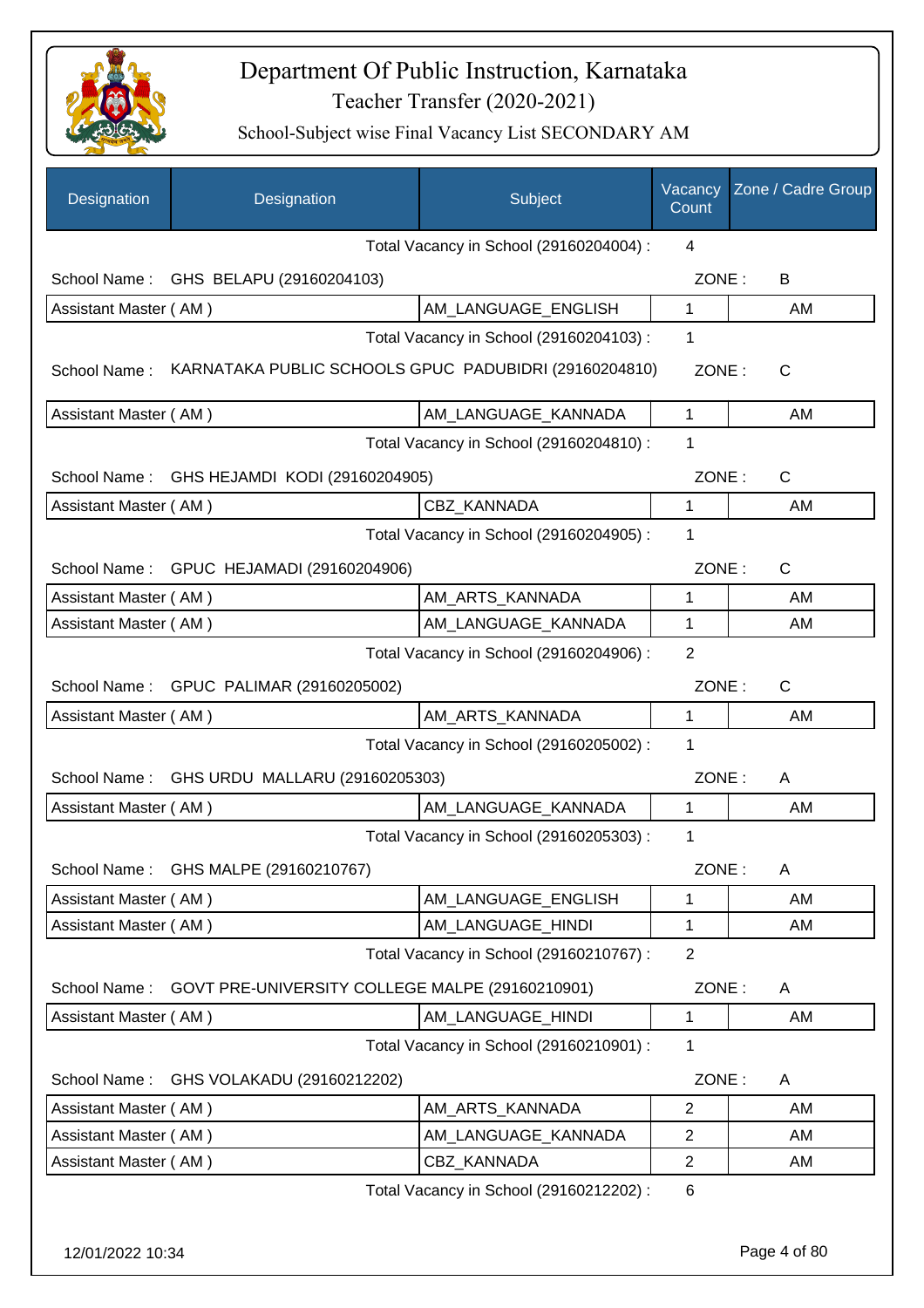# Department Of Public Instruction, Karnataka

Teacher Transfer (2020-2021)

School-Subject wise Final Vacancy List SECONDARY AM

| Designation | Designation | Subject | Vacancy Count | Zone / Cadre Group |
|---|---|---|---|---|
| | | Total Vacancy in School (29160204004) : | 4 | |
| School Name : | GHS BELAPU (29160204103) | | ZONE : | B |
| Assistant Master ( AM ) | | AM_LANGUAGE_ENGLISH | 1 | AM |
| | | Total Vacancy in School (29160204103) : | 1 | |
| School Name : | KARNATAKA PUBLIC SCHOOLS GPUC PADUBIDRI (29160204810) | | ZONE : | C |
| Assistant Master ( AM ) | | AM_LANGUAGE_KANNADA | 1 | AM |
| | | Total Vacancy in School (29160204810) : | 1 | |
| School Name : | GHS HEJAMDI KODI (29160204905) | | ZONE : | C |
| Assistant Master ( AM ) | | CBZ_KANNADA | 1 | AM |
| | | Total Vacancy in School (29160204905) : | 1 | |
| School Name : | GPUC HEJAMADI (29160204906) | | ZONE : | C |
| Assistant Master ( AM ) | | AM_ARTS_KANNADA | 1 | AM |
| Assistant Master ( AM ) | | AM_LANGUAGE_KANNADA | 1 | AM |
| | | Total Vacancy in School (29160204906) : | 2 | |
| School Name : | GPUC PALIMAR (29160205002) | | ZONE : | C |
| Assistant Master ( AM ) | | AM_ARTS_KANNADA | 1 | AM |
| | | Total Vacancy in School (29160205002) : | 1 | |
| School Name : | GHS URDU MALLARU (29160205303) | | ZONE : | A |
| Assistant Master ( AM ) | | AM_LANGUAGE_KANNADA | 1 | AM |
| | | Total Vacancy in School (29160205303) : | 1 | |
| School Name : | GHS MALPE (29160210767) | | ZONE : | A |
| Assistant Master ( AM ) | | AM_LANGUAGE_ENGLISH | 1 | AM |
| Assistant Master ( AM ) | | AM_LANGUAGE_HINDI | 1 | AM |
| | | Total Vacancy in School (29160210767) : | 2 | |
| School Name : | GOVT PRE-UNIVERSITY COLLEGE MALPE (29160210901) | | ZONE : | A |
| Assistant Master ( AM ) | | AM_LANGUAGE_HINDI | 1 | AM |
| | | Total Vacancy in School (29160210901) : | 1 | |
| School Name : | GHS VOLAKADU (29160212202) | | ZONE : | A |
| Assistant Master ( AM ) | | AM_ARTS_KANNADA | 2 | AM |
| Assistant Master ( AM ) | | AM_LANGUAGE_KANNADA | 2 | AM |
| Assistant Master ( AM ) | | CBZ_KANNADA | 2 | AM |
| | | Total Vacancy in School (29160212202) : | 6 | |

12/01/2022 10:34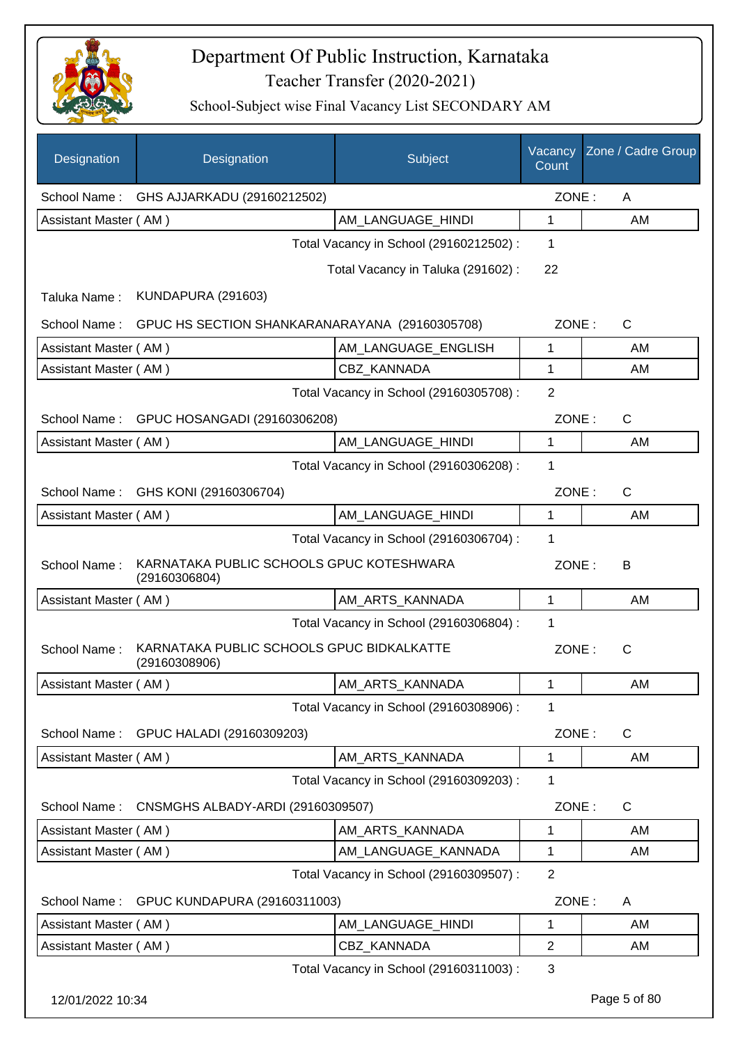# Department Of Public Instruction, Karnataka

## Teacher Transfer (2020-2021)

### School-Subject wise Final Vacancy List SECONDARY AM

| Designation | Designation | Subject | Vacancy Count | Zone / Cadre Group |
|---|---|---|---|---|
| School Name : | GHS AJJARKADU (29160212502) | | ZONE : | A |
| Assistant Master ( AM ) | | AM_LANGUAGE_HINDI | 1 | AM |
| | | Total Vacancy in School (29160212502) : | 1 | |
| | | Total Vacancy in Taluka (291602) : | 22 | |
| Taluka Name : | KUNDAPURA (291603) | | | |
| School Name : | GPUC HS SECTION SHANKARANARAYANA (29160305708) | | ZONE : | C |
| Assistant Master ( AM ) | | AM_LANGUAGE_ENGLISH | 1 | AM |
| Assistant Master ( AM ) | | CBZ_KANNADA | 1 | AM |
| | | Total Vacancy in School (29160305708) : | 2 | |
| School Name : | GPUC HOSANGADI (29160306208) | | ZONE : | C |
| Assistant Master ( AM ) | | AM_LANGUAGE_HINDI | 1 | AM |
| | | Total Vacancy in School (29160306208) : | 1 | |
| School Name : | GHS KONI (29160306704) | | ZONE : | C |
| Assistant Master ( AM ) | | AM_LANGUAGE_HINDI | 1 | AM |
| | | Total Vacancy in School (29160306704) : | 1 | |
| School Name : | KARNATAKA PUBLIC SCHOOLS GPUC KOTESHWARA (29160306804) | | ZONE : | B |
| Assistant Master ( AM ) | | AM_ARTS_KANNADA | 1 | AM |
| | | Total Vacancy in School (29160306804) : | 1 | |
| School Name : | KARNATAKA PUBLIC SCHOOLS GPUC BIDKALKATTE (29160308906) | | ZONE : | C |
| Assistant Master ( AM ) | | AM_ARTS_KANNADA | 1 | AM |
| | | Total Vacancy in School (29160308906) : | 1 | |
| School Name : | GPUC HALADI (29160309203) | | ZONE : | C |
| Assistant Master ( AM ) | | AM_ARTS_KANNADA | 1 | AM |
| | | Total Vacancy in School (29160309203) : | 1 | |
| School Name : | CNSMGHS ALBADY-ARDI (29160309507) | | ZONE : | C |
| Assistant Master ( AM ) | | AM_ARTS_KANNADA | 1 | AM |
| Assistant Master ( AM ) | | AM_LANGUAGE_KANNADA | 1 | AM |
| | | Total Vacancy in School (29160309507) : | 2 | |
| School Name : | GPUC KUNDAPURA (29160311003) | | ZONE : | A |
| Assistant Master ( AM ) | | AM_LANGUAGE_HINDI | 1 | AM |
| Assistant Master ( AM ) | | CBZ_KANNADA | 2 | AM |
| | | Total Vacancy in School (29160311003) : | 3 | |

12/01/2022 10:34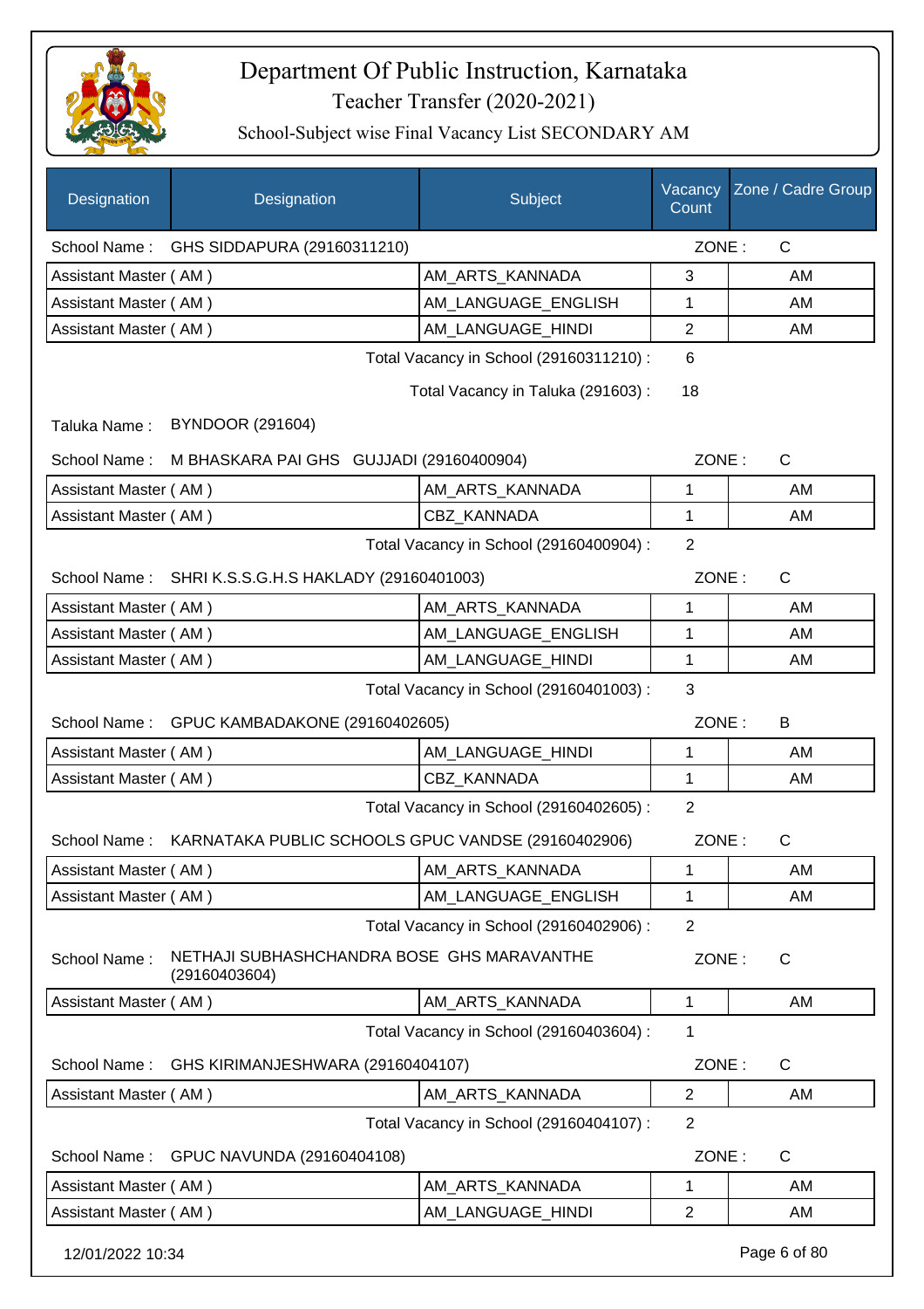# Department Of Public Instruction, Karnataka

## Teacher Transfer (2020-2021)

### School-Subject wise Final Vacancy List SECONDARY AM

| Designation | Designation | Subject | Vacancy Count | Zone / Cadre Group |
|---|---|---|---|---|
| School Name : | GHS SIDDAPURA (29160311210) | | ZONE : | C |
| Assistant Master ( AM ) | | AM_ARTS_KANNADA | 3 | AM |
| Assistant Master ( AM ) | | AM_LANGUAGE_ENGLISH | 1 | AM |
| Assistant Master ( AM ) | | AM_LANGUAGE_HINDI | 2 | AM |
| | | Total Vacancy in School (29160311210) : | 6 | |
| | | Total Vacancy in Taluka (291603) : | 18 | |
| Taluka Name : | BYNDOOR (291604) | | | |
| School Name : | M BHASKARA PAI GHS GUJJADI (29160400904) | | ZONE : | C |
| Assistant Master ( AM ) | | AM_ARTS_KANNADA | 1 | AM |
| Assistant Master ( AM ) | | CBZ_KANNADA | 1 | AM |
| | | Total Vacancy in School (29160400904) : | 2 | |
| School Name : | SHRI K.S.S.G.H.S HAKLADY (29160401003) | | ZONE : | C |
| Assistant Master ( AM ) | | AM_ARTS_KANNADA | 1 | AM |
| Assistant Master ( AM ) | | AM_LANGUAGE_ENGLISH | 1 | AM |
| Assistant Master ( AM ) | | AM_LANGUAGE_HINDI | 1 | AM |
| | | Total Vacancy in School (29160401003) : | 3 | |
| School Name : | GPUC KAMBADAKONE (29160402605) | | ZONE : | B |
| Assistant Master ( AM ) | | AM_LANGUAGE_HINDI | 1 | AM |
| Assistant Master ( AM ) | | CBZ_KANNADA | 1 | AM |
| | | Total Vacancy in School (29160402605) : | 2 | |
| School Name : | KARNATAKA PUBLIC SCHOOLS GPUC VANDSE (29160402906) | | ZONE : | C |
| Assistant Master ( AM ) | | AM_ARTS_KANNADA | 1 | AM |
| Assistant Master ( AM ) | | AM_LANGUAGE_ENGLISH | 1 | AM |
| | | Total Vacancy in School (29160402906) : | 2 | |
| School Name : | NETHAJI SUBHASHCHANDRA BOSE GHS MARAVANTHE (29160403604) | | ZONE : | C |
| Assistant Master ( AM ) | | AM_ARTS_KANNADA | 1 | AM |
| | | Total Vacancy in School (29160403604) : | 1 | |
| School Name : | GHS KIRIMANJESHWARA (29160404107) | | ZONE : | C |
| Assistant Master ( AM ) | | AM_ARTS_KANNADA | 2 | AM |
| | | Total Vacancy in School (29160404107) : | 2 | |
| School Name : | GPUC NAVUNDA (29160404108) | | ZONE : | C |
| Assistant Master ( AM ) | | AM_ARTS_KANNADA | 1 | AM |
| Assistant Master ( AM ) | | AM_LANGUAGE_HINDI | 2 | AM |

12/01/2022 10:34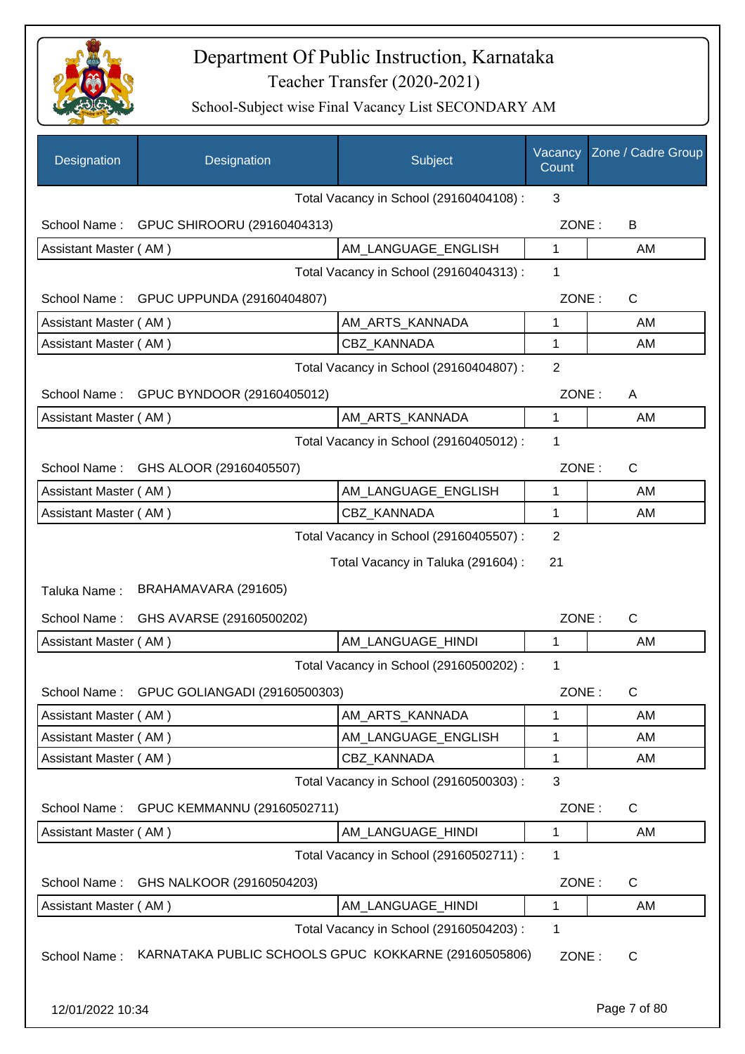# Department Of Public Instruction, Karnataka

## Teacher Transfer (2020-2021)

### School-Subject wise Final Vacancy List SECONDARY AM

| Designation | Designation | Subject | Vacancy Count | Zone / Cadre Group |
|---|---|---|---|---|
| | | Total Vacancy in School (29160404108) : | 3 | |
| School Name : | GPUC SHIROORU (29160404313) | | ZONE : | B |
| Assistant Master ( AM ) | | AM_LANGUAGE_ENGLISH | 1 | AM |
| | | Total Vacancy in School (29160404313) : | 1 | |
| School Name : | GPUC UPPUNDA (29160404807) | | ZONE : | C |
| Assistant Master ( AM ) | | AM_ARTS_KANNADA | 1 | AM |
| Assistant Master ( AM ) | | CBZ_KANNADA | 1 | AM |
| | | Total Vacancy in School (29160404807) : | 2 | |
| School Name : | GPUC BYNDOOR (29160405012) | | ZONE : | A |
| Assistant Master ( AM ) | | AM_ARTS_KANNADA | 1 | AM |
| | | Total Vacancy in School (29160405012) : | 1 | |
| School Name : | GHS ALOOR (29160405507) | | ZONE : | C |
| Assistant Master ( AM ) | | AM_LANGUAGE_ENGLISH | 1 | AM |
| Assistant Master ( AM ) | | CBZ_KANNADA | 1 | AM |
| | | Total Vacancy in School (29160405507) : | 2 | |
| | | Total Vacancy in Taluka (291604) : | 21 | |
| Taluka Name : | BRAHAMAVARA (291605) | | | |
| School Name : | GHS AVARSE (29160500202) | | ZONE : | C |
| Assistant Master ( AM ) | | AM_LANGUAGE_HINDI | 1 | AM |
| | | Total Vacancy in School (29160500202) : | 1 | |
| School Name : | GPUC GOLIANGADI (29160500303) | | ZONE : | C |
| Assistant Master ( AM ) | | AM_ARTS_KANNADA | 1 | AM |
| Assistant Master ( AM ) | | AM_LANGUAGE_ENGLISH | 1 | AM |
| Assistant Master ( AM ) | | CBZ_KANNADA | 1 | AM |
| | | Total Vacancy in School (29160500303) : | 3 | |
| School Name : | GPUC KEMMANNU (29160502711) | | ZONE : | C |
| Assistant Master ( AM ) | | AM_LANGUAGE_HINDI | 1 | AM |
| | | Total Vacancy in School (29160502711) : | 1 | |
| School Name : | GHS NALKOOR (29160504203) | | ZONE : | C |
| Assistant Master ( AM ) | | AM_LANGUAGE_HINDI | 1 | AM |
| | | Total Vacancy in School (29160504203) : | 1 | |
| School Name : | KARNATAKA PUBLIC SCHOOLS GPUC KOKKARNE (29160505806) | | ZONE : | C |

12/01/2022 10:34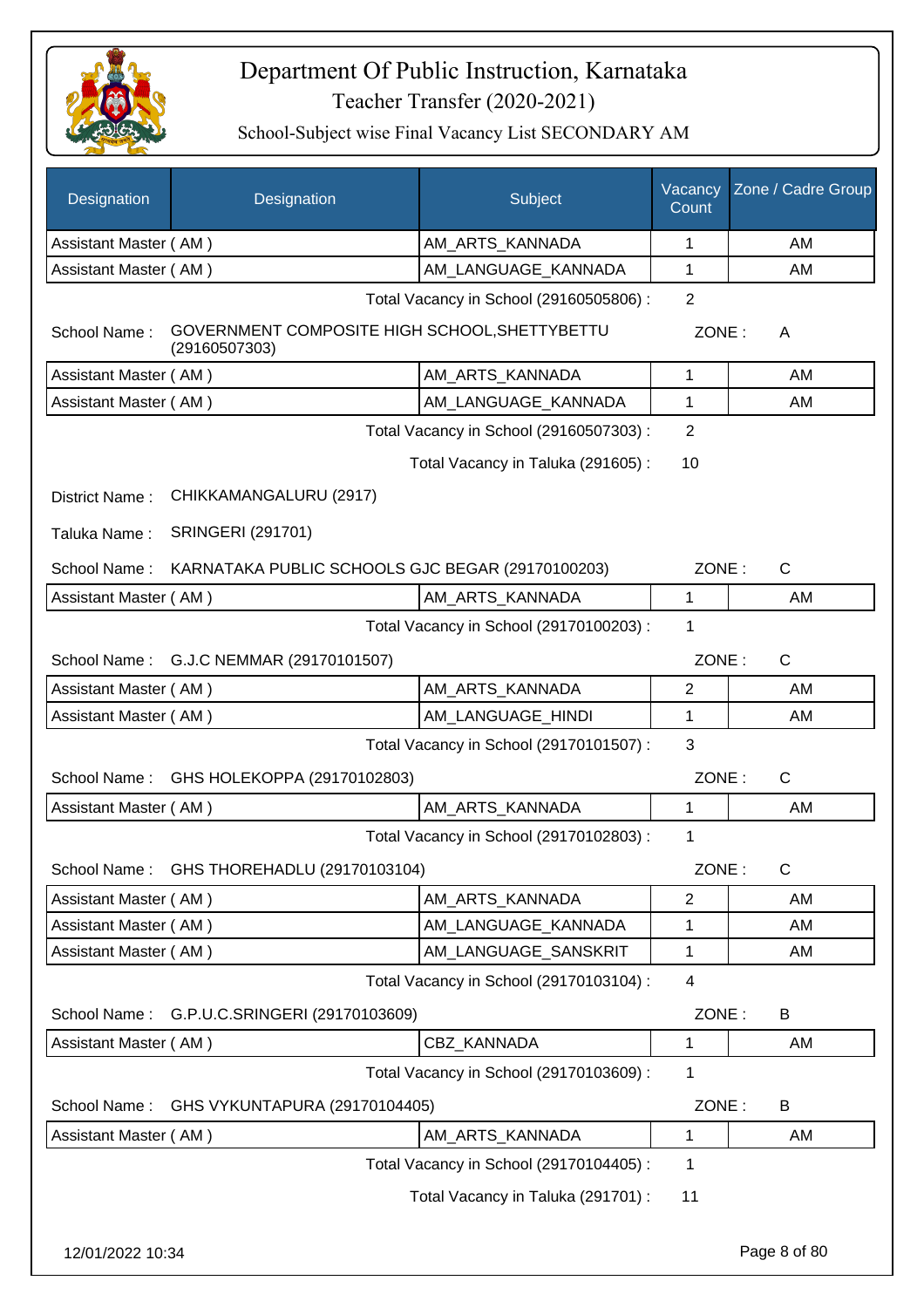# Department Of Public Instruction, Karnataka

Teacher Transfer (2020-2021)

School-Subject wise Final Vacancy List SECONDARY AM

| Designation | Designation | Subject | Vacancy Count | Zone / Cadre Group |
|---|---|---|---|---|
| Assistant Master ( AM ) | | AM_ARTS_KANNADA | 1 | AM |
| Assistant Master ( AM ) | | AM_LANGUAGE_KANNADA | 1 | AM |

Total Vacancy in School (29160505806) : 2

School Name : GOVERNMENT COMPOSITE HIGH SCHOOL,SHETTYBETTU (29160507303) ZONE : A

| Designation | Designation | Subject | Vacancy Count | Zone / Cadre Group |
|---|---|---|---|---|
| Assistant Master ( AM ) | | AM_ARTS_KANNADA | 1 | AM |
| Assistant Master ( AM ) | | AM_LANGUAGE_KANNADA | 1 | AM |

Total Vacancy in School (29160507303) : 2

Total Vacancy in Taluka (291605) : 10

District Name : CHIKKAMANGALURU (2917)

Taluka Name : SRINGERI (291701)

School Name : KARNATAKA PUBLIC SCHOOLS GJC BEGAR (29170100203) ZONE : C

| Designation | Designation | Subject | Vacancy Count | Zone / Cadre Group |
|---|---|---|---|---|
| Assistant Master ( AM ) | | AM_ARTS_KANNADA | 1 | AM |

Total Vacancy in School (29170100203) : 1

School Name : G.J.C NEMMAR (29170101507) ZONE : C

| Designation | Designation | Subject | Vacancy Count | Zone / Cadre Group |
|---|---|---|---|---|
| Assistant Master ( AM ) | | AM_ARTS_KANNADA | 2 | AM |
| Assistant Master ( AM ) | | AM_LANGUAGE_HINDI | 1 | AM |

Total Vacancy in School (29170101507) : 3

School Name : GHS HOLEKOPPA (29170102803) ZONE : C

| Designation | Designation | Subject | Vacancy Count | Zone / Cadre Group |
|---|---|---|---|---|
| Assistant Master ( AM ) | | AM_ARTS_KANNADA | 1 | AM |

Total Vacancy in School (29170102803) : 1

School Name : GHS THOREHADLU (29170103104) ZONE : C

| Designation | Designation | Subject | Vacancy Count | Zone / Cadre Group |
|---|---|---|---|---|
| Assistant Master ( AM ) | | AM_ARTS_KANNADA | 2 | AM |
| Assistant Master ( AM ) | | AM_LANGUAGE_KANNADA | 1 | AM |
| Assistant Master ( AM ) | | AM_LANGUAGE_SANSKRIT | 1 | AM |

Total Vacancy in School (29170103104) : 4

School Name : G.P.U.C.SRINGERI (29170103609) ZONE : B

| Designation | Designation | Subject | Vacancy Count | Zone / Cadre Group |
|---|---|---|---|---|
| Assistant Master ( AM ) | | CBZ_KANNADA | 1 | AM |

Total Vacancy in School (29170103609) : 1

School Name : GHS VYKUNTAPURA (29170104405) ZONE : B

| Designation | Designation | Subject | Vacancy Count | Zone / Cadre Group |
|---|---|---|---|---|
| Assistant Master ( AM ) | | AM_ARTS_KANNADA | 1 | AM |

Total Vacancy in School (29170104405) : 1

Total Vacancy in Taluka (291701) : 11

12/01/2022 10:34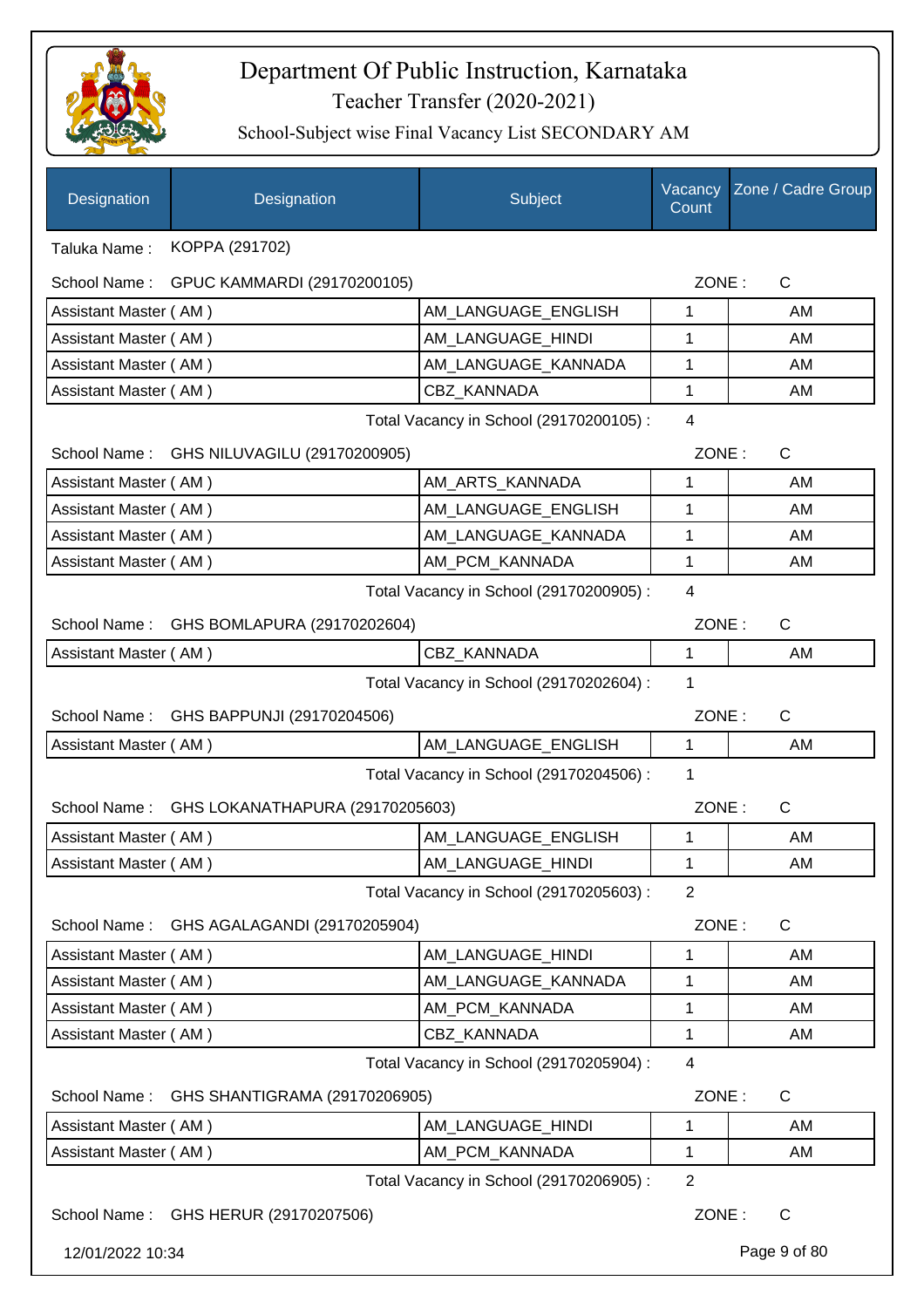# Department Of Public Instruction, Karnataka
## Teacher Transfer (2020-2021)
### School-Subject wise Final Vacancy List SECONDARY AM

| Designation | Designation | Subject | Vacancy Count | Zone / Cadre Group |
|---|---|---|---|---|

Taluka Name : KOPPA (291702)

School Name : GPUC KAMMARDI (29170200105) ZONE : C

| Designation | Subject | Vacancy Count | Zone / Cadre Group |
|---|---|---|---|
| Assistant Master ( AM ) | AM_LANGUAGE_ENGLISH | 1 | AM |
| Assistant Master ( AM ) | AM_LANGUAGE_HINDI | 1 | AM |
| Assistant Master ( AM ) | AM_LANGUAGE_KANNADA | 1 | AM |
| Assistant Master ( AM ) | CBZ_KANNADA | 1 | AM |

Total Vacancy in School (29170200105) : 4

School Name : GHS NILUVAGILU (29170200905) ZONE : C

| Designation | Subject | Vacancy Count | Zone / Cadre Group |
|---|---|---|---|
| Assistant Master ( AM ) | AM_ARTS_KANNADA | 1 | AM |
| Assistant Master ( AM ) | AM_LANGUAGE_ENGLISH | 1 | AM |
| Assistant Master ( AM ) | AM_LANGUAGE_KANNADA | 1 | AM |
| Assistant Master ( AM ) | AM_PCM_KANNADA | 1 | AM |

Total Vacancy in School (29170200905) : 4

School Name : GHS BOMLAPURA (29170202604) ZONE : C

| Designation | Subject | Vacancy Count | Zone / Cadre Group |
|---|---|---|---|
| Assistant Master ( AM ) | CBZ_KANNADA | 1 | AM |

Total Vacancy in School (29170202604) : 1

School Name : GHS BAPPUNJI (29170204506) ZONE : C

| Designation | Subject | Vacancy Count | Zone / Cadre Group |
|---|---|---|---|
| Assistant Master ( AM ) | AM_LANGUAGE_ENGLISH | 1 | AM |

Total Vacancy in School (29170204506) : 1

School Name : GHS LOKANATHAPURA (29170205603) ZONE : C

| Designation | Subject | Vacancy Count | Zone / Cadre Group |
|---|---|---|---|
| Assistant Master ( AM ) | AM_LANGUAGE_ENGLISH | 1 | AM |
| Assistant Master ( AM ) | AM_LANGUAGE_HINDI | 1 | AM |

Total Vacancy in School (29170205603) : 2

School Name : GHS AGALAGANDI (29170205904) ZONE : C

| Designation | Subject | Vacancy Count | Zone / Cadre Group |
|---|---|---|---|
| Assistant Master ( AM ) | AM_LANGUAGE_HINDI | 1 | AM |
| Assistant Master ( AM ) | AM_LANGUAGE_KANNADA | 1 | AM |
| Assistant Master ( AM ) | AM_PCM_KANNADA | 1 | AM |
| Assistant Master ( AM ) | CBZ_KANNADA | 1 | AM |

Total Vacancy in School (29170205904) : 4

School Name : GHS SHANTIGRAMA (29170206905) ZONE : C

| Designation | Subject | Vacancy Count | Zone / Cadre Group |
|---|---|---|---|
| Assistant Master ( AM ) | AM_LANGUAGE_HINDI | 1 | AM |
| Assistant Master ( AM ) | AM_PCM_KANNADA | 1 | AM |

Total Vacancy in School (29170206905) : 2

School Name : GHS HERUR (29170207506) ZONE : C

12/01/2022 10:34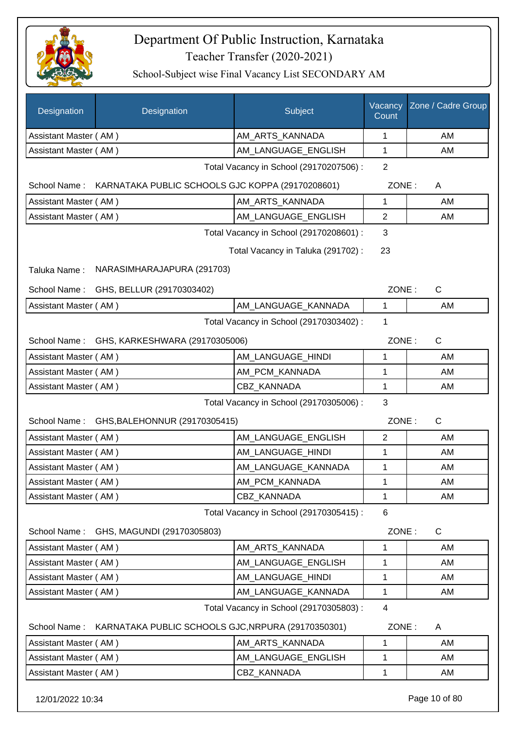# Department Of Public Instruction, Karnataka

## Teacher Transfer (2020-2021)

### School-Subject wise Final Vacancy List SECONDARY AM

| Designation | Designation | Subject | Vacancy Count | Zone / Cadre Group |
|---|---|---|---|---|
| Assistant Master ( AM ) | | AM_ARTS_KANNADA | 1 | AM |
| Assistant Master ( AM ) | | AM_LANGUAGE_ENGLISH | 1 | AM |

Total Vacancy in School (29170207506) : 2

School Name : KARNATAKA PUBLIC SCHOOLS GJC KOPPA (29170208601) ZONE : A

| Designation | Designation | Subject | Vacancy Count | Zone / Cadre Group |
|---|---|---|---|---|
| Assistant Master ( AM ) | | AM_ARTS_KANNADA | 1 | AM |
| Assistant Master ( AM ) | | AM_LANGUAGE_ENGLISH | 2 | AM |

Total Vacancy in School (29170208601) : 3

Total Vacancy in Taluka (291702) : 23

Taluka Name : NARASIMHARAJAPURA (291703)

School Name : GHS, BELLUR (29170303402) ZONE : C

| Designation | Designation | Subject | Vacancy Count | Zone / Cadre Group |
|---|---|---|---|---|
| Assistant Master ( AM ) | | AM_LANGUAGE_KANNADA | 1 | AM |

Total Vacancy in School (29170303402) : 1

School Name : GHS, KARKESHWARA (29170305006) ZONE : C

| Designation | Designation | Subject | Vacancy Count | Zone / Cadre Group |
|---|---|---|---|---|
| Assistant Master ( AM ) | | AM_LANGUAGE_HINDI | 1 | AM |
| Assistant Master ( AM ) | | AM_PCM_KANNADA | 1 | AM |
| Assistant Master ( AM ) | | CBZ_KANNADA | 1 | AM |

Total Vacancy in School (29170305006) : 3

School Name : GHS,BALEHONNUR (29170305415) ZONE : C

| Designation | Designation | Subject | Vacancy Count | Zone / Cadre Group |
|---|---|---|---|---|
| Assistant Master ( AM ) | | AM_LANGUAGE_ENGLISH | 2 | AM |
| Assistant Master ( AM ) | | AM_LANGUAGE_HINDI | 1 | AM |
| Assistant Master ( AM ) | | AM_LANGUAGE_KANNADA | 1 | AM |
| Assistant Master ( AM ) | | AM_PCM_KANNADA | 1 | AM |
| Assistant Master ( AM ) | | CBZ_KANNADA | 1 | AM |

Total Vacancy in School (29170305415) : 6

School Name : GHS, MAGUNDI (29170305803) ZONE : C

| Designation | Designation | Subject | Vacancy Count | Zone / Cadre Group |
|---|---|---|---|---|
| Assistant Master ( AM ) | | AM_ARTS_KANNADA | 1 | AM |
| Assistant Master ( AM ) | | AM_LANGUAGE_ENGLISH | 1 | AM |
| Assistant Master ( AM ) | | AM_LANGUAGE_HINDI | 1 | AM |
| Assistant Master ( AM ) | | AM_LANGUAGE_KANNADA | 1 | AM |

Total Vacancy in School (29170305803) : 4

School Name : KARNATAKA PUBLIC SCHOOLS GJC,NRPURA (29170350301) ZONE : A

| Designation | Designation | Subject | Vacancy Count | Zone / Cadre Group |
|---|---|---|---|---|
| Assistant Master ( AM ) | | AM_ARTS_KANNADA | 1 | AM |
| Assistant Master ( AM ) | | AM_LANGUAGE_ENGLISH | 1 | AM |
| Assistant Master ( AM ) | | CBZ_KANNADA | 1 | AM |

12/01/2022 10:34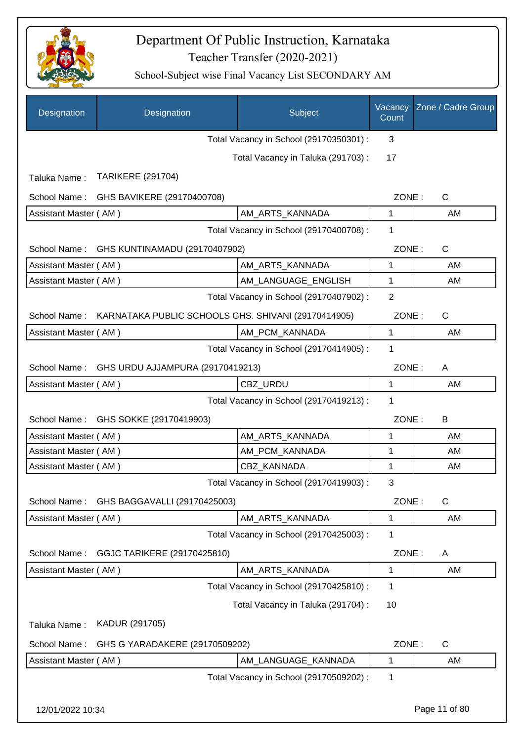# Department Of Public Instruction, Karnataka

## Teacher Transfer (2020-2021)

### School-Subject wise Final Vacancy List SECONDARY AM

| Designation | Designation | Subject | Vacancy Count | Zone / Cadre Group |
|---|---|---|---|---|
| | | Total Vacancy in School (29170350301) : | 3 | |
| | | Total Vacancy in Taluka (291703) : | 17 | |
| Taluka Name : | TARIKERE (291704) | | | |
| School Name : | GHS BAVIKERE (29170400708) | | ZONE : | C |
| Assistant Master ( AM ) | | AM_ARTS_KANNADA | 1 | AM |
| | | Total Vacancy in School (29170400708) : | 1 | |
| School Name : | GHS KUNTINAMADU (29170407902) | | ZONE : | C |
| Assistant Master ( AM ) | | AM_ARTS_KANNADA | 1 | AM |
| Assistant Master ( AM ) | | AM_LANGUAGE_ENGLISH | 1 | AM |
| | | Total Vacancy in School (29170407902) : | 2 | |
| School Name : | KARNATAKA PUBLIC SCHOOLS GHS. SHIVANI (29170414905) | | ZONE : | C |
| Assistant Master ( AM ) | | AM_PCM_KANNADA | 1 | AM |
| | | Total Vacancy in School (29170414905) : | 1 | |
| School Name : | GHS URDU AJJAMPURA (29170419213) | | ZONE : | A |
| Assistant Master ( AM ) | | CBZ_URDU | 1 | AM |
| | | Total Vacancy in School (29170419213) : | 1 | |
| School Name : | GHS SOKKE (29170419903) | | ZONE : | B |
| Assistant Master ( AM ) | | AM_ARTS_KANNADA | 1 | AM |
| Assistant Master ( AM ) | | AM_PCM_KANNADA | 1 | AM |
| Assistant Master ( AM ) | | CBZ_KANNADA | 1 | AM |
| | | Total Vacancy in School (29170419903) : | 3 | |
| School Name : | GHS BAGGAVALLI (29170425003) | | ZONE : | C |
| Assistant Master ( AM ) | | AM_ARTS_KANNADA | 1 | AM |
| | | Total Vacancy in School (29170425003) : | 1 | |
| School Name : | GGJC TARIKERE (29170425810) | | ZONE : | A |
| Assistant Master ( AM ) | | AM_ARTS_KANNADA | 1 | AM |
| | | Total Vacancy in School (29170425810) : | 1 | |
| | | Total Vacancy in Taluka (291704) : | 10 | |
| Taluka Name : | KADUR (291705) | | | |
| School Name : | GHS G YARADAKERE (29170509202) | | ZONE : | C |
| Assistant Master ( AM ) | | AM_LANGUAGE_KANNADA | 1 | AM |
| | | Total Vacancy in School (29170509202) : | 1 | |

12/01/2022 10:34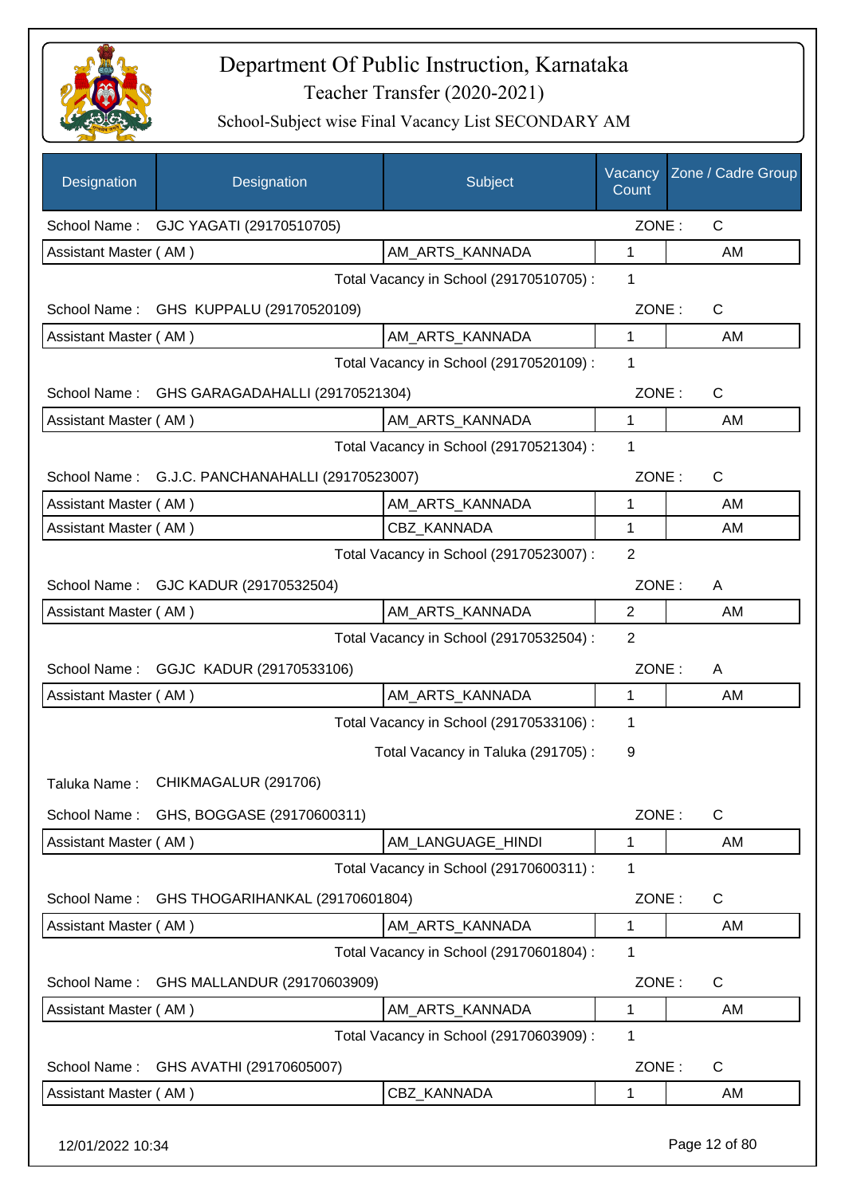# Department Of Public Instruction, Karnataka

## Teacher Transfer (2020-2021)

### School-Subject wise Final Vacancy List SECONDARY AM

| Designation | Designation | Subject | Vacancy Count | Zone / Cadre Group |
|---|---|---|---|---|
| School Name : | GJC YAGATI (29170510705) | | ZONE : | C |
| Assistant Master ( AM ) | | AM_ARTS_KANNADA | 1 | AM |
| | | Total Vacancy in School (29170510705) : | 1 | |
| School Name : | GHS KUPPALU (29170520109) | | ZONE : | C |
| Assistant Master ( AM ) | | AM_ARTS_KANNADA | 1 | AM |
| | | Total Vacancy in School (29170520109) : | 1 | |
| School Name : | GHS GARAGADAHALLI (29170521304) | | ZONE : | C |
| Assistant Master ( AM ) | | AM_ARTS_KANNADA | 1 | AM |
| | | Total Vacancy in School (29170521304) : | 1 | |
| School Name : | G.J.C. PANCHANAHALLI (29170523007) | | ZONE : | C |
| Assistant Master ( AM ) | | AM_ARTS_KANNADA | 1 | AM |
| Assistant Master ( AM ) | | CBZ_KANNADA | 1 | AM |
| | | Total Vacancy in School (29170523007) : | 2 | |
| School Name : | GJC KADUR (29170532504) | | ZONE : | A |
| Assistant Master ( AM ) | | AM_ARTS_KANNADA | 2 | AM |
| | | Total Vacancy in School (29170532504) : | 2 | |
| School Name : | GGJC KADUR (29170533106) | | ZONE : | A |
| Assistant Master ( AM ) | | AM_ARTS_KANNADA | 1 | AM |
| | | Total Vacancy in School (29170533106) : | 1 | |
| | | Total Vacancy in Taluka (291705) : | 9 | |
| Taluka Name : | CHIKMAGALUR (291706) | | | |
| School Name : | GHS, BOGGASE (29170600311) | | ZONE : | C |
| Assistant Master ( AM ) | | AM_LANGUAGE_HINDI | 1 | AM |
| | | Total Vacancy in School (29170600311) : | 1 | |
| School Name : | GHS THOGARIHANKAL (29170601804) | | ZONE : | C |
| Assistant Master ( AM ) | | AM_ARTS_KANNADA | 1 | AM |
| | | Total Vacancy in School (29170601804) : | 1 | |
| School Name : | GHS MALLANDUR (29170603909) | | ZONE : | C |
| Assistant Master ( AM ) | | AM_ARTS_KANNADA | 1 | AM |
| | | Total Vacancy in School (29170603909) : | 1 | |
| School Name : | GHS AVATHI (29170605007) | | ZONE : | C |
| Assistant Master ( AM ) | | CBZ_KANNADA | 1 | AM |

12/01/2022 10:34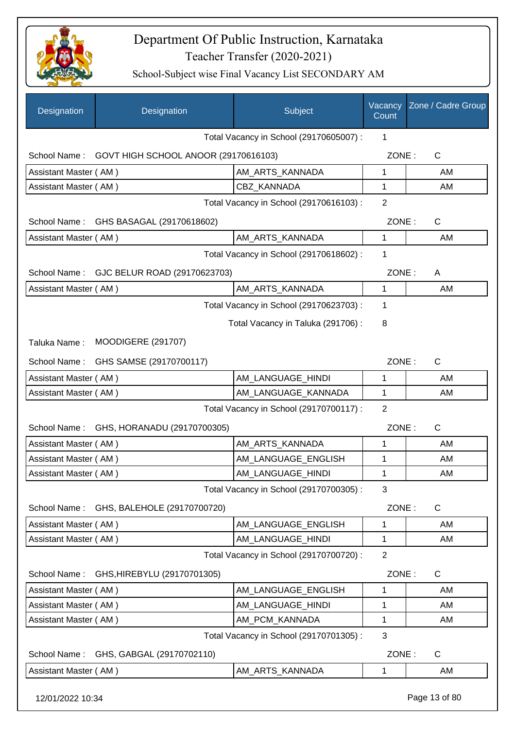# Department Of Public Instruction, Karnataka

## Teacher Transfer (2020-2021)

### School-Subject wise Final Vacancy List SECONDARY AM

| Designation | Designation | Subject | Vacancy Count | Zone / Cadre Group |
|---|---|---|---|---|

Total Vacancy in School (29170605007) : 1

School Name : GOVT HIGH SCHOOL ANOOR (29170616103) ZONE : C

| Designation | Subject | Vacancy Count | Cadre Group |
|---|---|---|---|
| Assistant Master ( AM ) | AM_ARTS_KANNADA | 1 | AM |
| Assistant Master ( AM ) | CBZ_KANNADA | 1 | AM |

Total Vacancy in School (29170616103) : 2

School Name : GHS BASAGAL (29170618602) ZONE : C

| Designation | Subject | Vacancy Count | Cadre Group |
|---|---|---|---|
| Assistant Master ( AM ) | AM_ARTS_KANNADA | 1 | AM |

Total Vacancy in School (29170618602) : 1

School Name : GJC BELUR ROAD (29170623703) ZONE : A

| Designation | Subject | Vacancy Count | Cadre Group |
|---|---|---|---|
| Assistant Master ( AM ) | AM_ARTS_KANNADA | 1 | AM |

Total Vacancy in School (29170623703) : 1

Total Vacancy in Taluka (291706) : 8

Taluka Name : MOODIGERE (291707)

School Name : GHS SAMSE (29170700117) ZONE : C

| Designation | Subject | Vacancy Count | Cadre Group |
|---|---|---|---|
| Assistant Master ( AM ) | AM_LANGUAGE_HINDI | 1 | AM |
| Assistant Master ( AM ) | AM_LANGUAGE_KANNADA | 1 | AM |

Total Vacancy in School (29170700117) : 2

School Name : GHS, HORANADU (29170700305) ZONE : C

| Designation | Subject | Vacancy Count | Cadre Group |
|---|---|---|---|
| Assistant Master ( AM ) | AM_ARTS_KANNADA | 1 | AM |
| Assistant Master ( AM ) | AM_LANGUAGE_ENGLISH | 1 | AM |
| Assistant Master ( AM ) | AM_LANGUAGE_HINDI | 1 | AM |

Total Vacancy in School (29170700305) : 3

School Name : GHS, BALEHOLE (29170700720) ZONE : C

| Designation | Subject | Vacancy Count | Cadre Group |
|---|---|---|---|
| Assistant Master ( AM ) | AM_LANGUAGE_ENGLISH | 1 | AM |
| Assistant Master ( AM ) | AM_LANGUAGE_HINDI | 1 | AM |

Total Vacancy in School (29170700720) : 2

School Name : GHS,HIREBYLU (29170701305) ZONE : C

| Designation | Subject | Vacancy Count | Cadre Group |
|---|---|---|---|
| Assistant Master ( AM ) | AM_LANGUAGE_ENGLISH | 1 | AM |
| Assistant Master ( AM ) | AM_LANGUAGE_HINDI | 1 | AM |
| Assistant Master ( AM ) | AM_PCM_KANNADA | 1 | AM |

Total Vacancy in School (29170701305) : 3

School Name : GHS, GABGAL (29170702110) ZONE : C

| Designation | Subject | Vacancy Count | Cadre Group |
|---|---|---|---|
| Assistant Master ( AM ) | AM_ARTS_KANNADA | 1 | AM |

12/01/2022 10:34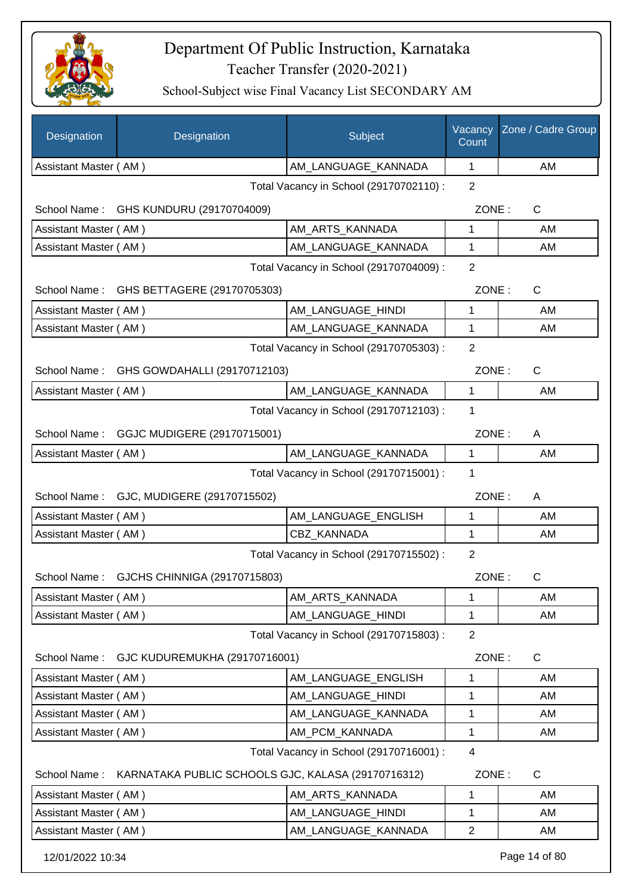# Department Of Public Instruction, Karnataka

## Teacher Transfer (2020-2021)

### School-Subject wise Final Vacancy List SECONDARY AM

| Designation | Designation | Subject | Vacancy Count | Zone / Cadre Group |
|---|---|---|---|---|
| Assistant Master ( AM ) | | AM_LANGUAGE_KANNADA | 1 | AM |
| | | Total Vacancy in School (29170702110) : | 2 | |
| School Name : | GHS KUNDURU (29170704009) | | ZONE : | C |
| Assistant Master ( AM ) | | AM_ARTS_KANNADA | 1 | AM |
| Assistant Master ( AM ) | | AM_LANGUAGE_KANNADA | 1 | AM |
| | | Total Vacancy in School (29170704009) : | 2 | |
| School Name : | GHS BETTAGERE (29170705303) | | ZONE : | C |
| Assistant Master ( AM ) | | AM_LANGUAGE_HINDI | 1 | AM |
| Assistant Master ( AM ) | | AM_LANGUAGE_KANNADA | 1 | AM |
| | | Total Vacancy in School (29170705303) : | 2 | |
| School Name : | GHS GOWDAHALLI (29170712103) | | ZONE : | C |
| Assistant Master ( AM ) | | AM_LANGUAGE_KANNADA | 1 | AM |
| | | Total Vacancy in School (29170712103) : | 1 | |
| School Name : | GGJC MUDIGERE (29170715001) | | ZONE : | A |
| Assistant Master ( AM ) | | AM_LANGUAGE_KANNADA | 1 | AM |
| | | Total Vacancy in School (29170715001) : | 1 | |
| School Name : | GJC, MUDIGERE (29170715502) | | ZONE : | A |
| Assistant Master ( AM ) | | AM_LANGUAGE_ENGLISH | 1 | AM |
| Assistant Master ( AM ) | | CBZ_KANNADA | 1 | AM |
| | | Total Vacancy in School (29170715502) : | 2 | |
| School Name : | GJCHS CHINNIGA (29170715803) | | ZONE : | C |
| Assistant Master ( AM ) | | AM_ARTS_KANNADA | 1 | AM |
| Assistant Master ( AM ) | | AM_LANGUAGE_HINDI | 1 | AM |
| | | Total Vacancy in School (29170715803) : | 2 | |
| School Name : | GJC KUDUREMUKHA (29170716001) | | ZONE : | C |
| Assistant Master ( AM ) | | AM_LANGUAGE_ENGLISH | 1 | AM |
| Assistant Master ( AM ) | | AM_LANGUAGE_HINDI | 1 | AM |
| Assistant Master ( AM ) | | AM_LANGUAGE_KANNADA | 1 | AM |
| Assistant Master ( AM ) | | AM_PCM_KANNADA | 1 | AM |
| | | Total Vacancy in School (29170716001) : | 4 | |
| School Name : | KARNATAKA PUBLIC SCHOOLS GJC, KALASA (29170716312) | | ZONE : | C |
| Assistant Master ( AM ) | | AM_ARTS_KANNADA | 1 | AM |
| Assistant Master ( AM ) | | AM_LANGUAGE_HINDI | 1 | AM |
| Assistant Master ( AM ) | | AM_LANGUAGE_KANNADA | 2 | AM |

12/01/2022 10:34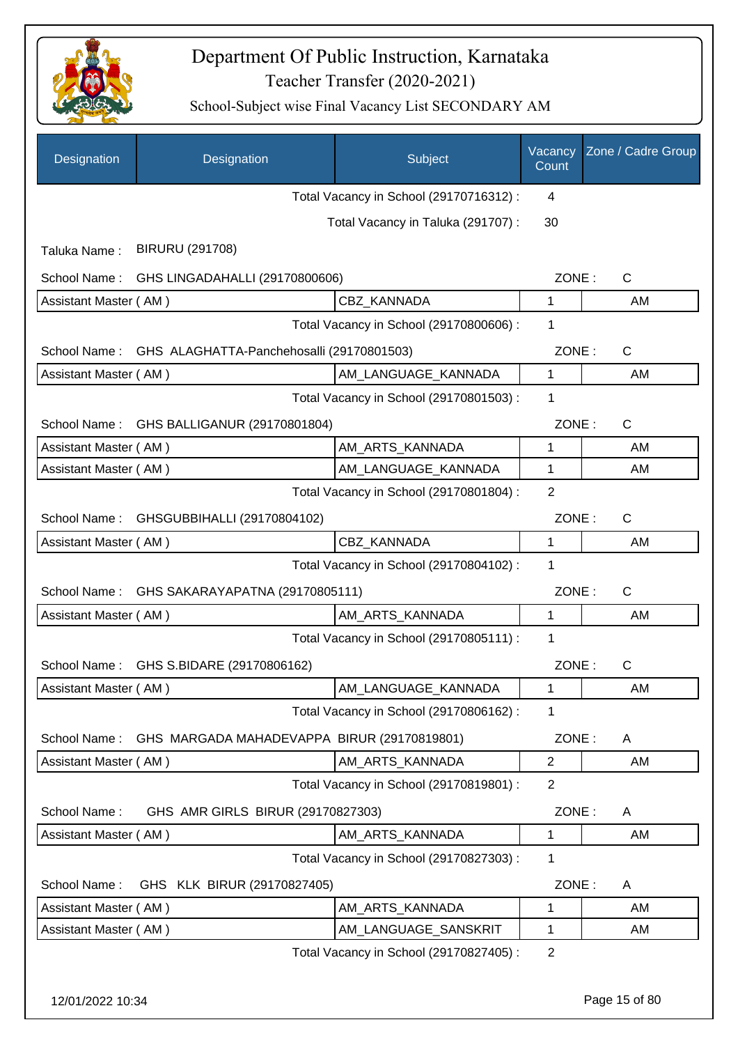# Department Of Public Instruction, Karnataka

Teacher Transfer (2020-2021)

School-Subject wise Final Vacancy List SECONDARY AM

| Designation | Designation | Subject | Vacancy Count | Zone / Cadre Group |
|---|---|---|---|---|
| | | Total Vacancy in School (29170716312) : | 4 | |
| | | Total Vacancy in Taluka (291707) : | 30 | |
| Taluka Name : | BIRURU (291708) | | | |
| School Name : | GHS LINGADAHALLI (29170800606) | | ZONE : | C |
| Assistant Master ( AM ) | | CBZ_KANNADA | 1 | AM |
| | | Total Vacancy in School (29170800606) : | 1 | |
| School Name : | GHS ALAGHATTA-Panchehosalli (29170801503) | | ZONE : | C |
| Assistant Master ( AM ) | | AM_LANGUAGE_KANNADA | 1 | AM |
| | | Total Vacancy in School (29170801503) : | 1 | |
| School Name : | GHS BALLIGANUR (29170801804) | | ZONE : | C |
| Assistant Master ( AM ) | | AM_ARTS_KANNADA | 1 | AM |
| Assistant Master ( AM ) | | AM_LANGUAGE_KANNADA | 1 | AM |
| | | Total Vacancy in School (29170801804) : | 2 | |
| School Name : | GHSGUBBIHALLI (29170804102) | | ZONE : | C |
| Assistant Master ( AM ) | | CBZ_KANNADA | 1 | AM |
| | | Total Vacancy in School (29170804102) : | 1 | |
| School Name : | GHS SAKARAYAPATNA (29170805111) | | ZONE : | C |
| Assistant Master ( AM ) | | AM_ARTS_KANNADA | 1 | AM |
| | | Total Vacancy in School (29170805111) : | 1 | |
| School Name : | GHS S.BIDARE (29170806162) | | ZONE : | C |
| Assistant Master ( AM ) | | AM_LANGUAGE_KANNADA | 1 | AM |
| | | Total Vacancy in School (29170806162) : | 1 | |
| School Name : | GHS MARGADA MAHADEVAPPA BIRUR (29170819801) | | ZONE : | A |
| Assistant Master ( AM ) | | AM_ARTS_KANNADA | 2 | AM |
| | | Total Vacancy in School (29170819801) : | 2 | |
| School Name : | GHS AMR GIRLS BIRUR (29170827303) | | ZONE : | A |
| Assistant Master ( AM ) | | AM_ARTS_KANNADA | 1 | AM |
| | | Total Vacancy in School (29170827303) : | 1 | |
| School Name : | GHS KLK BIRUR (29170827405) | | ZONE : | A |
| Assistant Master ( AM ) | | AM_ARTS_KANNADA | 1 | AM |
| Assistant Master ( AM ) | | AM_LANGUAGE_SANSKRIT | 1 | AM |
| | | Total Vacancy in School (29170827405) : | 2 | |

12/01/2022 10:34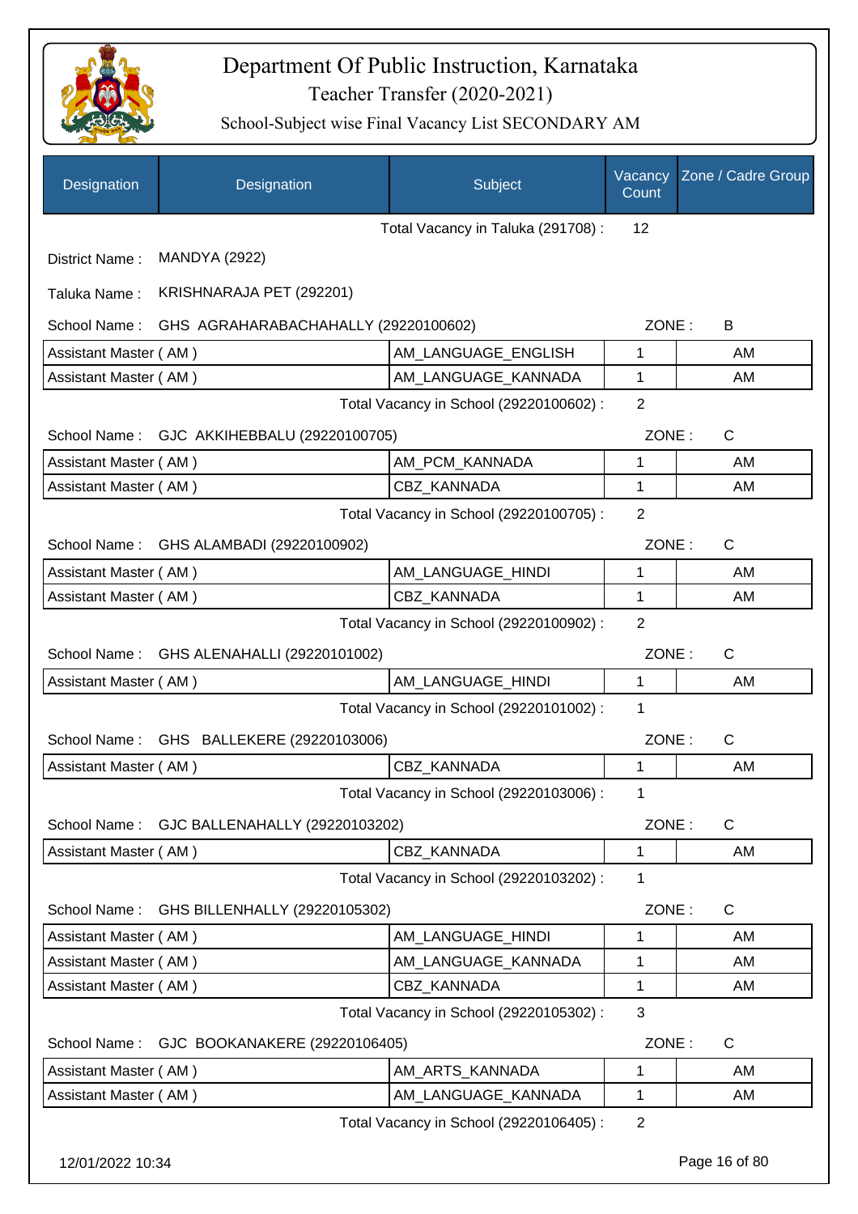# Department Of Public Instruction, Karnataka

Teacher Transfer (2020-2021)

School-Subject wise Final Vacancy List SECONDARY AM

| Designation | Designation | Subject | Vacancy Count | Zone / Cadre Group |
|---|---|---|---|---|
| | | Total Vacancy in Taluka (291708) : | 12 | |

District Name : MANDYA (2922)

Taluka Name : KRISHNARAJA PET (292201)

School Name : GHS AGRAHARABACHAHALLY (29220100602) ZONE : B

| Designation | Subject | Vacancy Count | Zone / Cadre Group |
|---|---|---|---|
| Assistant Master ( AM ) | AM_LANGUAGE_ENGLISH | 1 | AM |
| Assistant Master ( AM ) | AM_LANGUAGE_KANNADA | 1 | AM |
| | Total Vacancy in School (29220100602) : | 2 | |

School Name : GJC AKKIHEBBALU (29220100705) ZONE : C

| Designation | Subject | Vacancy Count | Zone / Cadre Group |
|---|---|---|---|
| Assistant Master ( AM ) | AM_PCM_KANNADA | 1 | AM |
| Assistant Master ( AM ) | CBZ_KANNADA | 1 | AM |
| | Total Vacancy in School (29220100705) : | 2 | |

School Name : GHS ALAMBADI (29220100902) ZONE : C

| Designation | Subject | Vacancy Count | Zone / Cadre Group |
|---|---|---|---|
| Assistant Master ( AM ) | AM_LANGUAGE_HINDI | 1 | AM |
| Assistant Master ( AM ) | CBZ_KANNADA | 1 | AM |
| | Total Vacancy in School (29220100902) : | 2 | |

School Name : GHS ALENAHALLI (29220101002) ZONE : C

| Designation | Subject | Vacancy Count | Zone / Cadre Group |
|---|---|---|---|
| Assistant Master ( AM ) | AM_LANGUAGE_HINDI | 1 | AM |
| | Total Vacancy in School (29220101002) : | 1 | |

School Name : GHS BALLEKERE (29220103006) ZONE : C

| Designation | Subject | Vacancy Count | Zone / Cadre Group |
|---|---|---|---|
| Assistant Master ( AM ) | CBZ_KANNADA | 1 | AM |
| | Total Vacancy in School (29220103006) : | 1 | |

School Name : GJC BALLENAHALLY (29220103202) ZONE : C

| Designation | Subject | Vacancy Count | Zone / Cadre Group |
|---|---|---|---|
| Assistant Master ( AM ) | CBZ_KANNADA | 1 | AM |
| | Total Vacancy in School (29220103202) : | 1 | |

School Name : GHS BILLENHALLY (29220105302) ZONE : C

| Designation | Subject | Vacancy Count | Zone / Cadre Group |
|---|---|---|---|
| Assistant Master ( AM ) | AM_LANGUAGE_HINDI | 1 | AM |
| Assistant Master ( AM ) | AM_LANGUAGE_KANNADA | 1 | AM |
| Assistant Master ( AM ) | CBZ_KANNADA | 1 | AM |
| | Total Vacancy in School (29220105302) : | 3 | |

School Name : GJC BOOKANAKERE (29220106405) ZONE : C

| Designation | Subject | Vacancy Count | Zone / Cadre Group |
|---|---|---|---|
| Assistant Master ( AM ) | AM_ARTS_KANNADA | 1 | AM |
| Assistant Master ( AM ) | AM_LANGUAGE_KANNADA | 1 | AM |
| | Total Vacancy in School (29220106405) : | 2 | |

12/01/2022 10:34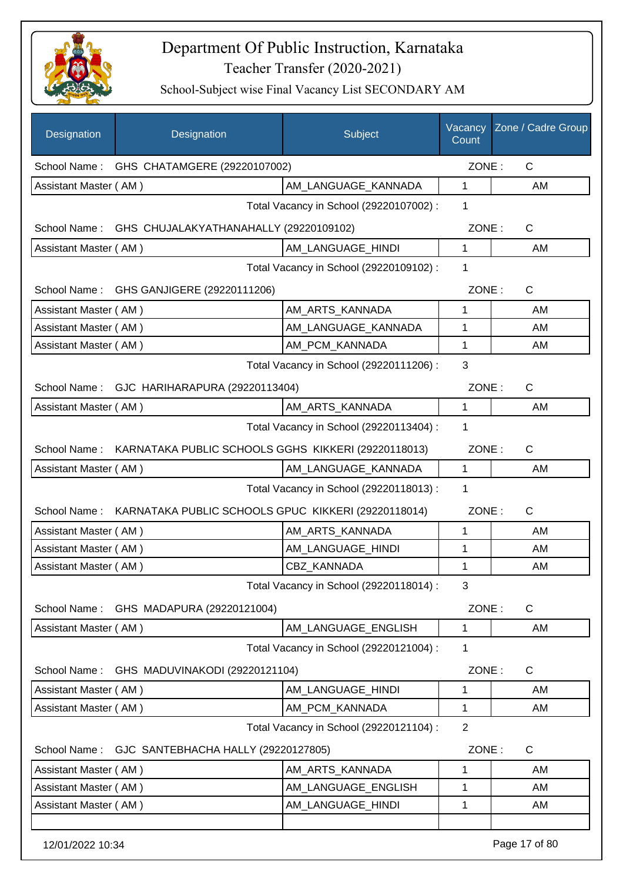# Department Of Public Instruction, Karnataka

## Teacher Transfer (2020-2021)

### School-Subject wise Final Vacancy List SECONDARY AM

| Designation | Designation | Subject | Vacancy Count | Zone / Cadre Group |
|---|---|---|---|---|
| School Name : | GHS CHATAMGERE (29220107002) | | ZONE : | C |
| Assistant Master ( AM ) | | AM_LANGUAGE_KANNADA | 1 | AM |
| | | Total Vacancy in School (29220107002) : | 1 | |
| School Name : | GHS CHUJALAKYATHANAHALLY (29220109102) | | ZONE : | C |
| Assistant Master ( AM ) | | AM_LANGUAGE_HINDI | 1 | AM |
| | | Total Vacancy in School (29220109102) : | 1 | |
| School Name : | GHS GANJIGERE (29220111206) | | ZONE : | C |
| Assistant Master ( AM ) | | AM_ARTS_KANNADA | 1 | AM |
| Assistant Master ( AM ) | | AM_LANGUAGE_KANNADA | 1 | AM |
| Assistant Master ( AM ) | | AM_PCM_KANNADA | 1 | AM |
| | | Total Vacancy in School (29220111206) : | 3 | |
| School Name : | GJC HARIHARAPURA (29220113404) | | ZONE : | C |
| Assistant Master ( AM ) | | AM_ARTS_KANNADA | 1 | AM |
| | | Total Vacancy in School (29220113404) : | 1 | |
| School Name : | KARNATAKA PUBLIC SCHOOLS GGHS KIKKERI (29220118013) | | ZONE : | C |
| Assistant Master ( AM ) | | AM_LANGUAGE_KANNADA | 1 | AM |
| | | Total Vacancy in School (29220118013) : | 1 | |
| School Name : | KARNATAKA PUBLIC SCHOOLS GPUC KIKKERI (29220118014) | | ZONE : | C |
| Assistant Master ( AM ) | | AM_ARTS_KANNADA | 1 | AM |
| Assistant Master ( AM ) | | AM_LANGUAGE_HINDI | 1 | AM |
| Assistant Master ( AM ) | | CBZ_KANNADA | 1 | AM |
| | | Total Vacancy in School (29220118014) : | 3 | |
| School Name : | GHS MADAPURA (29220121004) | | ZONE : | C |
| Assistant Master ( AM ) | | AM_LANGUAGE_ENGLISH | 1 | AM |
| | | Total Vacancy in School (29220121004) : | 1 | |
| School Name : | GHS MADUVINAKODI (29220121104) | | ZONE : | C |
| Assistant Master ( AM ) | | AM_LANGUAGE_HINDI | 1 | AM |
| Assistant Master ( AM ) | | AM_PCM_KANNADA | 1 | AM |
| | | Total Vacancy in School (29220121104) : | 2 | |
| School Name : | GJC SANTEBHACHA HALLY (29220127805) | | ZONE : | C |
| Assistant Master ( AM ) | | AM_ARTS_KANNADA | 1 | AM |
| Assistant Master ( AM ) | | AM_LANGUAGE_ENGLISH | 1 | AM |
| Assistant Master ( AM ) | | AM_LANGUAGE_HINDI | 1 | AM |

12/01/2022 10:34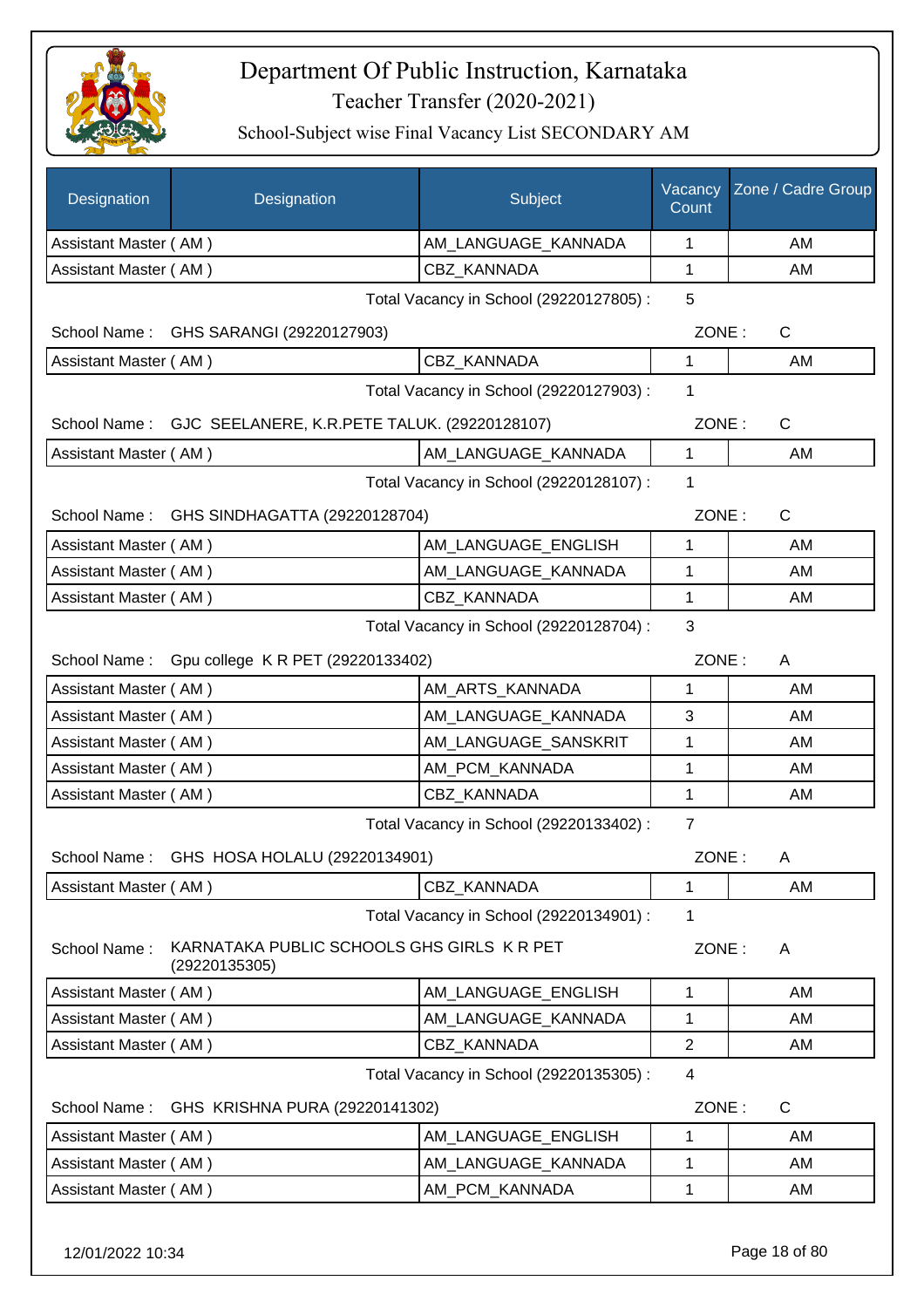# Department Of Public Instruction, Karnataka

Teacher Transfer (2020-2021)

School-Subject wise Final Vacancy List SECONDARY AM

| Designation | Designation | Subject | Vacancy Count | Zone / Cadre Group |
|---|---|---|---|---|
| Assistant Master ( AM ) | | AM_LANGUAGE_KANNADA | 1 | AM |
| Assistant Master ( AM ) | | CBZ_KANNADA | 1 | AM |

Total Vacancy in School (29220127805) : 5

School Name : GHS SARANGI (29220127903) ZONE : C

| Designation | Designation | Subject | Vacancy Count | Zone / Cadre Group |
|---|---|---|---|---|
| Assistant Master ( AM ) | | CBZ_KANNADA | 1 | AM |

Total Vacancy in School (29220127903) : 1

School Name : GJC SEELANERE, K.R.PETE TALUK. (29220128107) ZONE : C

| Designation | Designation | Subject | Vacancy Count | Zone / Cadre Group |
|---|---|---|---|---|
| Assistant Master ( AM ) | | AM_LANGUAGE_KANNADA | 1 | AM |

Total Vacancy in School (29220128107) : 1

School Name : GHS SINDHAGATTA (29220128704) ZONE : C

| Designation | Designation | Subject | Vacancy Count | Zone / Cadre Group |
|---|---|---|---|---|
| Assistant Master ( AM ) | | AM_LANGUAGE_ENGLISH | 1 | AM |
| Assistant Master ( AM ) | | AM_LANGUAGE_KANNADA | 1 | AM |
| Assistant Master ( AM ) | | CBZ_KANNADA | 1 | AM |

Total Vacancy in School (29220128704) : 3

School Name : Gpu college K R PET (29220133402) ZONE : A

| Designation | Designation | Subject | Vacancy Count | Zone / Cadre Group |
|---|---|---|---|---|
| Assistant Master ( AM ) | | AM_ARTS_KANNADA | 1 | AM |
| Assistant Master ( AM ) | | AM_LANGUAGE_KANNADA | 3 | AM |
| Assistant Master ( AM ) | | AM_LANGUAGE_SANSKRIT | 1 | AM |
| Assistant Master ( AM ) | | AM_PCM_KANNADA | 1 | AM |
| Assistant Master ( AM ) | | CBZ_KANNADA | 1 | AM |

Total Vacancy in School (29220133402) : 7

School Name : GHS HOSA HOLALU (29220134901) ZONE : A

| Designation | Designation | Subject | Vacancy Count | Zone / Cadre Group |
|---|---|---|---|---|
| Assistant Master ( AM ) | | CBZ_KANNADA | 1 | AM |

Total Vacancy in School (29220134901) : 1

School Name : KARNATAKA PUBLIC SCHOOLS GHS GIRLS K R PET (29220135305) ZONE : A

| Designation | Designation | Subject | Vacancy Count | Zone / Cadre Group |
|---|---|---|---|---|
| Assistant Master ( AM ) | | AM_LANGUAGE_ENGLISH | 1 | AM |
| Assistant Master ( AM ) | | AM_LANGUAGE_KANNADA | 1 | AM |
| Assistant Master ( AM ) | | CBZ_KANNADA | 2 | AM |

Total Vacancy in School (29220135305) : 4

School Name : GHS KRISHNA PURA (29220141302) ZONE : C

| Designation | Designation | Subject | Vacancy Count | Zone / Cadre Group |
|---|---|---|---|---|
| Assistant Master ( AM ) | | AM_LANGUAGE_ENGLISH | 1 | AM |
| Assistant Master ( AM ) | | AM_LANGUAGE_KANNADA | 1 | AM |
| Assistant Master ( AM ) | | AM_PCM_KANNADA | 1 | AM |

12/01/2022 10:34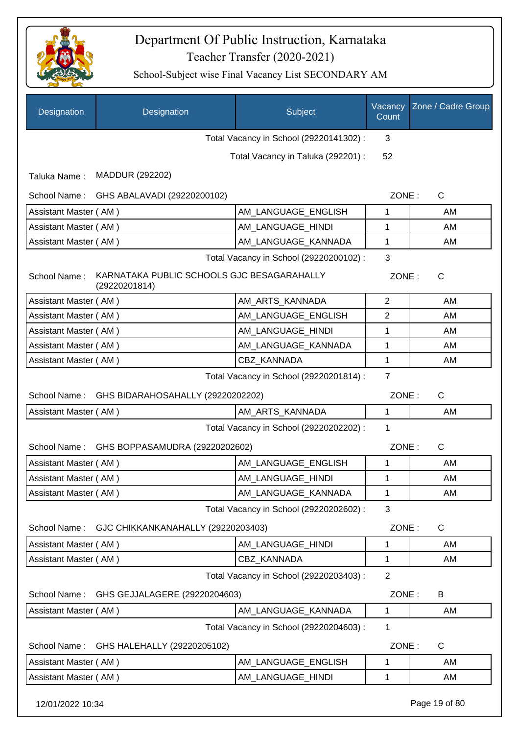# Department Of Public Instruction, Karnataka

## Teacher Transfer (2020-2021)

### School-Subject wise Final Vacancy List SECONDARY AM

| Designation | Designation | Subject | Vacancy Count | Zone / Cadre Group |
|---|---|---|---|---|

Total Vacancy in School (29220141302) : 3

Total Vacancy in Taluka (292201) : 52

Taluka Name : MADDUR (292202)

School Name : GHS ABALAVADI (29220200102) ZONE : C

| Designation | Subject | Vacancy Count | Zone / Cadre Group |
|---|---|---|---|
| Assistant Master ( AM ) | AM_LANGUAGE_ENGLISH | 1 | AM |
| Assistant Master ( AM ) | AM_LANGUAGE_HINDI | 1 | AM |
| Assistant Master ( AM ) | AM_LANGUAGE_KANNADA | 1 | AM |

Total Vacancy in School (29220200102) : 3

School Name : KARNATAKA PUBLIC SCHOOLS GJC BESAGARAHALLY (29220201814) ZONE : C

| Designation | Subject | Vacancy Count | Zone / Cadre Group |
|---|---|---|---|
| Assistant Master ( AM ) | AM_ARTS_KANNADA | 2 | AM |
| Assistant Master ( AM ) | AM_LANGUAGE_ENGLISH | 2 | AM |
| Assistant Master ( AM ) | AM_LANGUAGE_HINDI | 1 | AM |
| Assistant Master ( AM ) | AM_LANGUAGE_KANNADA | 1 | AM |
| Assistant Master ( AM ) | CBZ_KANNADA | 1 | AM |

Total Vacancy in School (29220201814) : 7

School Name : GHS BIDARAHOSAHALLY (29220202202) ZONE : C

| Designation | Subject | Vacancy Count | Zone / Cadre Group |
|---|---|---|---|
| Assistant Master ( AM ) | AM_ARTS_KANNADA | 1 | AM |

Total Vacancy in School (29220202202) : 1

School Name : GHS BOPPASAMUDRA (29220202602) ZONE : C

| Designation | Subject | Vacancy Count | Zone / Cadre Group |
|---|---|---|---|
| Assistant Master ( AM ) | AM_LANGUAGE_ENGLISH | 1 | AM |
| Assistant Master ( AM ) | AM_LANGUAGE_HINDI | 1 | AM |
| Assistant Master ( AM ) | AM_LANGUAGE_KANNADA | 1 | AM |

Total Vacancy in School (29220202602) : 3

School Name : GJC CHIKKANKANAHALLY (29220203403) ZONE : C

| Designation | Subject | Vacancy Count | Zone / Cadre Group |
|---|---|---|---|
| Assistant Master ( AM ) | AM_LANGUAGE_HINDI | 1 | AM |
| Assistant Master ( AM ) | CBZ_KANNADA | 1 | AM |

Total Vacancy in School (29220203403) : 2

School Name : GHS GEJJALAGERE (29220204603) ZONE : B

| Designation | Subject | Vacancy Count | Zone / Cadre Group |
|---|---|---|---|
| Assistant Master ( AM ) | AM_LANGUAGE_KANNADA | 1 | AM |

Total Vacancy in School (29220204603) : 1

School Name : GHS HALEHALLY (29220205102) ZONE : C

| Designation | Subject | Vacancy Count | Zone / Cadre Group |
|---|---|---|---|
| Assistant Master ( AM ) | AM_LANGUAGE_ENGLISH | 1 | AM |
| Assistant Master ( AM ) | AM_LANGUAGE_HINDI | 1 | AM |

12/01/2022 10:34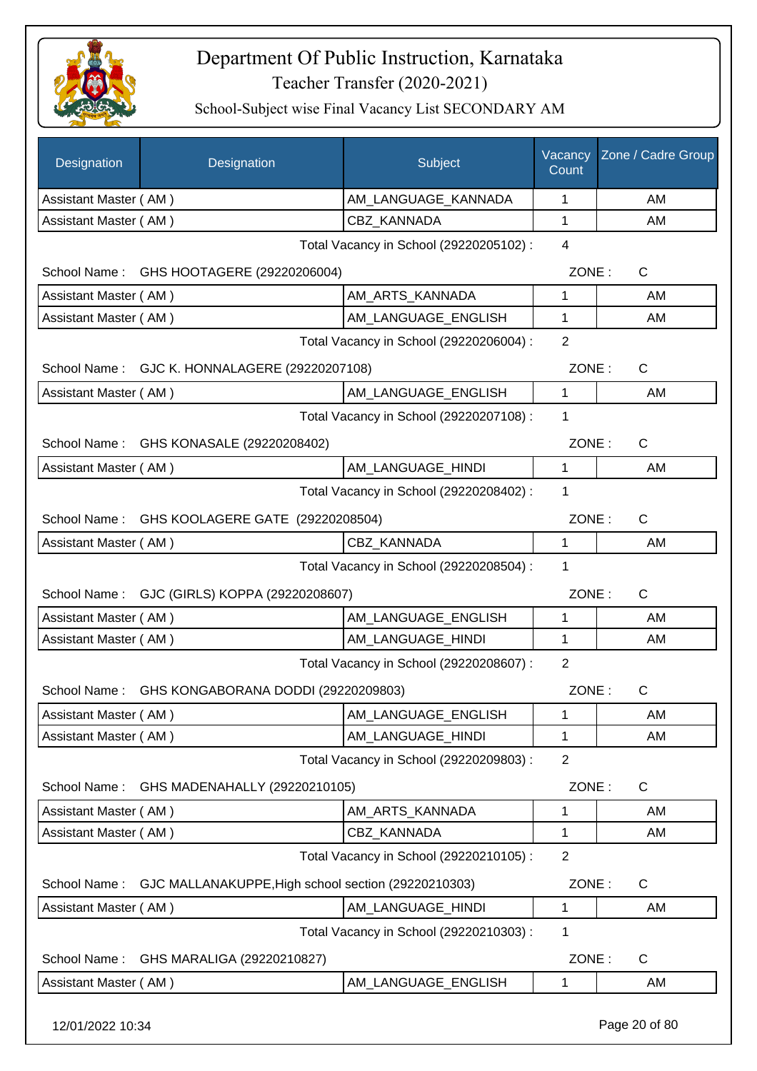# Department Of Public Instruction, Karnataka

Teacher Transfer (2020-2021)

School-Subject wise Final Vacancy List SECONDARY AM

| Designation | Designation | Subject | Vacancy Count | Zone / Cadre Group |
|---|---|---|---|---|
| Assistant Master ( AM ) | | AM_LANGUAGE_KANNADA | 1 | AM |
| Assistant Master ( AM ) | | CBZ_KANNADA | 1 | AM |

Total Vacancy in School (29220205102) : 4

School Name : GHS HOOTAGERE (29220206004) ZONE : C

| Designation | Subject | Vacancy Count | Zone / Cadre Group |
|---|---|---|---|
| Assistant Master ( AM ) | AM_ARTS_KANNADA | 1 | AM |
| Assistant Master ( AM ) | AM_LANGUAGE_ENGLISH | 1 | AM |

Total Vacancy in School (29220206004) : 2

School Name : GJC K. HONNALAGERE (29220207108) ZONE : C

| Designation | Subject | Vacancy Count | Zone / Cadre Group |
|---|---|---|---|
| Assistant Master ( AM ) | AM_LANGUAGE_ENGLISH | 1 | AM |

Total Vacancy in School (29220207108) : 1

School Name : GHS KONASALE (29220208402) ZONE : C

| Designation | Subject | Vacancy Count | Zone / Cadre Group |
|---|---|---|---|
| Assistant Master ( AM ) | AM_LANGUAGE_HINDI | 1 | AM |

Total Vacancy in School (29220208402) : 1

School Name : GHS KOOLAGERE GATE (29220208504) ZONE : C

| Designation | Subject | Vacancy Count | Zone / Cadre Group |
|---|---|---|---|
| Assistant Master ( AM ) | CBZ_KANNADA | 1 | AM |

Total Vacancy in School (29220208504) : 1

School Name : GJC (GIRLS) KOPPA (29220208607) ZONE : C

| Designation | Subject | Vacancy Count | Zone / Cadre Group |
|---|---|---|---|
| Assistant Master ( AM ) | AM_LANGUAGE_ENGLISH | 1 | AM |
| Assistant Master ( AM ) | AM_LANGUAGE_HINDI | 1 | AM |

Total Vacancy in School (29220208607) : 2

School Name : GHS KONGABORANA DODDI (29220209803) ZONE : C

| Designation | Subject | Vacancy Count | Zone / Cadre Group |
|---|---|---|---|
| Assistant Master ( AM ) | AM_LANGUAGE_ENGLISH | 1 | AM |
| Assistant Master ( AM ) | AM_LANGUAGE_HINDI | 1 | AM |

Total Vacancy in School (29220209803) : 2

School Name : GHS MADENAHALLY (29220210105) ZONE : C

| Designation | Subject | Vacancy Count | Zone / Cadre Group |
|---|---|---|---|
| Assistant Master ( AM ) | AM_ARTS_KANNADA | 1 | AM |
| Assistant Master ( AM ) | CBZ_KANNADA | 1 | AM |

Total Vacancy in School (29220210105) : 2

School Name : GJC MALLANAKUPPE,High school section (29220210303) ZONE : C

| Designation | Subject | Vacancy Count | Zone / Cadre Group |
|---|---|---|---|
| Assistant Master ( AM ) | AM_LANGUAGE_HINDI | 1 | AM |

Total Vacancy in School (29220210303) : 1

School Name : GHS MARALIGA (29220210827) ZONE : C

| Designation | Subject | Vacancy Count | Zone / Cadre Group |
|---|---|---|---|
| Assistant Master ( AM ) | AM_LANGUAGE_ENGLISH | 1 | AM |

12/01/2022 10:34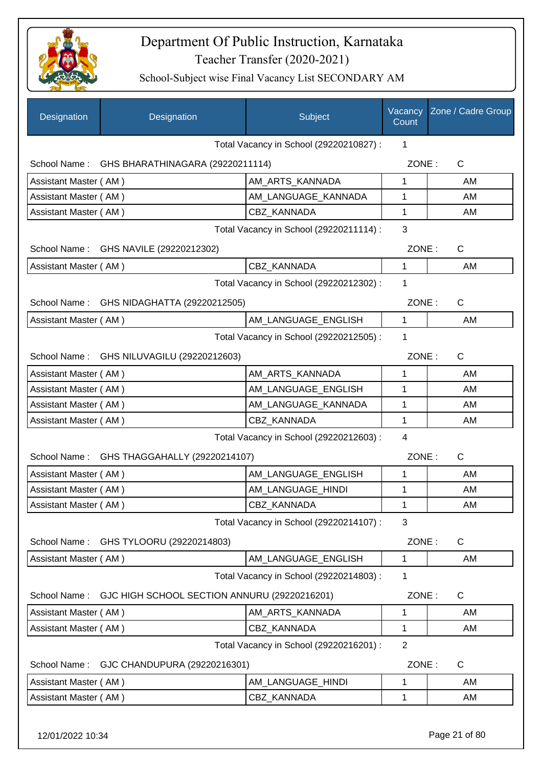# Department Of Public Instruction, Karnataka

Teacher Transfer (2020-2021)

School-Subject wise Final Vacancy List SECONDARY AM

| Designation | Designation | Subject | Vacancy Count | Zone / Cadre Group |
|---|---|---|---|---|
| | | Total Vacancy in School (29220210827) : | 1 | |
| School Name : | GHS BHARATHINAGARA (29220211114) | | ZONE : | C |
| Assistant Master ( AM ) | | AM_ARTS_KANNADA | 1 | AM |
| Assistant Master ( AM ) | | AM_LANGUAGE_KANNADA | 1 | AM |
| Assistant Master ( AM ) | | CBZ_KANNADA | 1 | AM |
| | | Total Vacancy in School (29220211114) : | 3 | |
| School Name : | GHS NAVILE (29220212302) | | ZONE : | C |
| Assistant Master ( AM ) | | CBZ_KANNADA | 1 | AM |
| | | Total Vacancy in School (29220212302) : | 1 | |
| School Name : | GHS NIDAGHATTA (29220212505) | | ZONE : | C |
| Assistant Master ( AM ) | | AM_LANGUAGE_ENGLISH | 1 | AM |
| | | Total Vacancy in School (29220212505) : | 1 | |
| School Name : | GHS NILUVAGILU (29220212603) | | ZONE : | C |
| Assistant Master ( AM ) | | AM_ARTS_KANNADA | 1 | AM |
| Assistant Master ( AM ) | | AM_LANGUAGE_ENGLISH | 1 | AM |
| Assistant Master ( AM ) | | AM_LANGUAGE_KANNADA | 1 | AM |
| Assistant Master ( AM ) | | CBZ_KANNADA | 1 | AM |
| | | Total Vacancy in School (29220212603) : | 4 | |
| School Name : | GHS THAGGAHALLY (29220214107) | | ZONE : | C |
| Assistant Master ( AM ) | | AM_LANGUAGE_ENGLISH | 1 | AM |
| Assistant Master ( AM ) | | AM_LANGUAGE_HINDI | 1 | AM |
| Assistant Master ( AM ) | | CBZ_KANNADA | 1 | AM |
| | | Total Vacancy in School (29220214107) : | 3 | |
| School Name : | GHS TYLOORU (29220214803) | | ZONE : | C |
| Assistant Master ( AM ) | | AM_LANGUAGE_ENGLISH | 1 | AM |
| | | Total Vacancy in School (29220214803) : | 1 | |
| School Name : | GJC HIGH SCHOOL SECTION ANNURU (29220216201) | | ZONE : | C |
| Assistant Master ( AM ) | | AM_ARTS_KANNADA | 1 | AM |
| Assistant Master ( AM ) | | CBZ_KANNADA | 1 | AM |
| | | Total Vacancy in School (29220216201) : | 2 | |
| School Name : | GJC CHANDUPURA (29220216301) | | ZONE : | C |
| Assistant Master ( AM ) | | AM_LANGUAGE_HINDI | 1 | AM |
| Assistant Master ( AM ) | | CBZ_KANNADA | 1 | AM |

12/01/2022 10:34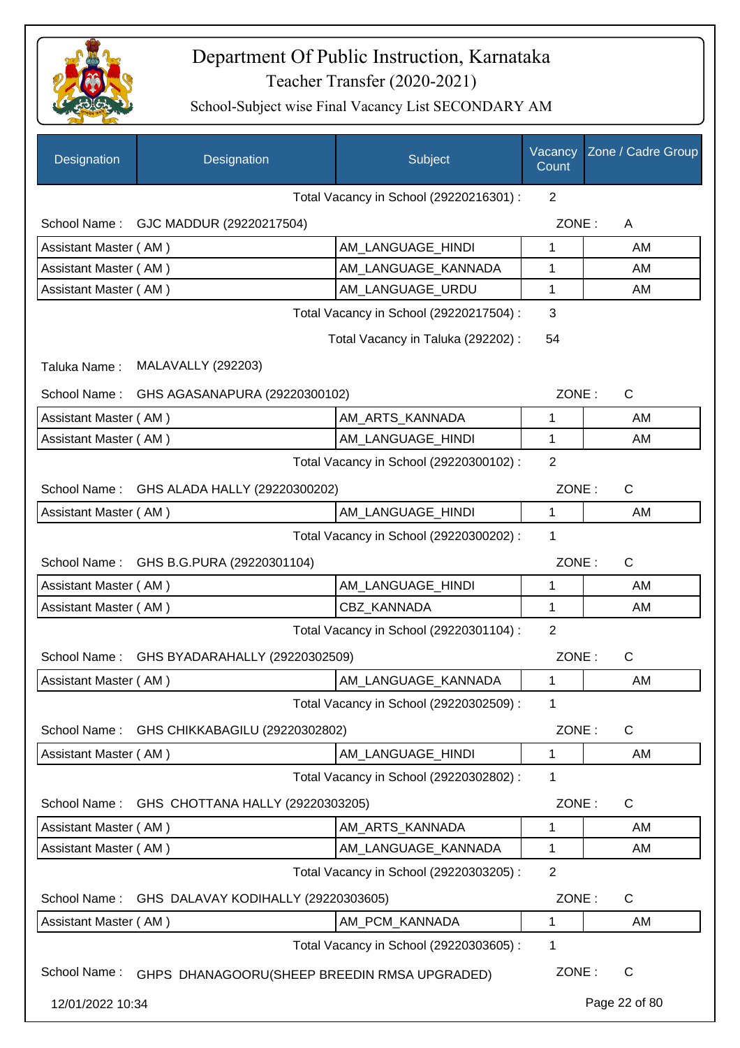# Department Of Public Instruction, Karnataka

## Teacher Transfer (2020-2021)

### School-Subject wise Final Vacancy List SECONDARY AM

| Designation | Designation | Subject | Vacancy Count | Zone / Cadre Group |
|---|---|---|---|---|
| | | Total Vacancy in School (29220216301) : | 2 | |
| School Name : | GJC MADDUR (29220217504) | | ZONE : | A |
| Assistant Master ( AM ) | | AM_LANGUAGE_HINDI | 1 | AM |
| Assistant Master ( AM ) | | AM_LANGUAGE_KANNADA | 1 | AM |
| Assistant Master ( AM ) | | AM_LANGUAGE_URDU | 1 | AM |
| | | Total Vacancy in School (29220217504) : | 3 | |
| | | Total Vacancy in Taluka (292202) : | 54 | |
| Taluka Name : | MALAVALLY (292203) | | | |
| School Name : | GHS AGASANAPURA (29220300102) | | ZONE : | C |
| Assistant Master ( AM ) | | AM_ARTS_KANNADA | 1 | AM |
| Assistant Master ( AM ) | | AM_LANGUAGE_HINDI | 1 | AM |
| | | Total Vacancy in School (29220300102) : | 2 | |
| School Name : | GHS ALADA HALLY (29220300202) | | ZONE : | C |
| Assistant Master ( AM ) | | AM_LANGUAGE_HINDI | 1 | AM |
| | | Total Vacancy in School (29220300202) : | 1 | |
| School Name : | GHS B.G.PURA (29220301104) | | ZONE : | C |
| Assistant Master ( AM ) | | AM_LANGUAGE_HINDI | 1 | AM |
| Assistant Master ( AM ) | | CBZ_KANNADA | 1 | AM |
| | | Total Vacancy in School (29220301104) : | 2 | |
| School Name : | GHS BYADARAHALLY (29220302509) | | ZONE : | C |
| Assistant Master ( AM ) | | AM_LANGUAGE_KANNADA | 1 | AM |
| | | Total Vacancy in School (29220302509) : | 1 | |
| School Name : | GHS CHIKKABAGILU (29220302802) | | ZONE : | C |
| Assistant Master ( AM ) | | AM_LANGUAGE_HINDI | 1 | AM |
| | | Total Vacancy in School (29220302802) : | 1 | |
| School Name : | GHS CHOTTANA HALLY (29220303205) | | ZONE : | C |
| Assistant Master ( AM ) | | AM_ARTS_KANNADA | 1 | AM |
| Assistant Master ( AM ) | | AM_LANGUAGE_KANNADA | 1 | AM |
| | | Total Vacancy in School (29220303205) : | 2 | |
| School Name : | GHS DALAVAY KODIHALLY (29220303605) | | ZONE : | C |
| Assistant Master ( AM ) | | AM_PCM_KANNADA | 1 | AM |
| | | Total Vacancy in School (29220303605) : | 1 | |
| School Name : | GHPS DHANAGOORU(SHEEP BREEDIN RMSA UPGRADED) | | ZONE : | C |

12/01/2022 10:34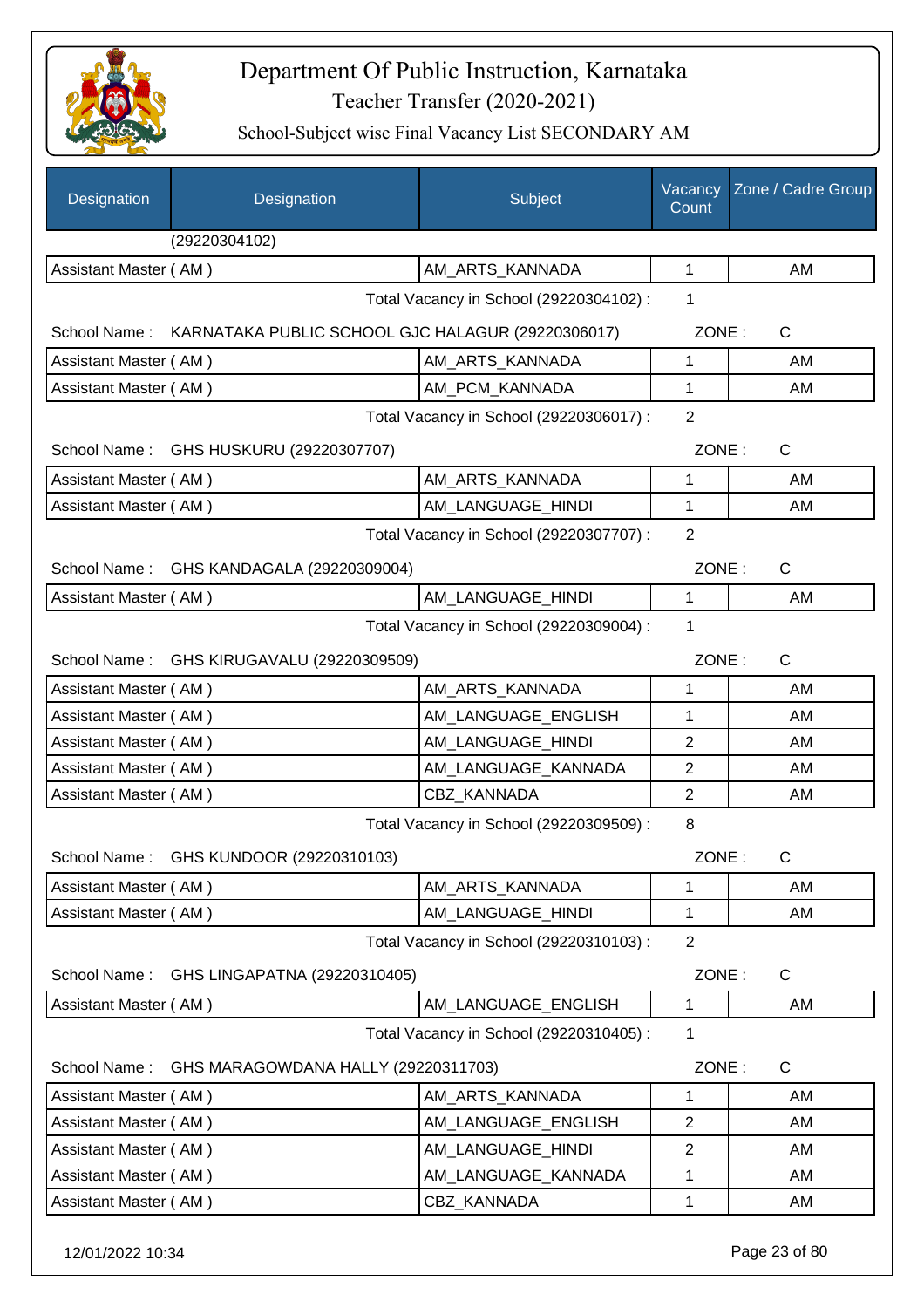# Department Of Public Instruction, Karnataka

## Teacher Transfer (2020-2021)

### School-Subject wise Final Vacancy List SECONDARY AM

| Designation | Designation | Subject | Vacancy Count | Zone / Cadre Group |
|---|---|---|---|---|
| | (29220304102) | | | |
| Assistant Master ( AM ) | | AM_ARTS_KANNADA | 1 | AM |
| | | Total Vacancy in School (29220304102) : | 1 | |
| School Name : | KARNATAKA PUBLIC SCHOOL GJC HALAGUR (29220306017) | | ZONE : | C |
| Assistant Master ( AM ) | | AM_ARTS_KANNADA | 1 | AM |
| Assistant Master ( AM ) | | AM_PCM_KANNADA | 1 | AM |
| | | Total Vacancy in School (29220306017) : | 2 | |
| School Name : | GHS HUSKURU (29220307707) | | ZONE : | C |
| Assistant Master ( AM ) | | AM_ARTS_KANNADA | 1 | AM |
| Assistant Master ( AM ) | | AM_LANGUAGE_HINDI | 1 | AM |
| | | Total Vacancy in School (29220307707) : | 2 | |
| School Name : | GHS KANDAGALA (29220309004) | | ZONE : | C |
| Assistant Master ( AM ) | | AM_LANGUAGE_HINDI | 1 | AM |
| | | Total Vacancy in School (29220309004) : | 1 | |
| School Name : | GHS KIRUGAVALU (29220309509) | | ZONE : | C |
| Assistant Master ( AM ) | | AM_ARTS_KANNADA | 1 | AM |
| Assistant Master ( AM ) | | AM_LANGUAGE_ENGLISH | 1 | AM |
| Assistant Master ( AM ) | | AM_LANGUAGE_HINDI | 2 | AM |
| Assistant Master ( AM ) | | AM_LANGUAGE_KANNADA | 2 | AM |
| Assistant Master ( AM ) | | CBZ_KANNADA | 2 | AM |
| | | Total Vacancy in School (29220309509) : | 8 | |
| School Name : | GHS KUNDOOR (29220310103) | | ZONE : | C |
| Assistant Master ( AM ) | | AM_ARTS_KANNADA | 1 | AM |
| Assistant Master ( AM ) | | AM_LANGUAGE_HINDI | 1 | AM |
| | | Total Vacancy in School (29220310103) : | 2 | |
| School Name : | GHS LINGAPATNA (29220310405) | | ZONE : | C |
| Assistant Master ( AM ) | | AM_LANGUAGE_ENGLISH | 1 | AM |
| | | Total Vacancy in School (29220310405) : | 1 | |
| School Name : | GHS MARAGOWDANA HALLY (29220311703) | | ZONE : | C |
| Assistant Master ( AM ) | | AM_ARTS_KANNADA | 1 | AM |
| Assistant Master ( AM ) | | AM_LANGUAGE_ENGLISH | 2 | AM |
| Assistant Master ( AM ) | | AM_LANGUAGE_HINDI | 2 | AM |
| Assistant Master ( AM ) | | AM_LANGUAGE_KANNADA | 1 | AM |
| Assistant Master ( AM ) | | CBZ_KANNADA | 1 | AM |

12/01/2022 10:34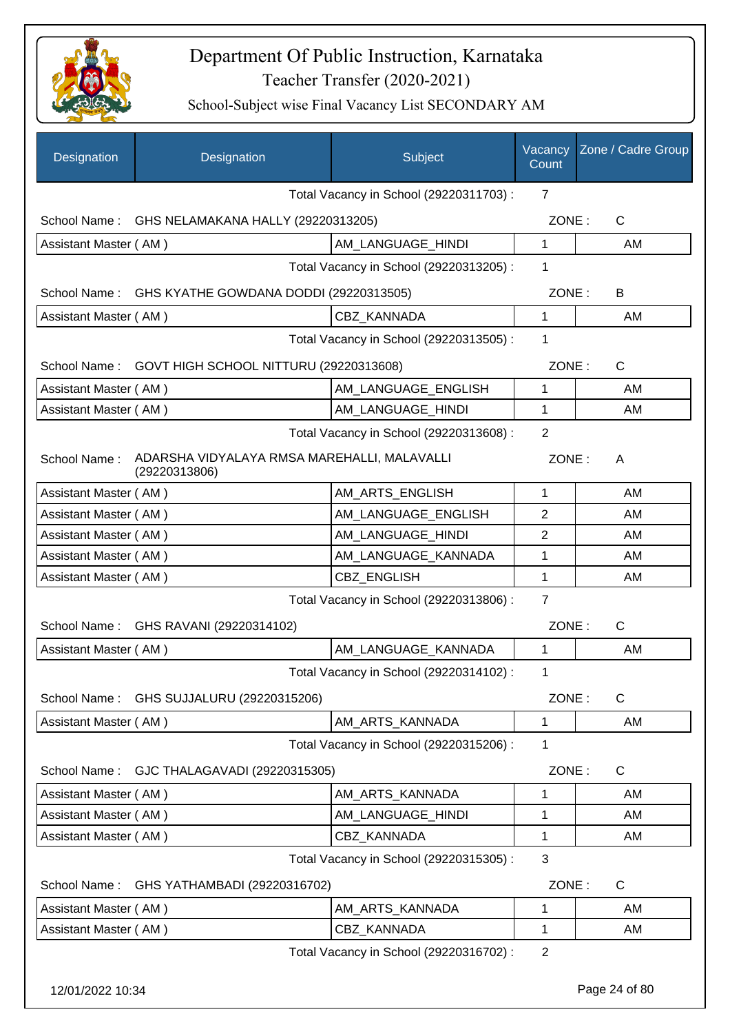# Department Of Public Instruction, Karnataka

Teacher Transfer (2020-2021)

School-Subject wise Final Vacancy List SECONDARY AM

| Designation | Designation | Subject | Vacancy Count | Zone / Cadre Group |
|---|---|---|---|---|
| | | Total Vacancy in School (29220311703) : | 7 | |
| School Name : | GHS NELAMAKANA HALLY (29220313205) | | ZONE : | C |
| Assistant Master ( AM ) | | AM_LANGUAGE_HINDI | 1 | AM |
| | | Total Vacancy in School (29220313205) : | 1 | |
| School Name : | GHS KYATHE GOWDANA DODDI (29220313505) | | ZONE : | B |
| Assistant Master ( AM ) | | CBZ_KANNADA | 1 | AM |
| | | Total Vacancy in School (29220313505) : | 1 | |
| School Name : | GOVT HIGH SCHOOL NITTURU (29220313608) | | ZONE : | C |
| Assistant Master ( AM ) | | AM_LANGUAGE_ENGLISH | 1 | AM |
| Assistant Master ( AM ) | | AM_LANGUAGE_HINDI | 1 | AM |
| | | Total Vacancy in School (29220313608) : | 2 | |
| School Name : | ADARSHA VIDYALAYA RMSA MAREHALLI, MALAVALLI (29220313806) | | ZONE : | A |
| Assistant Master ( AM ) | | AM_ARTS_ENGLISH | 1 | AM |
| Assistant Master ( AM ) | | AM_LANGUAGE_ENGLISH | 2 | AM |
| Assistant Master ( AM ) | | AM_LANGUAGE_HINDI | 2 | AM |
| Assistant Master ( AM ) | | AM_LANGUAGE_KANNADA | 1 | AM |
| Assistant Master ( AM ) | | CBZ_ENGLISH | 1 | AM |
| | | Total Vacancy in School (29220313806) : | 7 | |
| School Name : | GHS RAVANI (29220314102) | | ZONE : | C |
| Assistant Master ( AM ) | | AM_LANGUAGE_KANNADA | 1 | AM |
| | | Total Vacancy in School (29220314102) : | 1 | |
| School Name : | GHS SUJJALURU (29220315206) | | ZONE : | C |
| Assistant Master ( AM ) | | AM_ARTS_KANNADA | 1 | AM |
| | | Total Vacancy in School (29220315206) : | 1 | |
| School Name : | GJC THALAGAVADI (29220315305) | | ZONE : | C |
| Assistant Master ( AM ) | | AM_ARTS_KANNADA | 1 | AM |
| Assistant Master ( AM ) | | AM_LANGUAGE_HINDI | 1 | AM |
| Assistant Master ( AM ) | | CBZ_KANNADA | 1 | AM |
| | | Total Vacancy in School (29220315305) : | 3 | |
| School Name : | GHS YATHAMBADI (29220316702) | | ZONE : | C |
| Assistant Master ( AM ) | | AM_ARTS_KANNADA | 1 | AM |
| Assistant Master ( AM ) | | CBZ_KANNADA | 1 | AM |
| | | Total Vacancy in School (29220316702) : | 2 | |

12/01/2022 10:34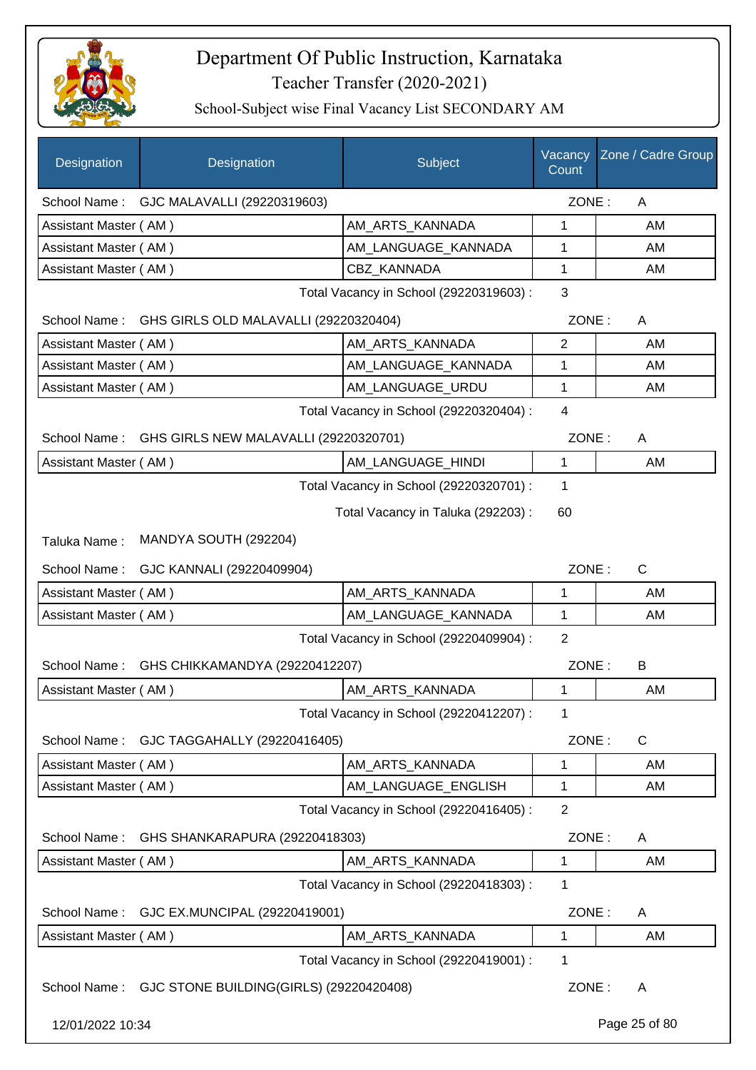# Department Of Public Instruction, Karnataka

## Teacher Transfer (2020-2021)

### School-Subject wise Final Vacancy List SECONDARY AM

| Designation | Designation | Subject | Vacancy Count | Zone / Cadre Group |
|---|---|---|---|---|
| School Name : | GJC MALAVALLI (29220319603) | | ZONE : | A |
| Assistant Master ( AM ) | | AM_ARTS_KANNADA | 1 | AM |
| Assistant Master ( AM ) | | AM_LANGUAGE_KANNADA | 1 | AM |
| Assistant Master ( AM ) | | CBZ_KANNADA | 1 | AM |
| | | Total Vacancy in School (29220319603) : | 3 | |
| School Name : | GHS GIRLS OLD MALAVALLI (29220320404) | | ZONE : | A |
| Assistant Master ( AM ) | | AM_ARTS_KANNADA | 2 | AM |
| Assistant Master ( AM ) | | AM_LANGUAGE_KANNADA | 1 | AM |
| Assistant Master ( AM ) | | AM_LANGUAGE_URDU | 1 | AM |
| | | Total Vacancy in School (29220320404) : | 4 | |
| School Name : | GHS GIRLS NEW MALAVALLI (29220320701) | | ZONE : | A |
| Assistant Master ( AM ) | | AM_LANGUAGE_HINDI | 1 | AM |
| | | Total Vacancy in School (29220320701) : | 1 | |
| | | Total Vacancy in Taluka (292203) : | 60 | |
| Taluka Name : | MANDYA SOUTH (292204) | | | |
| School Name : | GJC KANNALI (29220409904) | | ZONE : | C |
| Assistant Master ( AM ) | | AM_ARTS_KANNADA | 1 | AM |
| Assistant Master ( AM ) | | AM_LANGUAGE_KANNADA | 1 | AM |
| | | Total Vacancy in School (29220409904) : | 2 | |
| School Name : | GHS CHIKKAMANDYA (29220412207) | | ZONE : | B |
| Assistant Master ( AM ) | | AM_ARTS_KANNADA | 1 | AM |
| | | Total Vacancy in School (29220412207) : | 1 | |
| School Name : | GJC TAGGAHALLY (29220416405) | | ZONE : | C |
| Assistant Master ( AM ) | | AM_ARTS_KANNADA | 1 | AM |
| Assistant Master ( AM ) | | AM_LANGUAGE_ENGLISH | 1 | AM |
| | | Total Vacancy in School (29220416405) : | 2 | |
| School Name : | GHS SHANKARAPURA (29220418303) | | ZONE : | A |
| Assistant Master ( AM ) | | AM_ARTS_KANNADA | 1 | AM |
| | | Total Vacancy in School (29220418303) : | 1 | |
| School Name : | GJC EX.MUNCIPAL (29220419001) | | ZONE : | A |
| Assistant Master ( AM ) | | AM_ARTS_KANNADA | 1 | AM |
| | | Total Vacancy in School (29220419001) : | 1 | |
| School Name : | GJC STONE BUILDING(GIRLS) (29220420408) | | ZONE : | A |

12/01/2022 10:34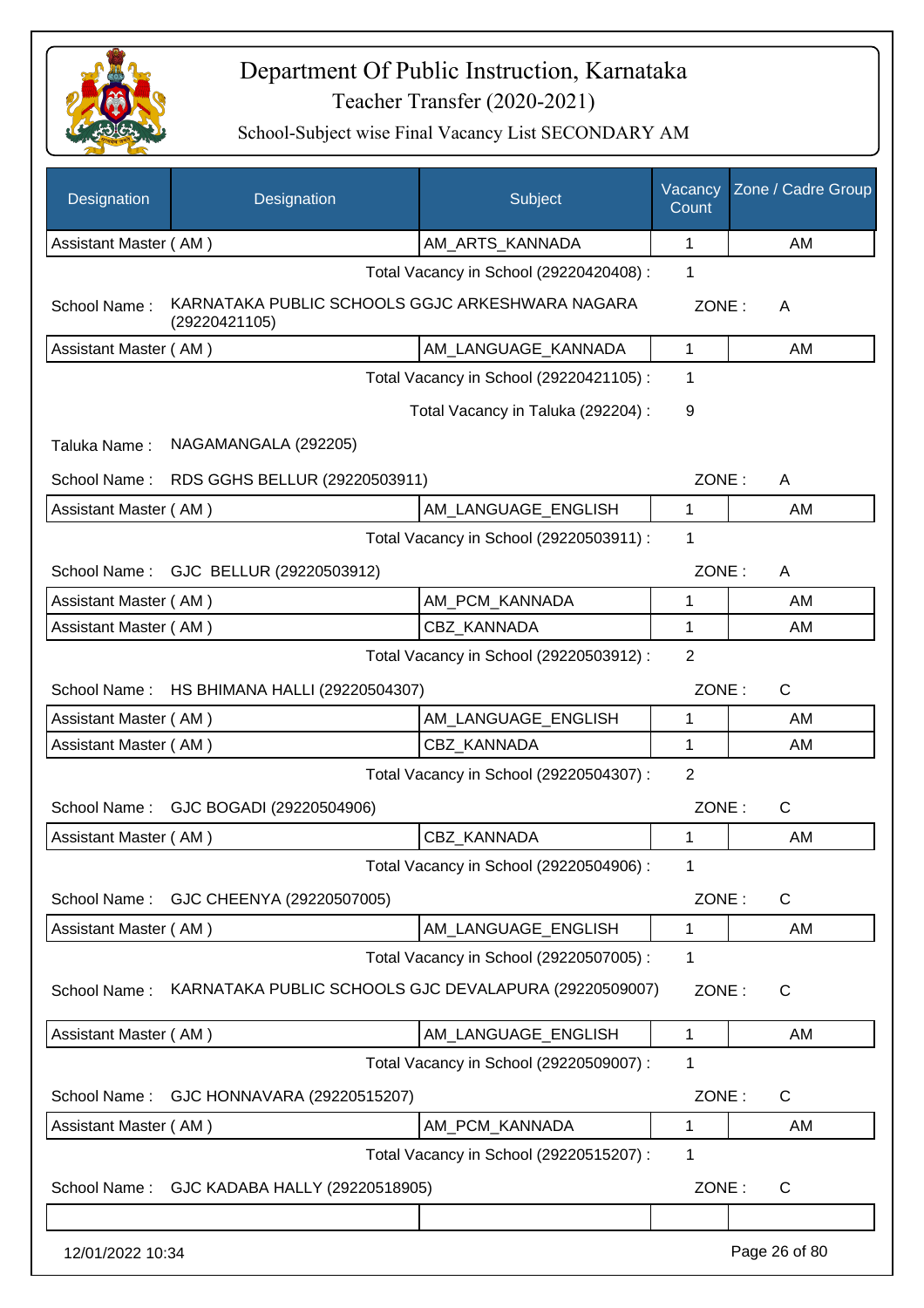# Department Of Public Instruction, Karnataka

## Teacher Transfer (2020-2021)

### School-Subject wise Final Vacancy List SECONDARY AM

| Designation | Designation | Subject | Vacancy Count | Zone / Cadre Group |
|---|---|---|---|---|
| Assistant Master ( AM ) | | AM_ARTS_KANNADA | 1 | AM |

Total Vacancy in School (29220420408) : 1

School Name : KARNATAKA PUBLIC SCHOOLS GGJC ARKESHWARA NAGARA (29220421105) ZONE : A

| Designation | Designation | Subject | Vacancy Count | Zone / Cadre Group |
|---|---|---|---|---|
| Assistant Master ( AM ) | | AM_LANGUAGE_KANNADA | 1 | AM |

Total Vacancy in School (29220421105) : 1

Total Vacancy in Taluka (292204) : 9

Taluka Name : NAGAMANGALA (292205)

School Name : RDS GGHS BELLUR (29220503911) ZONE : A

| Designation | Designation | Subject | Vacancy Count | Zone / Cadre Group |
|---|---|---|---|---|
| Assistant Master ( AM ) | | AM_LANGUAGE_ENGLISH | 1 | AM |

Total Vacancy in School (29220503911) : 1

School Name : GJC BELLUR (29220503912) ZONE : A

| Designation | Designation | Subject | Vacancy Count | Zone / Cadre Group |
|---|---|---|---|---|
| Assistant Master ( AM ) | | AM_PCM_KANNADA | 1 | AM |
| Assistant Master ( AM ) | | CBZ_KANNADA | 1 | AM |

Total Vacancy in School (29220503912) : 2

School Name : HS BHIMANA HALLI (29220504307) ZONE : C

| Designation | Designation | Subject | Vacancy Count | Zone / Cadre Group |
|---|---|---|---|---|
| Assistant Master ( AM ) | | AM_LANGUAGE_ENGLISH | 1 | AM |
| Assistant Master ( AM ) | | CBZ_KANNADA | 1 | AM |

Total Vacancy in School (29220504307) : 2

School Name : GJC BOGADI (29220504906) ZONE : C

| Designation | Designation | Subject | Vacancy Count | Zone / Cadre Group |
|---|---|---|---|---|
| Assistant Master ( AM ) | | CBZ_KANNADA | 1 | AM |

Total Vacancy in School (29220504906) : 1

School Name : GJC CHEENYA (29220507005) ZONE : C

| Designation | Designation | Subject | Vacancy Count | Zone / Cadre Group |
|---|---|---|---|---|
| Assistant Master ( AM ) | | AM_LANGUAGE_ENGLISH | 1 | AM |

Total Vacancy in School (29220507005) : 1

School Name : KARNATAKA PUBLIC SCHOOLS GJC DEVALAPURA (29220509007) ZONE : C

| Designation | Designation | Subject | Vacancy Count | Zone / Cadre Group |
|---|---|---|---|---|
| Assistant Master ( AM ) | | AM_LANGUAGE_ENGLISH | 1 | AM |

Total Vacancy in School (29220509007) : 1

School Name : GJC HONNAVARA (29220515207) ZONE : C

| Designation | Designation | Subject | Vacancy Count | Zone / Cadre Group |
|---|---|---|---|---|
| Assistant Master ( AM ) | | AM_PCM_KANNADA | 1 | AM |

Total Vacancy in School (29220515207) : 1

School Name : GJC KADABA HALLY (29220518905) ZONE : C

12/01/2022 10:34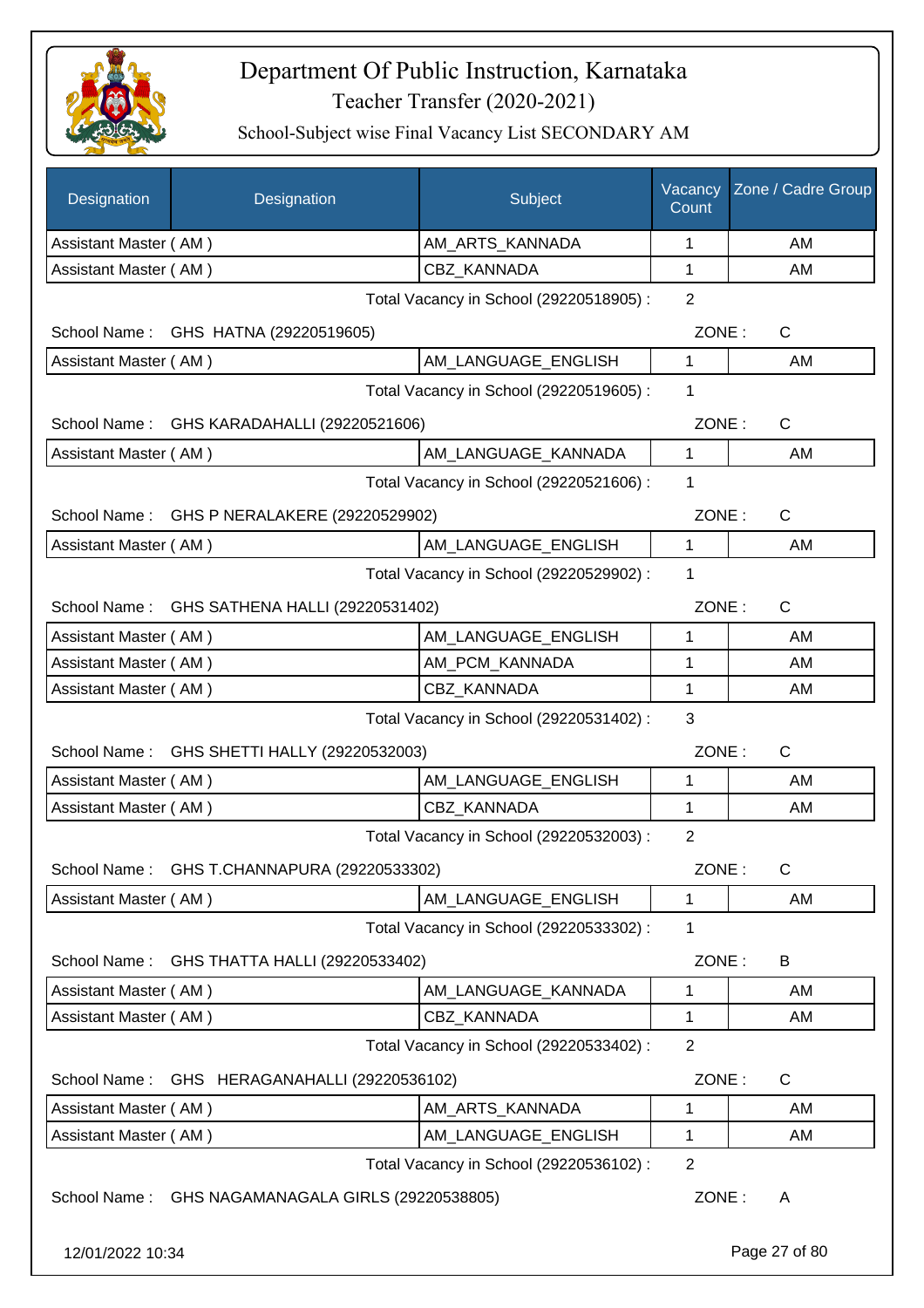# Department Of Public Instruction, Karnataka

Teacher Transfer (2020-2021)

School-Subject wise Final Vacancy List SECONDARY AM

| Designation | Designation | Subject | Vacancy Count | Zone / Cadre Group |
|---|---|---|---|---|
| Assistant Master ( AM ) | | AM_ARTS_KANNADA | 1 | AM |
| Assistant Master ( AM ) | | CBZ_KANNADA | 1 | AM |

Total Vacancy in School (29220518905) : 2

School Name : GHS HATNA (29220519605) ZONE : C

| Designation | Subject | Vacancy Count | Zone / Cadre Group |
|---|---|---|---|
| Assistant Master ( AM ) | AM_LANGUAGE_ENGLISH | 1 | AM |

Total Vacancy in School (29220519605) : 1

School Name : GHS KARADAHALLI (29220521606) ZONE : C

| Designation | Subject | Vacancy Count | Zone / Cadre Group |
|---|---|---|---|
| Assistant Master ( AM ) | AM_LANGUAGE_KANNADA | 1 | AM |

Total Vacancy in School (29220521606) : 1

School Name : GHS P NERALAKERE (29220529902) ZONE : C

| Designation | Subject | Vacancy Count | Zone / Cadre Group |
|---|---|---|---|
| Assistant Master ( AM ) | AM_LANGUAGE_ENGLISH | 1 | AM |

Total Vacancy in School (29220529902) : 1

School Name : GHS SATHENA HALLI (29220531402) ZONE : C

| Designation | Subject | Vacancy Count | Zone / Cadre Group |
|---|---|---|---|
| Assistant Master ( AM ) | AM_LANGUAGE_ENGLISH | 1 | AM |
| Assistant Master ( AM ) | AM_PCM_KANNADA | 1 | AM |
| Assistant Master ( AM ) | CBZ_KANNADA | 1 | AM |

Total Vacancy in School (29220531402) : 3

School Name : GHS SHETTI HALLY (29220532003) ZONE : C

| Designation | Subject | Vacancy Count | Zone / Cadre Group |
|---|---|---|---|
| Assistant Master ( AM ) | AM_LANGUAGE_ENGLISH | 1 | AM |
| Assistant Master ( AM ) | CBZ_KANNADA | 1 | AM |

Total Vacancy in School (29220532003) : 2

School Name : GHS T.CHANNAPURA (29220533302) ZONE : C

| Designation | Subject | Vacancy Count | Zone / Cadre Group |
|---|---|---|---|
| Assistant Master ( AM ) | AM_LANGUAGE_ENGLISH | 1 | AM |

Total Vacancy in School (29220533302) : 1

School Name : GHS THATTA HALLI (29220533402) ZONE : B

| Designation | Subject | Vacancy Count | Zone / Cadre Group |
|---|---|---|---|
| Assistant Master ( AM ) | AM_LANGUAGE_KANNADA | 1 | AM |
| Assistant Master ( AM ) | CBZ_KANNADA | 1 | AM |

Total Vacancy in School (29220533402) : 2

School Name : GHS HERAGANAHALLI (29220536102) ZONE : C

| Designation | Subject | Vacancy Count | Zone / Cadre Group |
|---|---|---|---|
| Assistant Master ( AM ) | AM_ARTS_KANNADA | 1 | AM |
| Assistant Master ( AM ) | AM_LANGUAGE_ENGLISH | 1 | AM |

Total Vacancy in School (29220536102) : 2

School Name : GHS NAGAMANAGALA GIRLS (29220538805) ZONE : A

12/01/2022 10:34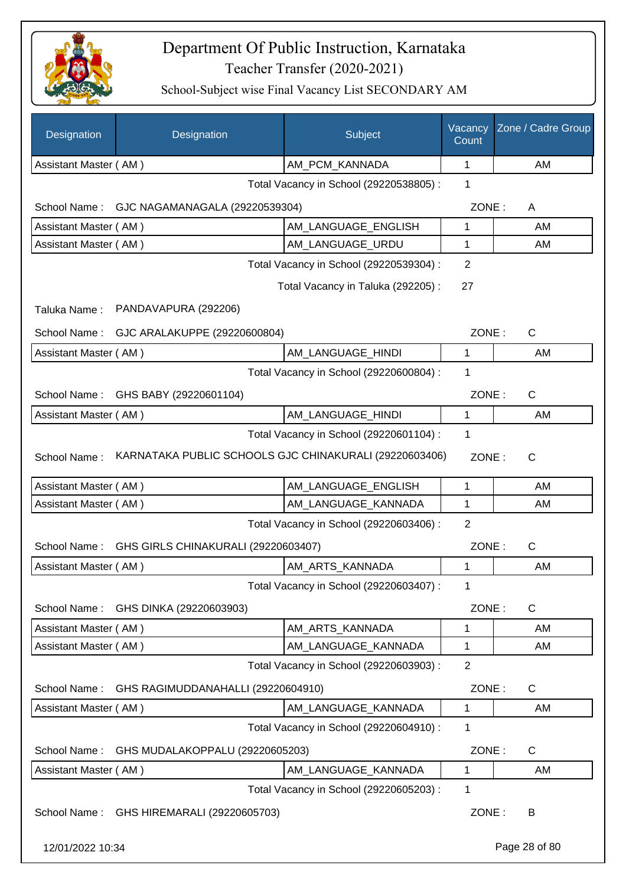# Department Of Public Instruction, Karnataka

## Teacher Transfer (2020-2021)

### School-Subject wise Final Vacancy List SECONDARY AM

| Designation | Designation | Subject | Vacancy Count | Zone / Cadre Group |
|---|---|---|---|---|
| Assistant Master ( AM ) | | AM_PCM_KANNADA | 1 | AM |

Total Vacancy in School (29220538805) : 1

School Name : GJC NAGAMANAGALA (29220539304) ZONE : A

| Designation | Designation | Subject | Vacancy Count | Zone / Cadre Group |
|---|---|---|---|---|
| Assistant Master ( AM ) | | AM_LANGUAGE_ENGLISH | 1 | AM |
| Assistant Master ( AM ) | | AM_LANGUAGE_URDU | 1 | AM |

Total Vacancy in School (29220539304) : 2

Total Vacancy in Taluka (292205) : 27

Taluka Name : PANDAVAPURA (292206)

School Name : GJC ARALAKUPPE (29220600804) ZONE : C

| Designation | Designation | Subject | Vacancy Count | Zone / Cadre Group |
|---|---|---|---|---|
| Assistant Master ( AM ) | | AM_LANGUAGE_HINDI | 1 | AM |

Total Vacancy in School (29220600804) : 1

School Name : GHS BABY (29220601104) ZONE : C

| Designation | Designation | Subject | Vacancy Count | Zone / Cadre Group |
|---|---|---|---|---|
| Assistant Master ( AM ) | | AM_LANGUAGE_HINDI | 1 | AM |

Total Vacancy in School (29220601104) : 1

School Name : KARNATAKA PUBLIC SCHOOLS GJC CHINAKURALI (29220603406) ZONE : C

| Designation | Designation | Subject | Vacancy Count | Zone / Cadre Group |
|---|---|---|---|---|
| Assistant Master ( AM ) | | AM_LANGUAGE_ENGLISH | 1 | AM |
| Assistant Master ( AM ) | | AM_LANGUAGE_KANNADA | 1 | AM |

Total Vacancy in School (29220603406) : 2

School Name : GHS GIRLS CHINAKURALI (29220603407) ZONE : C

| Designation | Designation | Subject | Vacancy Count | Zone / Cadre Group |
|---|---|---|---|---|
| Assistant Master ( AM ) | | AM_ARTS_KANNADA | 1 | AM |

Total Vacancy in School (29220603407) : 1

School Name : GHS DINKA (29220603903) ZONE : C

| Designation | Designation | Subject | Vacancy Count | Zone / Cadre Group |
|---|---|---|---|---|
| Assistant Master ( AM ) | | AM_ARTS_KANNADA | 1 | AM |
| Assistant Master ( AM ) | | AM_LANGUAGE_KANNADA | 1 | AM |

Total Vacancy in School (29220603903) : 2

School Name : GHS RAGIMUDDANAHALLI (29220604910) ZONE : C

| Designation | Designation | Subject | Vacancy Count | Zone / Cadre Group |
|---|---|---|---|---|
| Assistant Master ( AM ) | | AM_LANGUAGE_KANNADA | 1 | AM |

Total Vacancy in School (29220604910) : 1

School Name : GHS MUDALAKOPPALU (29220605203) ZONE : C

| Designation | Designation | Subject | Vacancy Count | Zone / Cadre Group |
|---|---|---|---|---|
| Assistant Master ( AM ) | | AM_LANGUAGE_KANNADA | 1 | AM |

Total Vacancy in School (29220605203) : 1

School Name : GHS HIREMARALI (29220605703) ZONE : B

12/01/2022 10:34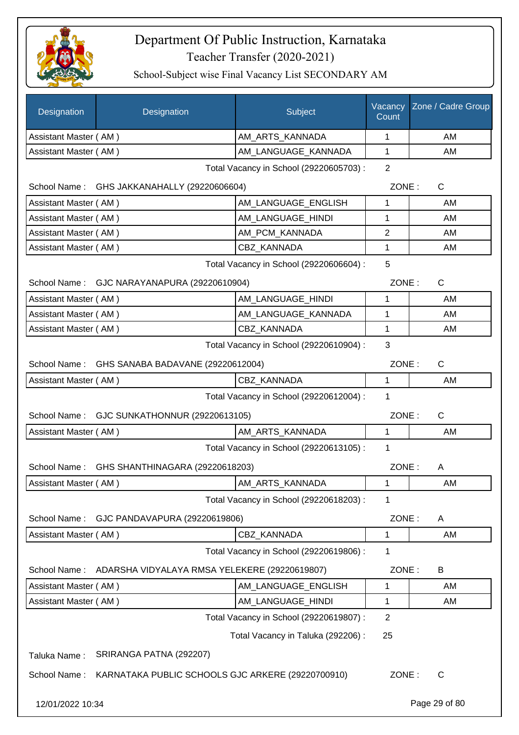# Department Of Public Instruction, Karnataka

Teacher Transfer (2020-2021)

School-Subject wise Final Vacancy List SECONDARY AM

| Designation | Designation | Subject | Vacancy Count | Zone / Cadre Group |
|---|---|---|---|---|
| Assistant Master ( AM ) | | AM_ARTS_KANNADA | 1 | AM |
| Assistant Master ( AM ) | | AM_LANGUAGE_KANNADA | 1 | AM |

Total Vacancy in School (29220605703) : 2

School Name : GHS JAKKANAHALLY (29220606604) ZONE : C

| Designation | Designation | Subject | Vacancy Count | Zone / Cadre Group |
|---|---|---|---|---|
| Assistant Master ( AM ) | | AM_LANGUAGE_ENGLISH | 1 | AM |
| Assistant Master ( AM ) | | AM_LANGUAGE_HINDI | 1 | AM |
| Assistant Master ( AM ) | | AM_PCM_KANNADA | 2 | AM |
| Assistant Master ( AM ) | | CBZ_KANNADA | 1 | AM |

Total Vacancy in School (29220606604) : 5

School Name : GJC NARAYANAPURA (29220610904) ZONE : C

| Designation | Designation | Subject | Vacancy Count | Zone / Cadre Group |
|---|---|---|---|---|
| Assistant Master ( AM ) | | AM_LANGUAGE_HINDI | 1 | AM |
| Assistant Master ( AM ) | | AM_LANGUAGE_KANNADA | 1 | AM |
| Assistant Master ( AM ) | | CBZ_KANNADA | 1 | AM |

Total Vacancy in School (29220610904) : 3

School Name : GHS SANABA BADAVANE (29220612004) ZONE : C

| Designation | Designation | Subject | Vacancy Count | Zone / Cadre Group |
|---|---|---|---|---|
| Assistant Master ( AM ) | | CBZ_KANNADA | 1 | AM |

Total Vacancy in School (29220612004) : 1

School Name : GJC SUNKATHONNUR (29220613105) ZONE : C

| Designation | Designation | Subject | Vacancy Count | Zone / Cadre Group |
|---|---|---|---|---|
| Assistant Master ( AM ) | | AM_ARTS_KANNADA | 1 | AM |

Total Vacancy in School (29220613105) : 1

School Name : GHS SHANTHINAGARA (29220618203) ZONE : A

| Designation | Designation | Subject | Vacancy Count | Zone / Cadre Group |
|---|---|---|---|---|
| Assistant Master ( AM ) | | AM_ARTS_KANNADA | 1 | AM |

Total Vacancy in School (29220618203) : 1

School Name : GJC PANDAVAPURA (29220619806) ZONE : A

| Designation | Designation | Subject | Vacancy Count | Zone / Cadre Group |
|---|---|---|---|---|
| Assistant Master ( AM ) | | CBZ_KANNADA | 1 | AM |

Total Vacancy in School (29220619806) : 1

School Name : ADARSHA VIDYALAYA RMSA YELEKERE (29220619807) ZONE : B

| Designation | Designation | Subject | Vacancy Count | Zone / Cadre Group |
|---|---|---|---|---|
| Assistant Master ( AM ) | | AM_LANGUAGE_ENGLISH | 1 | AM |
| Assistant Master ( AM ) | | AM_LANGUAGE_HINDI | 1 | AM |

Total Vacancy in School (29220619807) : 2

Total Vacancy in Taluka (292206) : 25

Taluka Name : SRIRANGA PATNA (292207)

School Name : KARNATAKA PUBLIC SCHOOLS GJC ARKERE (29220700910) ZONE : C

12/01/2022 10:34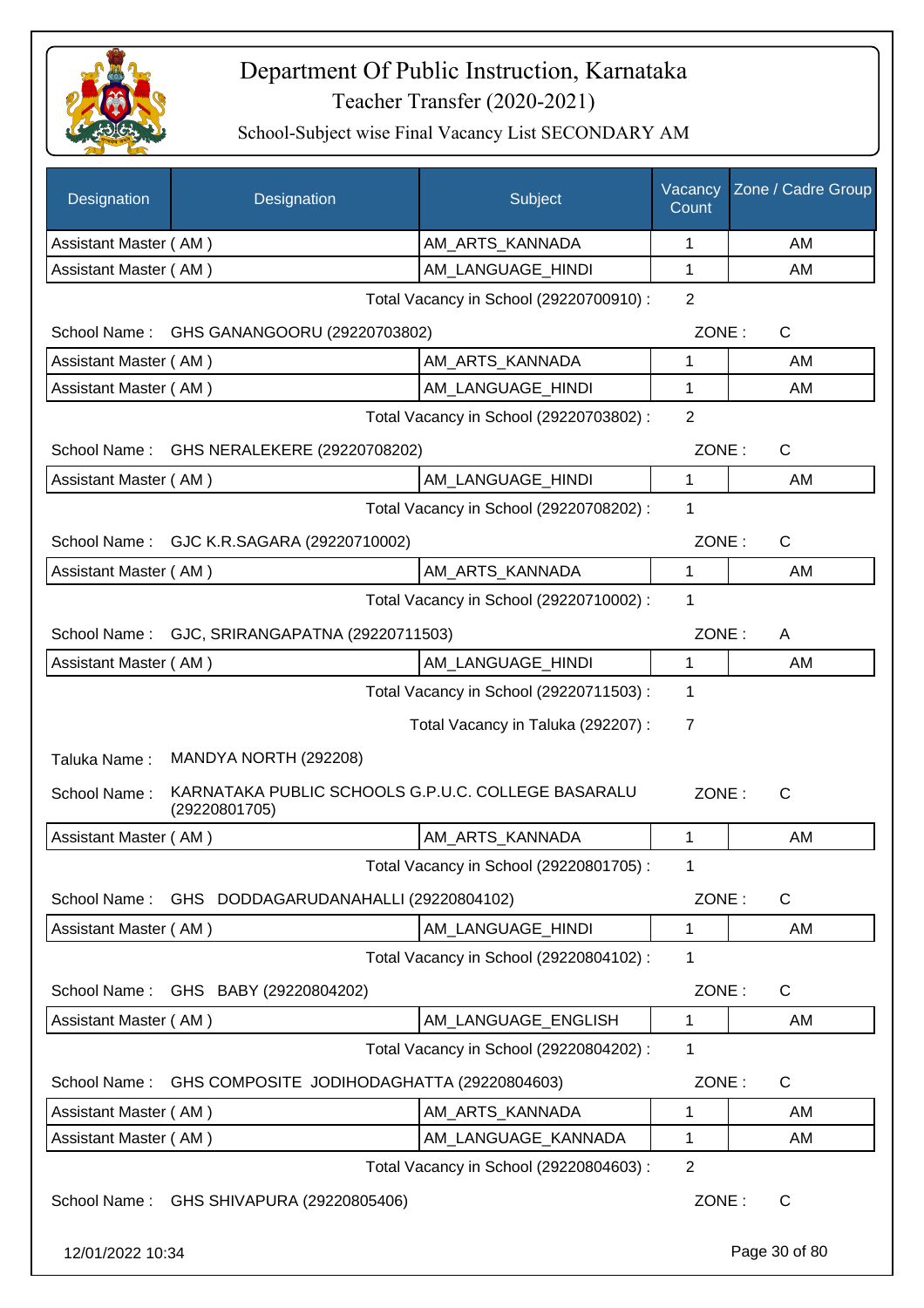# Department Of Public Instruction, Karnataka

Teacher Transfer (2020-2021)

School-Subject wise Final Vacancy List SECONDARY AM

| Designation | Designation | Subject | Vacancy Count | Zone / Cadre Group |
|---|---|---|---|---|
| Assistant Master ( AM ) | | AM_ARTS_KANNADA | 1 | AM |
| Assistant Master ( AM ) | | AM_LANGUAGE_HINDI | 1 | AM |

Total Vacancy in School (29220700910) : 2

School Name : GHS GANANGOORU (29220703802) ZONE : C

| Designation | Subject | Vacancy Count | Zone / Cadre Group |
|---|---|---|---|
| Assistant Master ( AM ) | AM_ARTS_KANNADA | 1 | AM |
| Assistant Master ( AM ) | AM_LANGUAGE_HINDI | 1 | AM |

Total Vacancy in School (29220703802) : 2

School Name : GHS NERALEKERE (29220708202) ZONE : C

| Designation | Subject | Vacancy Count | Zone / Cadre Group |
|---|---|---|---|
| Assistant Master ( AM ) | AM_LANGUAGE_HINDI | 1 | AM |

Total Vacancy in School (29220708202) : 1

School Name : GJC K.R.SAGARA (29220710002) ZONE : C

| Designation | Subject | Vacancy Count | Zone / Cadre Group |
|---|---|---|---|
| Assistant Master ( AM ) | AM_ARTS_KANNADA | 1 | AM |

Total Vacancy in School (29220710002) : 1

School Name : GJC, SRIRANGAPATNA (29220711503) ZONE : A

| Designation | Subject | Vacancy Count | Zone / Cadre Group |
|---|---|---|---|
| Assistant Master ( AM ) | AM_LANGUAGE_HINDI | 1 | AM |

Total Vacancy in School (29220711503) : 1

Total Vacancy in Taluka (292207) : 7

Taluka Name : MANDYA NORTH (292208)

School Name : KARNATAKA PUBLIC SCHOOLS G.P.U.C. COLLEGE BASARALU (29220801705) ZONE : C

| Designation | Subject | Vacancy Count | Zone / Cadre Group |
|---|---|---|---|
| Assistant Master ( AM ) | AM_ARTS_KANNADA | 1 | AM |

Total Vacancy in School (29220801705) : 1

School Name : GHS DODDAGARUDANAHALLI (29220804102) ZONE : C

| Designation | Subject | Vacancy Count | Zone / Cadre Group |
|---|---|---|---|
| Assistant Master ( AM ) | AM_LANGUAGE_HINDI | 1 | AM |

Total Vacancy in School (29220804102) : 1

School Name : GHS BABY (29220804202) ZONE : C

| Designation | Subject | Vacancy Count | Zone / Cadre Group |
|---|---|---|---|
| Assistant Master ( AM ) | AM_LANGUAGE_ENGLISH | 1 | AM |

Total Vacancy in School (29220804202) : 1

School Name : GHS COMPOSITE JODIHODAGHATTA (29220804603) ZONE : C

| Designation | Subject | Vacancy Count | Zone / Cadre Group |
|---|---|---|---|
| Assistant Master ( AM ) | AM_ARTS_KANNADA | 1 | AM |
| Assistant Master ( AM ) | AM_LANGUAGE_KANNADA | 1 | AM |

Total Vacancy in School (29220804603) : 2

School Name : GHS SHIVAPURA (29220805406) ZONE : C

12/01/2022 10:34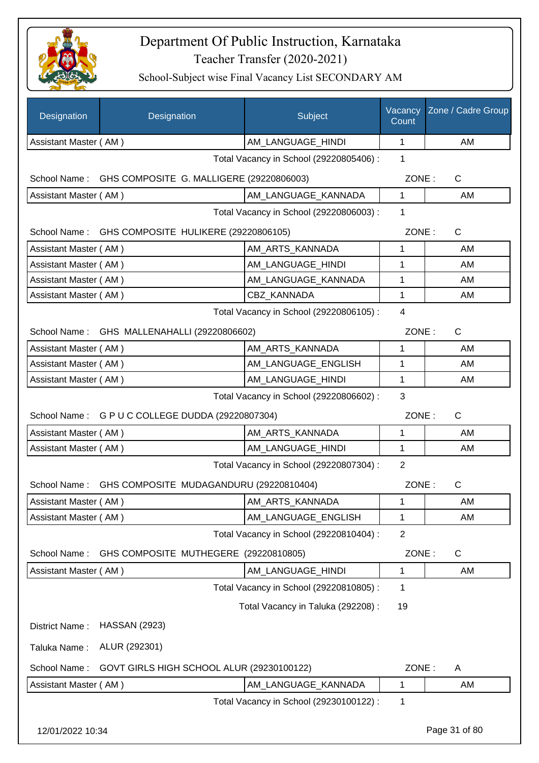# Department Of Public Instruction, Karnataka

Teacher Transfer (2020-2021)

School-Subject wise Final Vacancy List SECONDARY AM

| Designation | Designation | Subject | Vacancy Count | Zone / Cadre Group |
|---|---|---|---|---|
| Assistant Master ( AM ) | | AM_LANGUAGE_HINDI | 1 | AM |

Total Vacancy in School (29220805406) : 1

School Name : GHS COMPOSITE G. MALLIGERE (29220806003) ZONE : C

| Designation | Designation | Subject | Vacancy Count | Zone / Cadre Group |
|---|---|---|---|---|
| Assistant Master ( AM ) | | AM_LANGUAGE_KANNADA | 1 | AM |

Total Vacancy in School (29220806003) : 1

School Name : GHS COMPOSITE HULIKERE (29220806105) ZONE : C

| Designation | Designation | Subject | Vacancy Count | Zone / Cadre Group |
|---|---|---|---|---|
| Assistant Master ( AM ) | | AM_ARTS_KANNADA | 1 | AM |
| Assistant Master ( AM ) | | AM_LANGUAGE_HINDI | 1 | AM |
| Assistant Master ( AM ) | | AM_LANGUAGE_KANNADA | 1 | AM |
| Assistant Master ( AM ) | | CBZ_KANNADA | 1 | AM |

Total Vacancy in School (29220806105) : 4

School Name : GHS MALLENAHALLI (29220806602) ZONE : C

| Designation | Designation | Subject | Vacancy Count | Zone / Cadre Group |
|---|---|---|---|---|
| Assistant Master ( AM ) | | AM_ARTS_KANNADA | 1 | AM |
| Assistant Master ( AM ) | | AM_LANGUAGE_ENGLISH | 1 | AM |
| Assistant Master ( AM ) | | AM_LANGUAGE_HINDI | 1 | AM |

Total Vacancy in School (29220806602) : 3

School Name : G P U C COLLEGE DUDDA (29220807304) ZONE : C

| Designation | Designation | Subject | Vacancy Count | Zone / Cadre Group |
|---|---|---|---|---|
| Assistant Master ( AM ) | | AM_ARTS_KANNADA | 1 | AM |
| Assistant Master ( AM ) | | AM_LANGUAGE_HINDI | 1 | AM |

Total Vacancy in School (29220807304) : 2

School Name : GHS COMPOSITE MUDAGANDURU (29220810404) ZONE : C

| Designation | Designation | Subject | Vacancy Count | Zone / Cadre Group |
|---|---|---|---|---|
| Assistant Master ( AM ) | | AM_ARTS_KANNADA | 1 | AM |
| Assistant Master ( AM ) | | AM_LANGUAGE_ENGLISH | 1 | AM |

Total Vacancy in School (29220810404) : 2

School Name : GHS COMPOSITE MUTHEGERE (29220810805) ZONE : C

| Designation | Designation | Subject | Vacancy Count | Zone / Cadre Group |
|---|---|---|---|---|
| Assistant Master ( AM ) | | AM_LANGUAGE_HINDI | 1 | AM |

Total Vacancy in School (29220810805) : 1

Total Vacancy in Taluka (292208) : 19

District Name : HASSAN (2923)

Taluka Name : ALUR (292301)

School Name : GOVT GIRLS HIGH SCHOOL ALUR (29230100122) ZONE : A

| Designation | Designation | Subject | Vacancy Count | Zone / Cadre Group |
|---|---|---|---|---|
| Assistant Master ( AM ) | | AM_LANGUAGE_KANNADA | 1 | AM |

Total Vacancy in School (29230100122) : 1

12/01/2022 10:34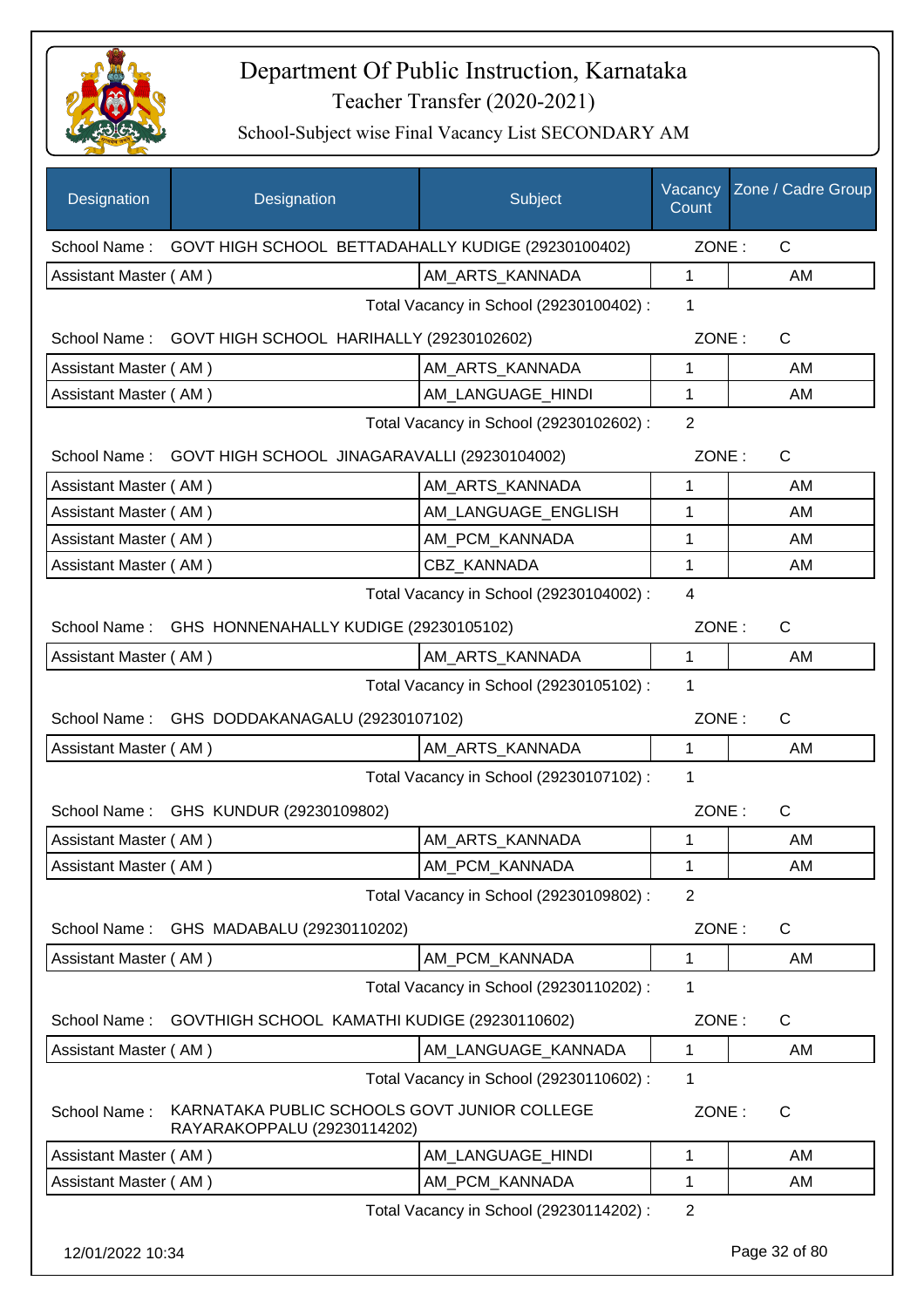# Department Of Public Instruction, Karnataka

## Teacher Transfer (2020-2021)

### School-Subject wise Final Vacancy List SECONDARY AM

| Designation | Designation | Subject | Vacancy Count | Zone / Cadre Group |
|---|---|---|---|---|
| School Name : | GOVT HIGH SCHOOL BETTADAHALLY KUDIGE (29230100402) | | ZONE : | C |
| Assistant Master ( AM ) | | AM_ARTS_KANNADA | 1 | AM |
| | | Total Vacancy in School (29230100402) : | 1 | |
| School Name : | GOVT HIGH SCHOOL HARIHALLY (29230102602) | | ZONE : | C |
| Assistant Master ( AM ) | | AM_ARTS_KANNADA | 1 | AM |
| Assistant Master ( AM ) | | AM_LANGUAGE_HINDI | 1 | AM |
| | | Total Vacancy in School (29230102602) : | 2 | |
| School Name : | GOVT HIGH SCHOOL JINAGARAVALLI (29230104002) | | ZONE : | C |
| Assistant Master ( AM ) | | AM_ARTS_KANNADA | 1 | AM |
| Assistant Master ( AM ) | | AM_LANGUAGE_ENGLISH | 1 | AM |
| Assistant Master ( AM ) | | AM_PCM_KANNADA | 1 | AM |
| Assistant Master ( AM ) | | CBZ_KANNADA | 1 | AM |
| | | Total Vacancy in School (29230104002) : | 4 | |
| School Name : | GHS HONNENAHALLY KUDIGE (29230105102) | | ZONE : | C |
| Assistant Master ( AM ) | | AM_ARTS_KANNADA | 1 | AM |
| | | Total Vacancy in School (29230105102) : | 1 | |
| School Name : | GHS DODDAKANAGALU (29230107102) | | ZONE : | C |
| Assistant Master ( AM ) | | AM_ARTS_KANNADA | 1 | AM |
| | | Total Vacancy in School (29230107102) : | 1 | |
| School Name : | GHS KUNDUR (29230109802) | | ZONE : | C |
| Assistant Master ( AM ) | | AM_ARTS_KANNADA | 1 | AM |
| Assistant Master ( AM ) | | AM_PCM_KANNADA | 1 | AM |
| | | Total Vacancy in School (29230109802) : | 2 | |
| School Name : | GHS MADABALU (29230110202) | | ZONE : | C |
| Assistant Master ( AM ) | | AM_PCM_KANNADA | 1 | AM |
| | | Total Vacancy in School (29230110202) : | 1 | |
| School Name : | GOVTHIGH SCHOOL KAMATHI KUDIGE (29230110602) | | ZONE : | C |
| Assistant Master ( AM ) | | AM_LANGUAGE_KANNADA | 1 | AM |
| | | Total Vacancy in School (29230110602) : | 1 | |
| School Name : | KARNATAKA PUBLIC SCHOOLS GOVT JUNIOR COLLEGE RAYARAKOPPALU (29230114202) | | ZONE : | C |
| Assistant Master ( AM ) | | AM_LANGUAGE_HINDI | 1 | AM |
| Assistant Master ( AM ) | | AM_PCM_KANNADA | 1 | AM |
| | | Total Vacancy in School (29230114202) : | 2 | |

12/01/2022 10:34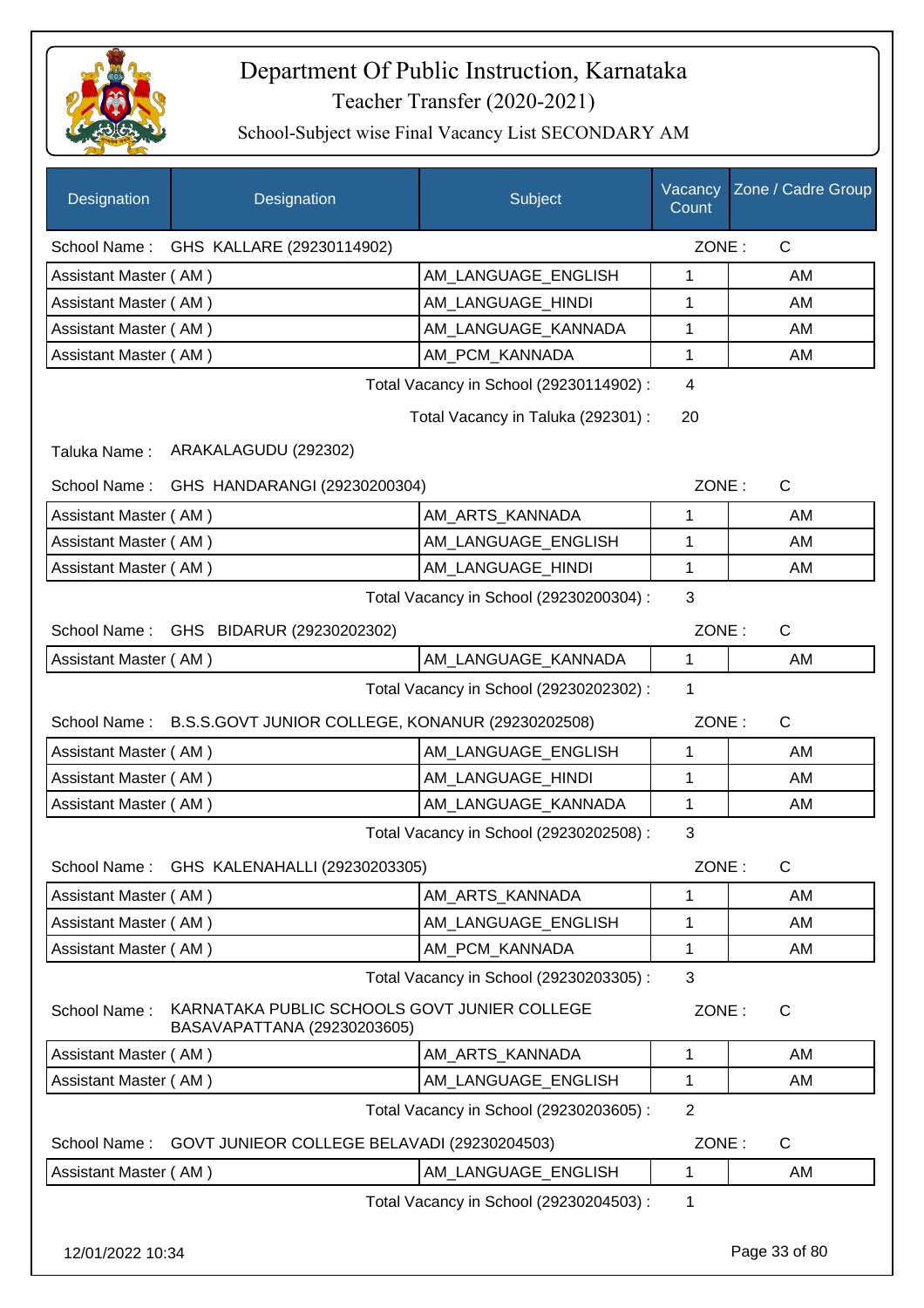# Department Of Public Instruction, Karnataka

Teacher Transfer (2020-2021)

School-Subject wise Final Vacancy List SECONDARY AM

| Designation | Designation | Subject | Vacancy Count | Zone / Cadre Group |
|---|---|---|---|---|

School Name : GHS KALLARE (29230114902) ZONE : C

| Designation | Subject | Vacancy Count | Zone / Cadre Group |
|---|---|---|---|
| Assistant Master ( AM ) | AM_LANGUAGE_ENGLISH | 1 | AM |
| Assistant Master ( AM ) | AM_LANGUAGE_HINDI | 1 | AM |
| Assistant Master ( AM ) | AM_LANGUAGE_KANNADA | 1 | AM |
| Assistant Master ( AM ) | AM_PCM_KANNADA | 1 | AM |

Total Vacancy in School (29230114902) : 4

Total Vacancy in Taluka (292301) : 20

Taluka Name : ARAKALAGUDU (292302)

School Name : GHS HANDARANGI (29230200304) ZONE : C

| Designation | Subject | Vacancy Count | Zone / Cadre Group |
|---|---|---|---|
| Assistant Master ( AM ) | AM_ARTS_KANNADA | 1 | AM |
| Assistant Master ( AM ) | AM_LANGUAGE_ENGLISH | 1 | AM |
| Assistant Master ( AM ) | AM_LANGUAGE_HINDI | 1 | AM |

Total Vacancy in School (29230200304) : 3

School Name : GHS BIDARUR (29230202302) ZONE : C

| Designation | Subject | Vacancy Count | Zone / Cadre Group |
|---|---|---|---|
| Assistant Master ( AM ) | AM_LANGUAGE_KANNADA | 1 | AM |

Total Vacancy in School (29230202302) : 1

School Name : B.S.S.GOVT JUNIOR COLLEGE, KONANUR (29230202508) ZONE : C

| Designation | Subject | Vacancy Count | Zone / Cadre Group |
|---|---|---|---|
| Assistant Master ( AM ) | AM_LANGUAGE_ENGLISH | 1 | AM |
| Assistant Master ( AM ) | AM_LANGUAGE_HINDI | 1 | AM |
| Assistant Master ( AM ) | AM_LANGUAGE_KANNADA | 1 | AM |

Total Vacancy in School (29230202508) : 3

School Name : GHS KALENAHALLI (29230203305) ZONE : C

| Designation | Subject | Vacancy Count | Zone / Cadre Group |
|---|---|---|---|
| Assistant Master ( AM ) | AM_ARTS_KANNADA | 1 | AM |
| Assistant Master ( AM ) | AM_LANGUAGE_ENGLISH | 1 | AM |
| Assistant Master ( AM ) | AM_PCM_KANNADA | 1 | AM |

Total Vacancy in School (29230203305) : 3

School Name : KARNATAKA PUBLIC SCHOOLS GOVT JUNIER COLLEGE BASAVAPATTANA (29230203605) ZONE : C

| Designation | Subject | Vacancy Count | Zone / Cadre Group |
|---|---|---|---|
| Assistant Master ( AM ) | AM_ARTS_KANNADA | 1 | AM |
| Assistant Master ( AM ) | AM_LANGUAGE_ENGLISH | 1 | AM |

Total Vacancy in School (29230203605) : 2

School Name : GOVT JUNIEOR COLLEGE BELAVADI (29230204503) ZONE : C

| Designation | Subject | Vacancy Count | Zone / Cadre Group |
|---|---|---|---|
| Assistant Master ( AM ) | AM_LANGUAGE_ENGLISH | 1 | AM |

Total Vacancy in School (29230204503) : 1

12/01/2022 10:34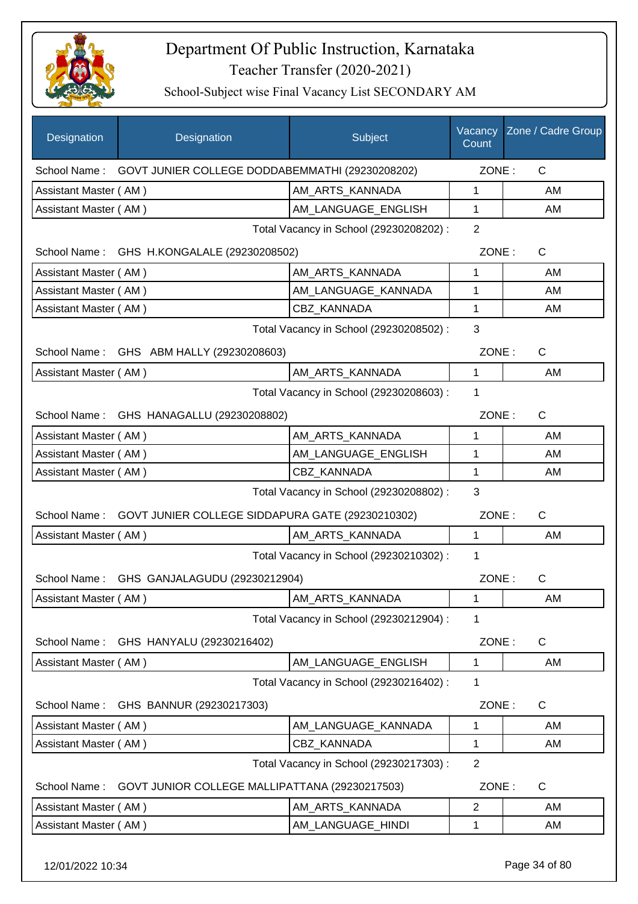# Department Of Public Instruction, Karnataka

## Teacher Transfer (2020-2021)

### School-Subject wise Final Vacancy List SECONDARY AM

| Designation | Designation | Subject | Vacancy Count | Zone / Cadre Group |
|---|---|---|---|---|
| School Name : | GOVT JUNIER COLLEGE DODDABEMMATHI (29230208202) | | ZONE : | C |
| Assistant Master ( AM ) | | AM_ARTS_KANNADA | 1 | AM |
| Assistant Master ( AM ) | | AM_LANGUAGE_ENGLISH | 1 | AM |
| | | Total Vacancy in School (29230208202) : | 2 | |
| School Name : | GHS H.KONGALALE (29230208502) | | ZONE : | C |
| Assistant Master ( AM ) | | AM_ARTS_KANNADA | 1 | AM |
| Assistant Master ( AM ) | | AM_LANGUAGE_KANNADA | 1 | AM |
| Assistant Master ( AM ) | | CBZ_KANNADA | 1 | AM |
| | | Total Vacancy in School (29230208502) : | 3 | |
| School Name : | GHS ABM HALLY (29230208603) | | ZONE : | C |
| Assistant Master ( AM ) | | AM_ARTS_KANNADA | 1 | AM |
| | | Total Vacancy in School (29230208603) : | 1 | |
| School Name : | GHS HANAGALLU (29230208802) | | ZONE : | C |
| Assistant Master ( AM ) | | AM_ARTS_KANNADA | 1 | AM |
| Assistant Master ( AM ) | | AM_LANGUAGE_ENGLISH | 1 | AM |
| Assistant Master ( AM ) | | CBZ_KANNADA | 1 | AM |
| | | Total Vacancy in School (29230208802) : | 3 | |
| School Name : | GOVT JUNIER COLLEGE SIDDAPURA GATE (29230210302) | | ZONE : | C |
| Assistant Master ( AM ) | | AM_ARTS_KANNADA | 1 | AM |
| | | Total Vacancy in School (29230210302) : | 1 | |
| School Name : | GHS GANJALAGUDU (29230212904) | | ZONE : | C |
| Assistant Master ( AM ) | | AM_ARTS_KANNADA | 1 | AM |
| | | Total Vacancy in School (29230212904) : | 1 | |
| School Name : | GHS HANYALU (29230216402) | | ZONE : | C |
| Assistant Master ( AM ) | | AM_LANGUAGE_ENGLISH | 1 | AM |
| | | Total Vacancy in School (29230216402) : | 1 | |
| School Name : | GHS BANNUR (29230217303) | | ZONE : | C |
| Assistant Master ( AM ) | | AM_LANGUAGE_KANNADA | 1 | AM |
| Assistant Master ( AM ) | | CBZ_KANNADA | 1 | AM |
| | | Total Vacancy in School (29230217303) : | 2 | |
| School Name : | GOVT JUNIOR COLLEGE MALLIPATTANA (29230217503) | | ZONE : | C |
| Assistant Master ( AM ) | | AM_ARTS_KANNADA | 2 | AM |
| Assistant Master ( AM ) | | AM_LANGUAGE_HINDI | 1 | AM |

12/01/2022 10:34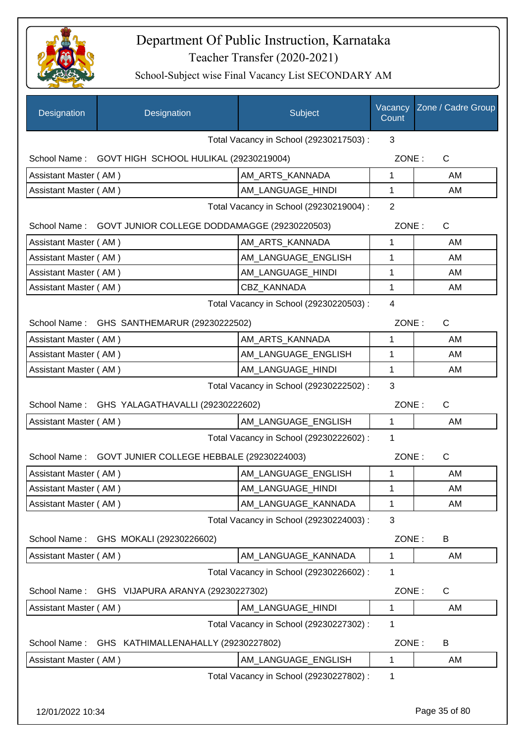# Department Of Public Instruction, Karnataka

Teacher Transfer (2020-2021)

School-Subject wise Final Vacancy List SECONDARY AM

| Designation | Designation | Subject | Vacancy Count | Zone / Cadre Group |
|---|---|---|---|---|
| | | Total Vacancy in School (29230217503) : | 3 | |
| School Name : | GOVT HIGH SCHOOL HULIKAL (29230219004) | | ZONE : | C |
| Assistant Master ( AM ) | | AM_ARTS_KANNADA | 1 | AM |
| Assistant Master ( AM ) | | AM_LANGUAGE_HINDI | 1 | AM |
| | | Total Vacancy in School (29230219004) : | 2 | |
| School Name : | GOVT JUNIOR COLLEGE DODDAMAGGE (29230220503) | | ZONE : | C |
| Assistant Master ( AM ) | | AM_ARTS_KANNADA | 1 | AM |
| Assistant Master ( AM ) | | AM_LANGUAGE_ENGLISH | 1 | AM |
| Assistant Master ( AM ) | | AM_LANGUAGE_HINDI | 1 | AM |
| Assistant Master ( AM ) | | CBZ_KANNADA | 1 | AM |
| | | Total Vacancy in School (29230220503) : | 4 | |
| School Name : | GHS SANTHEMARUR (29230222502) | | ZONE : | C |
| Assistant Master ( AM ) | | AM_ARTS_KANNADA | 1 | AM |
| Assistant Master ( AM ) | | AM_LANGUAGE_ENGLISH | 1 | AM |
| Assistant Master ( AM ) | | AM_LANGUAGE_HINDI | 1 | AM |
| | | Total Vacancy in School (29230222502) : | 3 | |
| School Name : | GHS YALAGATHAVALLI (29230222602) | | ZONE : | C |
| Assistant Master ( AM ) | | AM_LANGUAGE_ENGLISH | 1 | AM |
| | | Total Vacancy in School (29230222602) : | 1 | |
| School Name : | GOVT JUNIER COLLEGE HEBBALE (29230224003) | | ZONE : | C |
| Assistant Master ( AM ) | | AM_LANGUAGE_ENGLISH | 1 | AM |
| Assistant Master ( AM ) | | AM_LANGUAGE_HINDI | 1 | AM |
| Assistant Master ( AM ) | | AM_LANGUAGE_KANNADA | 1 | AM |
| | | Total Vacancy in School (29230224003) : | 3 | |
| School Name : | GHS MOKALI (29230226602) | | ZONE : | B |
| Assistant Master ( AM ) | | AM_LANGUAGE_KANNADA | 1 | AM |
| | | Total Vacancy in School (29230226602) : | 1 | |
| School Name : | GHS VIJAPURA ARANYA (29230227302) | | ZONE : | C |
| Assistant Master ( AM ) | | AM_LANGUAGE_HINDI | 1 | AM |
| | | Total Vacancy in School (29230227302) : | 1 | |
| School Name : | GHS KATHIMALLENAHALLY (29230227802) | | ZONE : | B |
| Assistant Master ( AM ) | | AM_LANGUAGE_ENGLISH | 1 | AM |
| | | Total Vacancy in School (29230227802) : | 1 | |

12/01/2022 10:34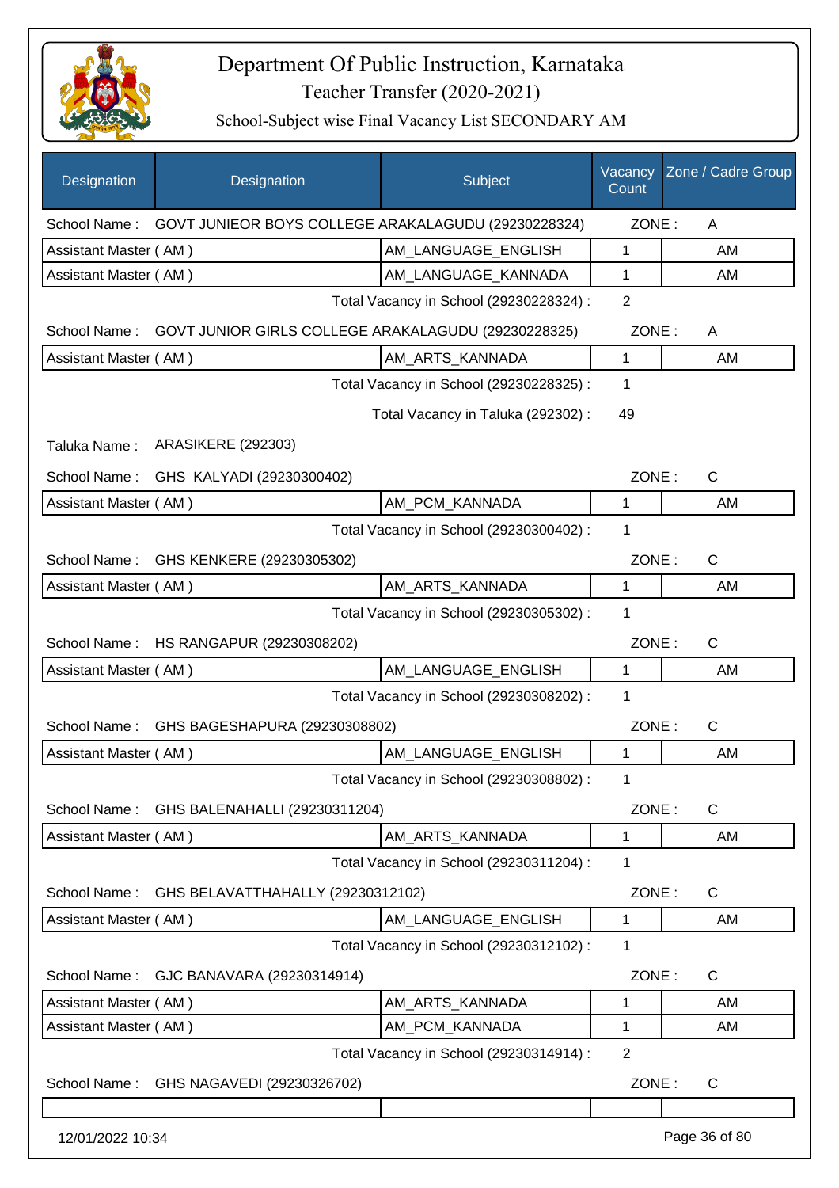# Department Of Public Instruction, Karnataka

## Teacher Transfer (2020-2021)

### School-Subject wise Final Vacancy List SECONDARY AM

| Designation | Designation | Subject | Vacancy Count | Zone / Cadre Group |
|---|---|---|---|---|
| School Name : | GOVT JUNIEOR BOYS COLLEGE ARAKALAGUDU (29230228324) | | ZONE : | A |
| Assistant Master ( AM ) | | AM_LANGUAGE_ENGLISH | 1 | AM |
| Assistant Master ( AM ) | | AM_LANGUAGE_KANNADA | 1 | AM |
| | | Total Vacancy in School (29230228324) : | 2 | |
| School Name : | GOVT JUNIOR GIRLS COLLEGE ARAKALAGUDU (29230228325) | | ZONE : | A |
| Assistant Master ( AM ) | | AM_ARTS_KANNADA | 1 | AM |
| | | Total Vacancy in School (29230228325) : | 1 | |
| | | Total Vacancy in Taluka (292302) : | 49 | |
| Taluka Name : | ARASIKERE (292303) | | | |
| School Name : | GHS KALYADI (29230300402) | | ZONE : | C |
| Assistant Master ( AM ) | | AM_PCM_KANNADA | 1 | AM |
| | | Total Vacancy in School (29230300402) : | 1 | |
| School Name : | GHS KENKERE (29230305302) | | ZONE : | C |
| Assistant Master ( AM ) | | AM_ARTS_KANNADA | 1 | AM |
| | | Total Vacancy in School (29230305302) : | 1 | |
| School Name : | HS RANGAPUR (29230308202) | | ZONE : | C |
| Assistant Master ( AM ) | | AM_LANGUAGE_ENGLISH | 1 | AM |
| | | Total Vacancy in School (29230308202) : | 1 | |
| School Name : | GHS BAGESHAPURA (29230308802) | | ZONE : | C |
| Assistant Master ( AM ) | | AM_LANGUAGE_ENGLISH | 1 | AM |
| | | Total Vacancy in School (29230308802) : | 1 | |
| School Name : | GHS BALENAHALLI (29230311204) | | ZONE : | C |
| Assistant Master ( AM ) | | AM_ARTS_KANNADA | 1 | AM |
| | | Total Vacancy in School (29230311204) : | 1 | |
| School Name : | GHS BELAVATTHAHALLY (29230312102) | | ZONE : | C |
| Assistant Master ( AM ) | | AM_LANGUAGE_ENGLISH | 1 | AM |
| | | Total Vacancy in School (29230312102) : | 1 | |
| School Name : | GJC BANAVARA (29230314914) | | ZONE : | C |
| Assistant Master ( AM ) | | AM_ARTS_KANNADA | 1 | AM |
| Assistant Master ( AM ) | | AM_PCM_KANNADA | 1 | AM |
| | | Total Vacancy in School (29230314914) : | 2 | |
| School Name : | GHS NAGAVEDI (29230326702) | | ZONE : | C |

12/01/2022 10:34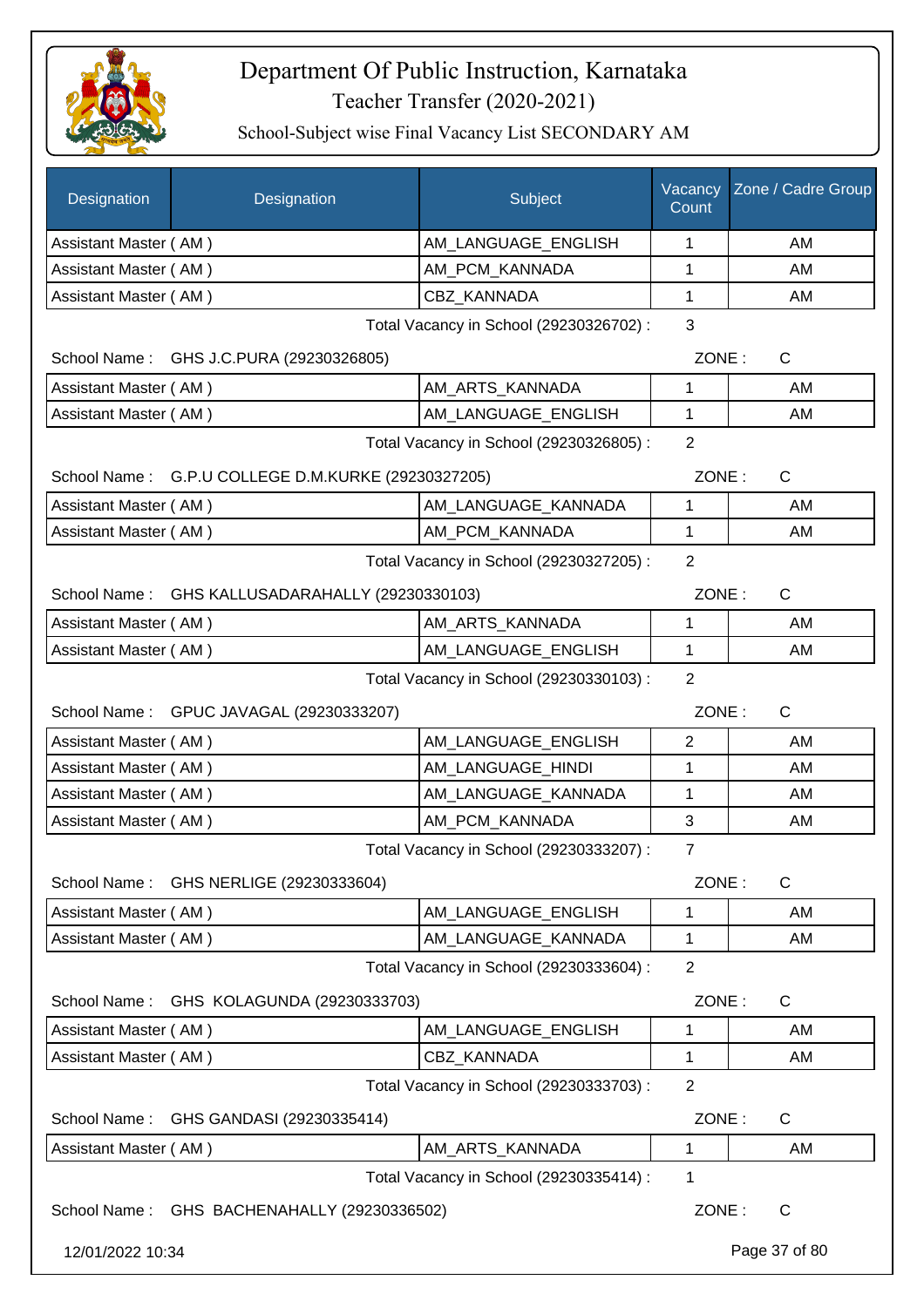# Department Of Public Instruction, Karnataka

Teacher Transfer (2020-2021)

School-Subject wise Final Vacancy List SECONDARY AM

| Designation | Designation | Subject | Vacancy Count | Zone / Cadre Group |
|---|---|---|---|---|
| Assistant Master ( AM ) | | AM_LANGUAGE_ENGLISH | 1 | AM |
| Assistant Master ( AM ) | | AM_PCM_KANNADA | 1 | AM |
| Assistant Master ( AM ) | | CBZ_KANNADA | 1 | AM |

Total Vacancy in School (29230326702) : 3

School Name : GHS J.C.PURA (29230326805) ZONE : C

| Designation | Designation | Subject | Vacancy Count | Zone / Cadre Group |
|---|---|---|---|---|
| Assistant Master ( AM ) | | AM_ARTS_KANNADA | 1 | AM |
| Assistant Master ( AM ) | | AM_LANGUAGE_ENGLISH | 1 | AM |

Total Vacancy in School (29230326805) : 2

School Name : G.P.U COLLEGE D.M.KURKE (29230327205) ZONE : C

| Designation | Designation | Subject | Vacancy Count | Zone / Cadre Group |
|---|---|---|---|---|
| Assistant Master ( AM ) | | AM_LANGUAGE_KANNADA | 1 | AM |
| Assistant Master ( AM ) | | AM_PCM_KANNADA | 1 | AM |

Total Vacancy in School (29230327205) : 2

School Name : GHS KALLUSADARAHALLY (29230330103) ZONE : C

| Designation | Designation | Subject | Vacancy Count | Zone / Cadre Group |
|---|---|---|---|---|
| Assistant Master ( AM ) | | AM_ARTS_KANNADA | 1 | AM |
| Assistant Master ( AM ) | | AM_LANGUAGE_ENGLISH | 1 | AM |

Total Vacancy in School (29230330103) : 2

School Name : GPUC JAVAGAL (29230333207) ZONE : C

| Designation | Designation | Subject | Vacancy Count | Zone / Cadre Group |
|---|---|---|---|---|
| Assistant Master ( AM ) | | AM_LANGUAGE_ENGLISH | 2 | AM |
| Assistant Master ( AM ) | | AM_LANGUAGE_HINDI | 1 | AM |
| Assistant Master ( AM ) | | AM_LANGUAGE_KANNADA | 1 | AM |
| Assistant Master ( AM ) | | AM_PCM_KANNADA | 3 | AM |

Total Vacancy in School (29230333207) : 7

School Name : GHS NERLIGE (29230333604) ZONE : C

| Designation | Designation | Subject | Vacancy Count | Zone / Cadre Group |
|---|---|---|---|---|
| Assistant Master ( AM ) | | AM_LANGUAGE_ENGLISH | 1 | AM |
| Assistant Master ( AM ) | | AM_LANGUAGE_KANNADA | 1 | AM |

Total Vacancy in School (29230333604) : 2

School Name : GHS KOLAGUNDA (29230333703) ZONE : C

| Designation | Designation | Subject | Vacancy Count | Zone / Cadre Group |
|---|---|---|---|---|
| Assistant Master ( AM ) | | AM_LANGUAGE_ENGLISH | 1 | AM |
| Assistant Master ( AM ) | | CBZ_KANNADA | 1 | AM |

Total Vacancy in School (29230333703) : 2

School Name : GHS GANDASI (29230335414) ZONE : C

| Designation | Designation | Subject | Vacancy Count | Zone / Cadre Group |
|---|---|---|---|---|
| Assistant Master ( AM ) | | AM_ARTS_KANNADA | 1 | AM |

Total Vacancy in School (29230335414) : 1

School Name : GHS BACHENAHALLY (29230336502) ZONE : C

12/01/2022 10:34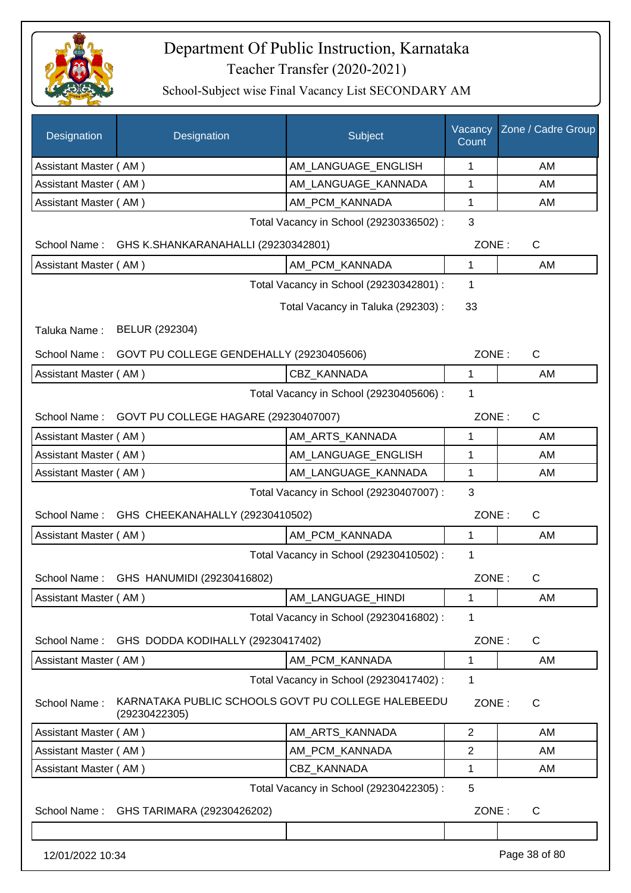# Department Of Public Instruction, Karnataka

Teacher Transfer (2020-2021)

School-Subject wise Final Vacancy List SECONDARY AM

| Designation | Designation | Subject | Vacancy Count | Zone / Cadre Group |
|---|---|---|---|---|
| Assistant Master ( AM ) | | AM_LANGUAGE_ENGLISH | 1 | AM |
| Assistant Master ( AM ) | | AM_LANGUAGE_KANNADA | 1 | AM |
| Assistant Master ( AM ) | | AM_PCM_KANNADA | 1 | AM |

Total Vacancy in School (29230336502) : 3

School Name : GHS K.SHANKARANAHALLI (29230342801) ZONE : C

| Designation | Designation | Subject | Vacancy Count | Zone / Cadre Group |
|---|---|---|---|---|
| Assistant Master ( AM ) | | AM_PCM_KANNADA | 1 | AM |

Total Vacancy in School (29230342801) : 1

Total Vacancy in Taluka (292303) : 33

Taluka Name : BELUR (292304)

School Name : GOVT PU COLLEGE GENDEHALLY (29230405606) ZONE : C

| Designation | Designation | Subject | Vacancy Count | Zone / Cadre Group |
|---|---|---|---|---|
| Assistant Master ( AM ) | | CBZ_KANNADA | 1 | AM |

Total Vacancy in School (29230405606) : 1

School Name : GOVT PU COLLEGE HAGARE (29230407007) ZONE : C

| Designation | Designation | Subject | Vacancy Count | Zone / Cadre Group |
|---|---|---|---|---|
| Assistant Master ( AM ) | | AM_ARTS_KANNADA | 1 | AM |
| Assistant Master ( AM ) | | AM_LANGUAGE_ENGLISH | 1 | AM |
| Assistant Master ( AM ) | | AM_LANGUAGE_KANNADA | 1 | AM |

Total Vacancy in School (29230407007) : 3

School Name : GHS CHEEKANAHALLY (29230410502) ZONE : C

| Designation | Designation | Subject | Vacancy Count | Zone / Cadre Group |
|---|---|---|---|---|
| Assistant Master ( AM ) | | AM_PCM_KANNADA | 1 | AM |

Total Vacancy in School (29230410502) : 1

School Name : GHS HANUMIDI (29230416802) ZONE : C

| Designation | Designation | Subject | Vacancy Count | Zone / Cadre Group |
|---|---|---|---|---|
| Assistant Master ( AM ) | | AM_LANGUAGE_HINDI | 1 | AM |

Total Vacancy in School (29230416802) : 1

School Name : GHS DODDA KODIHALLY (29230417402) ZONE : C

| Designation | Designation | Subject | Vacancy Count | Zone / Cadre Group |
|---|---|---|---|---|
| Assistant Master ( AM ) | | AM_PCM_KANNADA | 1 | AM |

Total Vacancy in School (29230417402) : 1

School Name : KARNATAKA PUBLIC SCHOOLS GOVT PU COLLEGE HALEBEEDU (29230422305) ZONE : C

| Designation | Designation | Subject | Vacancy Count | Zone / Cadre Group |
|---|---|---|---|---|
| Assistant Master ( AM ) | | AM_ARTS_KANNADA | 2 | AM |
| Assistant Master ( AM ) | | AM_PCM_KANNADA | 2 | AM |
| Assistant Master ( AM ) | | CBZ_KANNADA | 1 | AM |

Total Vacancy in School (29230422305) : 5

School Name : GHS TARIMARA (29230426202) ZONE : C

12/01/2022 10:34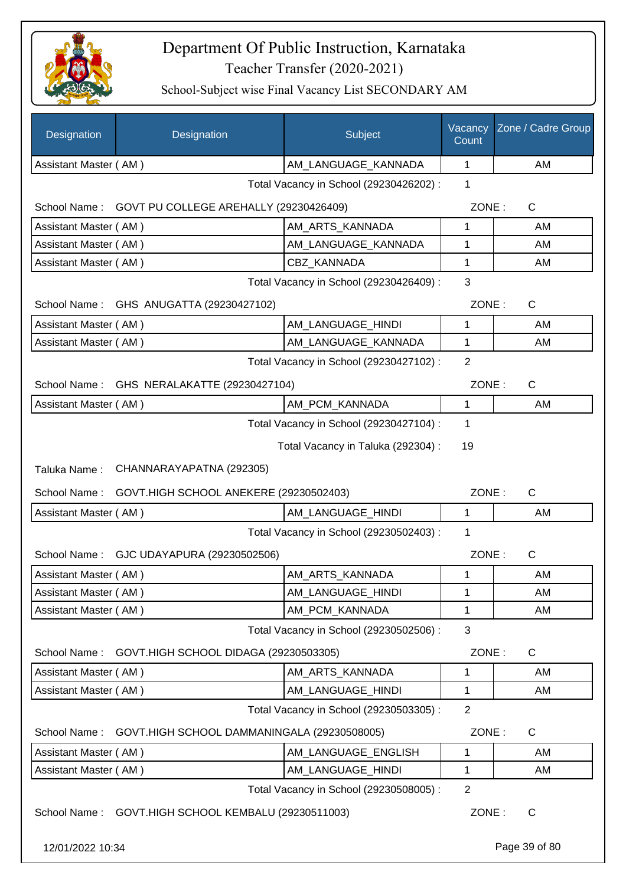# Department Of Public Instruction, Karnataka

Teacher Transfer (2020-2021)

School-Subject wise Final Vacancy List SECONDARY AM

| Designation | Designation | Subject | Vacancy Count | Zone / Cadre Group |
|---|---|---|---|---|
| Assistant Master ( AM ) | | AM_LANGUAGE_KANNADA | 1 | AM |

Total Vacancy in School (29230426202) : 1

School Name : GOVT PU COLLEGE AREHALLY (29230426409) ZONE : C

| Designation | Designation | Subject | Vacancy Count | Zone / Cadre Group |
|---|---|---|---|---|
| Assistant Master ( AM ) | | AM_ARTS_KANNADA | 1 | AM |
| Assistant Master ( AM ) | | AM_LANGUAGE_KANNADA | 1 | AM |
| Assistant Master ( AM ) | | CBZ_KANNADA | 1 | AM |

Total Vacancy in School (29230426409) : 3

School Name : GHS ANUGATTA (29230427102) ZONE : C

| Designation | Designation | Subject | Vacancy Count | Zone / Cadre Group |
|---|---|---|---|---|
| Assistant Master ( AM ) | | AM_LANGUAGE_HINDI | 1 | AM |
| Assistant Master ( AM ) | | AM_LANGUAGE_KANNADA | 1 | AM |

Total Vacancy in School (29230427102) : 2

School Name : GHS NERALAKATTE (29230427104) ZONE : C

| Designation | Designation | Subject | Vacancy Count | Zone / Cadre Group |
|---|---|---|---|---|
| Assistant Master ( AM ) | | AM_PCM_KANNADA | 1 | AM |

Total Vacancy in School (29230427104) : 1

Total Vacancy in Taluka (292304) : 19

Taluka Name : CHANNARAYAPATNA (292305)

School Name : GOVT.HIGH SCHOOL ANEKERE (29230502403) ZONE : C

| Designation | Designation | Subject | Vacancy Count | Zone / Cadre Group |
|---|---|---|---|---|
| Assistant Master ( AM ) | | AM_LANGUAGE_HINDI | 1 | AM |

Total Vacancy in School (29230502403) : 1

School Name : GJC UDAYAPURA (29230502506) ZONE : C

| Designation | Designation | Subject | Vacancy Count | Zone / Cadre Group |
|---|---|---|---|---|
| Assistant Master ( AM ) | | AM_ARTS_KANNADA | 1 | AM |
| Assistant Master ( AM ) | | AM_LANGUAGE_HINDI | 1 | AM |
| Assistant Master ( AM ) | | AM_PCM_KANNADA | 1 | AM |

Total Vacancy in School (29230502506) : 3

School Name : GOVT.HIGH SCHOOL DIDAGA (29230503305) ZONE : C

| Designation | Designation | Subject | Vacancy Count | Zone / Cadre Group |
|---|---|---|---|---|
| Assistant Master ( AM ) | | AM_ARTS_KANNADA | 1 | AM |
| Assistant Master ( AM ) | | AM_LANGUAGE_HINDI | 1 | AM |

Total Vacancy in School (29230503305) : 2

School Name : GOVT.HIGH SCHOOL DAMMANINGALA (29230508005) ZONE : C

| Designation | Designation | Subject | Vacancy Count | Zone / Cadre Group |
|---|---|---|---|---|
| Assistant Master ( AM ) | | AM_LANGUAGE_ENGLISH | 1 | AM |
| Assistant Master ( AM ) | | AM_LANGUAGE_HINDI | 1 | AM |

Total Vacancy in School (29230508005) : 2

School Name : GOVT.HIGH SCHOOL KEMBALU (29230511003) ZONE : C

12/01/2022 10:34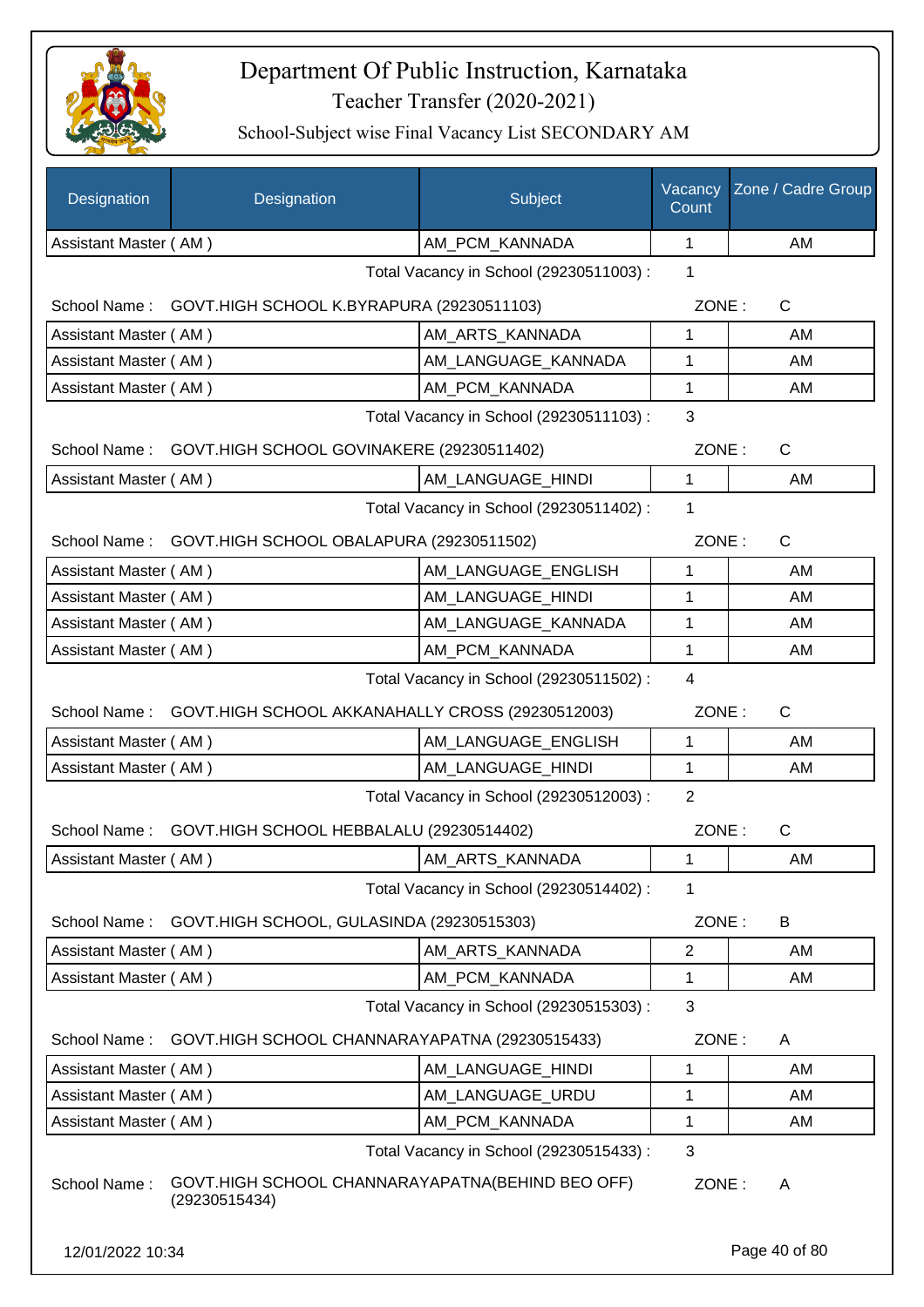# Department Of Public Instruction, Karnataka

Teacher Transfer (2020-2021)

School-Subject wise Final Vacancy List SECONDARY AM

| Designation | Designation | Subject | Vacancy Count | Zone / Cadre Group |
|---|---|---|---|---|
| Assistant Master ( AM ) | | AM_PCM_KANNADA | 1 | AM |

Total Vacancy in School (29230511003) : 1

School Name : GOVT.HIGH SCHOOL K.BYRAPURA (29230511103) ZONE : C

| Designation | Designation | Subject | Vacancy Count | Zone / Cadre Group |
|---|---|---|---|---|
| Assistant Master ( AM ) | | AM_ARTS_KANNADA | 1 | AM |
| Assistant Master ( AM ) | | AM_LANGUAGE_KANNADA | 1 | AM |
| Assistant Master ( AM ) | | AM_PCM_KANNADA | 1 | AM |

Total Vacancy in School (29230511103) : 3

School Name : GOVT.HIGH SCHOOL GOVINAKERE (29230511402) ZONE : C

| Designation | Designation | Subject | Vacancy Count | Zone / Cadre Group |
|---|---|---|---|---|
| Assistant Master ( AM ) | | AM_LANGUAGE_HINDI | 1 | AM |

Total Vacancy in School (29230511402) : 1

School Name : GOVT.HIGH SCHOOL OBALAPURA (29230511502) ZONE : C

| Designation | Designation | Subject | Vacancy Count | Zone / Cadre Group |
|---|---|---|---|---|
| Assistant Master ( AM ) | | AM_LANGUAGE_ENGLISH | 1 | AM |
| Assistant Master ( AM ) | | AM_LANGUAGE_HINDI | 1 | AM |
| Assistant Master ( AM ) | | AM_LANGUAGE_KANNADA | 1 | AM |
| Assistant Master ( AM ) | | AM_PCM_KANNADA | 1 | AM |

Total Vacancy in School (29230511502) : 4

School Name : GOVT.HIGH SCHOOL AKKANAHALLY CROSS (29230512003) ZONE : C

| Designation | Designation | Subject | Vacancy Count | Zone / Cadre Group |
|---|---|---|---|---|
| Assistant Master ( AM ) | | AM_LANGUAGE_ENGLISH | 1 | AM |
| Assistant Master ( AM ) | | AM_LANGUAGE_HINDI | 1 | AM |

Total Vacancy in School (29230512003) : 2

School Name : GOVT.HIGH SCHOOL HEBBALALU (29230514402) ZONE : C

| Designation | Designation | Subject | Vacancy Count | Zone / Cadre Group |
|---|---|---|---|---|
| Assistant Master ( AM ) | | AM_ARTS_KANNADA | 1 | AM |

Total Vacancy in School (29230514402) : 1

School Name : GOVT.HIGH SCHOOL, GULASINDA (29230515303) ZONE : B

| Designation | Designation | Subject | Vacancy Count | Zone / Cadre Group |
|---|---|---|---|---|
| Assistant Master ( AM ) | | AM_ARTS_KANNADA | 2 | AM |
| Assistant Master ( AM ) | | AM_PCM_KANNADA | 1 | AM |

Total Vacancy in School (29230515303) : 3

School Name : GOVT.HIGH SCHOOL CHANNARAYAPATNA (29230515433) ZONE : A

| Designation | Designation | Subject | Vacancy Count | Zone / Cadre Group |
|---|---|---|---|---|
| Assistant Master ( AM ) | | AM_LANGUAGE_HINDI | 1 | AM |
| Assistant Master ( AM ) | | AM_LANGUAGE_URDU | 1 | AM |
| Assistant Master ( AM ) | | AM_PCM_KANNADA | 1 | AM |

Total Vacancy in School (29230515433) : 3

School Name : GOVT.HIGH SCHOOL CHANNARAYAPATNA(BEHIND BEO OFF) (29230515434) ZONE : A

12/01/2022 10:34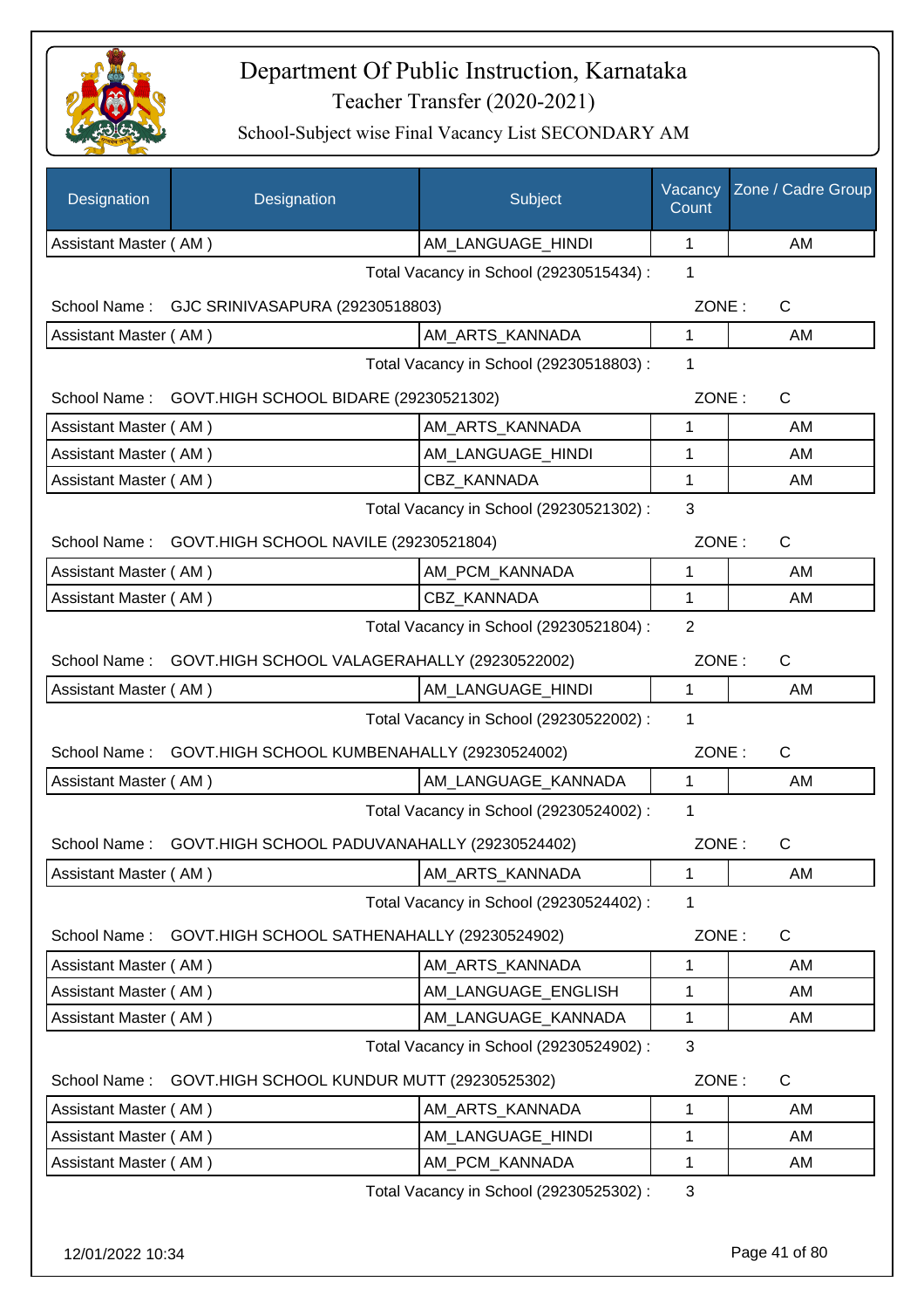# Department Of Public Instruction, Karnataka

## Teacher Transfer (2020-2021)

### School-Subject wise Final Vacancy List SECONDARY AM

| Designation | Designation | Subject | Vacancy Count | Zone / Cadre Group |
|---|---|---|---|---|
| Assistant Master ( AM ) | | AM_LANGUAGE_HINDI | 1 | AM |
| | | Total Vacancy in School (29230515434) : | 1 | |
| School Name : | GJC SRINIVASAPURA (29230518803) | | ZONE : | C |
| Assistant Master ( AM ) | | AM_ARTS_KANNADA | 1 | AM |
| | | Total Vacancy in School (29230518803) : | 1 | |
| School Name : | GOVT.HIGH SCHOOL BIDARE (29230521302) | | ZONE : | C |
| Assistant Master ( AM ) | | AM_ARTS_KANNADA | 1 | AM |
| Assistant Master ( AM ) | | AM_LANGUAGE_HINDI | 1 | AM |
| Assistant Master ( AM ) | | CBZ_KANNADA | 1 | AM |
| | | Total Vacancy in School (29230521302) : | 3 | |
| School Name : | GOVT.HIGH SCHOOL NAVILE (29230521804) | | ZONE : | C |
| Assistant Master ( AM ) | | AM_PCM_KANNADA | 1 | AM |
| Assistant Master ( AM ) | | CBZ_KANNADA | 1 | AM |
| | | Total Vacancy in School (29230521804) : | 2 | |
| School Name : | GOVT.HIGH SCHOOL VALAGERAHALLY (29230522002) | | ZONE : | C |
| Assistant Master ( AM ) | | AM_LANGUAGE_HINDI | 1 | AM |
| | | Total Vacancy in School (29230522002) : | 1 | |
| School Name : | GOVT.HIGH SCHOOL KUMBENAHALLY (29230524002) | | ZONE : | C |
| Assistant Master ( AM ) | | AM_LANGUAGE_KANNADA | 1 | AM |
| | | Total Vacancy in School (29230524002) : | 1 | |
| School Name : | GOVT.HIGH SCHOOL PADUVANAHALLY (29230524402) | | ZONE : | C |
| Assistant Master ( AM ) | | AM_ARTS_KANNADA | 1 | AM |
| | | Total Vacancy in School (29230524402) : | 1 | |
| School Name : | GOVT.HIGH SCHOOL SATHENAHALLY (29230524902) | | ZONE : | C |
| Assistant Master ( AM ) | | AM_ARTS_KANNADA | 1 | AM |
| Assistant Master ( AM ) | | AM_LANGUAGE_ENGLISH | 1 | AM |
| Assistant Master ( AM ) | | AM_LANGUAGE_KANNADA | 1 | AM |
| | | Total Vacancy in School (29230524902) : | 3 | |
| School Name : | GOVT.HIGH SCHOOL KUNDUR MUTT (29230525302) | | ZONE : | C |
| Assistant Master ( AM ) | | AM_ARTS_KANNADA | 1 | AM |
| Assistant Master ( AM ) | | AM_LANGUAGE_HINDI | 1 | AM |
| Assistant Master ( AM ) | | AM_PCM_KANNADA | 1 | AM |
| | | Total Vacancy in School (29230525302) : | 3 | |

12/01/2022 10:34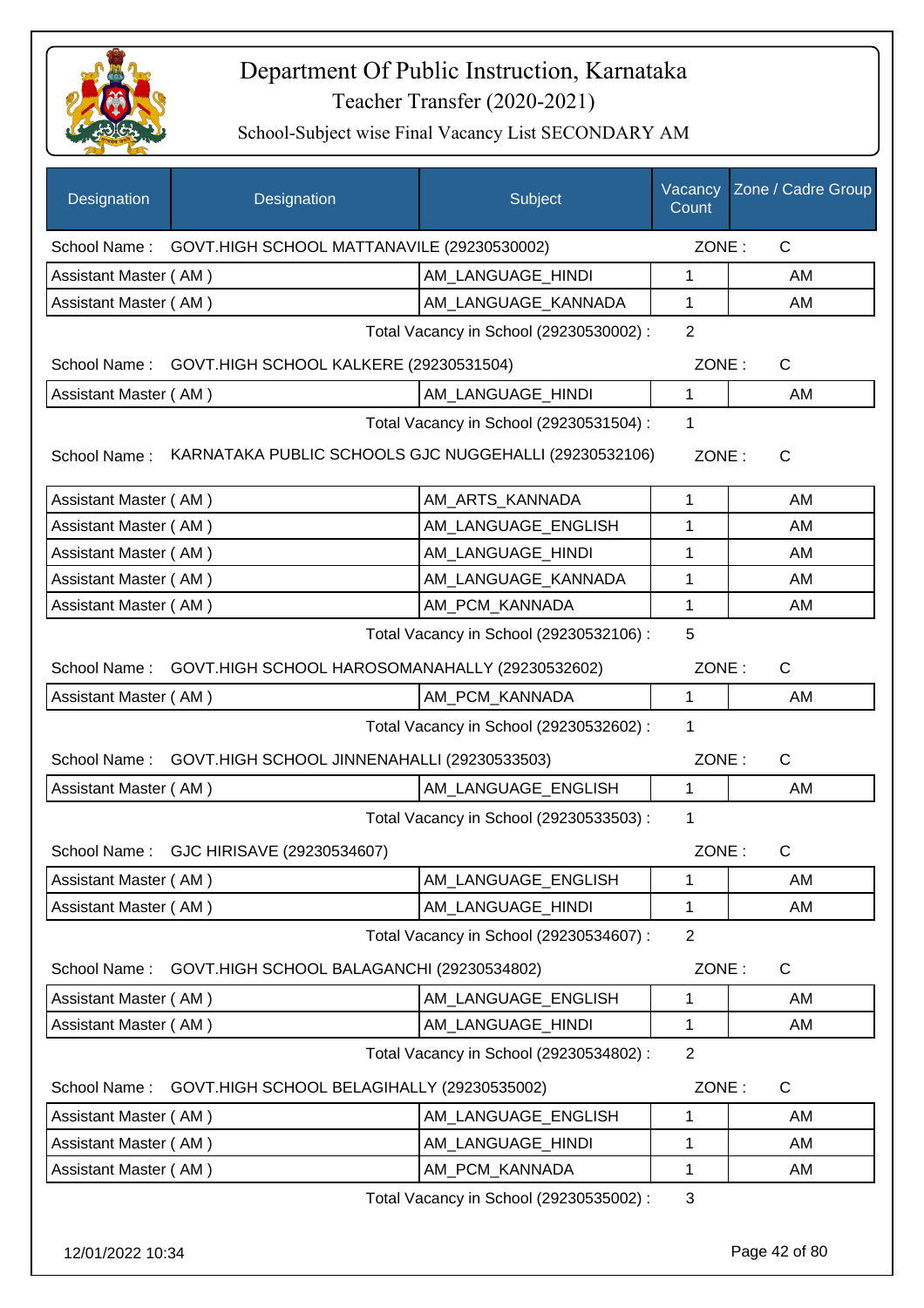# Department Of Public Instruction, Karnataka

## Teacher Transfer (2020-2021)

### School-Subject wise Final Vacancy List SECONDARY AM

| Designation | Designation | Subject | Vacancy Count | Zone / Cadre Group |
|---|---|---|---|---|
| School Name : | GOVT.HIGH SCHOOL MATTANAVILE (29230530002) | | ZONE : | C |
| Assistant Master ( AM ) | | AM_LANGUAGE_HINDI | 1 | AM |
| Assistant Master ( AM ) | | AM_LANGUAGE_KANNADA | 1 | AM |
| | | Total Vacancy in School (29230530002) : | 2 | |
| School Name : | GOVT.HIGH SCHOOL KALKERE (29230531504) | | ZONE : | C |
| Assistant Master ( AM ) | | AM_LANGUAGE_HINDI | 1 | AM |
| | | Total Vacancy in School (29230531504) : | 1 | |
| School Name : | KARNATAKA PUBLIC SCHOOLS GJC NUGGEHALLI (29230532106) | | ZONE : | C |
| Assistant Master ( AM ) | | AM_ARTS_KANNADA | 1 | AM |
| Assistant Master ( AM ) | | AM_LANGUAGE_ENGLISH | 1 | AM |
| Assistant Master ( AM ) | | AM_LANGUAGE_HINDI | 1 | AM |
| Assistant Master ( AM ) | | AM_LANGUAGE_KANNADA | 1 | AM |
| Assistant Master ( AM ) | | AM_PCM_KANNADA | 1 | AM |
| | | Total Vacancy in School (29230532106) : | 5 | |
| School Name : | GOVT.HIGH SCHOOL HAROSOMANAHALLY (29230532602) | | ZONE : | C |
| Assistant Master ( AM ) | | AM_PCM_KANNADA | 1 | AM |
| | | Total Vacancy in School (29230532602) : | 1 | |
| School Name : | GOVT.HIGH SCHOOL JINNENAHALLI (29230533503) | | ZONE : | C |
| Assistant Master ( AM ) | | AM_LANGUAGE_ENGLISH | 1 | AM |
| | | Total Vacancy in School (29230533503) : | 1 | |
| School Name : | GJC HIRISAVE (29230534607) | | ZONE : | C |
| Assistant Master ( AM ) | | AM_LANGUAGE_ENGLISH | 1 | AM |
| Assistant Master ( AM ) | | AM_LANGUAGE_HINDI | 1 | AM |
| | | Total Vacancy in School (29230534607) : | 2 | |
| School Name : | GOVT.HIGH SCHOOL BALAGANCHI (29230534802) | | ZONE : | C |
| Assistant Master ( AM ) | | AM_LANGUAGE_ENGLISH | 1 | AM |
| Assistant Master ( AM ) | | AM_LANGUAGE_HINDI | 1 | AM |
| | | Total Vacancy in School (29230534802) : | 2 | |
| School Name : | GOVT.HIGH SCHOOL BELAGIHALLY (29230535002) | | ZONE : | C |
| Assistant Master ( AM ) | | AM_LANGUAGE_ENGLISH | 1 | AM |
| Assistant Master ( AM ) | | AM_LANGUAGE_HINDI | 1 | AM |
| Assistant Master ( AM ) | | AM_PCM_KANNADA | 1 | AM |
| | | Total Vacancy in School (29230535002) : | 3 | |

12/01/2022 10:34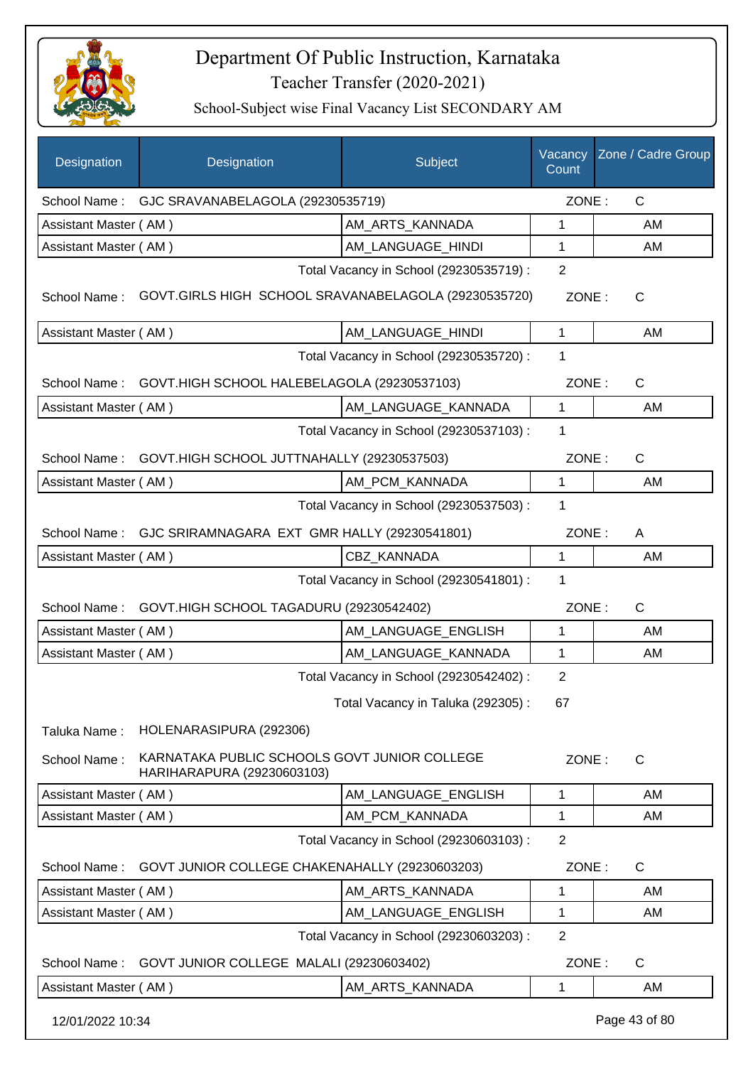# Department Of Public Instruction, Karnataka

Teacher Transfer (2020-2021)

School-Subject wise Final Vacancy List SECONDARY AM

| Designation | Designation | Subject | Vacancy Count | Zone / Cadre Group |
|---|---|---|---|---|
| School Name : | GJC SRAVANABELAGOLA (29230535719) | | ZONE : | C |
| Assistant Master ( AM ) | | AM_ARTS_KANNADA | 1 | AM |
| Assistant Master ( AM ) | | AM_LANGUAGE_HINDI | 1 | AM |
| | | Total Vacancy in School (29230535719) : | 2 | |
| School Name : | GOVT.GIRLS HIGH SCHOOL SRAVANABELAGOLA (29230535720) | | ZONE : | C |
| Assistant Master ( AM ) | | AM_LANGUAGE_HINDI | 1 | AM |
| | | Total Vacancy in School (29230535720) : | 1 | |
| School Name : | GOVT.HIGH SCHOOL HALEBELAGOLA (29230537103) | | ZONE : | C |
| Assistant Master ( AM ) | | AM_LANGUAGE_KANNADA | 1 | AM |
| | | Total Vacancy in School (29230537103) : | 1 | |
| School Name : | GOVT.HIGH SCHOOL JUTTNAHALLY (29230537503) | | ZONE : | C |
| Assistant Master ( AM ) | | AM_PCM_KANNADA | 1 | AM |
| | | Total Vacancy in School (29230537503) : | 1 | |
| School Name : | GJC SRIRAMNAGARA EXT GMR HALLY (29230541801) | | ZONE : | A |
| Assistant Master ( AM ) | | CBZ_KANNADA | 1 | AM |
| | | Total Vacancy in School (29230541801) : | 1 | |
| School Name : | GOVT.HIGH SCHOOL TAGADURU (29230542402) | | ZONE : | C |
| Assistant Master ( AM ) | | AM_LANGUAGE_ENGLISH | 1 | AM |
| Assistant Master ( AM ) | | AM_LANGUAGE_KANNADA | 1 | AM |
| | | Total Vacancy in School (29230542402) : | 2 | |
| | | Total Vacancy in Taluka (292305) : | 67 | |
| Taluka Name : | HOLENARASIPURA (292306) | | | |
| School Name : | KARNATAKA PUBLIC SCHOOLS GOVT JUNIOR COLLEGE HARIHARAPURA (29230603103) | | ZONE : | C |
| Assistant Master ( AM ) | | AM_LANGUAGE_ENGLISH | 1 | AM |
| Assistant Master ( AM ) | | AM_PCM_KANNADA | 1 | AM |
| | | Total Vacancy in School (29230603103) : | 2 | |
| School Name : | GOVT JUNIOR COLLEGE CHAKENAHALLY (29230603203) | | ZONE : | C |
| Assistant Master ( AM ) | | AM_ARTS_KANNADA | 1 | AM |
| Assistant Master ( AM ) | | AM_LANGUAGE_ENGLISH | 1 | AM |
| | | Total Vacancy in School (29230603203) : | 2 | |
| School Name : | GOVT JUNIOR COLLEGE MALALI (29230603402) | | ZONE : | C |
| Assistant Master ( AM ) | | AM_ARTS_KANNADA | 1 | AM |

12/01/2022 10:34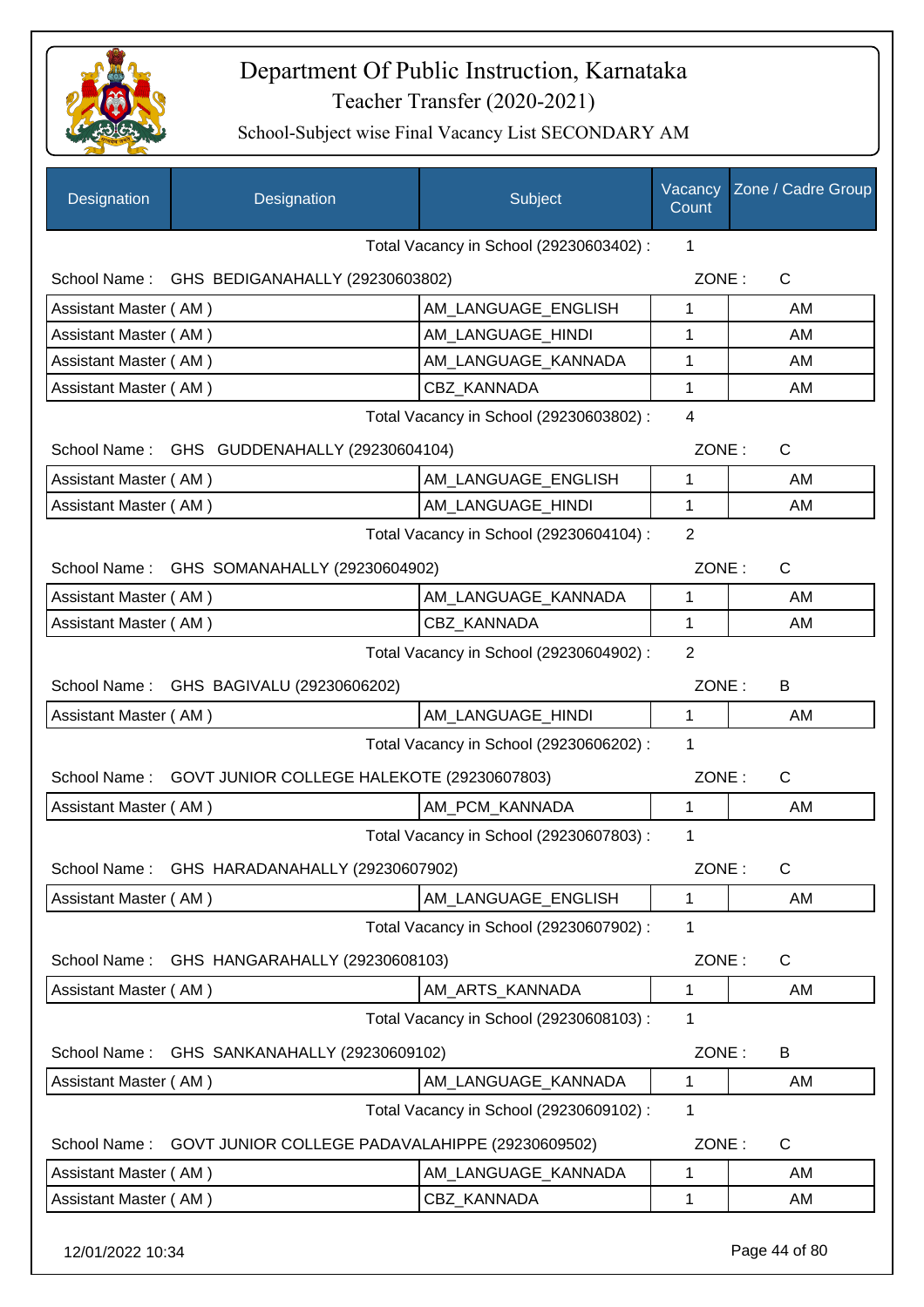# Department Of Public Instruction, Karnataka

Teacher Transfer (2020-2021)

School-Subject wise Final Vacancy List SECONDARY AM

| Designation | Designation | Subject | Vacancy Count | Zone / Cadre Group |
|---|---|---|---|---|
| | | Total Vacancy in School (29230603402) : | 1 | |
| School Name : | GHS BEDIGANAHALLY (29230603802) | | ZONE : | C |
| Assistant Master ( AM ) | | AM_LANGUAGE_ENGLISH | 1 | AM |
| Assistant Master ( AM ) | | AM_LANGUAGE_HINDI | 1 | AM |
| Assistant Master ( AM ) | | AM_LANGUAGE_KANNADA | 1 | AM |
| Assistant Master ( AM ) | | CBZ_KANNADA | 1 | AM |
| | | Total Vacancy in School (29230603802) : | 4 | |
| School Name : | GHS GUDDENAHALLY (29230604104) | | ZONE : | C |
| Assistant Master ( AM ) | | AM_LANGUAGE_ENGLISH | 1 | AM |
| Assistant Master ( AM ) | | AM_LANGUAGE_HINDI | 1 | AM |
| | | Total Vacancy in School (29230604104) : | 2 | |
| School Name : | GHS SOMANAHALLY (29230604902) | | ZONE : | C |
| Assistant Master ( AM ) | | AM_LANGUAGE_KANNADA | 1 | AM |
| Assistant Master ( AM ) | | CBZ_KANNADA | 1 | AM |
| | | Total Vacancy in School (29230604902) : | 2 | |
| School Name : | GHS BAGIVALU (29230606202) | | ZONE : | B |
| Assistant Master ( AM ) | | AM_LANGUAGE_HINDI | 1 | AM |
| | | Total Vacancy in School (29230606202) : | 1 | |
| School Name : | GOVT JUNIOR COLLEGE HALEKOTE (29230607803) | | ZONE : | C |
| Assistant Master ( AM ) | | AM_PCM_KANNADA | 1 | AM |
| | | Total Vacancy in School (29230607803) : | 1 | |
| School Name : | GHS HARADANAHALLY (29230607902) | | ZONE : | C |
| Assistant Master ( AM ) | | AM_LANGUAGE_ENGLISH | 1 | AM |
| | | Total Vacancy in School (29230607902) : | 1 | |
| School Name : | GHS HANGARAHALLY (29230608103) | | ZONE : | C |
| Assistant Master ( AM ) | | AM_ARTS_KANNADA | 1 | AM |
| | | Total Vacancy in School (29230608103) : | 1 | |
| School Name : | GHS SANKANAHALLY (29230609102) | | ZONE : | B |
| Assistant Master ( AM ) | | AM_LANGUAGE_KANNADA | 1 | AM |
| | | Total Vacancy in School (29230609102) : | 1 | |
| School Name : | GOVT JUNIOR COLLEGE PADAVALAHIPPE (29230609502) | | ZONE : | C |
| Assistant Master ( AM ) | | AM_LANGUAGE_KANNADA | 1 | AM |
| Assistant Master ( AM ) | | CBZ_KANNADA | 1 | AM |

12/01/2022 10:34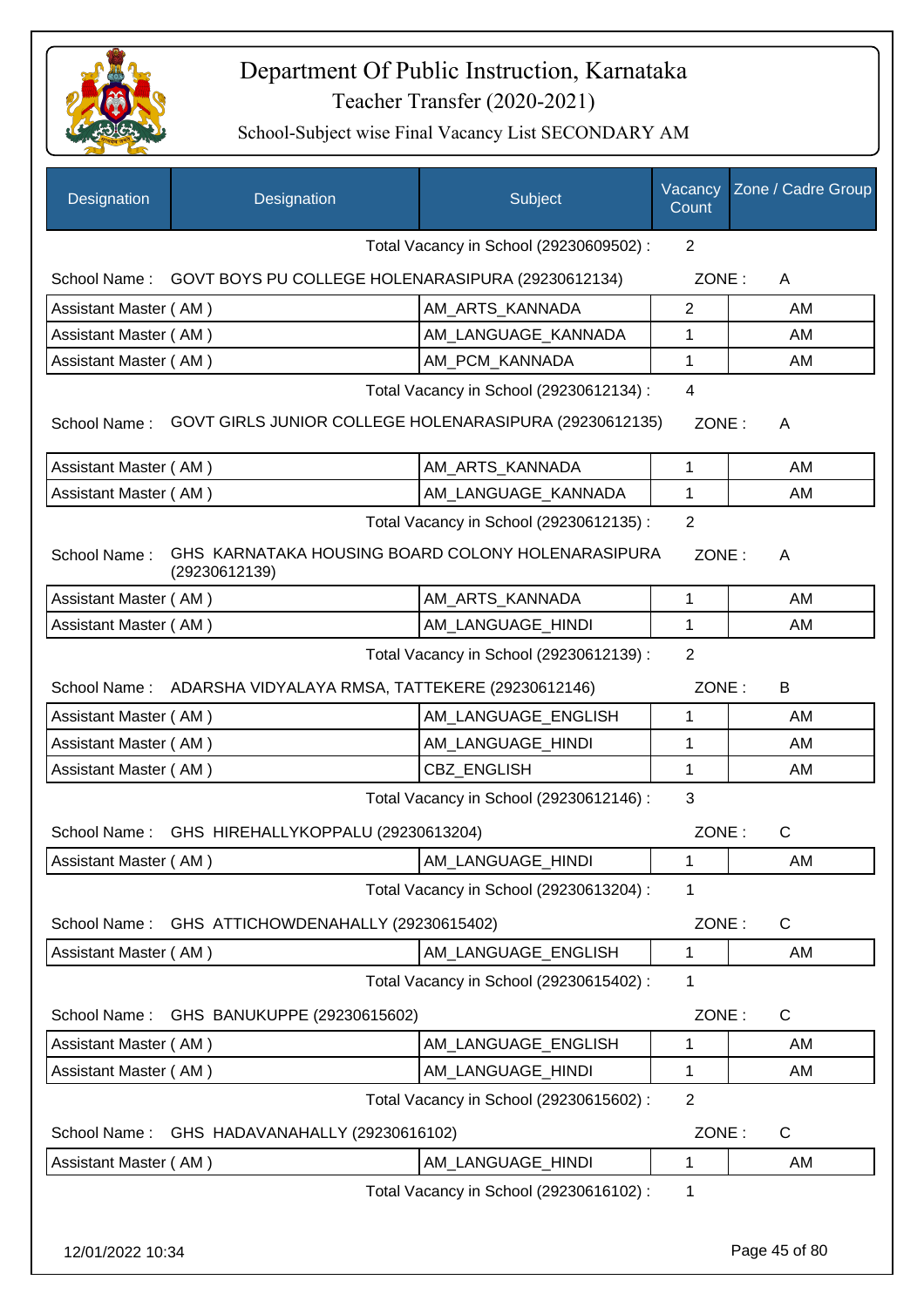# Department Of Public Instruction, Karnataka

Teacher Transfer (2020-2021)

School-Subject wise Final Vacancy List SECONDARY AM

| Designation | Designation | Subject | Vacancy Count | Zone / Cadre Group |
|---|---|---|---|---|
| | | Total Vacancy in School (29230609502) : | 2 | |
| School Name : | GOVT BOYS PU COLLEGE HOLENARASIPURA (29230612134) | | ZONE : | A |
| Assistant Master ( AM ) | | AM_ARTS_KANNADA | 2 | AM |
| Assistant Master ( AM ) | | AM_LANGUAGE_KANNADA | 1 | AM |
| Assistant Master ( AM ) | | AM_PCM_KANNADA | 1 | AM |
| | | Total Vacancy in School (29230612134) : | 4 | |
| School Name : | GOVT GIRLS JUNIOR COLLEGE HOLENARASIPURA (29230612135) | | ZONE : | A |
| Assistant Master ( AM ) | | AM_ARTS_KANNADA | 1 | AM |
| Assistant Master ( AM ) | | AM_LANGUAGE_KANNADA | 1 | AM |
| | | Total Vacancy in School (29230612135) : | 2 | |
| School Name : | GHS KARNATAKA HOUSING BOARD COLONY HOLENARASIPURA (29230612139) | | ZONE : | A |
| Assistant Master ( AM ) | | AM_ARTS_KANNADA | 1 | AM |
| Assistant Master ( AM ) | | AM_LANGUAGE_HINDI | 1 | AM |
| | | Total Vacancy in School (29230612139) : | 2 | |
| School Name : | ADARSHA VIDYALAYA RMSA, TATTEKERE (29230612146) | | ZONE : | B |
| Assistant Master ( AM ) | | AM_LANGUAGE_ENGLISH | 1 | AM |
| Assistant Master ( AM ) | | AM_LANGUAGE_HINDI | 1 | AM |
| Assistant Master ( AM ) | | CBZ_ENGLISH | 1 | AM |
| | | Total Vacancy in School (29230612146) : | 3 | |
| School Name : | GHS HIREHALLYKOPPALU (29230613204) | | ZONE : | C |
| Assistant Master ( AM ) | | AM_LANGUAGE_HINDI | 1 | AM |
| | | Total Vacancy in School (29230613204) : | 1 | |
| School Name : | GHS ATTICHOWDENAHALLY (29230615402) | | ZONE : | C |
| Assistant Master ( AM ) | | AM_LANGUAGE_ENGLISH | 1 | AM |
| | | Total Vacancy in School (29230615402) : | 1 | |
| School Name : | GHS BANUKUPPE (29230615602) | | ZONE : | C |
| Assistant Master ( AM ) | | AM_LANGUAGE_ENGLISH | 1 | AM |
| Assistant Master ( AM ) | | AM_LANGUAGE_HINDI | 1 | AM |
| | | Total Vacancy in School (29230615602) : | 2 | |
| School Name : | GHS HADAVANAHALLY (29230616102) | | ZONE : | C |
| Assistant Master ( AM ) | | AM_LANGUAGE_HINDI | 1 | AM |
| | | Total Vacancy in School (29230616102) : | 1 | |

12/01/2022 10:34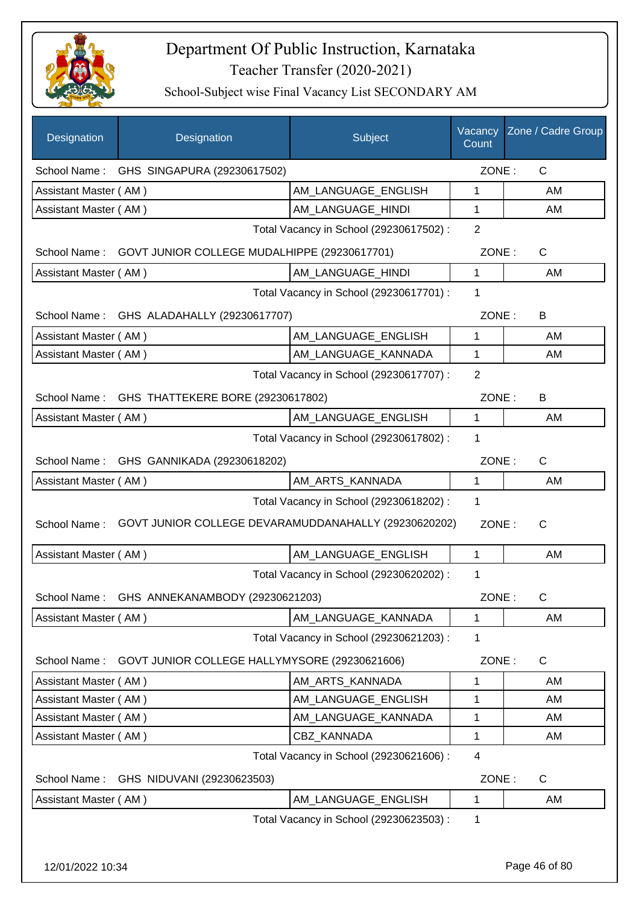# Department Of Public Instruction, Karnataka

## Teacher Transfer (2020-2021)

### School-Subject wise Final Vacancy List SECONDARY AM

| Designation | Designation | Subject | Vacancy Count | Zone / Cadre Group |
|---|---|---|---|---|
| School Name : | GHS SINGAPURA (29230617502) | | ZONE : | C |
| Assistant Master ( AM ) | | AM_LANGUAGE_ENGLISH | 1 | AM |
| Assistant Master ( AM ) | | AM_LANGUAGE_HINDI | 1 | AM |
| | | Total Vacancy in School (29230617502) : | 2 | |
| School Name : | GOVT JUNIOR COLLEGE MUDALHIPPE (29230617701) | | ZONE : | C |
| Assistant Master ( AM ) | | AM_LANGUAGE_HINDI | 1 | AM |
| | | Total Vacancy in School (29230617701) : | 1 | |
| School Name : | GHS ALADAHALLY (29230617707) | | ZONE : | B |
| Assistant Master ( AM ) | | AM_LANGUAGE_ENGLISH | 1 | AM |
| Assistant Master ( AM ) | | AM_LANGUAGE_KANNADA | 1 | AM |
| | | Total Vacancy in School (29230617707) : | 2 | |
| School Name : | GHS THATTEKERE BORE (29230617802) | | ZONE : | B |
| Assistant Master ( AM ) | | AM_LANGUAGE_ENGLISH | 1 | AM |
| | | Total Vacancy in School (29230617802) : | 1 | |
| School Name : | GHS GANNIKADA (29230618202) | | ZONE : | C |
| Assistant Master ( AM ) | | AM_ARTS_KANNADA | 1 | AM |
| | | Total Vacancy in School (29230618202) : | 1 | |
| School Name : | GOVT JUNIOR COLLEGE DEVARAMUDDANAHALLY (29230620202) | | ZONE : | C |
| Assistant Master ( AM ) | | AM_LANGUAGE_ENGLISH | 1 | AM |
| | | Total Vacancy in School (29230620202) : | 1 | |
| School Name : | GHS ANNEKANAMBODY (29230621203) | | ZONE : | C |
| Assistant Master ( AM ) | | AM_LANGUAGE_KANNADA | 1 | AM |
| | | Total Vacancy in School (29230621203) : | 1 | |
| School Name : | GOVT JUNIOR COLLEGE HALLYMYSORE (29230621606) | | ZONE : | C |
| Assistant Master ( AM ) | | AM_ARTS_KANNADA | 1 | AM |
| Assistant Master ( AM ) | | AM_LANGUAGE_ENGLISH | 1 | AM |
| Assistant Master ( AM ) | | AM_LANGUAGE_KANNADA | 1 | AM |
| Assistant Master ( AM ) | | CBZ_KANNADA | 1 | AM |
| | | Total Vacancy in School (29230621606) : | 4 | |
| School Name : | GHS NIDUVANI (29230623503) | | ZONE : | C |
| Assistant Master ( AM ) | | AM_LANGUAGE_ENGLISH | 1 | AM |
| | | Total Vacancy in School (29230623503) : | 1 | |

12/01/2022 10:34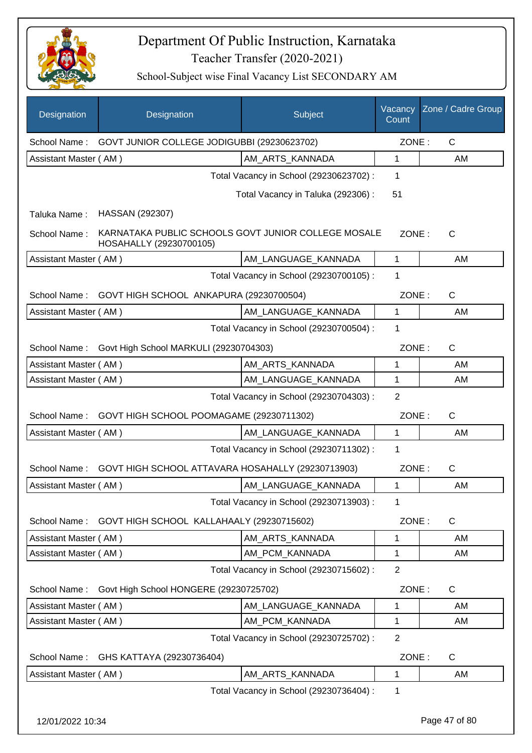# Department Of Public Instruction, Karnataka

## Teacher Transfer (2020-2021)

### School-Subject wise Final Vacancy List SECONDARY AM

| Designation | Designation | Subject | Vacancy Count | Zone / Cadre Group |
|---|---|---|---|---|
| School Name : | GOVT JUNIOR COLLEGE JODIGUBBI (29230623702) | | ZONE : | C |
| Assistant Master ( AM ) | | AM_ARTS_KANNADA | 1 | AM |
| | | Total Vacancy in School (29230623702) : | 1 | |
| | | Total Vacancy in Taluka (292306) : | 51 | |
| Taluka Name : | HASSAN (292307) | | | |
| School Name : | KARNATAKA PUBLIC SCHOOLS GOVT JUNIOR COLLEGE MOSALE HOSAHALLY (29230700105) | | ZONE : | C |
| Assistant Master ( AM ) | | AM_LANGUAGE_KANNADA | 1 | AM |
| | | Total Vacancy in School (29230700105) : | 1 | |
| School Name : | GOVT HIGH SCHOOL ANKAPURA (29230700504) | | ZONE : | C |
| Assistant Master ( AM ) | | AM_LANGUAGE_KANNADA | 1 | AM |
| | | Total Vacancy in School (29230700504) : | 1 | |
| School Name : | Govt High School MARKULI (29230704303) | | ZONE : | C |
| Assistant Master ( AM ) | | AM_ARTS_KANNADA | 1 | AM |
| Assistant Master ( AM ) | | AM_LANGUAGE_KANNADA | 1 | AM |
| | | Total Vacancy in School (29230704303) : | 2 | |
| School Name : | GOVT HIGH SCHOOL POOMAGAME (29230711302) | | ZONE : | C |
| Assistant Master ( AM ) | | AM_LANGUAGE_KANNADA | 1 | AM |
| | | Total Vacancy in School (29230711302) : | 1 | |
| School Name : | GOVT HIGH SCHOOL ATTAVARA HOSAHALLY (29230713903) | | ZONE : | C |
| Assistant Master ( AM ) | | AM_LANGUAGE_KANNADA | 1 | AM |
| | | Total Vacancy in School (29230713903) : | 1 | |
| School Name : | GOVT HIGH SCHOOL KALLAHAALY (29230715602) | | ZONE : | C |
| Assistant Master ( AM ) | | AM_ARTS_KANNADA | 1 | AM |
| Assistant Master ( AM ) | | AM_PCM_KANNADA | 1 | AM |
| | | Total Vacancy in School (29230715602) : | 2 | |
| School Name : | Govt High School HONGERE (29230725702) | | ZONE : | C |
| Assistant Master ( AM ) | | AM_LANGUAGE_KANNADA | 1 | AM |
| Assistant Master ( AM ) | | AM_PCM_KANNADA | 1 | AM |
| | | Total Vacancy in School (29230725702) : | 2 | |
| School Name : | GHS KATTAYA (29230736404) | | ZONE : | C |
| Assistant Master ( AM ) | | AM_ARTS_KANNADA | 1 | AM |
| | | Total Vacancy in School (29230736404) : | 1 | |

12/01/2022 10:34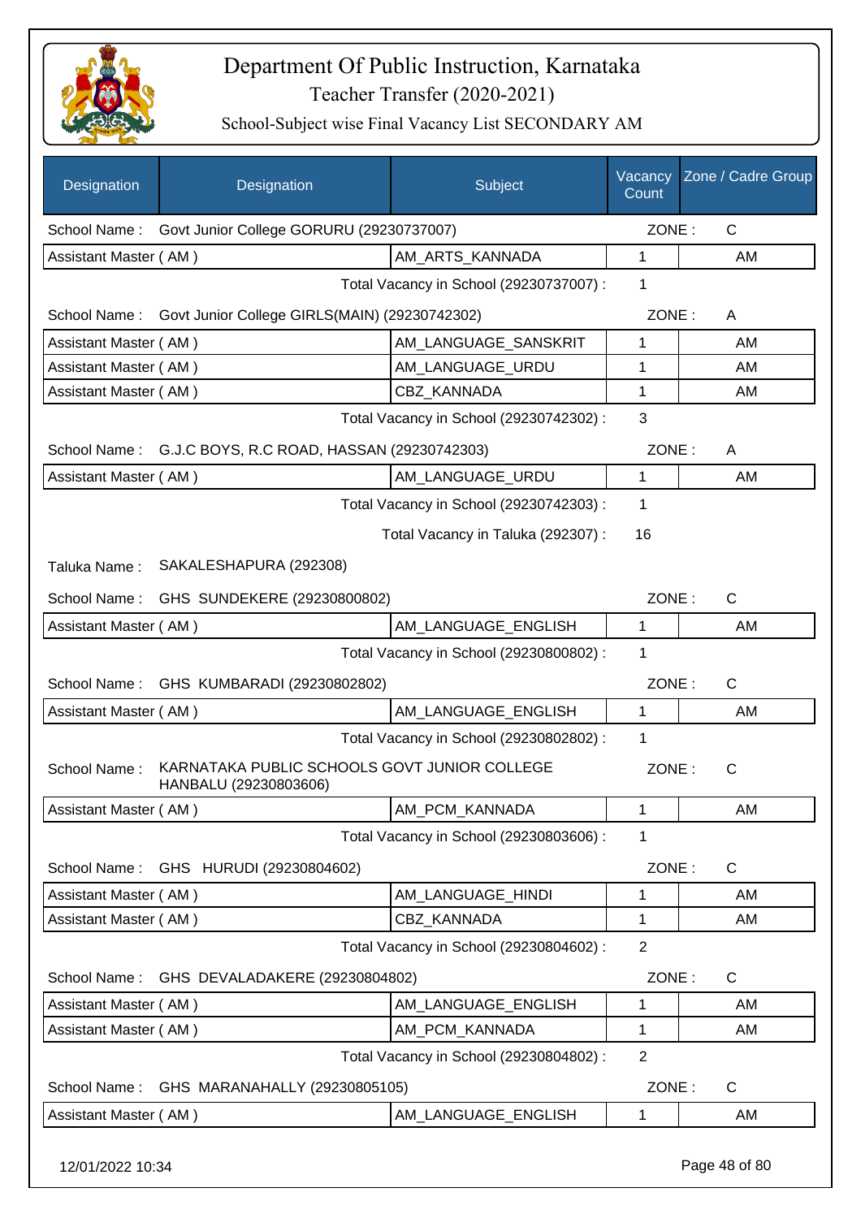# Department Of Public Instruction, Karnataka

## Teacher Transfer (2020-2021)

### School-Subject wise Final Vacancy List SECONDARY AM

| Designation | Designation | Subject | Vacancy Count | Zone / Cadre Group |
|---|---|---|---|---|
| School Name : | Govt Junior College GORURU (29230737007) | | ZONE : | C |
| Assistant Master ( AM ) | | AM_ARTS_KANNADA | 1 | AM |
| | | Total Vacancy in School (29230737007) : | 1 | |
| School Name : | Govt Junior College GIRLS(MAIN) (29230742302) | | ZONE : | A |
| Assistant Master ( AM ) | | AM_LANGUAGE_SANSKRIT | 1 | AM |
| Assistant Master ( AM ) | | AM_LANGUAGE_URDU | 1 | AM |
| Assistant Master ( AM ) | | CBZ_KANNADA | 1 | AM |
| | | Total Vacancy in School (29230742302) : | 3 | |
| School Name : | G.J.C BOYS, R.C ROAD, HASSAN (29230742303) | | ZONE : | A |
| Assistant Master ( AM ) | | AM_LANGUAGE_URDU | 1 | AM |
| | | Total Vacancy in School (29230742303) : | 1 | |
| | | Total Vacancy in Taluka (292307) : | 16 | |
| Taluka Name : | SAKALESHAPURA (292308) | | | |
| School Name : | GHS SUNDEKERE (29230800802) | | ZONE : | C |
| Assistant Master ( AM ) | | AM_LANGUAGE_ENGLISH | 1 | AM |
| | | Total Vacancy in School (29230800802) : | 1 | |
| School Name : | GHS KUMBARADI (29230802802) | | ZONE : | C |
| Assistant Master ( AM ) | | AM_LANGUAGE_ENGLISH | 1 | AM |
| | | Total Vacancy in School (29230802802) : | 1 | |
| School Name : | KARNATAKA PUBLIC SCHOOLS GOVT JUNIOR COLLEGE HANBALU (29230803606) | | ZONE : | C |
| Assistant Master ( AM ) | | AM_PCM_KANNADA | 1 | AM |
| | | Total Vacancy in School (29230803606) : | 1 | |
| School Name : | GHS HURUDI (29230804602) | | ZONE : | C |
| Assistant Master ( AM ) | | AM_LANGUAGE_HINDI | 1 | AM |
| Assistant Master ( AM ) | | CBZ_KANNADA | 1 | AM |
| | | Total Vacancy in School (29230804602) : | 2 | |
| School Name : | GHS DEVALADAKERE (29230804802) | | ZONE : | C |
| Assistant Master ( AM ) | | AM_LANGUAGE_ENGLISH | 1 | AM |
| Assistant Master ( AM ) | | AM_PCM_KANNADA | 1 | AM |
| | | Total Vacancy in School (29230804802) : | 2 | |
| School Name : | GHS MARANAHALLY (29230805105) | | ZONE : | C |
| Assistant Master ( AM ) | | AM_LANGUAGE_ENGLISH | 1 | AM |

12/01/2022 10:34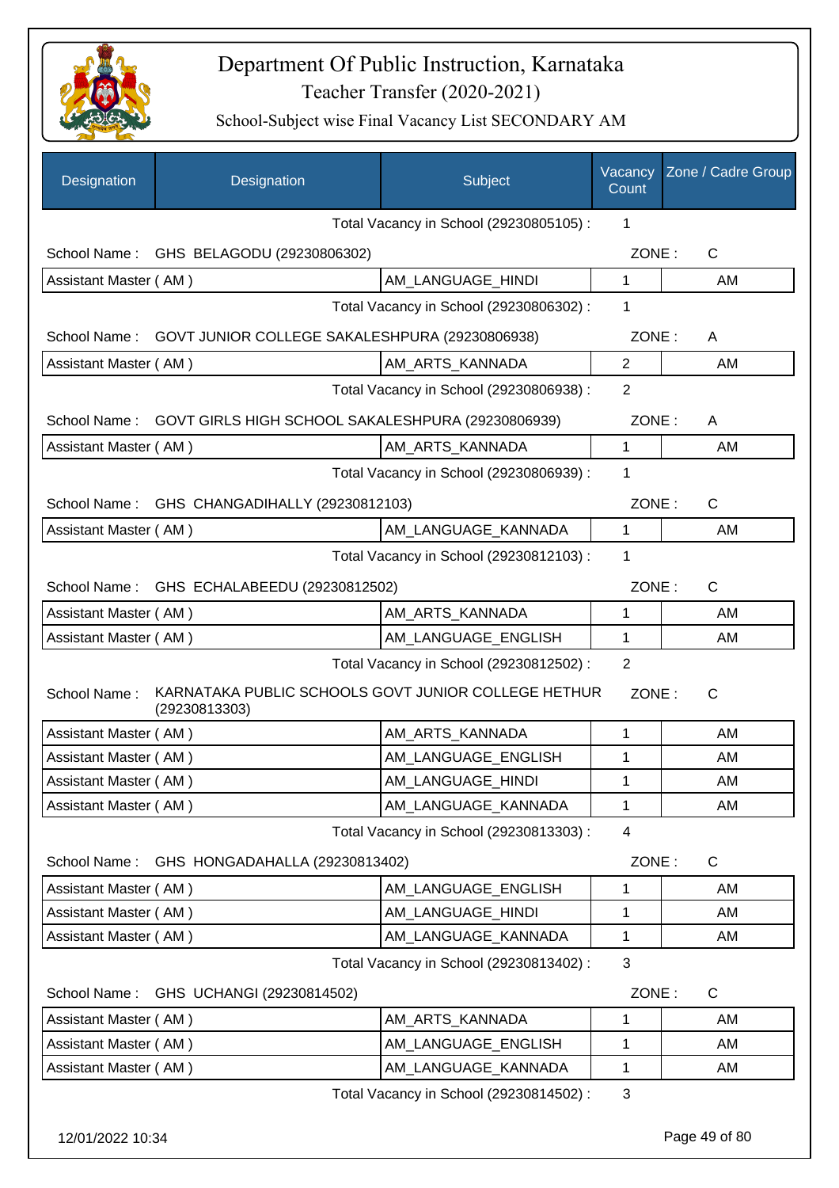# Department Of Public Instruction, Karnataka

Teacher Transfer (2020-2021)

School-Subject wise Final Vacancy List SECONDARY AM

| Designation | Designation | Subject | Vacancy Count | Zone / Cadre Group |
|---|---|---|---|---|
| | | Total Vacancy in School (29230805105) : | 1 | |
| School Name : | GHS BELAGODU (29230806302) | | ZONE : | C |
| Assistant Master ( AM ) | | AM_LANGUAGE_HINDI | 1 | AM |
| | | Total Vacancy in School (29230806302) : | 1 | |
| School Name : | GOVT JUNIOR COLLEGE SAKALESHPURA (29230806938) | | ZONE : | A |
| Assistant Master ( AM ) | | AM_ARTS_KANNADA | 2 | AM |
| | | Total Vacancy in School (29230806938) : | 2 | |
| School Name : | GOVT GIRLS HIGH SCHOOL SAKALESHPURA (29230806939) | | ZONE : | A |
| Assistant Master ( AM ) | | AM_ARTS_KANNADA | 1 | AM |
| | | Total Vacancy in School (29230806939) : | 1 | |
| School Name : | GHS CHANGADIHALLY (29230812103) | | ZONE : | C |
| Assistant Master ( AM ) | | AM_LANGUAGE_KANNADA | 1 | AM |
| | | Total Vacancy in School (29230812103) : | 1 | |
| School Name : | GHS ECHALABEEDU (29230812502) | | ZONE : | C |
| Assistant Master ( AM ) | | AM_ARTS_KANNADA | 1 | AM |
| Assistant Master ( AM ) | | AM_LANGUAGE_ENGLISH | 1 | AM |
| | | Total Vacancy in School (29230812502) : | 2 | |
| School Name : | KARNATAKA PUBLIC SCHOOLS GOVT JUNIOR COLLEGE HETHUR (29230813303) | | ZONE : | C |
| Assistant Master ( AM ) | | AM_ARTS_KANNADA | 1 | AM |
| Assistant Master ( AM ) | | AM_LANGUAGE_ENGLISH | 1 | AM |
| Assistant Master ( AM ) | | AM_LANGUAGE_HINDI | 1 | AM |
| Assistant Master ( AM ) | | AM_LANGUAGE_KANNADA | 1 | AM |
| | | Total Vacancy in School (29230813303) : | 4 | |
| School Name : | GHS HONGADAHALLA (29230813402) | | ZONE : | C |
| Assistant Master ( AM ) | | AM_LANGUAGE_ENGLISH | 1 | AM |
| Assistant Master ( AM ) | | AM_LANGUAGE_HINDI | 1 | AM |
| Assistant Master ( AM ) | | AM_LANGUAGE_KANNADA | 1 | AM |
| | | Total Vacancy in School (29230813402) : | 3 | |
| School Name : | GHS UCHANGI (29230814502) | | ZONE : | C |
| Assistant Master ( AM ) | | AM_ARTS_KANNADA | 1 | AM |
| Assistant Master ( AM ) | | AM_LANGUAGE_ENGLISH | 1 | AM |
| Assistant Master ( AM ) | | AM_LANGUAGE_KANNADA | 1 | AM |
| | | Total Vacancy in School (29230814502) : | 3 | |

12/01/2022 10:34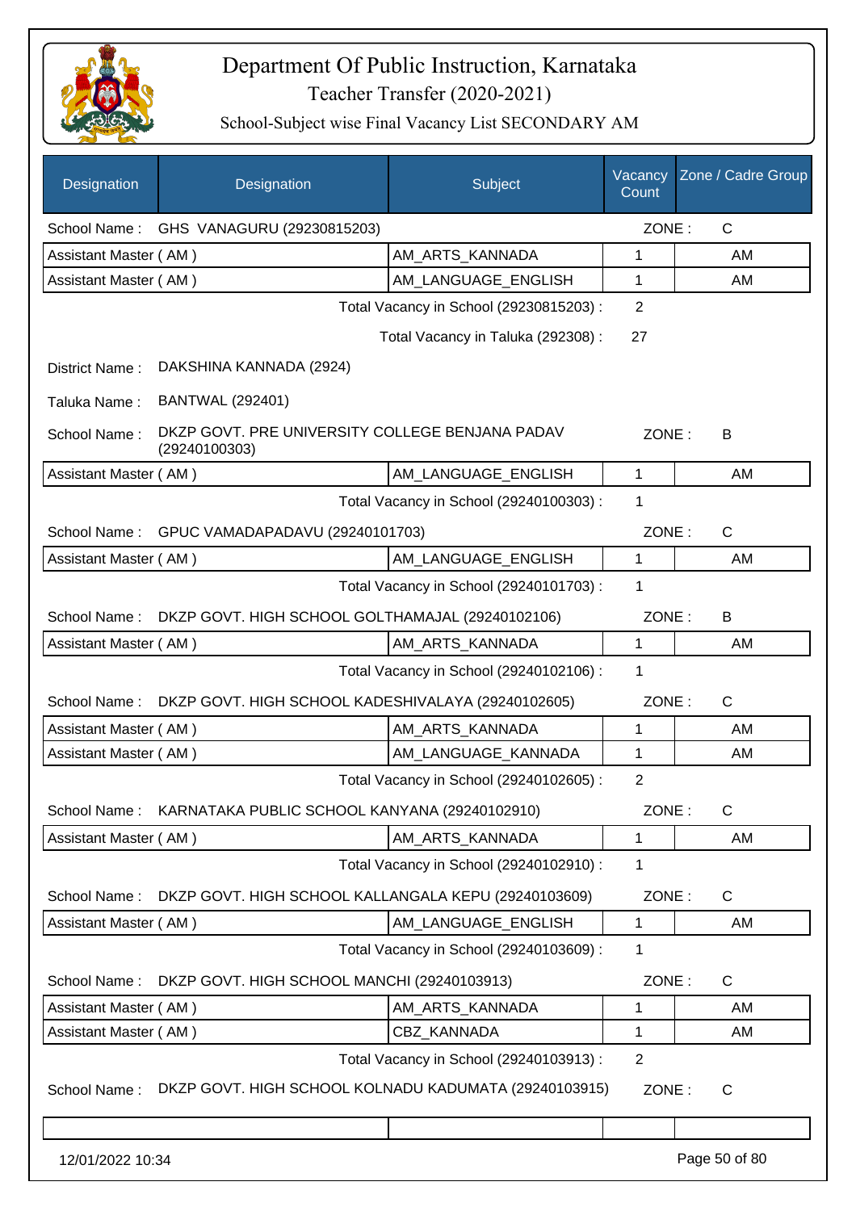# Department Of Public Instruction, Karnataka

## Teacher Transfer (2020-2021)

### School-Subject wise Final Vacancy List SECONDARY AM

| Designation | Designation | Subject | Vacancy Count | Zone / Cadre Group |
|---|---|---|---|---|

School Name : GHS VANAGURU (29230815203) ZONE : C

| Designation | Subject | Vacancy Count | Zone / Cadre Group |
|---|---|---|---|
| Assistant Master ( AM ) | AM_ARTS_KANNADA | 1 | AM |
| Assistant Master ( AM ) | AM_LANGUAGE_ENGLISH | 1 | AM |

Total Vacancy in School (29230815203) : 2

Total Vacancy in Taluka (292308) : 27

District Name : DAKSHINA KANNADA (2924)

Taluka Name : BANTWAL (292401)

School Name : DKZP GOVT. PRE UNIVERSITY COLLEGE BENJANA PADAV (29240100303) ZONE : B

| Designation | Subject | Vacancy Count | Zone / Cadre Group |
|---|---|---|---|
| Assistant Master ( AM ) | AM_LANGUAGE_ENGLISH | 1 | AM |

Total Vacancy in School (29240100303) : 1

School Name : GPUC VAMADAPADAVU (29240101703) ZONE : C

| Designation | Subject | Vacancy Count | Zone / Cadre Group |
|---|---|---|---|
| Assistant Master ( AM ) | AM_LANGUAGE_ENGLISH | 1 | AM |

Total Vacancy in School (29240101703) : 1

School Name : DKZP GOVT. HIGH SCHOOL GOLTHAMAJAL (29240102106) ZONE : B

| Designation | Subject | Vacancy Count | Zone / Cadre Group |
|---|---|---|---|
| Assistant Master ( AM ) | AM_ARTS_KANNADA | 1 | AM |

Total Vacancy in School (29240102106) : 1

School Name : DKZP GOVT. HIGH SCHOOL KADESHIVALAYA (29240102605) ZONE : C

| Designation | Subject | Vacancy Count | Zone / Cadre Group |
|---|---|---|---|
| Assistant Master ( AM ) | AM_ARTS_KANNADA | 1 | AM |
| Assistant Master ( AM ) | AM_LANGUAGE_KANNADA | 1 | AM |

Total Vacancy in School (29240102605) : 2

School Name : KARNATAKA PUBLIC SCHOOL KANYANA (29240102910) ZONE : C

| Designation | Subject | Vacancy Count | Zone / Cadre Group |
|---|---|---|---|
| Assistant Master ( AM ) | AM_ARTS_KANNADA | 1 | AM |

Total Vacancy in School (29240102910) : 1

School Name : DKZP GOVT. HIGH SCHOOL KALLANGALA KEPU (29240103609) ZONE : C

| Designation | Subject | Vacancy Count | Zone / Cadre Group |
|---|---|---|---|
| Assistant Master ( AM ) | AM_LANGUAGE_ENGLISH | 1 | AM |

Total Vacancy in School (29240103609) : 1

School Name : DKZP GOVT. HIGH SCHOOL MANCHI (29240103913) ZONE : C

| Designation | Subject | Vacancy Count | Zone / Cadre Group |
|---|---|---|---|
| Assistant Master ( AM ) | AM_ARTS_KANNADA | 1 | AM |
| Assistant Master ( AM ) | CBZ_KANNADA | 1 | AM |

Total Vacancy in School (29240103913) : 2

School Name : DKZP GOVT. HIGH SCHOOL KOLNADU KADUMATA (29240103915) ZONE : C

12/01/2022 10:34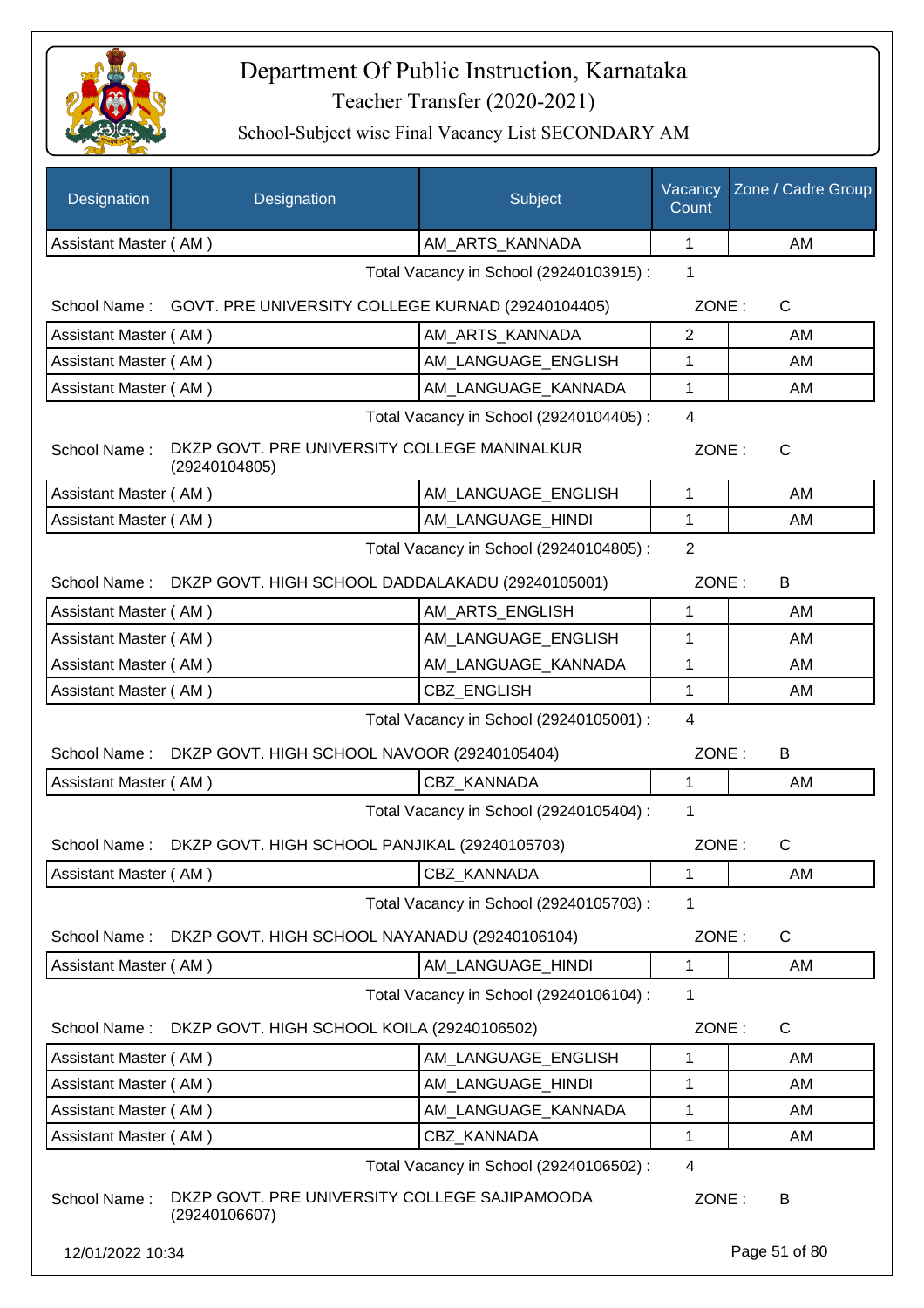# Department Of Public Instruction, Karnataka

Teacher Transfer (2020-2021)

School-Subject wise Final Vacancy List SECONDARY AM

| Designation | Designation | Subject | Vacancy Count | Zone / Cadre Group |
|---|---|---|---|---|
| Assistant Master ( AM ) | | AM_ARTS_KANNADA | 1 | AM |

Total Vacancy in School (29240103915) : 1

School Name : GOVT. PRE UNIVERSITY COLLEGE KURNAD (29240104405) ZONE : C

| Designation | Designation | Subject | Vacancy Count | Zone / Cadre Group |
|---|---|---|---|---|
| Assistant Master ( AM ) | | AM_ARTS_KANNADA | 2 | AM |
| Assistant Master ( AM ) | | AM_LANGUAGE_ENGLISH | 1 | AM |
| Assistant Master ( AM ) | | AM_LANGUAGE_KANNADA | 1 | AM |

Total Vacancy in School (29240104405) : 4

School Name : DKZP GOVT. PRE UNIVERSITY COLLEGE MANINALKUR (29240104805) ZONE : C

| Designation | Designation | Subject | Vacancy Count | Zone / Cadre Group |
|---|---|---|---|---|
| Assistant Master ( AM ) | | AM_LANGUAGE_ENGLISH | 1 | AM |
| Assistant Master ( AM ) | | AM_LANGUAGE_HINDI | 1 | AM |

Total Vacancy in School (29240104805) : 2

School Name : DKZP GOVT. HIGH SCHOOL DADDALAKADU (29240105001) ZONE : B

| Designation | Designation | Subject | Vacancy Count | Zone / Cadre Group |
|---|---|---|---|---|
| Assistant Master ( AM ) | | AM_ARTS_ENGLISH | 1 | AM |
| Assistant Master ( AM ) | | AM_LANGUAGE_ENGLISH | 1 | AM |
| Assistant Master ( AM ) | | AM_LANGUAGE_KANNADA | 1 | AM |
| Assistant Master ( AM ) | | CBZ_ENGLISH | 1 | AM |

Total Vacancy in School (29240105001) : 4

School Name : DKZP GOVT. HIGH SCHOOL NAVOOR (29240105404) ZONE : B

| Designation | Designation | Subject | Vacancy Count | Zone / Cadre Group |
|---|---|---|---|---|
| Assistant Master ( AM ) | | CBZ_KANNADA | 1 | AM |

Total Vacancy in School (29240105404) : 1

School Name : DKZP GOVT. HIGH SCHOOL PANJIKAL (29240105703) ZONE : C

| Designation | Designation | Subject | Vacancy Count | Zone / Cadre Group |
|---|---|---|---|---|
| Assistant Master ( AM ) | | CBZ_KANNADA | 1 | AM |

Total Vacancy in School (29240105703) : 1

School Name : DKZP GOVT. HIGH SCHOOL NAYANADU (29240106104) ZONE : C

| Designation | Designation | Subject | Vacancy Count | Zone / Cadre Group |
|---|---|---|---|---|
| Assistant Master ( AM ) | | AM_LANGUAGE_HINDI | 1 | AM |

Total Vacancy in School (29240106104) : 1

School Name : DKZP GOVT. HIGH SCHOOL KOILA (29240106502) ZONE : C

| Designation | Designation | Subject | Vacancy Count | Zone / Cadre Group |
|---|---|---|---|---|
| Assistant Master ( AM ) | | AM_LANGUAGE_ENGLISH | 1 | AM |
| Assistant Master ( AM ) | | AM_LANGUAGE_HINDI | 1 | AM |
| Assistant Master ( AM ) | | AM_LANGUAGE_KANNADA | 1 | AM |
| Assistant Master ( AM ) | | CBZ_KANNADA | 1 | AM |

Total Vacancy in School (29240106502) : 4

School Name : DKZP GOVT. PRE UNIVERSITY COLLEGE SAJIPAMOODA (29240106607) ZONE : B

12/01/2022 10:34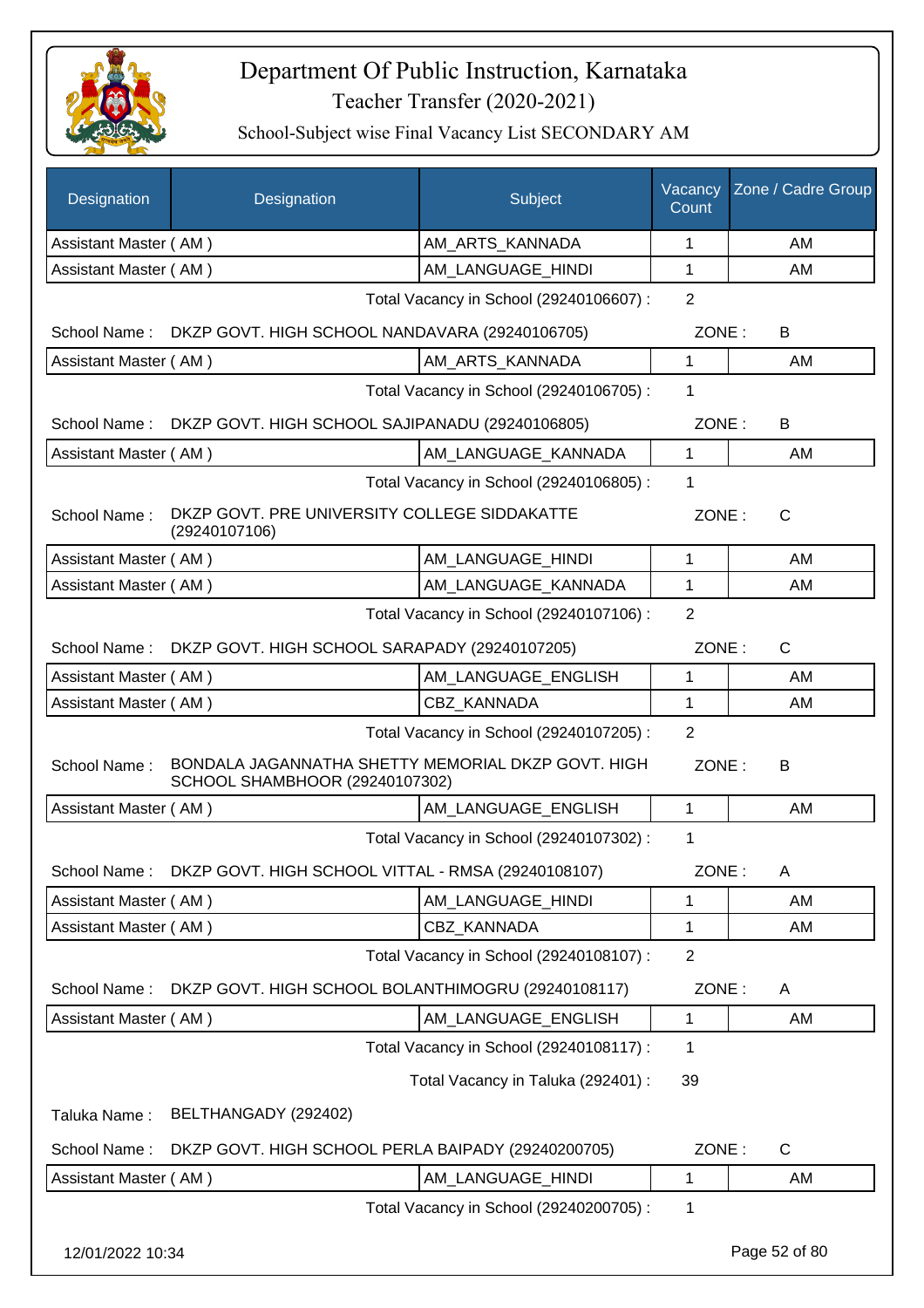# Department Of Public Instruction, Karnataka

## Teacher Transfer (2020-2021)

### School-Subject wise Final Vacancy List SECONDARY AM

| Designation | Designation | Subject | Vacancy Count | Zone / Cadre Group |
|---|---|---|---|---|
| Assistant Master ( AM ) | | AM_ARTS_KANNADA | 1 | AM |
| Assistant Master ( AM ) | | AM_LANGUAGE_HINDI | 1 | AM |

Total Vacancy in School (29240106607) : 2

School Name : DKZP GOVT. HIGH SCHOOL NANDAVARA (29240106705) ZONE : B

| Designation | Subject | Vacancy Count | Zone / Cadre Group |
|---|---|---|---|
| Assistant Master ( AM ) | AM_ARTS_KANNADA | 1 | AM |

Total Vacancy in School (29240106705) : 1

School Name : DKZP GOVT. HIGH SCHOOL SAJIPANADU (29240106805) ZONE : B

| Designation | Subject | Vacancy Count | Zone / Cadre Group |
|---|---|---|---|
| Assistant Master ( AM ) | AM_LANGUAGE_KANNADA | 1 | AM |

Total Vacancy in School (29240106805) : 1

School Name : DKZP GOVT. PRE UNIVERSITY COLLEGE SIDDAKATTE (29240107106) ZONE : C

| Designation | Subject | Vacancy Count | Zone / Cadre Group |
|---|---|---|---|
| Assistant Master ( AM ) | AM_LANGUAGE_HINDI | 1 | AM |
| Assistant Master ( AM ) | AM_LANGUAGE_KANNADA | 1 | AM |

Total Vacancy in School (29240107106) : 2

School Name : DKZP GOVT. HIGH SCHOOL SARAPADY (29240107205) ZONE : C

| Designation | Subject | Vacancy Count | Zone / Cadre Group |
|---|---|---|---|
| Assistant Master ( AM ) | AM_LANGUAGE_ENGLISH | 1 | AM |
| Assistant Master ( AM ) | CBZ_KANNADA | 1 | AM |

Total Vacancy in School (29240107205) : 2

School Name : BONDALA JAGANNATHA SHETTY MEMORIAL DKZP GOVT. HIGH SCHOOL SHAMBHOOR (29240107302) ZONE : B

| Designation | Subject | Vacancy Count | Zone / Cadre Group |
|---|---|---|---|
| Assistant Master ( AM ) | AM_LANGUAGE_ENGLISH | 1 | AM |

Total Vacancy in School (29240107302) : 1

School Name : DKZP GOVT. HIGH SCHOOL VITTAL - RMSA (29240108107) ZONE : A

| Designation | Subject | Vacancy Count | Zone / Cadre Group |
|---|---|---|---|
| Assistant Master ( AM ) | AM_LANGUAGE_HINDI | 1 | AM |
| Assistant Master ( AM ) | CBZ_KANNADA | 1 | AM |

Total Vacancy in School (29240108107) : 2

School Name : DKZP GOVT. HIGH SCHOOL BOLANTHIMOGRU (29240108117) ZONE : A

| Designation | Subject | Vacancy Count | Zone / Cadre Group |
|---|---|---|---|
| Assistant Master ( AM ) | AM_LANGUAGE_ENGLISH | 1 | AM |

Total Vacancy in School (29240108117) : 1

Total Vacancy in Taluka (292401) : 39

Taluka Name : BELTHANGADY (292402)

School Name : DKZP GOVT. HIGH SCHOOL PERLA BAIPADY (29240200705) ZONE : C

| Designation | Subject | Vacancy Count | Zone / Cadre Group |
|---|---|---|---|
| Assistant Master ( AM ) | AM_LANGUAGE_HINDI | 1 | AM |

Total Vacancy in School (29240200705) : 1

12/01/2022 10:34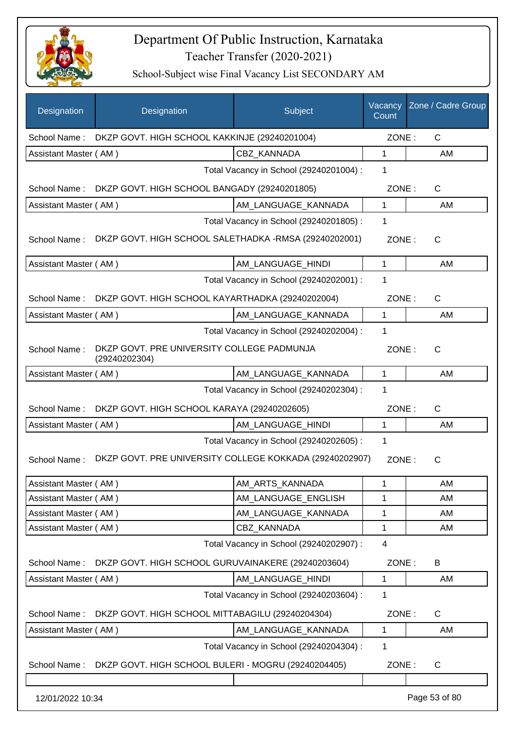# Department Of Public Instruction, Karnataka

## Teacher Transfer (2020-2021)

### School-Subject wise Final Vacancy List SECONDARY AM

| Designation | Designation | Subject | Vacancy Count | Zone / Cadre Group |
|---|---|---|---|---|
| School Name : | DKZP GOVT. HIGH SCHOOL KAKKINJE (29240201004) | | ZONE : | C |
| Assistant Master ( AM ) | | CBZ_KANNADA | 1 | AM |
| | | Total Vacancy in School (29240201004) : | 1 | |
| School Name : | DKZP GOVT. HIGH SCHOOL BANGADY (29240201805) | | ZONE : | C |
| Assistant Master ( AM ) | | AM_LANGUAGE_KANNADA | 1 | AM |
| | | Total Vacancy in School (29240201805) : | 1 | |
| School Name : | DKZP GOVT. HIGH SCHOOL SALETHADKA -RMSA (29240202001) | | ZONE : | C |
| Assistant Master ( AM ) | | AM_LANGUAGE_HINDI | 1 | AM |
| | | Total Vacancy in School (29240202001) : | 1 | |
| School Name : | DKZP GOVT. HIGH SCHOOL KAYARTHADKA (29240202004) | | ZONE : | C |
| Assistant Master ( AM ) | | AM_LANGUAGE_KANNADA | 1 | AM |
| | | Total Vacancy in School (29240202004) : | 1 | |
| School Name : | DKZP GOVT. PRE UNIVERSITY COLLEGE PADMUNJA (29240202304) | | ZONE : | C |
| Assistant Master ( AM ) | | AM_LANGUAGE_KANNADA | 1 | AM |
| | | Total Vacancy in School (29240202304) : | 1 | |
| School Name : | DKZP GOVT. HIGH SCHOOL KARAYA (29240202605) | | ZONE : | C |
| Assistant Master ( AM ) | | AM_LANGUAGE_HINDI | 1 | AM |
| | | Total Vacancy in School (29240202605) : | 1 | |
| School Name : | DKZP GOVT. PRE UNIVERSITY COLLEGE KOKKADA (29240202907) | | ZONE : | C |
| Assistant Master ( AM ) | | AM_ARTS_KANNADA | 1 | AM |
| Assistant Master ( AM ) | | AM_LANGUAGE_ENGLISH | 1 | AM |
| Assistant Master ( AM ) | | AM_LANGUAGE_KANNADA | 1 | AM |
| Assistant Master ( AM ) | | CBZ_KANNADA | 1 | AM |
| | | Total Vacancy in School (29240202907) : | 4 | |
| School Name : | DKZP GOVT. HIGH SCHOOL GURUVAINAKERE (29240203604) | | ZONE : | B |
| Assistant Master ( AM ) | | AM_LANGUAGE_HINDI | 1 | AM |
| | | Total Vacancy in School (29240203604) : | 1 | |
| School Name : | DKZP GOVT. HIGH SCHOOL MITTABAGILU (29240204304) | | ZONE : | C |
| Assistant Master ( AM ) | | AM_LANGUAGE_KANNADA | 1 | AM |
| | | Total Vacancy in School (29240204304) : | 1 | |
| School Name : | DKZP GOVT. HIGH SCHOOL BULERI - MOGRU (29240204405) | | ZONE : | C |
| | | | | |

12/01/2022 10:34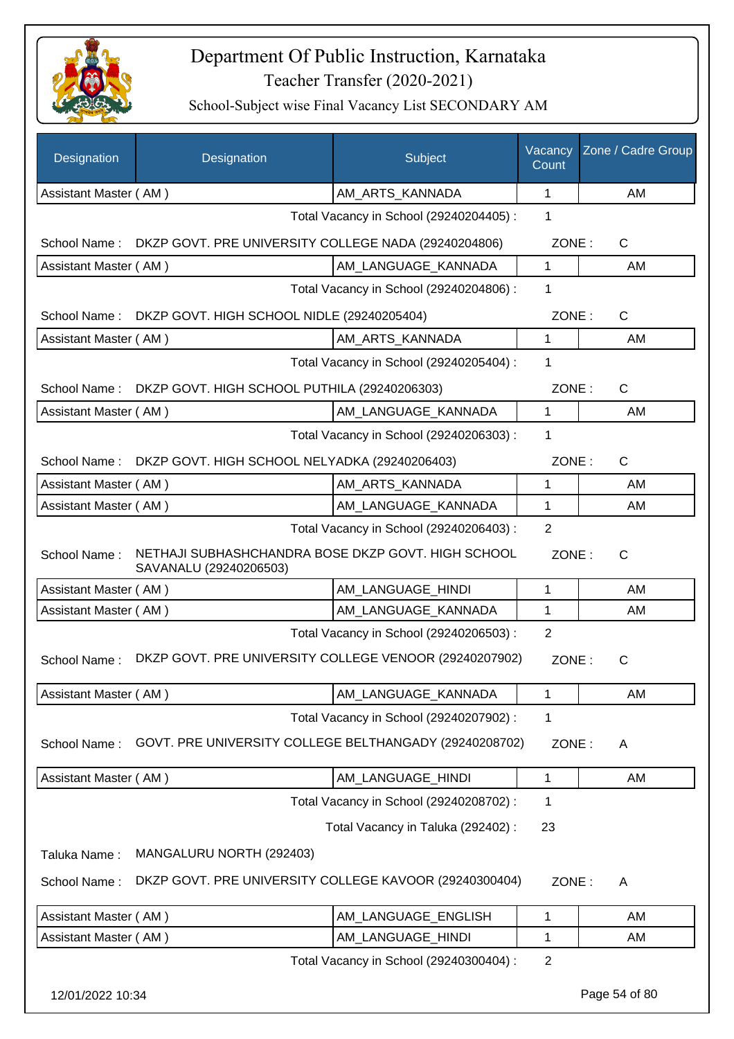# Department Of Public Instruction, Karnataka

## Teacher Transfer (2020-2021)

### School-Subject wise Final Vacancy List SECONDARY AM

| Designation | Designation | Subject | Vacancy Count | Zone / Cadre Group |
|---|---|---|---|---|
| Assistant Master ( AM ) | | AM_ARTS_KANNADA | 1 | AM |

Total Vacancy in School (29240204405) : 1

School Name : DKZP GOVT. PRE UNIVERSITY COLLEGE NADA (29240204806) ZONE : C

| Designation | Designation | Subject | Vacancy Count | Zone / Cadre Group |
|---|---|---|---|---|
| Assistant Master ( AM ) | | AM_LANGUAGE_KANNADA | 1 | AM |

Total Vacancy in School (29240204806) : 1

School Name : DKZP GOVT. HIGH SCHOOL NIDLE (29240205404) ZONE : C

| Designation | Designation | Subject | Vacancy Count | Zone / Cadre Group |
|---|---|---|---|---|
| Assistant Master ( AM ) | | AM_ARTS_KANNADA | 1 | AM |

Total Vacancy in School (29240205404) : 1

School Name : DKZP GOVT. HIGH SCHOOL PUTHILA (29240206303) ZONE : C

| Designation | Designation | Subject | Vacancy Count | Zone / Cadre Group |
|---|---|---|---|---|
| Assistant Master ( AM ) | | AM_LANGUAGE_KANNADA | 1 | AM |

Total Vacancy in School (29240206303) : 1

School Name : DKZP GOVT. HIGH SCHOOL NELYADKA (29240206403) ZONE : C

| Designation | Designation | Subject | Vacancy Count | Zone / Cadre Group |
|---|---|---|---|---|
| Assistant Master ( AM ) | | AM_ARTS_KANNADA | 1 | AM |
| Assistant Master ( AM ) | | AM_LANGUAGE_KANNADA | 1 | AM |

Total Vacancy in School (29240206403) : 2

School Name : NETHAJI SUBHASHCHANDRA BOSE DKZP GOVT. HIGH SCHOOL SAVANALU (29240206503) ZONE : C

| Designation | Designation | Subject | Vacancy Count | Zone / Cadre Group |
|---|---|---|---|---|
| Assistant Master ( AM ) | | AM_LANGUAGE_HINDI | 1 | AM |
| Assistant Master ( AM ) | | AM_LANGUAGE_KANNADA | 1 | AM |

Total Vacancy in School (29240206503) : 2

School Name : DKZP GOVT. PRE UNIVERSITY COLLEGE VENOOR (29240207902) ZONE : C

| Designation | Designation | Subject | Vacancy Count | Zone / Cadre Group |
|---|---|---|---|---|
| Assistant Master ( AM ) | | AM_LANGUAGE_KANNADA | 1 | AM |

Total Vacancy in School (29240207902) : 1

School Name : GOVT. PRE UNIVERSITY COLLEGE BELTHANGADY (29240208702) ZONE : A

| Designation | Designation | Subject | Vacancy Count | Zone / Cadre Group |
|---|---|---|---|---|
| Assistant Master ( AM ) | | AM_LANGUAGE_HINDI | 1 | AM |

Total Vacancy in School (29240208702) : 1

Total Vacancy in Taluka (292402) : 23

Taluka Name : MANGALURU NORTH (292403)

School Name : DKZP GOVT. PRE UNIVERSITY COLLEGE KAVOOR (29240300404) ZONE : A

| Designation | Designation | Subject | Vacancy Count | Zone / Cadre Group |
|---|---|---|---|---|
| Assistant Master ( AM ) | | AM_LANGUAGE_ENGLISH | 1 | AM |
| Assistant Master ( AM ) | | AM_LANGUAGE_HINDI | 1 | AM |

Total Vacancy in School (29240300404) : 2

12/01/2022 10:34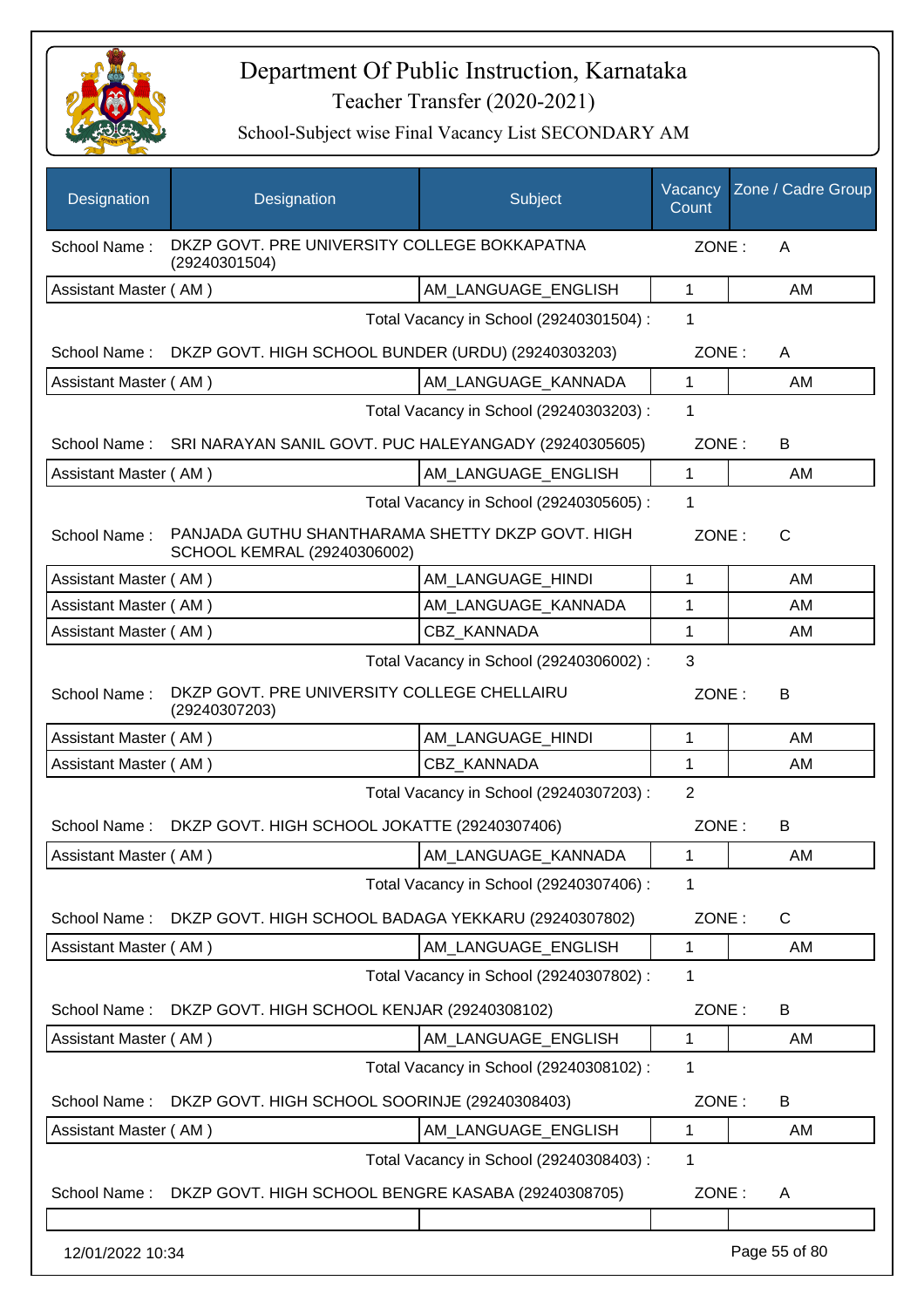# Department Of Public Instruction, Karnataka

Teacher Transfer (2020-2021)

School-Subject wise Final Vacancy List SECONDARY AM

| Designation | Designation | Subject | Vacancy Count | Zone / Cadre Group |
|---|---|---|---|---|
| School Name : | DKZP GOVT. PRE UNIVERSITY COLLEGE BOKKAPATNA (29240301504) | | ZONE : | A |
| Assistant Master ( AM ) | | AM_LANGUAGE_ENGLISH | 1 | AM |
| | | Total Vacancy in School (29240301504) : | 1 | |
| School Name : | DKZP GOVT. HIGH SCHOOL BUNDER (URDU) (29240303203) | | ZONE : | A |
| Assistant Master ( AM ) | | AM_LANGUAGE_KANNADA | 1 | AM |
| | | Total Vacancy in School (29240303203) : | 1 | |
| School Name : | SRI NARAYAN SANIL GOVT. PUC HALEYANGADY (29240305605) | | ZONE : | B |
| Assistant Master ( AM ) | | AM_LANGUAGE_ENGLISH | 1 | AM |
| | | Total Vacancy in School (29240305605) : | 1 | |
| School Name : | PANJADA GUTHU SHANTHARAMA SHETTY DKZP GOVT. HIGH SCHOOL KEMRAL (29240306002) | | ZONE : | C |
| Assistant Master ( AM ) | | AM_LANGUAGE_HINDI | 1 | AM |
| Assistant Master ( AM ) | | AM_LANGUAGE_KANNADA | 1 | AM |
| Assistant Master ( AM ) | | CBZ_KANNADA | 1 | AM |
| | | Total Vacancy in School (29240306002) : | 3 | |
| School Name : | DKZP GOVT. PRE UNIVERSITY COLLEGE CHELLAIRU (29240307203) | | ZONE : | B |
| Assistant Master ( AM ) | | AM_LANGUAGE_HINDI | 1 | AM |
| Assistant Master ( AM ) | | CBZ_KANNADA | 1 | AM |
| | | Total Vacancy in School (29240307203) : | 2 | |
| School Name : | DKZP GOVT. HIGH SCHOOL JOKATTE (29240307406) | | ZONE : | B |
| Assistant Master ( AM ) | | AM_LANGUAGE_KANNADA | 1 | AM |
| | | Total Vacancy in School (29240307406) : | 1 | |
| School Name : | DKZP GOVT. HIGH SCHOOL BADAGA YEKKARU (29240307802) | | ZONE : | C |
| Assistant Master ( AM ) | | AM_LANGUAGE_ENGLISH | 1 | AM |
| | | Total Vacancy in School (29240307802) : | 1 | |
| School Name : | DKZP GOVT. HIGH SCHOOL KENJAR (29240308102) | | ZONE : | B |
| Assistant Master ( AM ) | | AM_LANGUAGE_ENGLISH | 1 | AM |
| | | Total Vacancy in School (29240308102) : | 1 | |
| School Name : | DKZP GOVT. HIGH SCHOOL SOORINJE (29240308403) | | ZONE : | B |
| Assistant Master ( AM ) | | AM_LANGUAGE_ENGLISH | 1 | AM |
| | | Total Vacancy in School (29240308403) : | 1 | |
| School Name : | DKZP GOVT. HIGH SCHOOL BENGRE KASABA (29240308705) | | ZONE : | A |

12/01/2022 10:34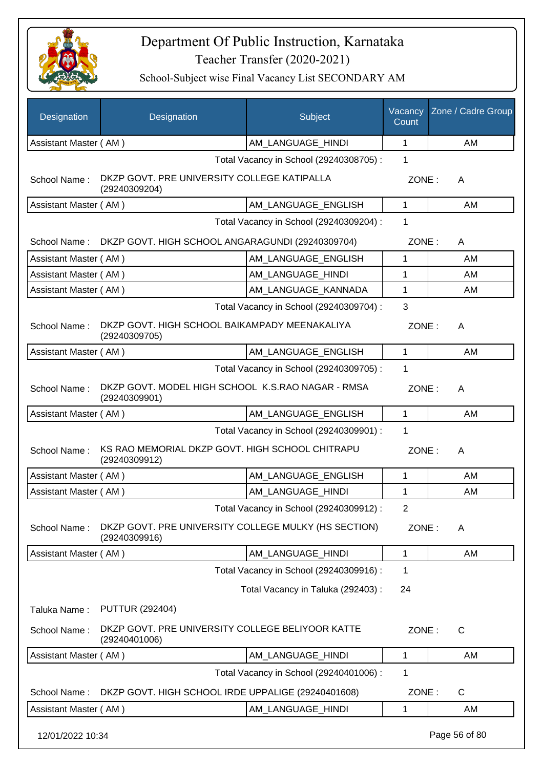# Department Of Public Instruction, Karnataka

Teacher Transfer (2020-2021)

School-Subject wise Final Vacancy List SECONDARY AM

| Designation | Designation | Subject | Vacancy Count | Zone / Cadre Group |
|---|---|---|---|---|
| Assistant Master ( AM ) | | AM_LANGUAGE_HINDI | 1 | AM |

Total Vacancy in School (29240308705) : 1

School Name : DKZP GOVT. PRE UNIVERSITY COLLEGE KATIPALLA (29240309204) ZONE : A

| Designation | Designation | Subject | Vacancy Count | Zone / Cadre Group |
|---|---|---|---|---|
| Assistant Master ( AM ) | | AM_LANGUAGE_ENGLISH | 1 | AM |

Total Vacancy in School (29240309204) : 1

School Name : DKZP GOVT. HIGH SCHOOL ANGARAGUNDI (29240309704) ZONE : A

| Designation | Designation | Subject | Vacancy Count | Zone / Cadre Group |
|---|---|---|---|---|
| Assistant Master ( AM ) | | AM_LANGUAGE_ENGLISH | 1 | AM |
| Assistant Master ( AM ) | | AM_LANGUAGE_HINDI | 1 | AM |
| Assistant Master ( AM ) | | AM_LANGUAGE_KANNADA | 1 | AM |

Total Vacancy in School (29240309704) : 3

School Name : DKZP GOVT. HIGH SCHOOL BAIKAMPADY MEENAKALIYA (29240309705) ZONE : A

| Designation | Designation | Subject | Vacancy Count | Zone / Cadre Group |
|---|---|---|---|---|
| Assistant Master ( AM ) | | AM_LANGUAGE_ENGLISH | 1 | AM |

Total Vacancy in School (29240309705) : 1

School Name : DKZP GOVT. MODEL HIGH SCHOOL K.S.RAO NAGAR - RMSA (29240309901) ZONE : A

| Designation | Designation | Subject | Vacancy Count | Zone / Cadre Group |
|---|---|---|---|---|
| Assistant Master ( AM ) | | AM_LANGUAGE_ENGLISH | 1 | AM |

Total Vacancy in School (29240309901) : 1

School Name : KS RAO MEMORIAL DKZP GOVT. HIGH SCHOOL CHITRAPU (29240309912) ZONE : A

| Designation | Designation | Subject | Vacancy Count | Zone / Cadre Group |
|---|---|---|---|---|
| Assistant Master ( AM ) | | AM_LANGUAGE_ENGLISH | 1 | AM |
| Assistant Master ( AM ) | | AM_LANGUAGE_HINDI | 1 | AM |

Total Vacancy in School (29240309912) : 2

School Name : DKZP GOVT. PRE UNIVERSITY COLLEGE MULKY (HS SECTION) (29240309916) ZONE : A

| Designation | Designation | Subject | Vacancy Count | Zone / Cadre Group |
|---|---|---|---|---|
| Assistant Master ( AM ) | | AM_LANGUAGE_HINDI | 1 | AM |

Total Vacancy in School (29240309916) : 1

Total Vacancy in Taluka (292403) : 24

Taluka Name : PUTTUR (292404)

School Name : DKZP GOVT. PRE UNIVERSITY COLLEGE BELIYOOR KATTE (29240401006) ZONE : C

| Designation | Designation | Subject | Vacancy Count | Zone / Cadre Group |
|---|---|---|---|---|
| Assistant Master ( AM ) | | AM_LANGUAGE_HINDI | 1 | AM |

Total Vacancy in School (29240401006) : 1

School Name : DKZP GOVT. HIGH SCHOOL IRDE UPPALIGE (29240401608) ZONE : C

| Designation | Designation | Subject | Vacancy Count | Zone / Cadre Group |
|---|---|---|---|---|
| Assistant Master ( AM ) | | AM_LANGUAGE_HINDI | 1 | AM |

12/01/2022 10:34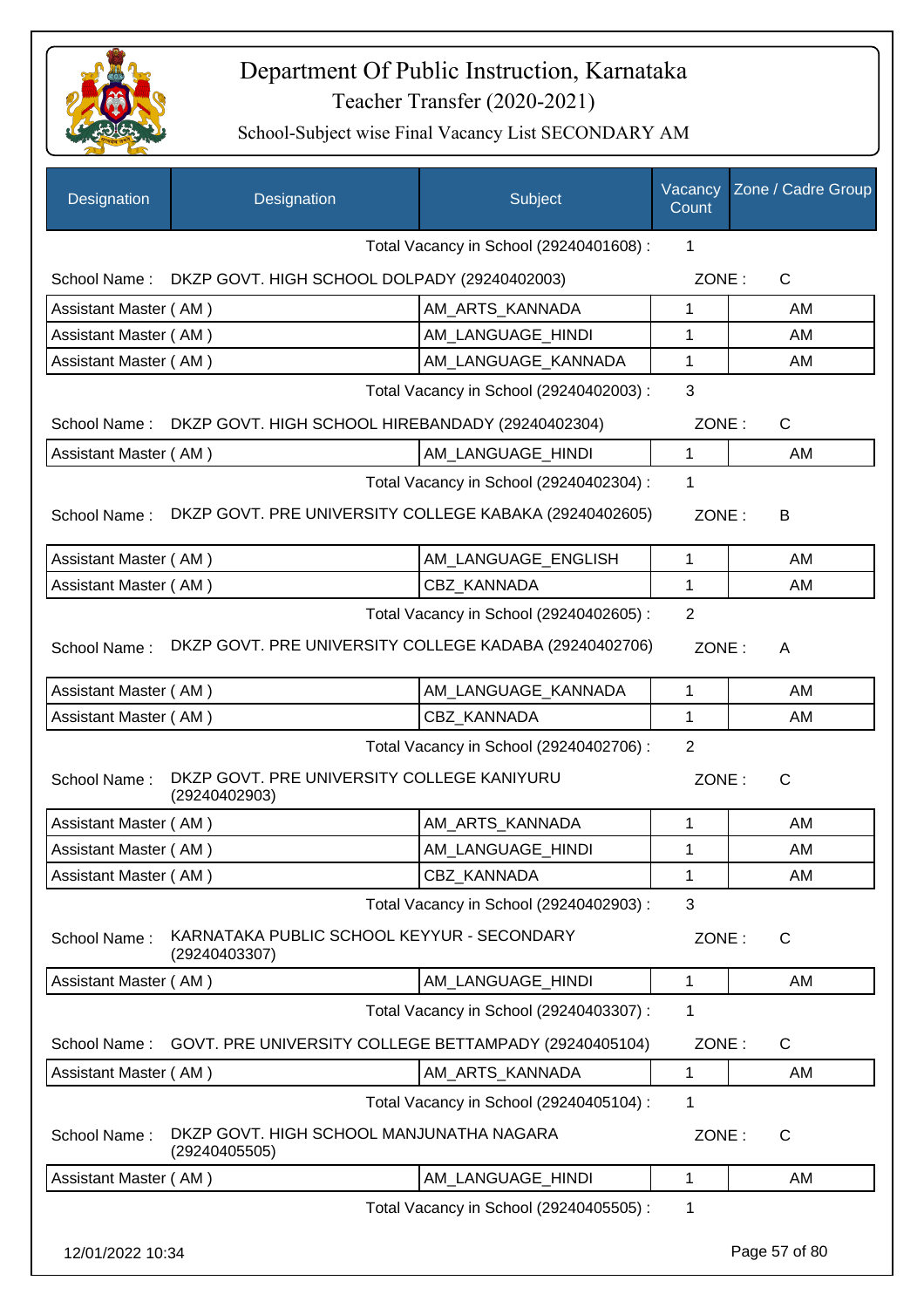# Department Of Public Instruction, Karnataka

Teacher Transfer (2020-2021)

School-Subject wise Final Vacancy List SECONDARY AM

| Designation | Designation | Subject | Vacancy Count | Zone / Cadre Group |
|---|---|---|---|---|
| | | Total Vacancy in School (29240401608) : | 1 | |
| School Name : | DKZP GOVT. HIGH SCHOOL DOLPADY (29240402003) | | ZONE : | C |
| Assistant Master ( AM ) | | AM_ARTS_KANNADA | 1 | AM |
| Assistant Master ( AM ) | | AM_LANGUAGE_HINDI | 1 | AM |
| Assistant Master ( AM ) | | AM_LANGUAGE_KANNADA | 1 | AM |
| | | Total Vacancy in School (29240402003) : | 3 | |
| School Name : | DKZP GOVT. HIGH SCHOOL HIREBANDADY (29240402304) | | ZONE : | C |
| Assistant Master ( AM ) | | AM_LANGUAGE_HINDI | 1 | AM |
| | | Total Vacancy in School (29240402304) : | 1 | |
| School Name : | DKZP GOVT. PRE UNIVERSITY COLLEGE KABAKA (29240402605) | | ZONE : | B |
| Assistant Master ( AM ) | | AM_LANGUAGE_ENGLISH | 1 | AM |
| Assistant Master ( AM ) | | CBZ_KANNADA | 1 | AM |
| | | Total Vacancy in School (29240402605) : | 2 | |
| School Name : | DKZP GOVT. PRE UNIVERSITY COLLEGE KADABA (29240402706) | | ZONE : | A |
| Assistant Master ( AM ) | | AM_LANGUAGE_KANNADA | 1 | AM |
| Assistant Master ( AM ) | | CBZ_KANNADA | 1 | AM |
| | | Total Vacancy in School (29240402706) : | 2 | |
| School Name : | DKZP GOVT. PRE UNIVERSITY COLLEGE KANIYURU (29240402903) | | ZONE : | C |
| Assistant Master ( AM ) | | AM_ARTS_KANNADA | 1 | AM |
| Assistant Master ( AM ) | | AM_LANGUAGE_HINDI | 1 | AM |
| Assistant Master ( AM ) | | CBZ_KANNADA | 1 | AM |
| | | Total Vacancy in School (29240402903) : | 3 | |
| School Name : | KARNATAKA PUBLIC SCHOOL KEYYUR - SECONDARY (29240403307) | | ZONE : | C |
| Assistant Master ( AM ) | | AM_LANGUAGE_HINDI | 1 | AM |
| | | Total Vacancy in School (29240403307) : | 1 | |
| School Name : | GOVT. PRE UNIVERSITY COLLEGE BETTAMPADY (29240405104) | | ZONE : | C |
| Assistant Master ( AM ) | | AM_ARTS_KANNADA | 1 | AM |
| | | Total Vacancy in School (29240405104) : | 1 | |
| School Name : | DKZP GOVT. HIGH SCHOOL MANJUNATHA NAGARA (29240405505) | | ZONE : | C |
| Assistant Master ( AM ) | | AM_LANGUAGE_HINDI | 1 | AM |
| | | Total Vacancy in School (29240405505) : | 1 | |

12/01/2022 10:34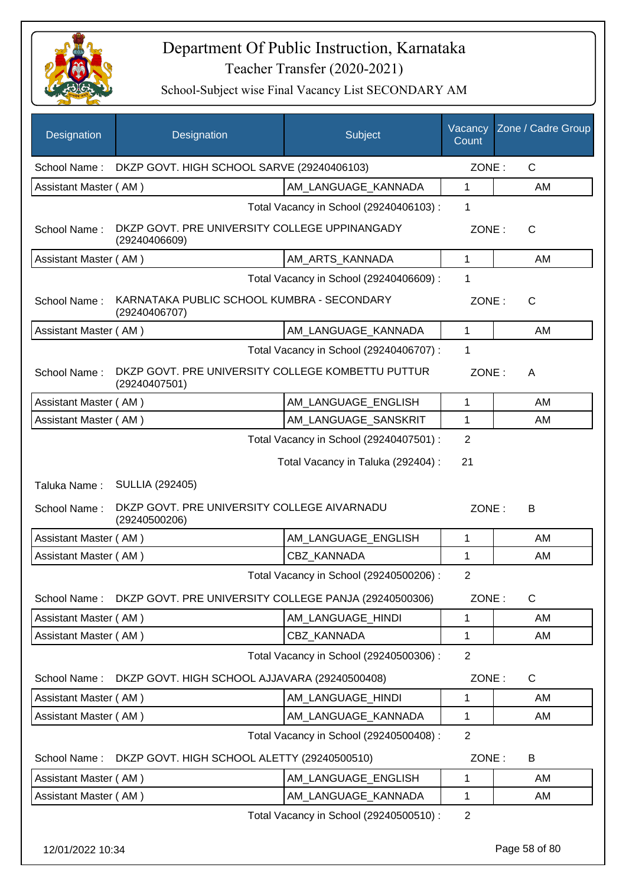# Department Of Public Instruction, Karnataka

Teacher Transfer (2020-2021)

School-Subject wise Final Vacancy List SECONDARY AM

| Designation | Designation | Subject | Vacancy Count | Zone / Cadre Group |
|---|---|---|---|---|
| School Name : | DKZP GOVT. HIGH SCHOOL SARVE (29240406103) | | ZONE : | C |
| Assistant Master ( AM ) | | AM_LANGUAGE_KANNADA | 1 | AM |
| | | Total Vacancy in School (29240406103) : | 1 | |
| School Name : | DKZP GOVT. PRE UNIVERSITY COLLEGE UPPINANGADY (29240406609) | | ZONE : | C |
| Assistant Master ( AM ) | | AM_ARTS_KANNADA | 1 | AM |
| | | Total Vacancy in School (29240406609) : | 1 | |
| School Name : | KARNATAKA PUBLIC SCHOOL KUMBRA - SECONDARY (29240406707) | | ZONE : | C |
| Assistant Master ( AM ) | | AM_LANGUAGE_KANNADA | 1 | AM |
| | | Total Vacancy in School (29240406707) : | 1 | |
| School Name : | DKZP GOVT. PRE UNIVERSITY COLLEGE KOMBETTU PUTTUR (29240407501) | | ZONE : | A |
| Assistant Master ( AM ) | | AM_LANGUAGE_ENGLISH | 1 | AM |
| Assistant Master ( AM ) | | AM_LANGUAGE_SANSKRIT | 1 | AM |
| | | Total Vacancy in School (29240407501) : | 2 | |
| | | Total Vacancy in Taluka (292404) : | 21 | |
| Taluka Name : | SULLIA (292405) | | | |
| School Name : | DKZP GOVT. PRE UNIVERSITY COLLEGE AIVARNADU (29240500206) | | ZONE : | B |
| Assistant Master ( AM ) | | AM_LANGUAGE_ENGLISH | 1 | AM |
| Assistant Master ( AM ) | | CBZ_KANNADA | 1 | AM |
| | | Total Vacancy in School (29240500206) : | 2 | |
| School Name : | DKZP GOVT. PRE UNIVERSITY COLLEGE PANJA (29240500306) | | ZONE : | C |
| Assistant Master ( AM ) | | AM_LANGUAGE_HINDI | 1 | AM |
| Assistant Master ( AM ) | | CBZ_KANNADA | 1 | AM |
| | | Total Vacancy in School (29240500306) : | 2 | |
| School Name : | DKZP GOVT. HIGH SCHOOL AJJAVARA (29240500408) | | ZONE : | C |
| Assistant Master ( AM ) | | AM_LANGUAGE_HINDI | 1 | AM |
| Assistant Master ( AM ) | | AM_LANGUAGE_KANNADA | 1 | AM |
| | | Total Vacancy in School (29240500408) : | 2 | |
| School Name : | DKZP GOVT. HIGH SCHOOL ALETTY (29240500510) | | ZONE : | B |
| Assistant Master ( AM ) | | AM_LANGUAGE_ENGLISH | 1 | AM |
| Assistant Master ( AM ) | | AM_LANGUAGE_KANNADA | 1 | AM |
| | | Total Vacancy in School (29240500510) : | 2 | |

12/01/2022 10:34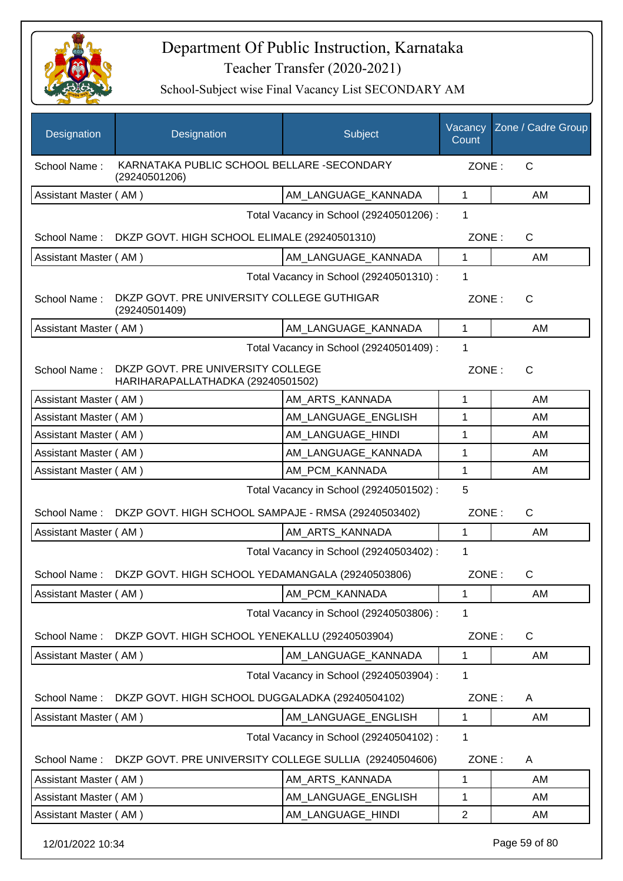# Department Of Public Instruction, Karnataka

## Teacher Transfer (2020-2021)

### School-Subject wise Final Vacancy List SECONDARY AM

| Designation | Designation | Subject | Vacancy Count | Zone / Cadre Group |
|---|---|---|---|---|
| School Name : | KARNATAKA PUBLIC SCHOOL BELLARE -SECONDARY (29240501206) | | ZONE : | C |
| Assistant Master ( AM ) | | AM_LANGUAGE_KANNADA | 1 | AM |
| | | Total Vacancy in School (29240501206) : | 1 | |
| School Name : | DKZP GOVT. HIGH SCHOOL ELIMALE (29240501310) | | ZONE : | C |
| Assistant Master ( AM ) | | AM_LANGUAGE_KANNADA | 1 | AM |
| | | Total Vacancy in School (29240501310) : | 1 | |
| School Name : | DKZP GOVT. PRE UNIVERSITY COLLEGE GUTHIGAR (29240501409) | | ZONE : | C |
| Assistant Master ( AM ) | | AM_LANGUAGE_KANNADA | 1 | AM |
| | | Total Vacancy in School (29240501409) : | 1 | |
| School Name : | DKZP GOVT. PRE UNIVERSITY COLLEGE HARIHARAPALLATHADKA (29240501502) | | ZONE : | C |
| Assistant Master ( AM ) | | AM_ARTS_KANNADA | 1 | AM |
| Assistant Master ( AM ) | | AM_LANGUAGE_ENGLISH | 1 | AM |
| Assistant Master ( AM ) | | AM_LANGUAGE_HINDI | 1 | AM |
| Assistant Master ( AM ) | | AM_LANGUAGE_KANNADA | 1 | AM |
| Assistant Master ( AM ) | | AM_PCM_KANNADA | 1 | AM |
| | | Total Vacancy in School (29240501502) : | 5 | |
| School Name : | DKZP GOVT. HIGH SCHOOL SAMPAJE - RMSA (29240503402) | | ZONE : | C |
| Assistant Master ( AM ) | | AM_ARTS_KANNADA | 1 | AM |
| | | Total Vacancy in School (29240503402) : | 1 | |
| School Name : | DKZP GOVT. HIGH SCHOOL YEDAMANGALA (29240503806) | | ZONE : | C |
| Assistant Master ( AM ) | | AM_PCM_KANNADA | 1 | AM |
| | | Total Vacancy in School (29240503806) : | 1 | |
| School Name : | DKZP GOVT. HIGH SCHOOL YENEKALLU (29240503904) | | ZONE : | C |
| Assistant Master ( AM ) | | AM_LANGUAGE_KANNADA | 1 | AM |
| | | Total Vacancy in School (29240503904) : | 1 | |
| School Name : | DKZP GOVT. HIGH SCHOOL DUGGALADKA (29240504102) | | ZONE : | A |
| Assistant Master ( AM ) | | AM_LANGUAGE_ENGLISH | 1 | AM |
| | | Total Vacancy in School (29240504102) : | 1 | |
| School Name : | DKZP GOVT. PRE UNIVERSITY COLLEGE SULLIA (29240504606) | | ZONE : | A |
| Assistant Master ( AM ) | | AM_ARTS_KANNADA | 1 | AM |
| Assistant Master ( AM ) | | AM_LANGUAGE_ENGLISH | 1 | AM |
| Assistant Master ( AM ) | | AM_LANGUAGE_HINDI | 2 | AM |

12/01/2022 10:34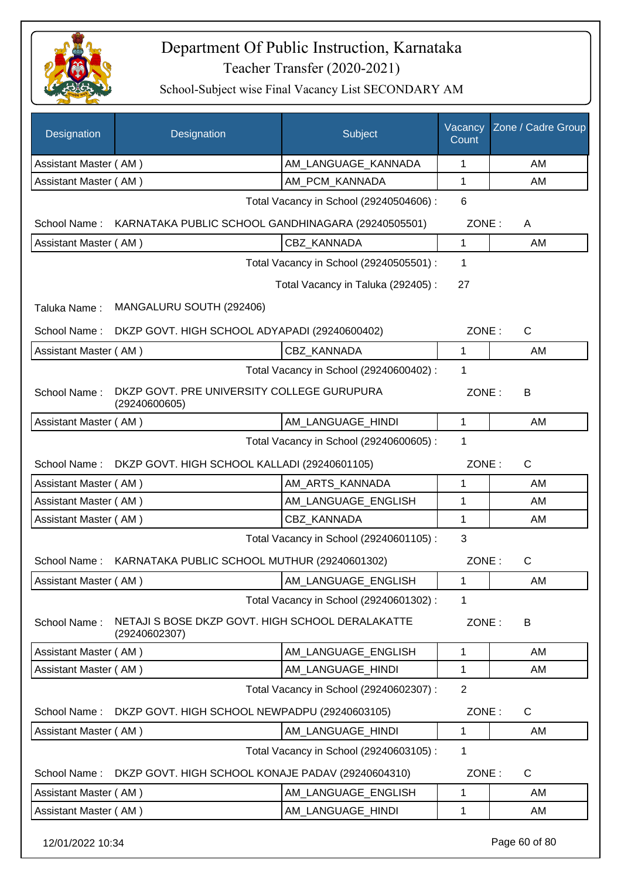# Department Of Public Instruction, Karnataka

## Teacher Transfer (2020-2021)

### School-Subject wise Final Vacancy List SECONDARY AM

| Designation | Designation | Subject | Vacancy Count | Zone / Cadre Group |
|---|---|---|---|---|
| Assistant Master ( AM ) | | AM_LANGUAGE_KANNADA | 1 | AM |
| Assistant Master ( AM ) | | AM_PCM_KANNADA | 1 | AM |

Total Vacancy in School (29240504606) : 6

School Name : KARNATAKA PUBLIC SCHOOL GANDHINAGARA (29240505501) ZONE : A

| Designation | Designation | Subject | Vacancy Count | Zone / Cadre Group |
|---|---|---|---|---|
| Assistant Master ( AM ) | | CBZ_KANNADA | 1 | AM |

Total Vacancy in School (29240505501) : 1

Total Vacancy in Taluka (292405) : 27

Taluka Name : MANGALURU SOUTH (292406)

School Name : DKZP GOVT. HIGH SCHOOL ADYAPADI (29240600402) ZONE : C

| Designation | Designation | Subject | Vacancy Count | Zone / Cadre Group |
|---|---|---|---|---|
| Assistant Master ( AM ) | | CBZ_KANNADA | 1 | AM |

Total Vacancy in School (29240600402) : 1

School Name : DKZP GOVT. PRE UNIVERSITY COLLEGE GURUPURA (29240600605) ZONE : B

| Designation | Designation | Subject | Vacancy Count | Zone / Cadre Group |
|---|---|---|---|---|
| Assistant Master ( AM ) | | AM_LANGUAGE_HINDI | 1 | AM |

Total Vacancy in School (29240600605) : 1

School Name : DKZP GOVT. HIGH SCHOOL KALLADI (29240601105) ZONE : C

| Designation | Designation | Subject | Vacancy Count | Zone / Cadre Group |
|---|---|---|---|---|
| Assistant Master ( AM ) | | AM_ARTS_KANNADA | 1 | AM |
| Assistant Master ( AM ) | | AM_LANGUAGE_ENGLISH | 1 | AM |
| Assistant Master ( AM ) | | CBZ_KANNADA | 1 | AM |

Total Vacancy in School (29240601105) : 3

School Name : KARNATAKA PUBLIC SCHOOL MUTHUR (29240601302) ZONE : C

| Designation | Designation | Subject | Vacancy Count | Zone / Cadre Group |
|---|---|---|---|---|
| Assistant Master ( AM ) | | AM_LANGUAGE_ENGLISH | 1 | AM |

Total Vacancy in School (29240601302) : 1

School Name : NETAJI S BOSE DKZP GOVT. HIGH SCHOOL DERALAKATTE (29240602307) ZONE : B

| Designation | Designation | Subject | Vacancy Count | Zone / Cadre Group |
|---|---|---|---|---|
| Assistant Master ( AM ) | | AM_LANGUAGE_ENGLISH | 1 | AM |
| Assistant Master ( AM ) | | AM_LANGUAGE_HINDI | 1 | AM |

Total Vacancy in School (29240602307) : 2

School Name : DKZP GOVT. HIGH SCHOOL NEWPADPU (29240603105) ZONE : C

| Designation | Designation | Subject | Vacancy Count | Zone / Cadre Group |
|---|---|---|---|---|
| Assistant Master ( AM ) | | AM_LANGUAGE_HINDI | 1 | AM |

Total Vacancy in School (29240603105) : 1

School Name : DKZP GOVT. HIGH SCHOOL KONAJE PADAV (29240604310) ZONE : C

| Designation | Designation | Subject | Vacancy Count | Zone / Cadre Group |
|---|---|---|---|---|
| Assistant Master ( AM ) | | AM_LANGUAGE_ENGLISH | 1 | AM |
| Assistant Master ( AM ) | | AM_LANGUAGE_HINDI | 1 | AM |

12/01/2022 10:34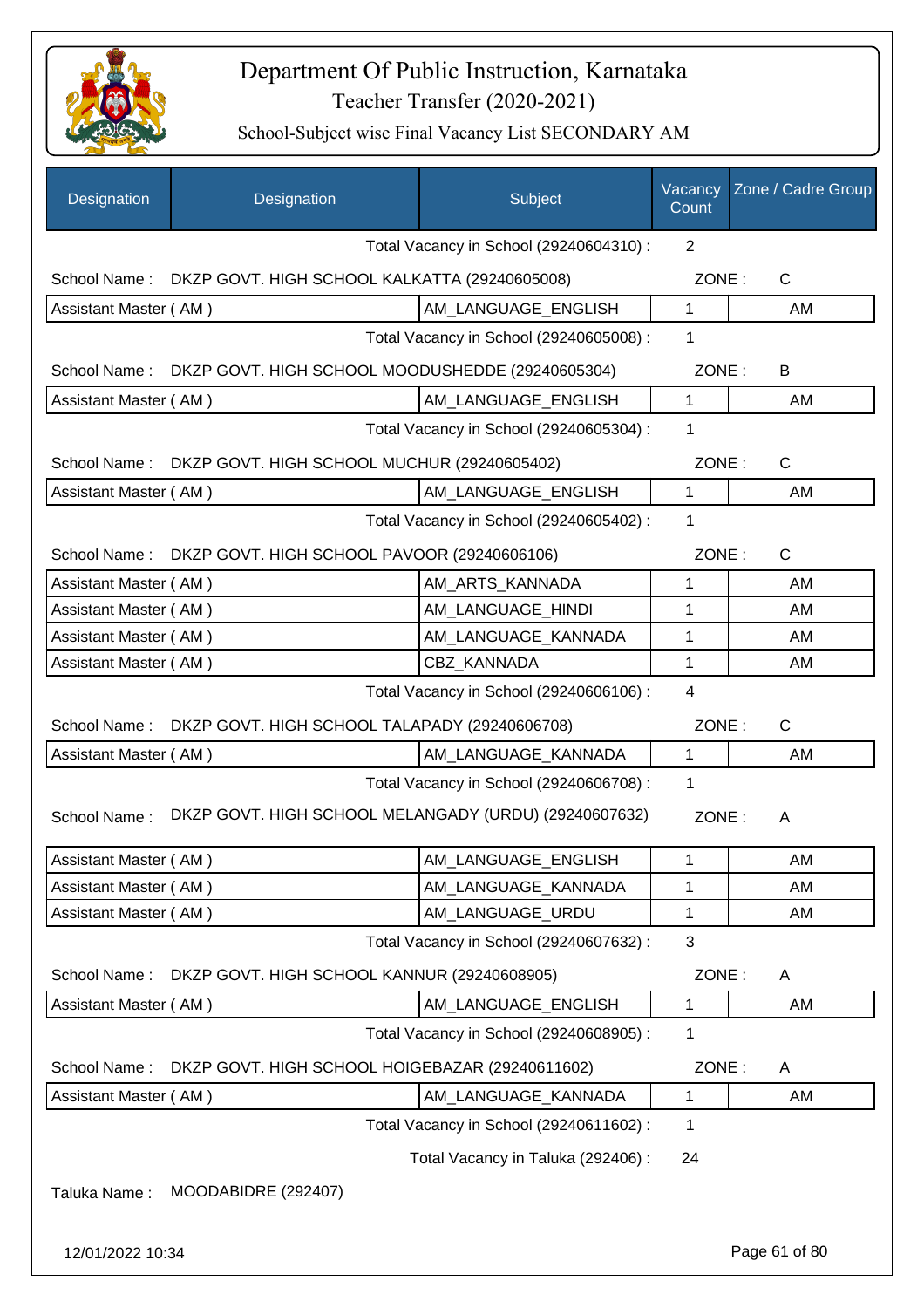# Department Of Public Instruction, Karnataka

Teacher Transfer (2020-2021)

School-Subject wise Final Vacancy List SECONDARY AM

| Designation | Designation | Subject | Vacancy Count | Zone / Cadre Group |
|---|---|---|---|---|
| | | Total Vacancy in School (29240604310) : | 2 | |
| School Name : | DKZP GOVT. HIGH SCHOOL KALKATTA (29240605008) | | ZONE : | C |
| Assistant Master ( AM ) | | AM_LANGUAGE_ENGLISH | 1 | AM |
| | | Total Vacancy in School (29240605008) : | 1 | |
| School Name : | DKZP GOVT. HIGH SCHOOL MOODUSHEDDE (29240605304) | | ZONE : | B |
| Assistant Master ( AM ) | | AM_LANGUAGE_ENGLISH | 1 | AM |
| | | Total Vacancy in School (29240605304) : | 1 | |
| School Name : | DKZP GOVT. HIGH SCHOOL MUCHUR (29240605402) | | ZONE : | C |
| Assistant Master ( AM ) | | AM_LANGUAGE_ENGLISH | 1 | AM |
| | | Total Vacancy in School (29240605402) : | 1 | |
| School Name : | DKZP GOVT. HIGH SCHOOL PAVOOR (29240606106) | | ZONE : | C |
| Assistant Master ( AM ) | | AM_ARTS_KANNADA | 1 | AM |
| Assistant Master ( AM ) | | AM_LANGUAGE_HINDI | 1 | AM |
| Assistant Master ( AM ) | | AM_LANGUAGE_KANNADA | 1 | AM |
| Assistant Master ( AM ) | | CBZ_KANNADA | 1 | AM |
| | | Total Vacancy in School (29240606106) : | 4 | |
| School Name : | DKZP GOVT. HIGH SCHOOL TALAPADY (29240606708) | | ZONE : | C |
| Assistant Master ( AM ) | | AM_LANGUAGE_KANNADA | 1 | AM |
| | | Total Vacancy in School (29240606708) : | 1 | |
| School Name : | DKZP GOVT. HIGH SCHOOL MELANGADY (URDU) (29240607632) | | ZONE : | A |
| Assistant Master ( AM ) | | AM_LANGUAGE_ENGLISH | 1 | AM |
| Assistant Master ( AM ) | | AM_LANGUAGE_KANNADA | 1 | AM |
| Assistant Master ( AM ) | | AM_LANGUAGE_URDU | 1 | AM |
| | | Total Vacancy in School (29240607632) : | 3 | |
| School Name : | DKZP GOVT. HIGH SCHOOL KANNUR (29240608905) | | ZONE : | A |
| Assistant Master ( AM ) | | AM_LANGUAGE_ENGLISH | 1 | AM |
| | | Total Vacancy in School (29240608905) : | 1 | |
| School Name : | DKZP GOVT. HIGH SCHOOL HOIGEBAZAR (29240611602) | | ZONE : | A |
| Assistant Master ( AM ) | | AM_LANGUAGE_KANNADA | 1 | AM |
| | | Total Vacancy in School (29240611602) : | 1 | |
| | | Total Vacancy in Taluka (292406) : | 24 | |

Taluka Name : MOODABIDRE (292407)

12/01/2022 10:34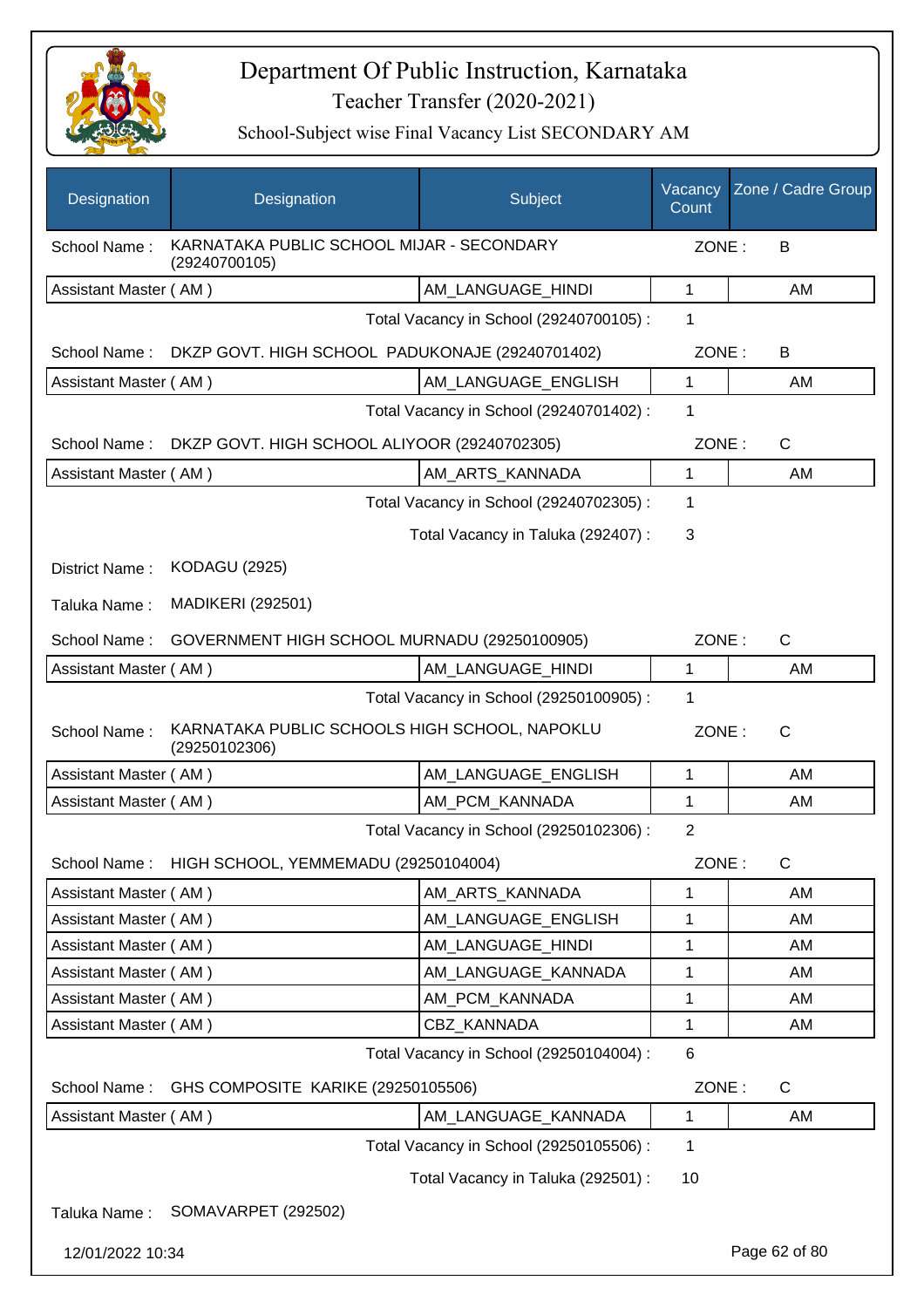# Department Of Public Instruction, Karnataka

Teacher Transfer (2020-2021)

School-Subject wise Final Vacancy List SECONDARY AM

| Designation | Designation | Subject | Vacancy Count | Zone / Cadre Group |
|---|---|---|---|---|
| School Name : | KARNATAKA PUBLIC SCHOOL MIJAR - SECONDARY (29240700105) | | ZONE : | B |
| Assistant Master ( AM ) | | AM_LANGUAGE_HINDI | 1 | AM |
| | | Total Vacancy in School (29240700105) : | 1 | |
| School Name : | DKZP GOVT. HIGH SCHOOL PADUKONAJE (29240701402) | | ZONE : | B |
| Assistant Master ( AM ) | | AM_LANGUAGE_ENGLISH | 1 | AM |
| | | Total Vacancy in School (29240701402) : | 1 | |
| School Name : | DKZP GOVT. HIGH SCHOOL ALIYOOR (29240702305) | | ZONE : | C |
| Assistant Master ( AM ) | | AM_ARTS_KANNADA | 1 | AM |
| | | Total Vacancy in School (29240702305) : | 1 | |
| | | Total Vacancy in Taluka (292407) : | 3 | |
| District Name : | KODAGU (2925) | | | |
| Taluka Name : | MADIKERI (292501) | | | |
| School Name : | GOVERNMENT HIGH SCHOOL MURNADU (29250100905) | | ZONE : | C |
| Assistant Master ( AM ) | | AM_LANGUAGE_HINDI | 1 | AM |
| | | Total Vacancy in School (29250100905) : | 1 | |
| School Name : | KARNATAKA PUBLIC SCHOOLS HIGH SCHOOL, NAPOKLU (29250102306) | | ZONE : | C |
| Assistant Master ( AM ) | | AM_LANGUAGE_ENGLISH | 1 | AM |
| Assistant Master ( AM ) | | AM_PCM_KANNADA | 1 | AM |
| | | Total Vacancy in School (29250102306) : | 2 | |
| School Name : | HIGH SCHOOL, YEMMEMADU (29250104004) | | ZONE : | C |
| Assistant Master ( AM ) | | AM_ARTS_KANNADA | 1 | AM |
| Assistant Master ( AM ) | | AM_LANGUAGE_ENGLISH | 1 | AM |
| Assistant Master ( AM ) | | AM_LANGUAGE_HINDI | 1 | AM |
| Assistant Master ( AM ) | | AM_LANGUAGE_KANNADA | 1 | AM |
| Assistant Master ( AM ) | | AM_PCM_KANNADA | 1 | AM |
| Assistant Master ( AM ) | | CBZ_KANNADA | 1 | AM |
| | | Total Vacancy in School (29250104004) : | 6 | |
| School Name : | GHS COMPOSITE KARIKE (29250105506) | | ZONE : | C |
| Assistant Master ( AM ) | | AM_LANGUAGE_KANNADA | 1 | AM |
| | | Total Vacancy in School (29250105506) : | 1 | |
| | | Total Vacancy in Taluka (292501) : | 10 | |
| Taluka Name : | SOMAVARPET (292502) | | | |

12/01/2022 10:34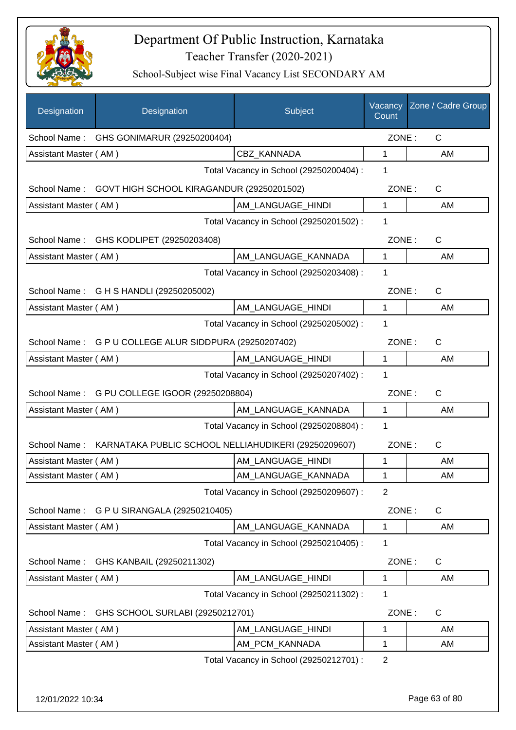# Department Of Public Instruction, Karnataka

## Teacher Transfer (2020-2021)

### School-Subject wise Final Vacancy List SECONDARY AM

| Designation | Designation | Subject | Vacancy Count | Zone / Cadre Group |
|---|---|---|---|---|
| School Name : | GHS GONIMARUR (29250200404) | | ZONE : | C |
| Assistant Master ( AM ) | | CBZ_KANNADA | 1 | AM |
| | | Total Vacancy in School (29250200404) : | 1 | |
| School Name : | GOVT HIGH SCHOOL KIRAGANDUR (29250201502) | | ZONE : | C |
| Assistant Master ( AM ) | | AM_LANGUAGE_HINDI | 1 | AM |
| | | Total Vacancy in School (29250201502) : | 1 | |
| School Name : | GHS KODLIPET (29250203408) | | ZONE : | C |
| Assistant Master ( AM ) | | AM_LANGUAGE_KANNADA | 1 | AM |
| | | Total Vacancy in School (29250203408) : | 1 | |
| School Name : | G H S HANDLI (29250205002) | | ZONE : | C |
| Assistant Master ( AM ) | | AM_LANGUAGE_HINDI | 1 | AM |
| | | Total Vacancy in School (29250205002) : | 1 | |
| School Name : | G P U COLLEGE ALUR SIDDPURA (29250207402) | | ZONE : | C |
| Assistant Master ( AM ) | | AM_LANGUAGE_HINDI | 1 | AM |
| | | Total Vacancy in School (29250207402) : | 1 | |
| School Name : | G PU COLLEGE IGOOR (29250208804) | | ZONE : | C |
| Assistant Master ( AM ) | | AM_LANGUAGE_KANNADA | 1 | AM |
| | | Total Vacancy in School (29250208804) : | 1 | |
| School Name : | KARNATAKA PUBLIC SCHOOL NELLIAHUDIKERI (29250209607) | | ZONE : | C |
| Assistant Master ( AM ) | | AM_LANGUAGE_HINDI | 1 | AM |
| Assistant Master ( AM ) | | AM_LANGUAGE_KANNADA | 1 | AM |
| | | Total Vacancy in School (29250209607) : | 2 | |
| School Name : | G P U SIRANGALA (29250210405) | | ZONE : | C |
| Assistant Master ( AM ) | | AM_LANGUAGE_KANNADA | 1 | AM |
| | | Total Vacancy in School (29250210405) : | 1 | |
| School Name : | GHS KANBAIL (29250211302) | | ZONE : | C |
| Assistant Master ( AM ) | | AM_LANGUAGE_HINDI | 1 | AM |
| | | Total Vacancy in School (29250211302) : | 1 | |
| School Name : | GHS SCHOOL SURLABI (29250212701) | | ZONE : | C |
| Assistant Master ( AM ) | | AM_LANGUAGE_HINDI | 1 | AM |
| Assistant Master ( AM ) | | AM_PCM_KANNADA | 1 | AM |
| | | Total Vacancy in School (29250212701) : | 2 | |

12/01/2022 10:34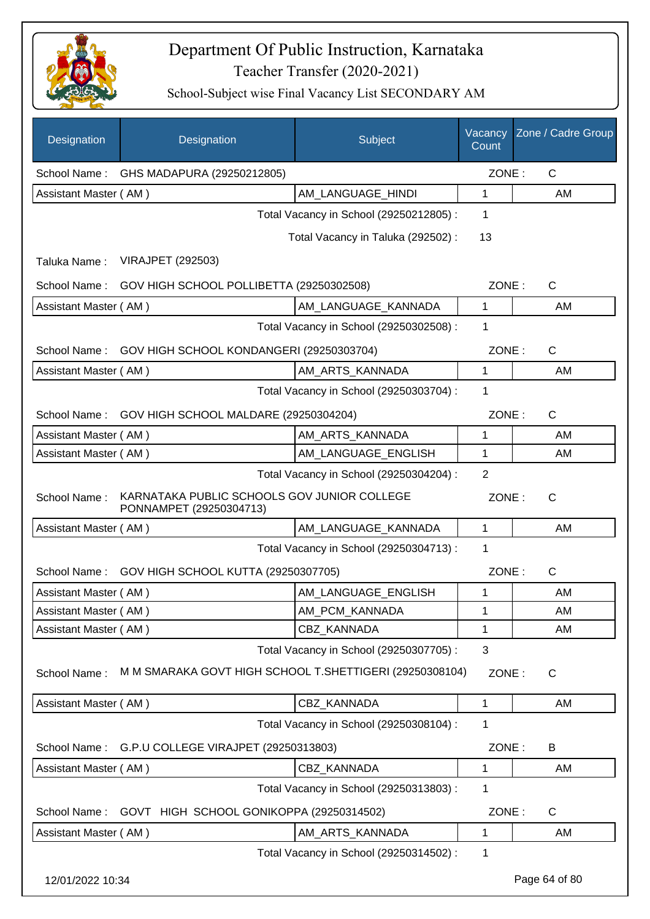# Department Of Public Instruction, Karnataka
## Teacher Transfer (2020-2021)
### School-Subject wise Final Vacancy List SECONDARY AM

| Designation | Designation | Subject | Vacancy Count | Zone / Cadre Group |
|---|---|---|---|---|
| School Name : | GHS MADAPURA (29250212805) | | ZONE : | C |
| Assistant Master ( AM ) | | AM_LANGUAGE_HINDI | 1 | AM |
| | | Total Vacancy in School (29250212805) : | 1 | |
| | | Total Vacancy in Taluka (292502) : | 13 | |
| Taluka Name : | VIRAJPET (292503) | | | |
| School Name : | GOV HIGH SCHOOL POLLIBETTA (29250302508) | | ZONE : | C |
| Assistant Master ( AM ) | | AM_LANGUAGE_KANNADA | 1 | AM |
| | | Total Vacancy in School (29250302508) : | 1 | |
| School Name : | GOV HIGH SCHOOL KONDANGERI (29250303704) | | ZONE : | C |
| Assistant Master ( AM ) | | AM_ARTS_KANNADA | 1 | AM |
| | | Total Vacancy in School (29250303704) : | 1 | |
| School Name : | GOV HIGH SCHOOL MALDARE (29250304204) | | ZONE : | C |
| Assistant Master ( AM ) | | AM_ARTS_KANNADA | 1 | AM |
| Assistant Master ( AM ) | | AM_LANGUAGE_ENGLISH | 1 | AM |
| | | Total Vacancy in School (29250304204) : | 2 | |
| School Name : | KARNATAKA PUBLIC SCHOOLS GOV JUNIOR COLLEGE PONNAMPET (29250304713) | | ZONE : | C |
| Assistant Master ( AM ) | | AM_LANGUAGE_KANNADA | 1 | AM |
| | | Total Vacancy in School (29250304713) : | 1 | |
| School Name : | GOV HIGH SCHOOL KUTTA (29250307705) | | ZONE : | C |
| Assistant Master ( AM ) | | AM_LANGUAGE_ENGLISH | 1 | AM |
| Assistant Master ( AM ) | | AM_PCM_KANNADA | 1 | AM |
| Assistant Master ( AM ) | | CBZ_KANNADA | 1 | AM |
| | | Total Vacancy in School (29250307705) : | 3 | |
| School Name : | M M SMARAKA GOVT HIGH SCHOOL T.SHETTIGERI (29250308104) | | ZONE : | C |
| Assistant Master ( AM ) | | CBZ_KANNADA | 1 | AM |
| | | Total Vacancy in School (29250308104) : | 1 | |
| School Name : | G.P.U COLLEGE VIRAJPET (29250313803) | | ZONE : | B |
| Assistant Master ( AM ) | | CBZ_KANNADA | 1 | AM |
| | | Total Vacancy in School (29250313803) : | 1 | |
| School Name : | GOVT HIGH SCHOOL GONIKOPPA (29250314502) | | ZONE : | C |
| Assistant Master ( AM ) | | AM_ARTS_KANNADA | 1 | AM |
| | | Total Vacancy in School (29250314502) : | 1 | |

12/01/2022 10:34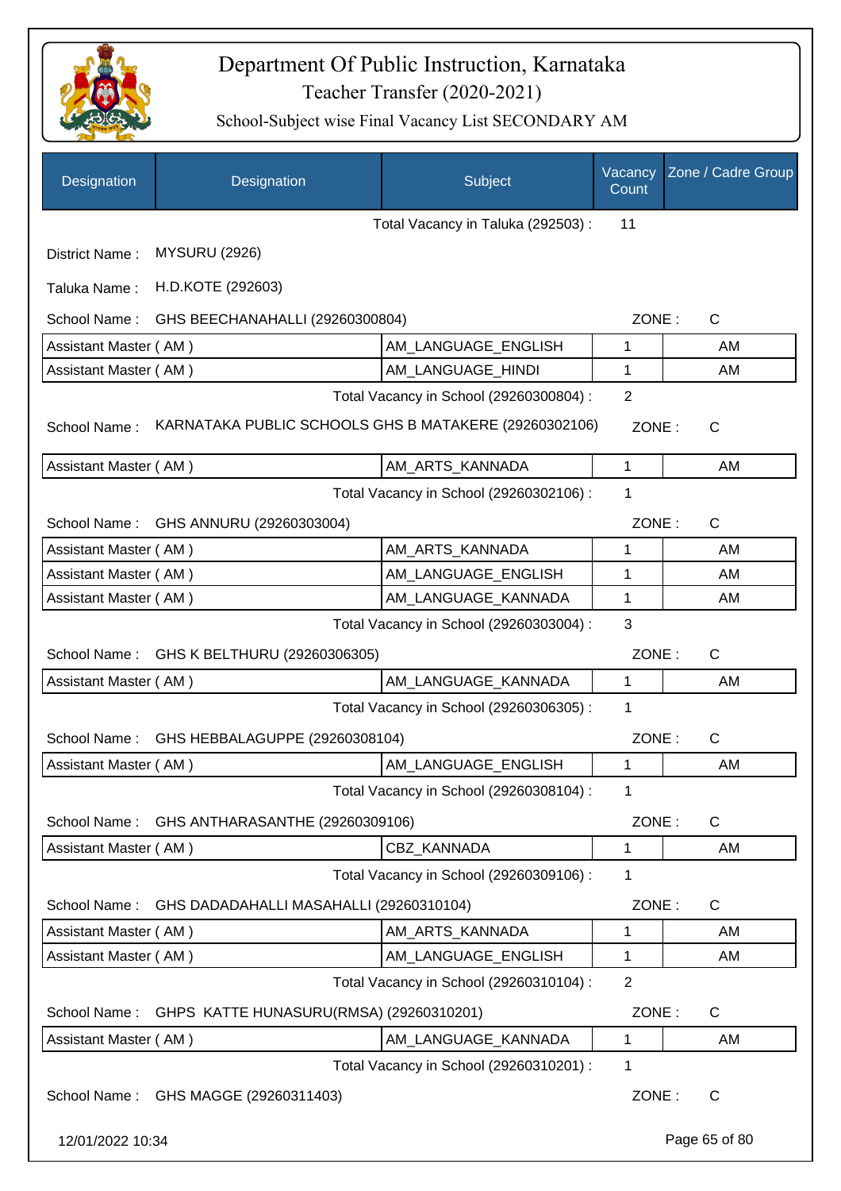# Department Of Public Instruction, Karnataka

## Teacher Transfer (2020-2021)

### School-Subject wise Final Vacancy List SECONDARY AM

| Designation | Designation | Subject | Vacancy Count | Zone / Cadre Group |
|---|---|---|---|---|
| | | Total Vacancy in Taluka (292503) : | 11 | |

District Name : MYSURU (2926)

Taluka Name : H.D.KOTE (292603)

School Name : GHS BEECHANAHALLI (29260300804) ZONE : C

| Designation | Subject | Vacancy Count | Zone / Cadre Group |
|---|---|---|---|
| Assistant Master ( AM ) | AM_LANGUAGE_ENGLISH | 1 | AM |
| Assistant Master ( AM ) | AM_LANGUAGE_HINDI | 1 | AM |
| | Total Vacancy in School (29260300804) : | 2 | |

School Name : KARNATAKA PUBLIC SCHOOLS GHS B MATAKERE (29260302106) ZONE : C

| Designation | Subject | Vacancy Count | Zone / Cadre Group |
|---|---|---|---|
| Assistant Master ( AM ) | AM_ARTS_KANNADA | 1 | AM |
| | Total Vacancy in School (29260302106) : | 1 | |

School Name : GHS ANNURU (29260303004) ZONE : C

| Designation | Subject | Vacancy Count | Zone / Cadre Group |
|---|---|---|---|
| Assistant Master ( AM ) | AM_ARTS_KANNADA | 1 | AM |
| Assistant Master ( AM ) | AM_LANGUAGE_ENGLISH | 1 | AM |
| Assistant Master ( AM ) | AM_LANGUAGE_KANNADA | 1 | AM |
| | Total Vacancy in School (29260303004) : | 3 | |

School Name : GHS K BELTHURU (29260306305) ZONE : C

| Designation | Subject | Vacancy Count | Zone / Cadre Group |
|---|---|---|---|
| Assistant Master ( AM ) | AM_LANGUAGE_KANNADA | 1 | AM |
| | Total Vacancy in School (29260306305) : | 1 | |

School Name : GHS HEBBALAGUPPE (29260308104) ZONE : C

| Designation | Subject | Vacancy Count | Zone / Cadre Group |
|---|---|---|---|
| Assistant Master ( AM ) | AM_LANGUAGE_ENGLISH | 1 | AM |
| | Total Vacancy in School (29260308104) : | 1 | |

School Name : GHS ANTHARASANTHE (29260309106) ZONE : C

| Designation | Subject | Vacancy Count | Zone / Cadre Group |
|---|---|---|---|
| Assistant Master ( AM ) | CBZ_KANNADA | 1 | AM |
| | Total Vacancy in School (29260309106) : | 1 | |

School Name : GHS DADADAHALLI MASAHALLI (29260310104) ZONE : C

| Designation | Subject | Vacancy Count | Zone / Cadre Group |
|---|---|---|---|
| Assistant Master ( AM ) | AM_ARTS_KANNADA | 1 | AM |
| Assistant Master ( AM ) | AM_LANGUAGE_ENGLISH | 1 | AM |
| | Total Vacancy in School (29260310104) : | 2 | |

School Name : GHPS KATTE HUNASURU(RMSA) (29260310201) ZONE : C

| Designation | Subject | Vacancy Count | Zone / Cadre Group |
|---|---|---|---|
| Assistant Master ( AM ) | AM_LANGUAGE_KANNADA | 1 | AM |
| | Total Vacancy in School (29260310201) : | 1 | |

School Name : GHS MAGGE (29260311403) ZONE : C

12/01/2022 10:34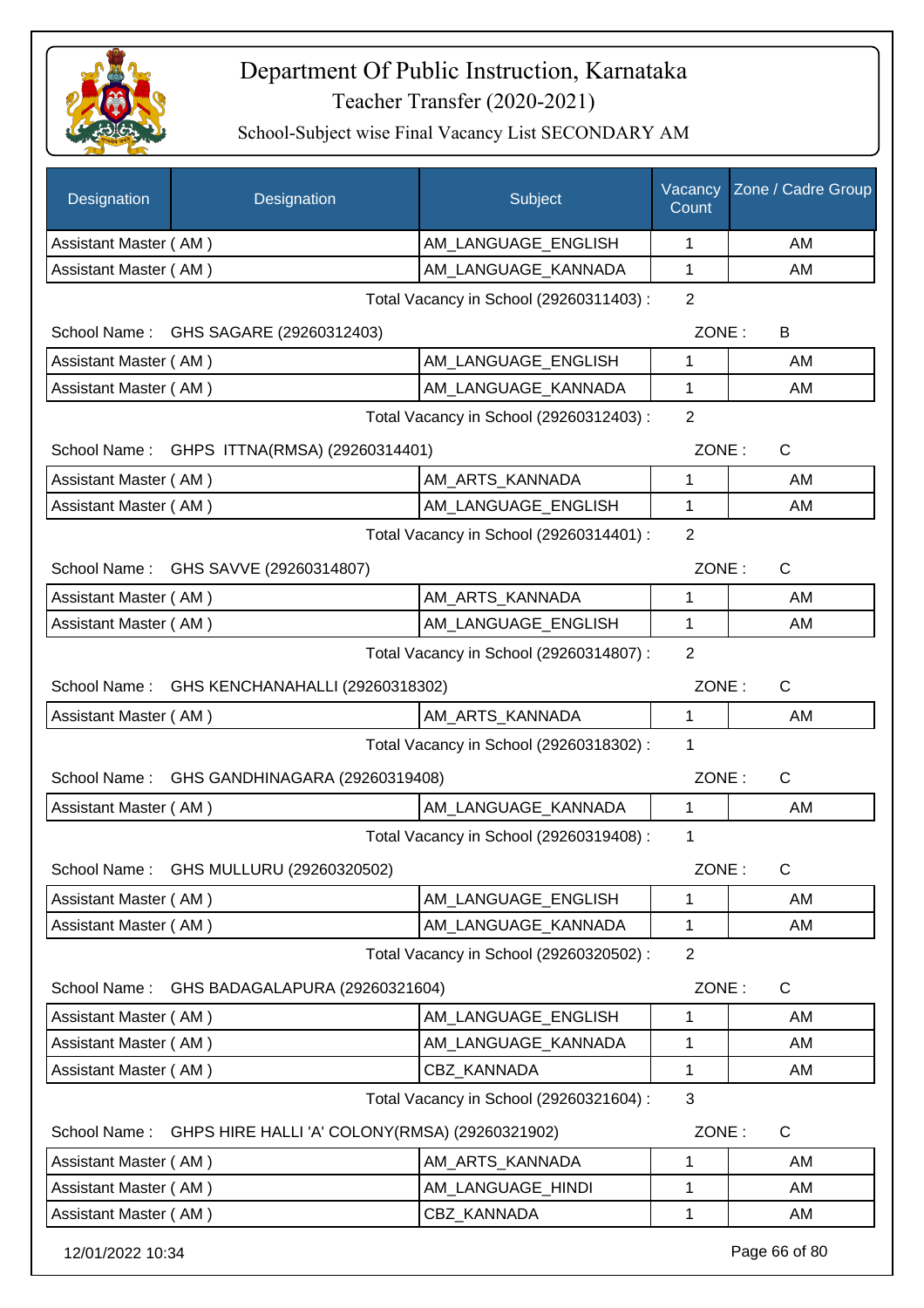# Department Of Public Instruction, Karnataka

Teacher Transfer (2020-2021)

School-Subject wise Final Vacancy List SECONDARY AM

| Designation | Designation | Subject | Vacancy Count | Zone / Cadre Group |
|---|---|---|---|---|
| Assistant Master ( AM ) | | AM_LANGUAGE_ENGLISH | 1 | AM |
| Assistant Master ( AM ) | | AM_LANGUAGE_KANNADA | 1 | AM |

Total Vacancy in School (29260311403) : 2

School Name : GHS SAGARE (29260312403) ZONE : B

| Designation | Subject | Vacancy Count | Zone / Cadre Group |
|---|---|---|---|
| Assistant Master ( AM ) | AM_LANGUAGE_ENGLISH | 1 | AM |
| Assistant Master ( AM ) | AM_LANGUAGE_KANNADA | 1 | AM |

Total Vacancy in School (29260312403) : 2

School Name : GHPS ITTNA(RMSA) (29260314401) ZONE : C

| Designation | Subject | Vacancy Count | Zone / Cadre Group |
|---|---|---|---|
| Assistant Master ( AM ) | AM_ARTS_KANNADA | 1 | AM |
| Assistant Master ( AM ) | AM_LANGUAGE_ENGLISH | 1 | AM |

Total Vacancy in School (29260314401) : 2

School Name : GHS SAVVE (29260314807) ZONE : C

| Designation | Subject | Vacancy Count | Zone / Cadre Group |
|---|---|---|---|
| Assistant Master ( AM ) | AM_ARTS_KANNADA | 1 | AM |
| Assistant Master ( AM ) | AM_LANGUAGE_ENGLISH | 1 | AM |

Total Vacancy in School (29260314807) : 2

School Name : GHS KENCHANAHALLI (29260318302) ZONE : C

| Designation | Subject | Vacancy Count | Zone / Cadre Group |
|---|---|---|---|
| Assistant Master ( AM ) | AM_ARTS_KANNADA | 1 | AM |

Total Vacancy in School (29260318302) : 1

School Name : GHS GANDHINAGARA (29260319408) ZONE : C

| Designation | Subject | Vacancy Count | Zone / Cadre Group |
|---|---|---|---|
| Assistant Master ( AM ) | AM_LANGUAGE_KANNADA | 1 | AM |

Total Vacancy in School (29260319408) : 1

School Name : GHS MULLURU (29260320502) ZONE : C

| Designation | Subject | Vacancy Count | Zone / Cadre Group |
|---|---|---|---|
| Assistant Master ( AM ) | AM_LANGUAGE_ENGLISH | 1 | AM |
| Assistant Master ( AM ) | AM_LANGUAGE_KANNADA | 1 | AM |

Total Vacancy in School (29260320502) : 2

School Name : GHS BADAGALAPURA (29260321604) ZONE : C

| Designation | Subject | Vacancy Count | Zone / Cadre Group |
|---|---|---|---|
| Assistant Master ( AM ) | AM_LANGUAGE_ENGLISH | 1 | AM |
| Assistant Master ( AM ) | AM_LANGUAGE_KANNADA | 1 | AM |
| Assistant Master ( AM ) | CBZ_KANNADA | 1 | AM |

Total Vacancy in School (29260321604) : 3

School Name : GHPS HIRE HALLI 'A' COLONY(RMSA) (29260321902) ZONE : C

| Designation | Subject | Vacancy Count | Zone / Cadre Group |
|---|---|---|---|
| Assistant Master ( AM ) | AM_ARTS_KANNADA | 1 | AM |
| Assistant Master ( AM ) | AM_LANGUAGE_HINDI | 1 | AM |
| Assistant Master ( AM ) | CBZ_KANNADA | 1 | AM |

12/01/2022 10:34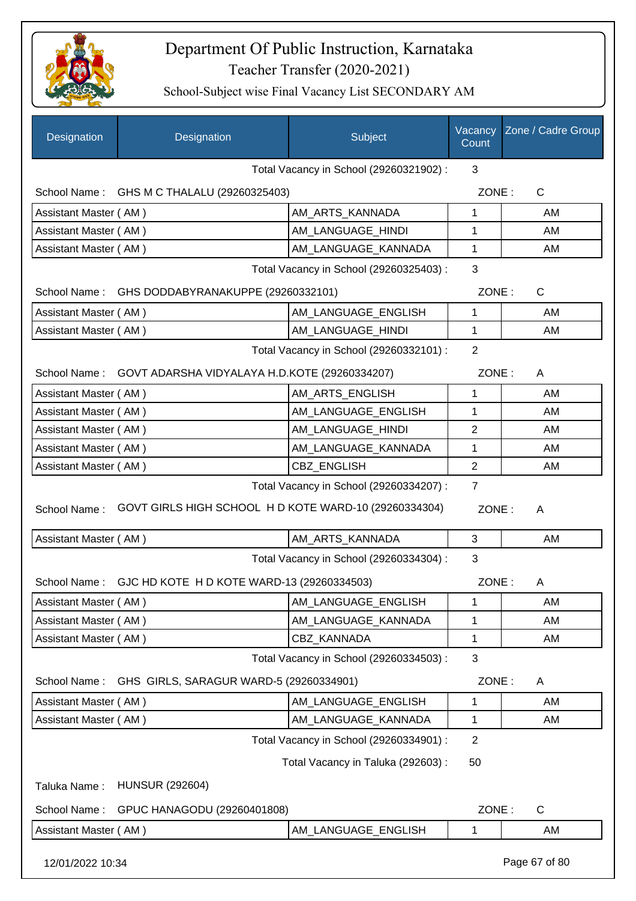# Department Of Public Instruction, Karnataka

## Teacher Transfer (2020-2021)

### School-Subject wise Final Vacancy List SECONDARY AM

| Designation | Designation | Subject | Vacancy Count | Zone / Cadre Group |
|---|---|---|---|---|
| | | Total Vacancy in School (29260321902) : | 3 | |
| School Name : | GHS M C THALALU (29260325403) | | ZONE : | C |
| Assistant Master ( AM ) | | AM_ARTS_KANNADA | 1 | AM |
| Assistant Master ( AM ) | | AM_LANGUAGE_HINDI | 1 | AM |
| Assistant Master ( AM ) | | AM_LANGUAGE_KANNADA | 1 | AM |
| | | Total Vacancy in School (29260325403) : | 3 | |
| School Name : | GHS DODDABYRANAKUPPE (29260332101) | | ZONE : | C |
| Assistant Master ( AM ) | | AM_LANGUAGE_ENGLISH | 1 | AM |
| Assistant Master ( AM ) | | AM_LANGUAGE_HINDI | 1 | AM |
| | | Total Vacancy in School (29260332101) : | 2 | |
| School Name : | GOVT ADARSHA VIDYALAYA H.D.KOTE (29260334207) | | ZONE : | A |
| Assistant Master ( AM ) | | AM_ARTS_ENGLISH | 1 | AM |
| Assistant Master ( AM ) | | AM_LANGUAGE_ENGLISH | 1 | AM |
| Assistant Master ( AM ) | | AM_LANGUAGE_HINDI | 2 | AM |
| Assistant Master ( AM ) | | AM_LANGUAGE_KANNADA | 1 | AM |
| Assistant Master ( AM ) | | CBZ_ENGLISH | 2 | AM |
| | | Total Vacancy in School (29260334207) : | 7 | |
| School Name : | GOVT GIRLS HIGH SCHOOL H D KOTE WARD-10 (29260334304) | | ZONE : | A |
| Assistant Master ( AM ) | | AM_ARTS_KANNADA | 3 | AM |
| | | Total Vacancy in School (29260334304) : | 3 | |
| School Name : | GJC HD KOTE H D KOTE WARD-13 (29260334503) | | ZONE : | A |
| Assistant Master ( AM ) | | AM_LANGUAGE_ENGLISH | 1 | AM |
| Assistant Master ( AM ) | | AM_LANGUAGE_KANNADA | 1 | AM |
| Assistant Master ( AM ) | | CBZ_KANNADA | 1 | AM |
| | | Total Vacancy in School (29260334503) : | 3 | |
| School Name : | GHS GIRLS, SARAGUR WARD-5 (29260334901) | | ZONE : | A |
| Assistant Master ( AM ) | | AM_LANGUAGE_ENGLISH | 1 | AM |
| Assistant Master ( AM ) | | AM_LANGUAGE_KANNADA | 1 | AM |
| | | Total Vacancy in School (29260334901) : | 2 | |
| | | Total Vacancy in Taluka (292603) : | 50 | |
| Taluka Name : | HUNSUR (292604) | | | |
| School Name : | GPUC HANAGODU (29260401808) | | ZONE : | C |
| Assistant Master ( AM ) | | AM_LANGUAGE_ENGLISH | 1 | AM |

12/01/2022 10:34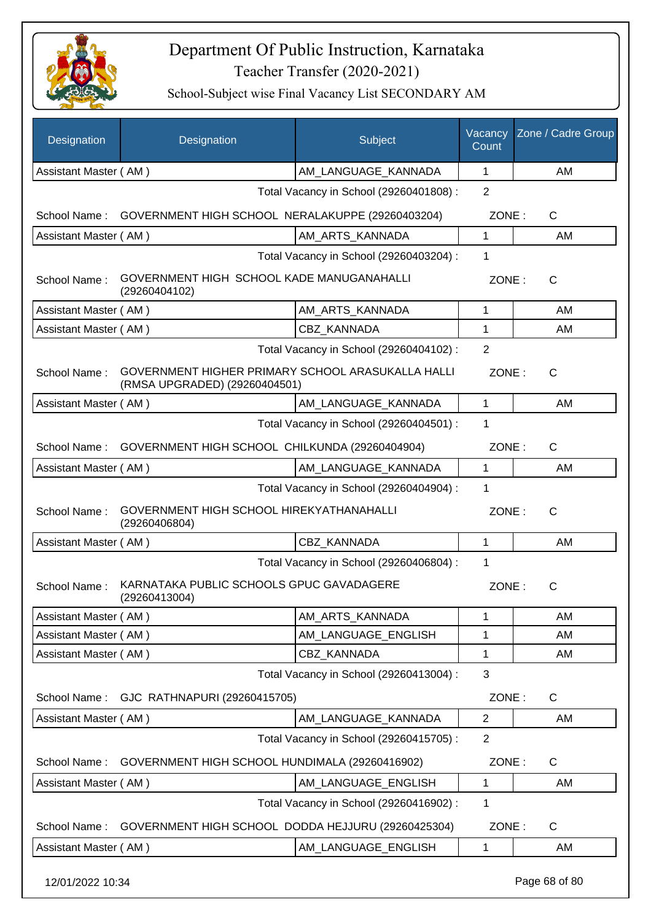# Department Of Public Instruction, Karnataka

Teacher Transfer (2020-2021)

School-Subject wise Final Vacancy List SECONDARY AM

| Designation | Designation | Subject | Vacancy Count | Zone / Cadre Group |
|---|---|---|---|---|
| Assistant Master ( AM ) | | AM_LANGUAGE_KANNADA | 1 | AM |

Total Vacancy in School (29260401808) : 2

School Name : GOVERNMENT HIGH SCHOOL NERALAKUPPE (29260403204) ZONE : C

| Designation | Designation | Subject | Vacancy Count | Zone / Cadre Group |
|---|---|---|---|---|
| Assistant Master ( AM ) | | AM_ARTS_KANNADA | 1 | AM |

Total Vacancy in School (29260403204) : 1

School Name : GOVERNMENT HIGH SCHOOL KADE MANUGANAHALLI (29260404102) ZONE : C

| Designation | Designation | Subject | Vacancy Count | Zone / Cadre Group |
|---|---|---|---|---|
| Assistant Master ( AM ) | | AM_ARTS_KANNADA | 1 | AM |
| Assistant Master ( AM ) | | CBZ_KANNADA | 1 | AM |

Total Vacancy in School (29260404102) : 2

School Name : GOVERNMENT HIGHER PRIMARY SCHOOL ARASUKALLA HALLI (RMSA UPGRADED) (29260404501) ZONE : C

| Designation | Designation | Subject | Vacancy Count | Zone / Cadre Group |
|---|---|---|---|---|
| Assistant Master ( AM ) | | AM_LANGUAGE_KANNADA | 1 | AM |

Total Vacancy in School (29260404501) : 1

School Name : GOVERNMENT HIGH SCHOOL CHILKUNDA (29260404904) ZONE : C

| Designation | Designation | Subject | Vacancy Count | Zone / Cadre Group |
|---|---|---|---|---|
| Assistant Master ( AM ) | | AM_LANGUAGE_KANNADA | 1 | AM |

Total Vacancy in School (29260404904) : 1

School Name : GOVERNMENT HIGH SCHOOL HIREKYATHANAHALLI (29260406804) ZONE : C

| Designation | Designation | Subject | Vacancy Count | Zone / Cadre Group |
|---|---|---|---|---|
| Assistant Master ( AM ) | | CBZ_KANNADA | 1 | AM |

Total Vacancy in School (29260406804) : 1

School Name : KARNATAKA PUBLIC SCHOOLS GPUC GAVADAGERE (29260413004) ZONE : C

| Designation | Designation | Subject | Vacancy Count | Zone / Cadre Group |
|---|---|---|---|---|
| Assistant Master ( AM ) | | AM_ARTS_KANNADA | 1 | AM |
| Assistant Master ( AM ) | | AM_LANGUAGE_ENGLISH | 1 | AM |
| Assistant Master ( AM ) | | CBZ_KANNADA | 1 | AM |

Total Vacancy in School (29260413004) : 3

School Name : GJC RATHNAPURI (29260415705) ZONE : C

| Designation | Designation | Subject | Vacancy Count | Zone / Cadre Group |
|---|---|---|---|---|
| Assistant Master ( AM ) | | AM_LANGUAGE_KANNADA | 2 | AM |

Total Vacancy in School (29260415705) : 2

School Name : GOVERNMENT HIGH SCHOOL HUNDIMALA (29260416902) ZONE : C

| Designation | Designation | Subject | Vacancy Count | Zone / Cadre Group |
|---|---|---|---|---|
| Assistant Master ( AM ) | | AM_LANGUAGE_ENGLISH | 1 | AM |

Total Vacancy in School (29260416902) : 1

School Name : GOVERNMENT HIGH SCHOOL DODDA HEJJURU (29260425304) ZONE : C

| Designation | Designation | Subject | Vacancy Count | Zone / Cadre Group |
|---|---|---|---|---|
| Assistant Master ( AM ) | | AM_LANGUAGE_ENGLISH | 1 | AM |

12/01/2022 10:34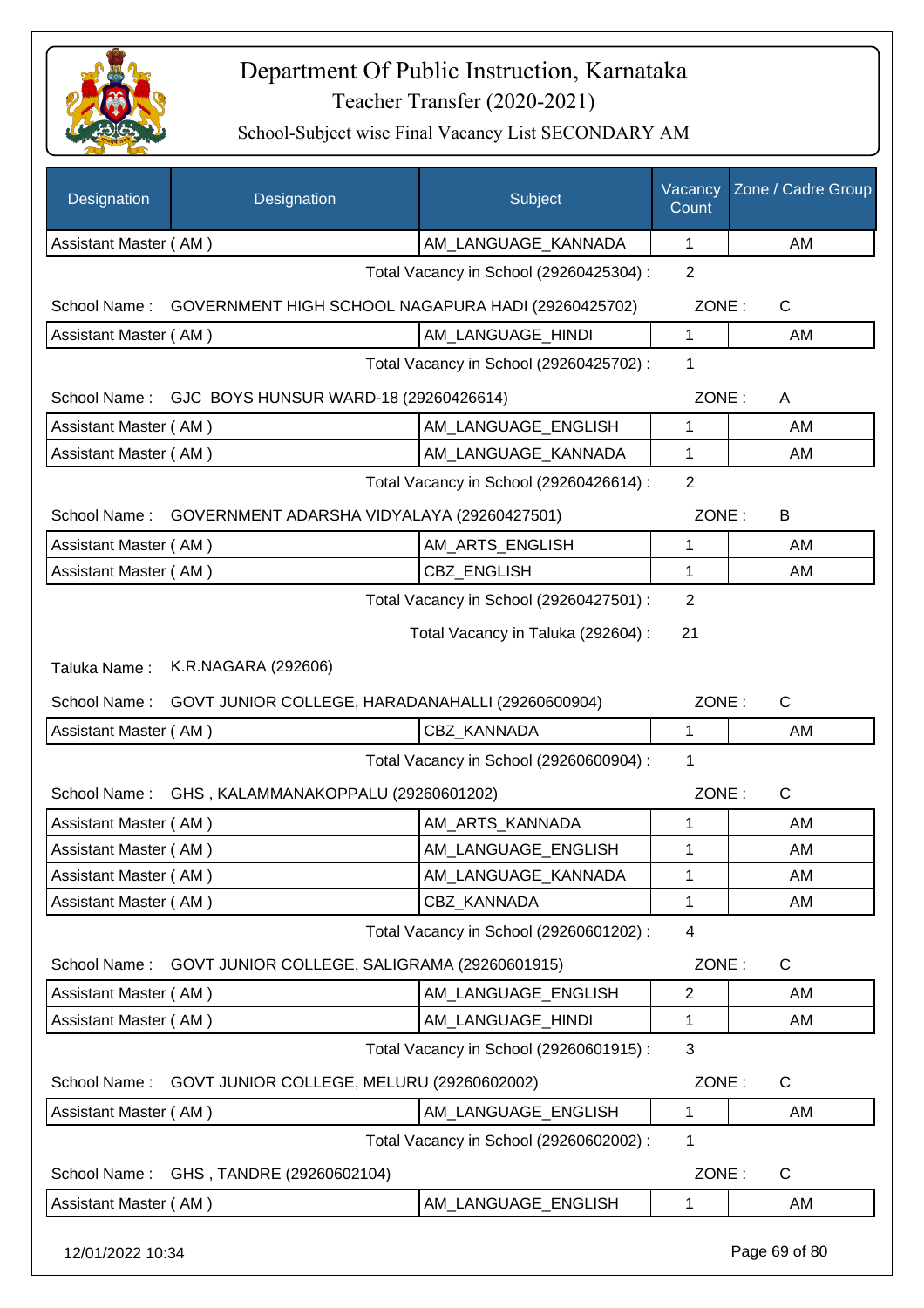# Department Of Public Instruction, Karnataka

Teacher Transfer (2020-2021)

School-Subject wise Final Vacancy List SECONDARY AM

| Designation | Designation | Subject | Vacancy Count | Zone / Cadre Group |
|---|---|---|---|---|
| Assistant Master ( AM ) | | AM_LANGUAGE_KANNADA | 1 | AM |

Total Vacancy in School (29260425304) : 2

School Name : GOVERNMENT HIGH SCHOOL NAGAPURA HADI (29260425702) ZONE : C

| Designation | Designation | Subject | Vacancy Count | Zone / Cadre Group |
|---|---|---|---|---|
| Assistant Master ( AM ) | | AM_LANGUAGE_HINDI | 1 | AM |

Total Vacancy in School (29260425702) : 1

School Name : GJC BOYS HUNSUR WARD-18 (29260426614) ZONE : A

| Designation | Designation | Subject | Vacancy Count | Zone / Cadre Group |
|---|---|---|---|---|
| Assistant Master ( AM ) | | AM_LANGUAGE_ENGLISH | 1 | AM |
| Assistant Master ( AM ) | | AM_LANGUAGE_KANNADA | 1 | AM |

Total Vacancy in School (29260426614) : 2

School Name : GOVERNMENT ADARSHA VIDYALAYA (29260427501) ZONE : B

| Designation | Designation | Subject | Vacancy Count | Zone / Cadre Group |
|---|---|---|---|---|
| Assistant Master ( AM ) | | AM_ARTS_ENGLISH | 1 | AM |
| Assistant Master ( AM ) | | CBZ_ENGLISH | 1 | AM |

Total Vacancy in School (29260427501) : 2

Total Vacancy in Taluka (292604) : 21

Taluka Name : K.R.NAGARA (292606)

School Name : GOVT JUNIOR COLLEGE, HARADANAHALLI (29260600904) ZONE : C

| Designation | Designation | Subject | Vacancy Count | Zone / Cadre Group |
|---|---|---|---|---|
| Assistant Master ( AM ) | | CBZ_KANNADA | 1 | AM |

Total Vacancy in School (29260600904) : 1

School Name : GHS , KALAMMANAKOPPALU (29260601202) ZONE : C

| Designation | Designation | Subject | Vacancy Count | Zone / Cadre Group |
|---|---|---|---|---|
| Assistant Master ( AM ) | | AM_ARTS_KANNADA | 1 | AM |
| Assistant Master ( AM ) | | AM_LANGUAGE_ENGLISH | 1 | AM |
| Assistant Master ( AM ) | | AM_LANGUAGE_KANNADA | 1 | AM |
| Assistant Master ( AM ) | | CBZ_KANNADA | 1 | AM |

Total Vacancy in School (29260601202) : 4

School Name : GOVT JUNIOR COLLEGE, SALIGRAMA (29260601915) ZONE : C

| Designation | Designation | Subject | Vacancy Count | Zone / Cadre Group |
|---|---|---|---|---|
| Assistant Master ( AM ) | | AM_LANGUAGE_ENGLISH | 2 | AM |
| Assistant Master ( AM ) | | AM_LANGUAGE_HINDI | 1 | AM |

Total Vacancy in School (29260601915) : 3

School Name : GOVT JUNIOR COLLEGE, MELURU (29260602002) ZONE : C

| Designation | Designation | Subject | Vacancy Count | Zone / Cadre Group |
|---|---|---|---|---|
| Assistant Master ( AM ) | | AM_LANGUAGE_ENGLISH | 1 | AM |

Total Vacancy in School (29260602002) : 1

School Name : GHS , TANDRE (29260602104) ZONE : C

| Designation | Designation | Subject | Vacancy Count | Zone / Cadre Group |
|---|---|---|---|---|
| Assistant Master ( AM ) | | AM_LANGUAGE_ENGLISH | 1 | AM |

12/01/2022 10:34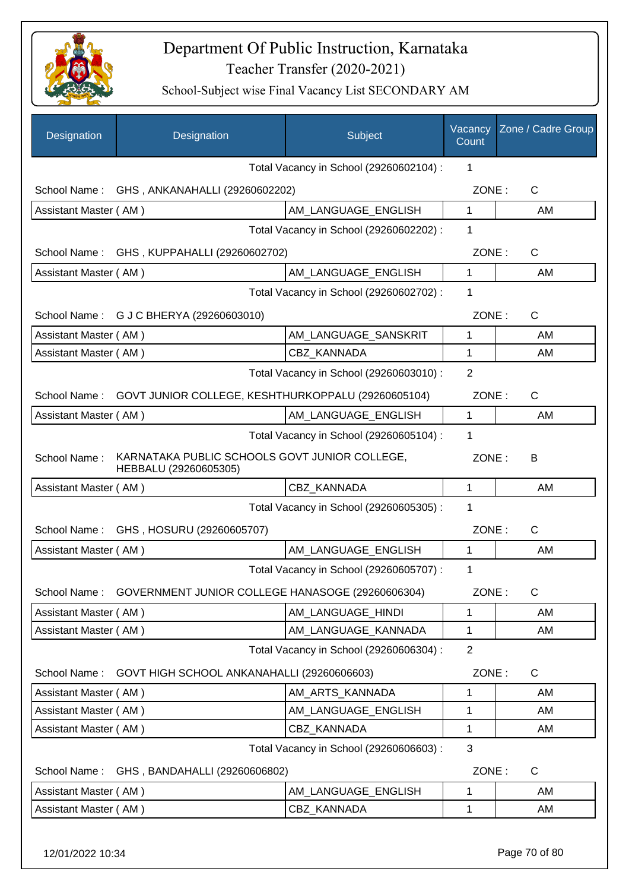# Department Of Public Instruction, Karnataka

Teacher Transfer (2020-2021)

School-Subject wise Final Vacancy List SECONDARY AM

| Designation | Designation | Subject | Vacancy Count | Zone / Cadre Group |
|---|---|---|---|---|
| | | Total Vacancy in School (29260602104) : | 1 | |
| School Name : | GHS , ANKANAHALLI (29260602202) | | ZONE : | C |
| Assistant Master ( AM ) | | AM_LANGUAGE_ENGLISH | 1 | AM |
| | | Total Vacancy in School (29260602202) : | 1 | |
| School Name : | GHS , KUPPAHALLI (29260602702) | | ZONE : | C |
| Assistant Master ( AM ) | | AM_LANGUAGE_ENGLISH | 1 | AM |
| | | Total Vacancy in School (29260602702) : | 1 | |
| School Name : | G J C BHERYA (29260603010) | | ZONE : | C |
| Assistant Master ( AM ) | | AM_LANGUAGE_SANSKRIT | 1 | AM |
| Assistant Master ( AM ) | | CBZ_KANNADA | 1 | AM |
| | | Total Vacancy in School (29260603010) : | 2 | |
| School Name : | GOVT JUNIOR COLLEGE, KESHTHURKOPPALU (29260605104) | | ZONE : | C |
| Assistant Master ( AM ) | | AM_LANGUAGE_ENGLISH | 1 | AM |
| | | Total Vacancy in School (29260605104) : | 1 | |
| School Name : | KARNATAKA PUBLIC SCHOOLS GOVT JUNIOR COLLEGE, HEBBALU (29260605305) | | ZONE : | B |
| Assistant Master ( AM ) | | CBZ_KANNADA | 1 | AM |
| | | Total Vacancy in School (29260605305) : | 1 | |
| School Name : | GHS , HOSURU (29260605707) | | ZONE : | C |
| Assistant Master ( AM ) | | AM_LANGUAGE_ENGLISH | 1 | AM |
| | | Total Vacancy in School (29260605707) : | 1 | |
| School Name : | GOVERNMENT JUNIOR COLLEGE HANASOGE (29260606304) | | ZONE : | C |
| Assistant Master ( AM ) | | AM_LANGUAGE_HINDI | 1 | AM |
| Assistant Master ( AM ) | | AM_LANGUAGE_KANNADA | 1 | AM |
| | | Total Vacancy in School (29260606304) : | 2 | |
| School Name : | GOVT HIGH SCHOOL ANKANAHALLI (29260606603) | | ZONE : | C |
| Assistant Master ( AM ) | | AM_ARTS_KANNADA | 1 | AM |
| Assistant Master ( AM ) | | AM_LANGUAGE_ENGLISH | 1 | AM |
| Assistant Master ( AM ) | | CBZ_KANNADA | 1 | AM |
| | | Total Vacancy in School (29260606603) : | 3 | |
| School Name : | GHS , BANDAHALLI (29260606802) | | ZONE : | C |
| Assistant Master ( AM ) | | AM_LANGUAGE_ENGLISH | 1 | AM |
| Assistant Master ( AM ) | | CBZ_KANNADA | 1 | AM |

12/01/2022 10:34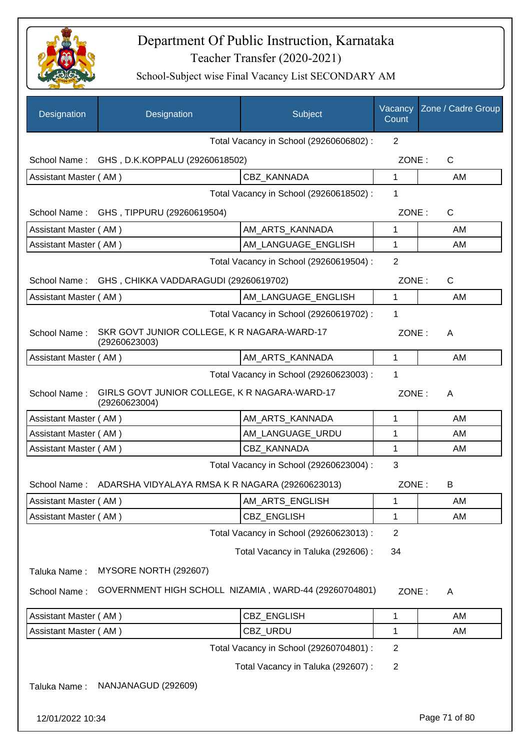# Department Of Public Instruction, Karnataka
## Teacher Transfer (2020-2021)
### School-Subject wise Final Vacancy List SECONDARY AM

| Designation | Designation | Subject | Vacancy Count | Zone / Cadre Group |
|---|---|---|---|---|
| | | Total Vacancy in School (29260606802) : | 2 | |
| School Name : | GHS , D.K.KOPPALU (29260618502) | | ZONE : | C |
| Assistant Master ( AM ) | | CBZ_KANNADA | 1 | AM |
| | | Total Vacancy in School (29260618502) : | 1 | |
| School Name : | GHS , TIPPURU (29260619504) | | ZONE : | C |
| Assistant Master ( AM ) | | AM_ARTS_KANNADA | 1 | AM |
| Assistant Master ( AM ) | | AM_LANGUAGE_ENGLISH | 1 | AM |
| | | Total Vacancy in School (29260619504) : | 2 | |
| School Name : | GHS , CHIKKA VADDARAGUDI (29260619702) | | ZONE : | C |
| Assistant Master ( AM ) | | AM_LANGUAGE_ENGLISH | 1 | AM |
| | | Total Vacancy in School (29260619702) : | 1 | |
| School Name : | SKR GOVT JUNIOR COLLEGE, K R NAGARA-WARD-17 (29260623003) | | ZONE : | A |
| Assistant Master ( AM ) | | AM_ARTS_KANNADA | 1 | AM |
| | | Total Vacancy in School (29260623003) : | 1 | |
| School Name : | GIRLS GOVT JUNIOR COLLEGE, K R NAGARA-WARD-17 (29260623004) | | ZONE : | A |
| Assistant Master ( AM ) | | AM_ARTS_KANNADA | 1 | AM |
| Assistant Master ( AM ) | | AM_LANGUAGE_URDU | 1 | AM |
| Assistant Master ( AM ) | | CBZ_KANNADA | 1 | AM |
| | | Total Vacancy in School (29260623004) : | 3 | |
| School Name : | ADARSHA VIDYALAYA RMSA K R NAGARA (29260623013) | | ZONE : | B |
| Assistant Master ( AM ) | | AM_ARTS_ENGLISH | 1 | AM |
| Assistant Master ( AM ) | | CBZ_ENGLISH | 1 | AM |
| | | Total Vacancy in School (29260623013) : | 2 | |
| | | Total Vacancy in Taluka (292606) : | 34 | |
| Taluka Name : | MYSORE NORTH (292607) | | | |
| School Name : | GOVERNMENT HIGH SCHOLL NIZAMIA , WARD-44 (29260704801) | | ZONE : | A |
| Assistant Master ( AM ) | | CBZ_ENGLISH | 1 | AM |
| Assistant Master ( AM ) | | CBZ_URDU | 1 | AM |
| | | Total Vacancy in School (29260704801) : | 2 | |
| | | Total Vacancy in Taluka (292607) : | 2 | |
| Taluka Name : | NANJANAGUD (292609) | | | |

12/01/2022 10:34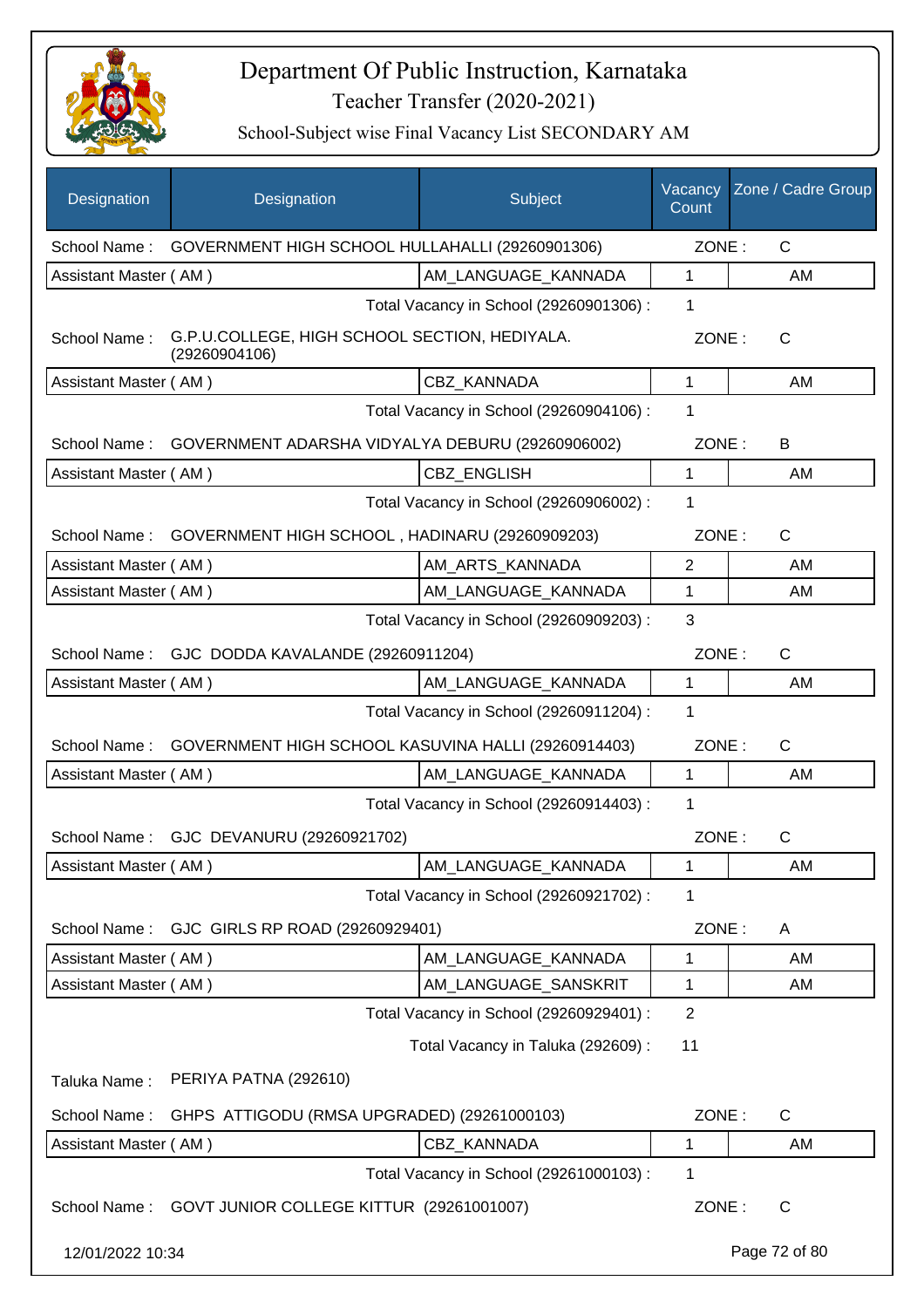# Department Of Public Instruction, Karnataka
## Teacher Transfer (2020-2021)
### School-Subject wise Final Vacancy List SECONDARY AM

| Designation | Designation | Subject | Vacancy Count | Zone / Cadre Group |
|---|---|---|---|---|
| School Name : | GOVERNMENT HIGH SCHOOL HULLAHALLI (29260901306) | | ZONE : | C |
| Assistant Master ( AM ) | | AM_LANGUAGE_KANNADA | 1 | AM |
| | | Total Vacancy in School (29260901306) : | 1 | |
| School Name : | G.P.U.COLLEGE, HIGH SCHOOL SECTION, HEDIYALA. (29260904106) | | ZONE : | C |
| Assistant Master ( AM ) | | CBZ_KANNADA | 1 | AM |
| | | Total Vacancy in School (29260904106) : | 1 | |
| School Name : | GOVERNMENT ADARSHA VIDYALYA DEBURU (29260906002) | | ZONE : | B |
| Assistant Master ( AM ) | | CBZ_ENGLISH | 1 | AM |
| | | Total Vacancy in School (29260906002) : | 1 | |
| School Name : | GOVERNMENT HIGH SCHOOL , HADINARU (29260909203) | | ZONE : | C |
| Assistant Master ( AM ) | | AM_ARTS_KANNADA | 2 | AM |
| Assistant Master ( AM ) | | AM_LANGUAGE_KANNADA | 1 | AM |
| | | Total Vacancy in School (29260909203) : | 3 | |
| School Name : | GJC DODDA KAVALANDE (29260911204) | | ZONE : | C |
| Assistant Master ( AM ) | | AM_LANGUAGE_KANNADA | 1 | AM |
| | | Total Vacancy in School (29260911204) : | 1 | |
| School Name : | GOVERNMENT HIGH SCHOOL KASUVINA HALLI (29260914403) | | ZONE : | C |
| Assistant Master ( AM ) | | AM_LANGUAGE_KANNADA | 1 | AM |
| | | Total Vacancy in School (29260914403) : | 1 | |
| School Name : | GJC DEVANURU (29260921702) | | ZONE : | C |
| Assistant Master ( AM ) | | AM_LANGUAGE_KANNADA | 1 | AM |
| | | Total Vacancy in School (29260921702) : | 1 | |
| School Name : | GJC GIRLS RP ROAD (29260929401) | | ZONE : | A |
| Assistant Master ( AM ) | | AM_LANGUAGE_KANNADA | 1 | AM |
| Assistant Master ( AM ) | | AM_LANGUAGE_SANSKRIT | 1 | AM |
| | | Total Vacancy in School (29260929401) : | 2 | |
| | | Total Vacancy in Taluka (292609) : | 11 | |
| Taluka Name : | PERIYA PATNA (292610) | | | |
| School Name : | GHPS ATTIGODU (RMSA UPGRADED) (29261000103) | | ZONE : | C |
| Assistant Master ( AM ) | | CBZ_KANNADA | 1 | AM |
| | | Total Vacancy in School (29261000103) : | 1 | |
| School Name : | GOVT JUNIOR COLLEGE KITTUR (29261001007) | | ZONE : | C |

12/01/2022 10:34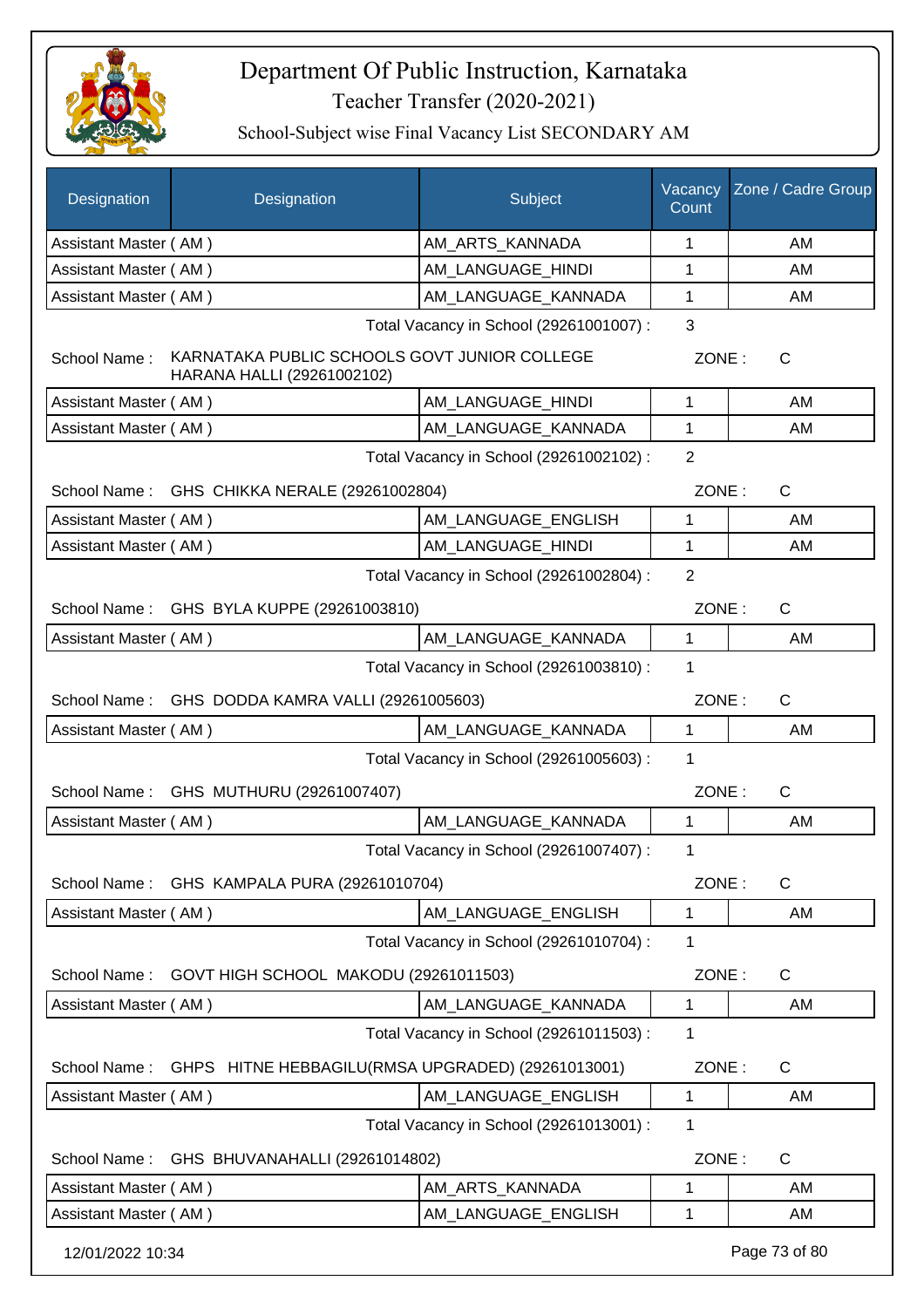# Department Of Public Instruction, Karnataka

Teacher Transfer (2020-2021)

School-Subject wise Final Vacancy List SECONDARY AM

| Designation | Designation | Subject | Vacancy Count | Zone / Cadre Group |
|---|---|---|---|---|
| Assistant Master ( AM ) | | AM_ARTS_KANNADA | 1 | AM |
| Assistant Master ( AM ) | | AM_LANGUAGE_HINDI | 1 | AM |
| Assistant Master ( AM ) | | AM_LANGUAGE_KANNADA | 1 | AM |

Total Vacancy in School (29261001007) : 3

School Name : KARNATAKA PUBLIC SCHOOLS GOVT JUNIOR COLLEGE HARANA HALLI (29261002102) ZONE : C

| Designation | Designation | Subject | Vacancy Count | Zone / Cadre Group |
|---|---|---|---|---|
| Assistant Master ( AM ) | | AM_LANGUAGE_HINDI | 1 | AM |
| Assistant Master ( AM ) | | AM_LANGUAGE_KANNADA | 1 | AM |

Total Vacancy in School (29261002102) : 2

School Name : GHS CHIKKA NERALE (29261002804) ZONE : C

| Designation | Designation | Subject | Vacancy Count | Zone / Cadre Group |
|---|---|---|---|---|
| Assistant Master ( AM ) | | AM_LANGUAGE_ENGLISH | 1 | AM |
| Assistant Master ( AM ) | | AM_LANGUAGE_HINDI | 1 | AM |

Total Vacancy in School (29261002804) : 2

School Name : GHS BYLA KUPPE (29261003810) ZONE : C

| Designation | Designation | Subject | Vacancy Count | Zone / Cadre Group |
|---|---|---|---|---|
| Assistant Master ( AM ) | | AM_LANGUAGE_KANNADA | 1 | AM |

Total Vacancy in School (29261003810) : 1

School Name : GHS DODDA KAMRA VALLI (29261005603) ZONE : C

| Designation | Designation | Subject | Vacancy Count | Zone / Cadre Group |
|---|---|---|---|---|
| Assistant Master ( AM ) | | AM_LANGUAGE_KANNADA | 1 | AM |

Total Vacancy in School (29261005603) : 1

School Name : GHS MUTHURU (29261007407) ZONE : C

| Designation | Designation | Subject | Vacancy Count | Zone / Cadre Group |
|---|---|---|---|---|
| Assistant Master ( AM ) | | AM_LANGUAGE_KANNADA | 1 | AM |

Total Vacancy in School (29261007407) : 1

School Name : GHS KAMPALA PURA (29261010704) ZONE : C

| Designation | Designation | Subject | Vacancy Count | Zone / Cadre Group |
|---|---|---|---|---|
| Assistant Master ( AM ) | | AM_LANGUAGE_ENGLISH | 1 | AM |

Total Vacancy in School (29261010704) : 1

School Name : GOVT HIGH SCHOOL MAKODU (29261011503) ZONE : C

| Designation | Designation | Subject | Vacancy Count | Zone / Cadre Group |
|---|---|---|---|---|
| Assistant Master ( AM ) | | AM_LANGUAGE_KANNADA | 1 | AM |

Total Vacancy in School (29261011503) : 1

School Name : GHPS HITNE HEBBAGILU(RMSA UPGRADED) (29261013001) ZONE : C

| Designation | Designation | Subject | Vacancy Count | Zone / Cadre Group |
|---|---|---|---|---|
| Assistant Master ( AM ) | | AM_LANGUAGE_ENGLISH | 1 | AM |

Total Vacancy in School (29261013001) : 1

School Name : GHS BHUVANAHALLI (29261014802) ZONE : C

| Designation | Designation | Subject | Vacancy Count | Zone / Cadre Group |
|---|---|---|---|---|
| Assistant Master ( AM ) | | AM_ARTS_KANNADA | 1 | AM |
| Assistant Master ( AM ) | | AM_LANGUAGE_ENGLISH | 1 | AM |

12/01/2022 10:34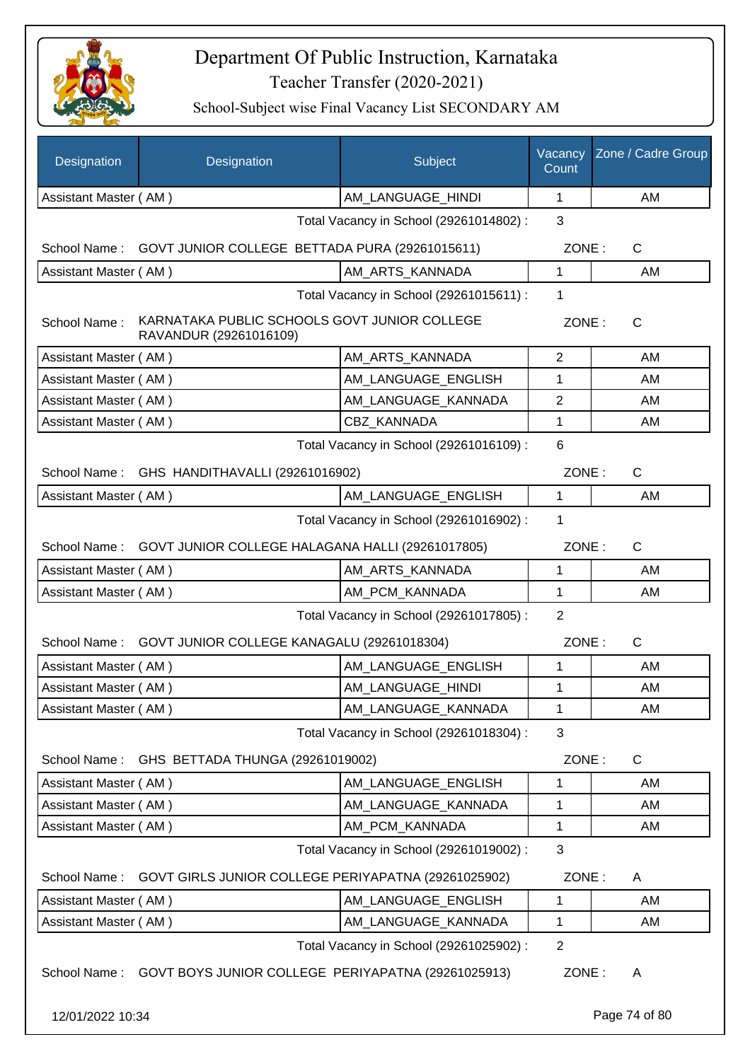# Department Of Public Instruction, Karnataka

## Teacher Transfer (2020-2021)

### School-Subject wise Final Vacancy List SECONDARY AM

| Designation | Designation | Subject | Vacancy Count | Zone / Cadre Group |
|---|---|---|---|---|
| Assistant Master ( AM ) | | AM_LANGUAGE_HINDI | 1 | AM |

Total Vacancy in School (29261014802) : 3

School Name : GOVT JUNIOR COLLEGE BETTADA PURA (29261015611) ZONE : C

| Designation | Designation | Subject | Vacancy Count | Zone / Cadre Group |
|---|---|---|---|---|
| Assistant Master ( AM ) | | AM_ARTS_KANNADA | 1 | AM |

Total Vacancy in School (29261015611) : 1

School Name : KARNATAKA PUBLIC SCHOOLS GOVT JUNIOR COLLEGE RAVANDUR (29261016109) ZONE : C

| Designation | Designation | Subject | Vacancy Count | Zone / Cadre Group |
|---|---|---|---|---|
| Assistant Master ( AM ) | | AM_ARTS_KANNADA | 2 | AM |
| Assistant Master ( AM ) | | AM_LANGUAGE_ENGLISH | 1 | AM |
| Assistant Master ( AM ) | | AM_LANGUAGE_KANNADA | 2 | AM |
| Assistant Master ( AM ) | | CBZ_KANNADA | 1 | AM |

Total Vacancy in School (29261016109) : 6

School Name : GHS HANDITHAVALLI (29261016902) ZONE : C

| Designation | Designation | Subject | Vacancy Count | Zone / Cadre Group |
|---|---|---|---|---|
| Assistant Master ( AM ) | | AM_LANGUAGE_ENGLISH | 1 | AM |

Total Vacancy in School (29261016902) : 1

School Name : GOVT JUNIOR COLLEGE HALAGANA HALLI (29261017805) ZONE : C

| Designation | Designation | Subject | Vacancy Count | Zone / Cadre Group |
|---|---|---|---|---|
| Assistant Master ( AM ) | | AM_ARTS_KANNADA | 1 | AM |
| Assistant Master ( AM ) | | AM_PCM_KANNADA | 1 | AM |

Total Vacancy in School (29261017805) : 2

School Name : GOVT JUNIOR COLLEGE KANAGALU (29261018304) ZONE : C

| Designation | Designation | Subject | Vacancy Count | Zone / Cadre Group |
|---|---|---|---|---|
| Assistant Master ( AM ) | | AM_LANGUAGE_ENGLISH | 1 | AM |
| Assistant Master ( AM ) | | AM_LANGUAGE_HINDI | 1 | AM |
| Assistant Master ( AM ) | | AM_LANGUAGE_KANNADA | 1 | AM |

Total Vacancy in School (29261018304) : 3

School Name : GHS BETTADA THUNGA (29261019002) ZONE : C

| Designation | Designation | Subject | Vacancy Count | Zone / Cadre Group |
|---|---|---|---|---|
| Assistant Master ( AM ) | | AM_LANGUAGE_ENGLISH | 1 | AM |
| Assistant Master ( AM ) | | AM_LANGUAGE_KANNADA | 1 | AM |
| Assistant Master ( AM ) | | AM_PCM_KANNADA | 1 | AM |

Total Vacancy in School (29261019002) : 3

School Name : GOVT GIRLS JUNIOR COLLEGE PERIYAPATNA (29261025902) ZONE : A

| Designation | Designation | Subject | Vacancy Count | Zone / Cadre Group |
|---|---|---|---|---|
| Assistant Master ( AM ) | | AM_LANGUAGE_ENGLISH | 1 | AM |
| Assistant Master ( AM ) | | AM_LANGUAGE_KANNADA | 1 | AM |

Total Vacancy in School (29261025902) : 2

School Name : GOVT BOYS JUNIOR COLLEGE PERIYAPATNA (29261025913) ZONE : A

12/01/2022 10:34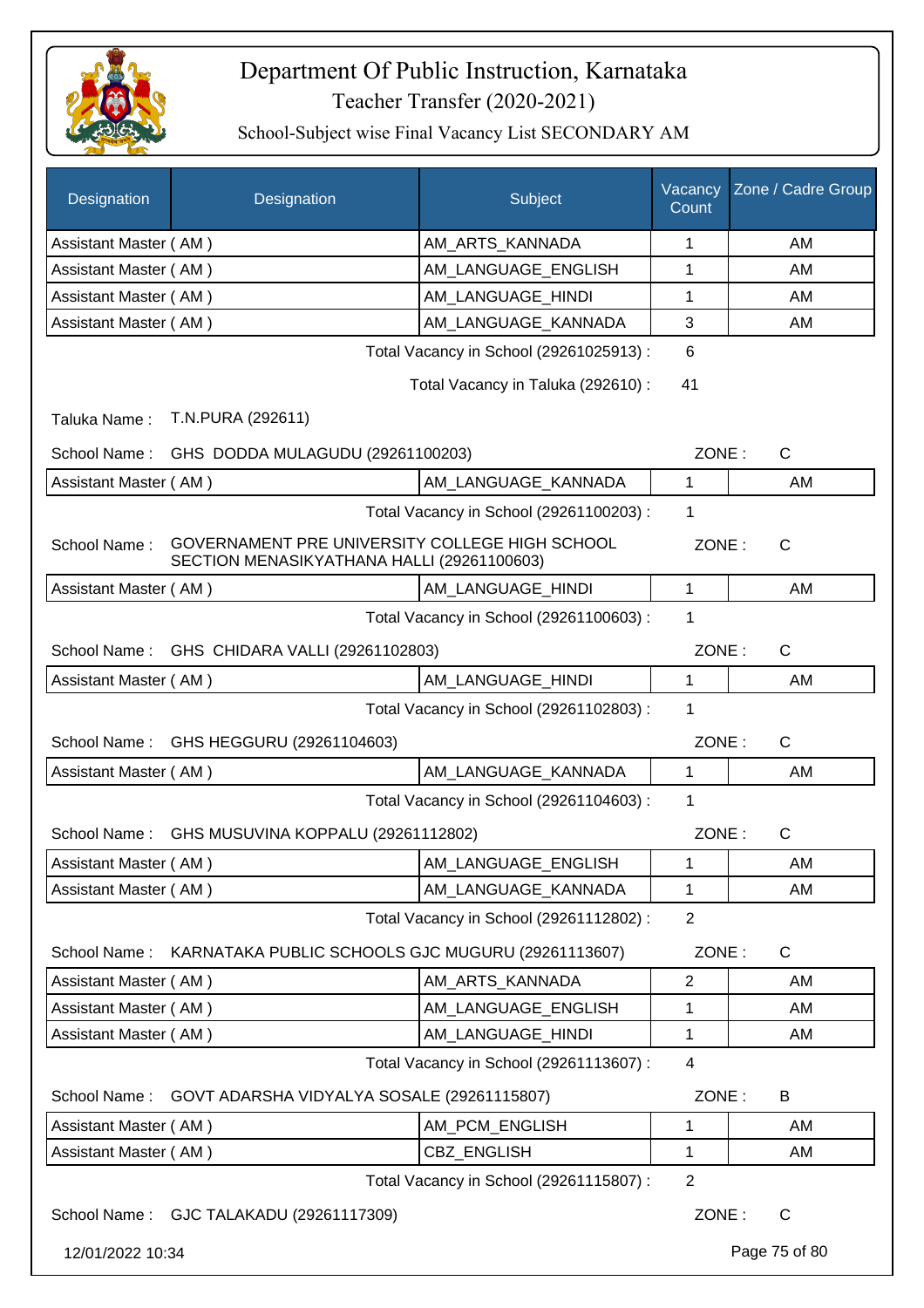# Department Of Public Instruction, Karnataka

Teacher Transfer (2020-2021)

School-Subject wise Final Vacancy List SECONDARY AM

| Designation | Designation | Subject | Vacancy Count | Zone / Cadre Group |
|---|---|---|---|---|
| Assistant Master ( AM ) | | AM_ARTS_KANNADA | 1 | AM |
| Assistant Master ( AM ) | | AM_LANGUAGE_ENGLISH | 1 | AM |
| Assistant Master ( AM ) | | AM_LANGUAGE_HINDI | 1 | AM |
| Assistant Master ( AM ) | | AM_LANGUAGE_KANNADA | 3 | AM |

Total Vacancy in School (29261025913) : 6

Total Vacancy in Taluka (292610) : 41

Taluka Name : T.N.PURA (292611)

School Name : GHS DODDA MULAGUDU (29261100203) ZONE : C

| Designation | Subject | Vacancy Count | Zone / Cadre Group |
|---|---|---|---|
| Assistant Master ( AM ) | AM_LANGUAGE_KANNADA | 1 | AM |

Total Vacancy in School (29261100203) : 1

School Name : GOVERNAMENT PRE UNIVERSITY COLLEGE HIGH SCHOOL SECTION MENASIKYATHANA HALLI (29261100603) ZONE : C

| Designation | Subject | Vacancy Count | Zone / Cadre Group |
|---|---|---|---|
| Assistant Master ( AM ) | AM_LANGUAGE_HINDI | 1 | AM |

Total Vacancy in School (29261100603) : 1

School Name : GHS CHIDARA VALLI (29261102803) ZONE : C

| Designation | Subject | Vacancy Count | Zone / Cadre Group |
|---|---|---|---|
| Assistant Master ( AM ) | AM_LANGUAGE_HINDI | 1 | AM |

Total Vacancy in School (29261102803) : 1

School Name : GHS HEGGURU (29261104603) ZONE : C

| Designation | Subject | Vacancy Count | Zone / Cadre Group |
|---|---|---|---|
| Assistant Master ( AM ) | AM_LANGUAGE_KANNADA | 1 | AM |

Total Vacancy in School (29261104603) : 1

School Name : GHS MUSUVINA KOPPALU (29261112802) ZONE : C

| Designation | Subject | Vacancy Count | Zone / Cadre Group |
|---|---|---|---|
| Assistant Master ( AM ) | AM_LANGUAGE_ENGLISH | 1 | AM |
| Assistant Master ( AM ) | AM_LANGUAGE_KANNADA | 1 | AM |

Total Vacancy in School (29261112802) : 2

School Name : KARNATAKA PUBLIC SCHOOLS GJC MUGURU (29261113607) ZONE : C

| Designation | Subject | Vacancy Count | Zone / Cadre Group |
|---|---|---|---|
| Assistant Master ( AM ) | AM_ARTS_KANNADA | 2 | AM |
| Assistant Master ( AM ) | AM_LANGUAGE_ENGLISH | 1 | AM |
| Assistant Master ( AM ) | AM_LANGUAGE_HINDI | 1 | AM |

Total Vacancy in School (29261113607) : 4

School Name : GOVT ADARSHA VIDYALYA SOSALE (29261115807) ZONE : B

| Designation | Subject | Vacancy Count | Zone / Cadre Group |
|---|---|---|---|
| Assistant Master ( AM ) | AM_PCM_ENGLISH | 1 | AM |
| Assistant Master ( AM ) | CBZ_ENGLISH | 1 | AM |

Total Vacancy in School (29261115807) : 2

School Name : GJC TALAKADU (29261117309) ZONE : C

12/01/2022 10:34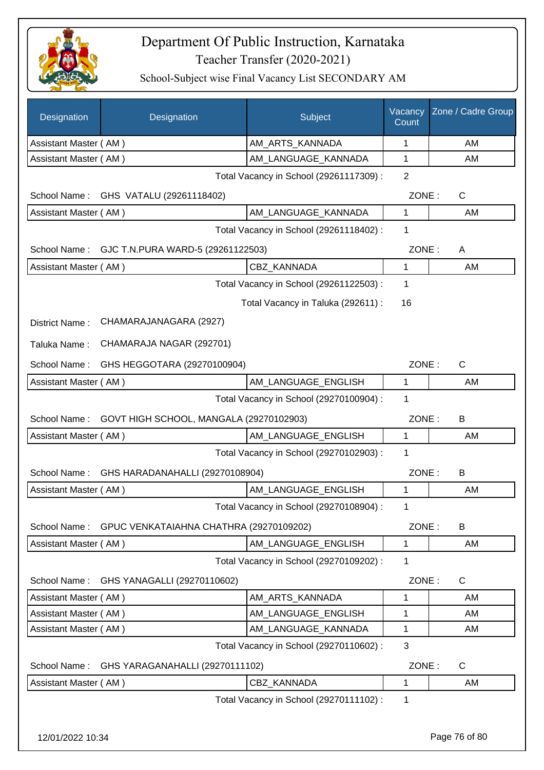# Department Of Public Instruction, Karnataka

## Teacher Transfer (2020-2021)

### School-Subject wise Final Vacancy List SECONDARY AM

| Designation | Designation | Subject | Vacancy Count | Zone / Cadre Group |
|---|---|---|---|---|
| Assistant Master ( AM ) | | AM_ARTS_KANNADA | 1 | AM |
| Assistant Master ( AM ) | | AM_LANGUAGE_KANNADA | 1 | AM |

Total Vacancy in School (29261117309) : 2

School Name : GHS VATALU (29261118402) ZONE : C

| Designation | Designation | Subject | Vacancy Count | Zone / Cadre Group |
|---|---|---|---|---|
| Assistant Master ( AM ) | | AM_LANGUAGE_KANNADA | 1 | AM |

Total Vacancy in School (29261118402) : 1

School Name : GJC T.N.PURA WARD-5 (29261122503) ZONE : A

| Designation | Designation | Subject | Vacancy Count | Zone / Cadre Group |
|---|---|---|---|---|
| Assistant Master ( AM ) | | CBZ_KANNADA | 1 | AM |

Total Vacancy in School (29261122503) : 1

Total Vacancy in Taluka (292611) : 16

District Name : CHAMARAJANAGARA (2927)

Taluka Name : CHAMARAJA NAGAR (292701)

School Name : GHS HEGGOTARA (29270100904) ZONE : C

| Designation | Designation | Subject | Vacancy Count | Zone / Cadre Group |
|---|---|---|---|---|
| Assistant Master ( AM ) | | AM_LANGUAGE_ENGLISH | 1 | AM |

Total Vacancy in School (29270100904) : 1

School Name : GOVT HIGH SCHOOL, MANGALA (29270102903) ZONE : B

| Designation | Designation | Subject | Vacancy Count | Zone / Cadre Group |
|---|---|---|---|---|
| Assistant Master ( AM ) | | AM_LANGUAGE_ENGLISH | 1 | AM |

Total Vacancy in School (29270102903) : 1

School Name : GHS HARADANAHALLI (29270108904) ZONE : B

| Designation | Designation | Subject | Vacancy Count | Zone / Cadre Group |
|---|---|---|---|---|
| Assistant Master ( AM ) | | AM_LANGUAGE_ENGLISH | 1 | AM |

Total Vacancy in School (29270108904) : 1

School Name : GPUC VENKATAIAHNA CHATHRA (29270109202) ZONE : B

| Designation | Designation | Subject | Vacancy Count | Zone / Cadre Group |
|---|---|---|---|---|
| Assistant Master ( AM ) | | AM_LANGUAGE_ENGLISH | 1 | AM |

Total Vacancy in School (29270109202) : 1

School Name : GHS YANAGALLI (29270110602) ZONE : C

| Designation | Designation | Subject | Vacancy Count | Zone / Cadre Group |
|---|---|---|---|---|
| Assistant Master ( AM ) | | AM_ARTS_KANNADA | 1 | AM |
| Assistant Master ( AM ) | | AM_LANGUAGE_ENGLISH | 1 | AM |
| Assistant Master ( AM ) | | AM_LANGUAGE_KANNADA | 1 | AM |

Total Vacancy in School (29270110602) : 3

School Name : GHS YARAGANAHALLI (29270111102) ZONE : C

| Designation | Designation | Subject | Vacancy Count | Zone / Cadre Group |
|---|---|---|---|---|
| Assistant Master ( AM ) | | CBZ_KANNADA | 1 | AM |

Total Vacancy in School (29270111102) : 1

12/01/2022 10:34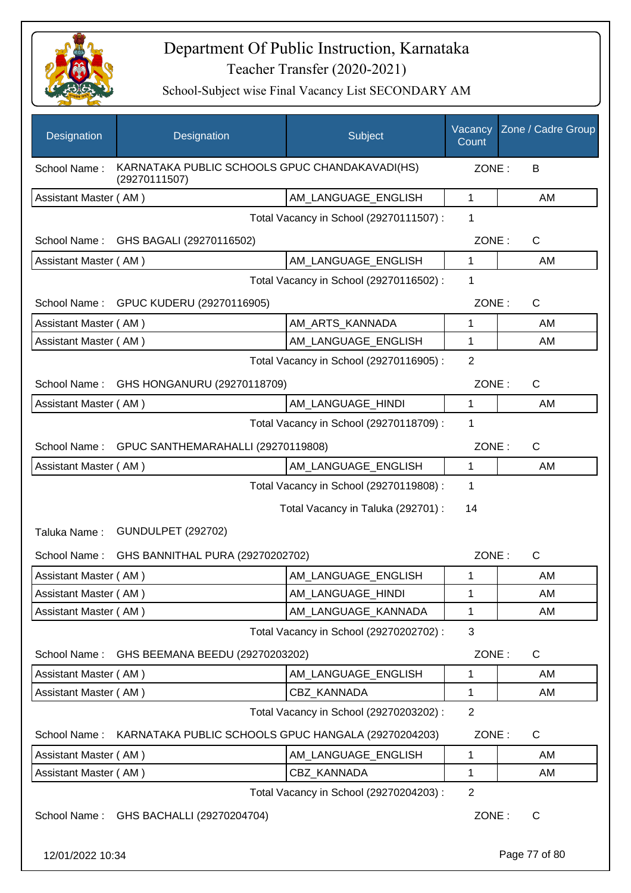# Department Of Public Instruction, Karnataka

## Teacher Transfer (2020-2021)

### School-Subject wise Final Vacancy List SECONDARY AM

| Designation | Designation | Subject | Vacancy Count | Zone / Cadre Group |
|---|---|---|---|---|
| School Name : | KARNATAKA PUBLIC SCHOOLS GPUC CHANDAKAVADI(HS) (29270111507) | | ZONE : | B |
| Assistant Master ( AM ) | | AM_LANGUAGE_ENGLISH | 1 | AM |
| | | Total Vacancy in School (29270111507) : | 1 | |
| School Name : | GHS BAGALI (29270116502) | | ZONE : | C |
| Assistant Master ( AM ) | | AM_LANGUAGE_ENGLISH | 1 | AM |
| | | Total Vacancy in School (29270116502) : | 1 | |
| School Name : | GPUC KUDERU (29270116905) | | ZONE : | C |
| Assistant Master ( AM ) | | AM_ARTS_KANNADA | 1 | AM |
| Assistant Master ( AM ) | | AM_LANGUAGE_ENGLISH | 1 | AM |
| | | Total Vacancy in School (29270116905) : | 2 | |
| School Name : | GHS HONGANURU (29270118709) | | ZONE : | C |
| Assistant Master ( AM ) | | AM_LANGUAGE_HINDI | 1 | AM |
| | | Total Vacancy in School (29270118709) : | 1 | |
| School Name : | GPUC SANTHEMARAHALLI (29270119808) | | ZONE : | C |
| Assistant Master ( AM ) | | AM_LANGUAGE_ENGLISH | 1 | AM |
| | | Total Vacancy in School (29270119808) : | 1 | |
| | | Total Vacancy in Taluka (292701) : | 14 | |
| Taluka Name : | GUNDULPET (292702) | | | |
| School Name : | GHS BANNITHAL PURA (29270202702) | | ZONE : | C |
| Assistant Master ( AM ) | | AM_LANGUAGE_ENGLISH | 1 | AM |
| Assistant Master ( AM ) | | AM_LANGUAGE_HINDI | 1 | AM |
| Assistant Master ( AM ) | | AM_LANGUAGE_KANNADA | 1 | AM |
| | | Total Vacancy in School (29270202702) : | 3 | |
| School Name : | GHS BEEMANA BEEDU (29270203202) | | ZONE : | C |
| Assistant Master ( AM ) | | AM_LANGUAGE_ENGLISH | 1 | AM |
| Assistant Master ( AM ) | | CBZ_KANNADA | 1 | AM |
| | | Total Vacancy in School (29270203202) : | 2 | |
| School Name : | KARNATAKA PUBLIC SCHOOLS GPUC HANGALA (29270204203) | | ZONE : | C |
| Assistant Master ( AM ) | | AM_LANGUAGE_ENGLISH | 1 | AM |
| Assistant Master ( AM ) | | CBZ_KANNADA | 1 | AM |
| | | Total Vacancy in School (29270204203) : | 2 | |
| School Name : | GHS BACHALLI (29270204704) | | ZONE : | C |

12/01/2022 10:34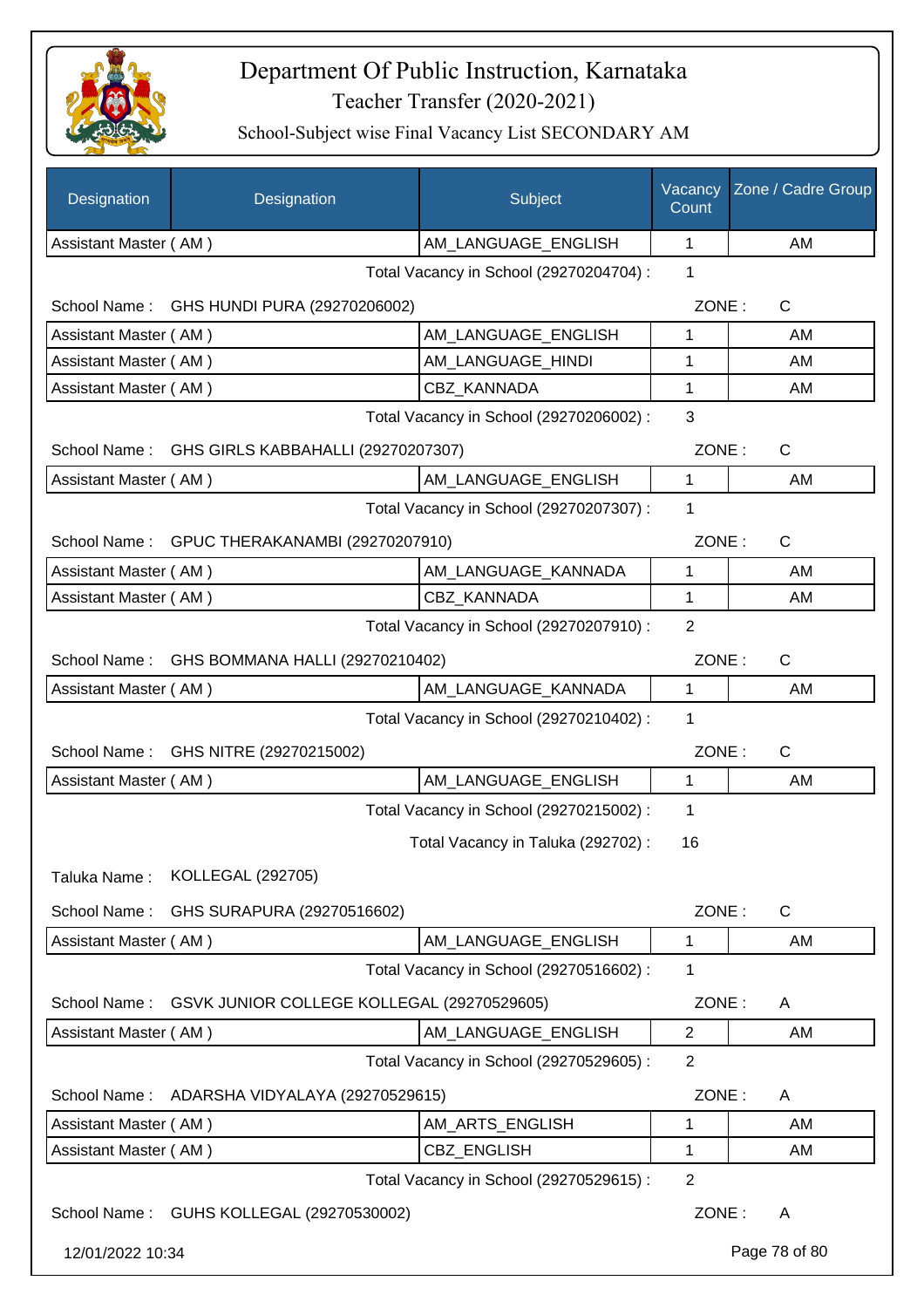# Department Of Public Instruction, Karnataka

## Teacher Transfer (2020-2021)

### School-Subject wise Final Vacancy List SECONDARY AM

| Designation | Designation | Subject | Vacancy Count | Zone / Cadre Group |
|---|---|---|---|---|
| Assistant Master ( AM ) | | AM_LANGUAGE_ENGLISH | 1 | AM |

Total Vacancy in School (29270204704) : 1

School Name : GHS HUNDI PURA (29270206002) ZONE : C

| Designation | Designation | Subject | Vacancy Count | Zone / Cadre Group |
|---|---|---|---|---|
| Assistant Master ( AM ) | | AM_LANGUAGE_ENGLISH | 1 | AM |
| Assistant Master ( AM ) | | AM_LANGUAGE_HINDI | 1 | AM |
| Assistant Master ( AM ) | | CBZ_KANNADA | 1 | AM |

Total Vacancy in School (29270206002) : 3

School Name : GHS GIRLS KABBAHALLI (29270207307) ZONE : C

| Designation | Designation | Subject | Vacancy Count | Zone / Cadre Group |
|---|---|---|---|---|
| Assistant Master ( AM ) | | AM_LANGUAGE_ENGLISH | 1 | AM |

Total Vacancy in School (29270207307) : 1

School Name : GPUC THERAKANAMBI (29270207910) ZONE : C

| Designation | Designation | Subject | Vacancy Count | Zone / Cadre Group |
|---|---|---|---|---|
| Assistant Master ( AM ) | | AM_LANGUAGE_KANNADA | 1 | AM |
| Assistant Master ( AM ) | | CBZ_KANNADA | 1 | AM |

Total Vacancy in School (29270207910) : 2

School Name : GHS BOMMANA HALLI (29270210402) ZONE : C

| Designation | Designation | Subject | Vacancy Count | Zone / Cadre Group |
|---|---|---|---|---|
| Assistant Master ( AM ) | | AM_LANGUAGE_KANNADA | 1 | AM |

Total Vacancy in School (29270210402) : 1

School Name : GHS NITRE (29270215002) ZONE : C

| Designation | Designation | Subject | Vacancy Count | Zone / Cadre Group |
|---|---|---|---|---|
| Assistant Master ( AM ) | | AM_LANGUAGE_ENGLISH | 1 | AM |

Total Vacancy in School (29270215002) : 1

Total Vacancy in Taluka (292702) : 16

Taluka Name : KOLLEGAL (292705)

School Name : GHS SURAPURA (29270516602) ZONE : C

| Designation | Designation | Subject | Vacancy Count | Zone / Cadre Group |
|---|---|---|---|---|
| Assistant Master ( AM ) | | AM_LANGUAGE_ENGLISH | 1 | AM |

Total Vacancy in School (29270516602) : 1

School Name : GSVK JUNIOR COLLEGE KOLLEGAL (29270529605) ZONE : A

| Designation | Designation | Subject | Vacancy Count | Zone / Cadre Group |
|---|---|---|---|---|
| Assistant Master ( AM ) | | AM_LANGUAGE_ENGLISH | 2 | AM |

Total Vacancy in School (29270529605) : 2

School Name : ADARSHA VIDYALAYA (29270529615) ZONE : A

| Designation | Designation | Subject | Vacancy Count | Zone / Cadre Group |
|---|---|---|---|---|
| Assistant Master ( AM ) | | AM_ARTS_ENGLISH | 1 | AM |
| Assistant Master ( AM ) | | CBZ_ENGLISH | 1 | AM |

Total Vacancy in School (29270529615) : 2

School Name : GUHS KOLLEGAL (29270530002) ZONE : A

12/01/2022 10:34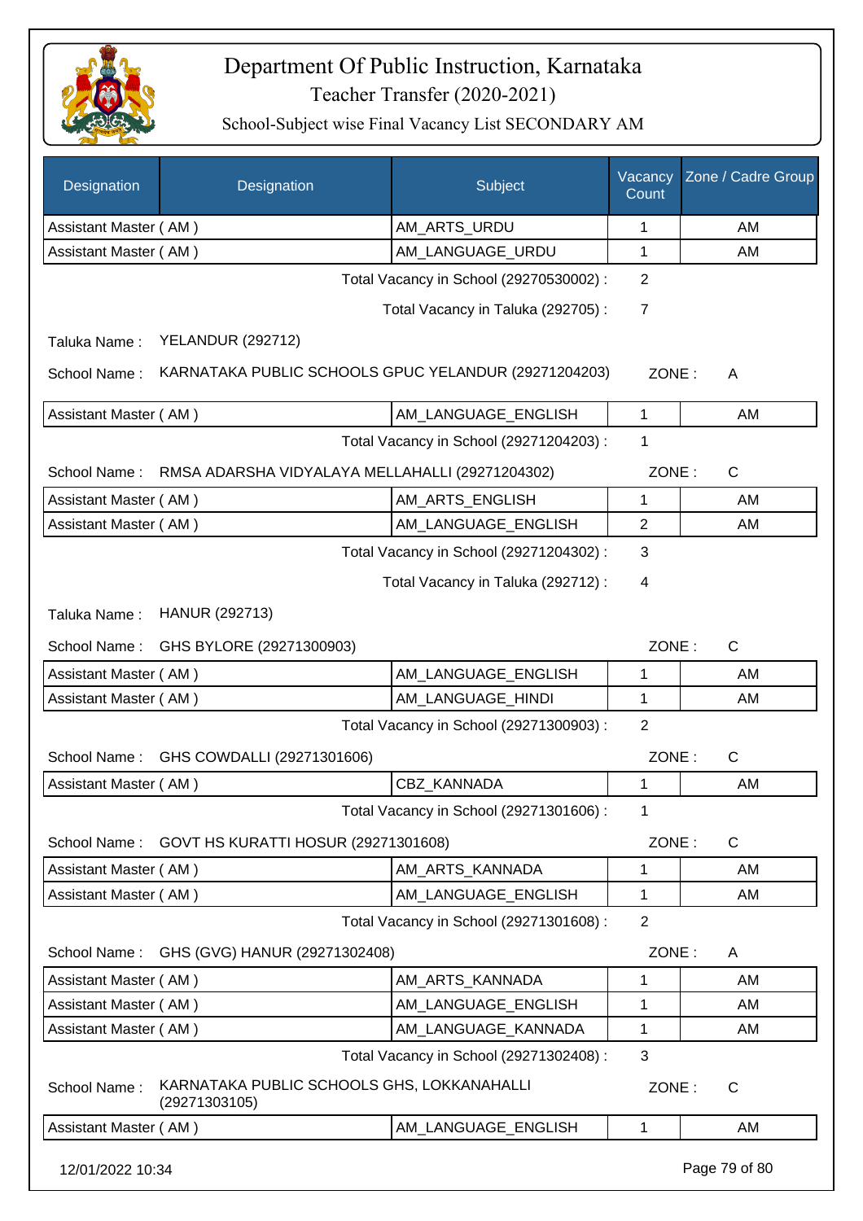# Department Of Public Instruction, Karnataka

## Teacher Transfer (2020-2021)

### School-Subject wise Final Vacancy List SECONDARY AM

| Designation | Designation | Subject | Vacancy Count | Zone / Cadre Group |
|---|---|---|---|---|
| Assistant Master ( AM ) | | AM_ARTS_URDU | 1 | AM |
| Assistant Master ( AM ) | | AM_LANGUAGE_URDU | 1 | AM |

Total Vacancy in School (29270530002) : 2

Total Vacancy in Taluka (292705) : 7

Taluka Name : YELANDUR (292712)

School Name : KARNATAKA PUBLIC SCHOOLS GPUC YELANDUR (29271204203) ZONE : A

| Designation | Subject | Vacancy Count | Zone / Cadre Group |
|---|---|---|---|
| Assistant Master ( AM ) | AM_LANGUAGE_ENGLISH | 1 | AM |

Total Vacancy in School (29271204203) : 1

School Name : RMSA ADARSHA VIDYALAYA MELLAHALLI (29271204302) ZONE : C

| Designation | Subject | Vacancy Count | Zone / Cadre Group |
|---|---|---|---|
| Assistant Master ( AM ) | AM_ARTS_ENGLISH | 1 | AM |
| Assistant Master ( AM ) | AM_LANGUAGE_ENGLISH | 2 | AM |

Total Vacancy in School (29271204302) : 3

Total Vacancy in Taluka (292712) : 4

Taluka Name : HANUR (292713)

School Name : GHS BYLORE (29271300903) ZONE : C

| Designation | Subject | Vacancy Count | Zone / Cadre Group |
|---|---|---|---|
| Assistant Master ( AM ) | AM_LANGUAGE_ENGLISH | 1 | AM |
| Assistant Master ( AM ) | AM_LANGUAGE_HINDI | 1 | AM |

Total Vacancy in School (29271300903) : 2

School Name : GHS COWDALLI (29271301606) ZONE : C

| Designation | Subject | Vacancy Count | Zone / Cadre Group |
|---|---|---|---|
| Assistant Master ( AM ) | CBZ_KANNADA | 1 | AM |

Total Vacancy in School (29271301606) : 1

School Name : GOVT HS KURATTI HOSUR (29271301608) ZONE : C

| Designation | Subject | Vacancy Count | Zone / Cadre Group |
|---|---|---|---|
| Assistant Master ( AM ) | AM_ARTS_KANNADA | 1 | AM |
| Assistant Master ( AM ) | AM_LANGUAGE_ENGLISH | 1 | AM |

Total Vacancy in School (29271301608) : 2

School Name : GHS (GVG) HANUR (29271302408) ZONE : A

| Designation | Subject | Vacancy Count | Zone / Cadre Group |
|---|---|---|---|
| Assistant Master ( AM ) | AM_ARTS_KANNADA | 1 | AM |
| Assistant Master ( AM ) | AM_LANGUAGE_ENGLISH | 1 | AM |
| Assistant Master ( AM ) | AM_LANGUAGE_KANNADA | 1 | AM |

Total Vacancy in School (29271302408) : 3

School Name : KARNATAKA PUBLIC SCHOOLS GHS, LOKKANAHALLI (29271303105) ZONE : C

| Designation | Subject | Vacancy Count | Zone / Cadre Group |
|---|---|---|---|
| Assistant Master ( AM ) | AM_LANGUAGE_ENGLISH | 1 | AM |

12/01/2022 10:34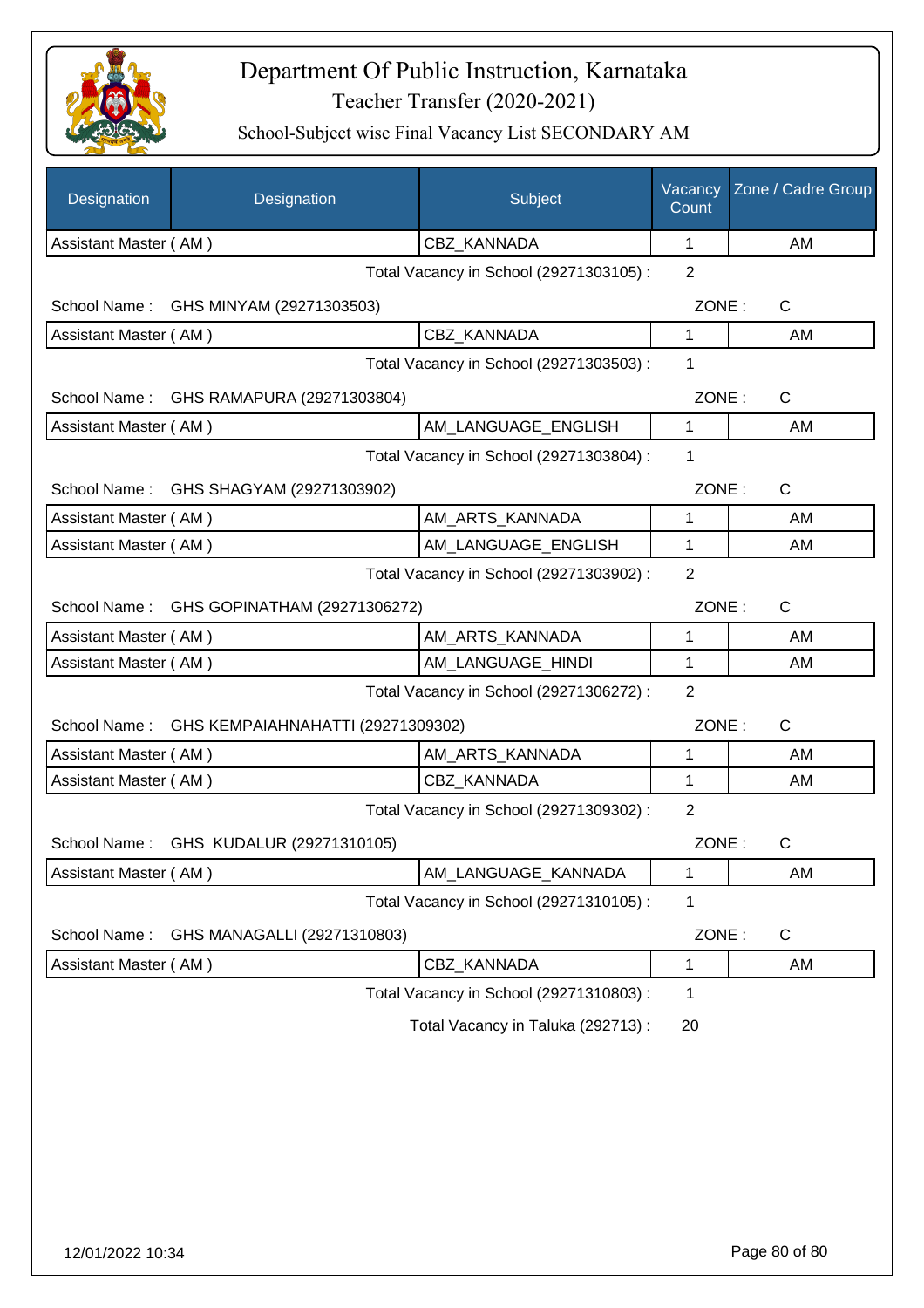# Department Of Public Instruction, Karnataka

## Teacher Transfer (2020-2021)

### School-Subject wise Final Vacancy List SECONDARY AM

| Designation | Designation | Subject | Vacancy Count | Zone / Cadre Group |
|---|---|---|---|---|
| Assistant Master ( AM ) | | CBZ_KANNADA | 1 | AM |
| | | Total Vacancy in School (29271303105) : | 2 | |
| School Name : | GHS MINYAM (29271303503) | | ZONE : | C |
| Assistant Master ( AM ) | | CBZ_KANNADA | 1 | AM |
| | | Total Vacancy in School (29271303503) : | 1 | |
| School Name : | GHS RAMAPURA (29271303804) | | ZONE : | C |
| Assistant Master ( AM ) | | AM_LANGUAGE_ENGLISH | 1 | AM |
| | | Total Vacancy in School (29271303804) : | 1 | |
| School Name : | GHS SHAGYAM (29271303902) | | ZONE : | C |
| Assistant Master ( AM ) | | AM_ARTS_KANNADA | 1 | AM |
| Assistant Master ( AM ) | | AM_LANGUAGE_ENGLISH | 1 | AM |
| | | Total Vacancy in School (29271303902) : | 2 | |
| School Name : | GHS GOPINATHAM (29271306272) | | ZONE : | C |
| Assistant Master ( AM ) | | AM_ARTS_KANNADA | 1 | AM |
| Assistant Master ( AM ) | | AM_LANGUAGE_HINDI | 1 | AM |
| | | Total Vacancy in School (29271306272) : | 2 | |
| School Name : | GHS KEMPAIAHNAHATTI (29271309302) | | ZONE : | C |
| Assistant Master ( AM ) | | AM_ARTS_KANNADA | 1 | AM |
| Assistant Master ( AM ) | | CBZ_KANNADA | 1 | AM |
| | | Total Vacancy in School (29271309302) : | 2 | |
| School Name : | GHS KUDALUR (29271310105) | | ZONE : | C |
| Assistant Master ( AM ) | | AM_LANGUAGE_KANNADA | 1 | AM |
| | | Total Vacancy in School (29271310105) : | 1 | |
| School Name : | GHS MANAGALLI (29271310803) | | ZONE : | C |
| Assistant Master ( AM ) | | CBZ_KANNADA | 1 | AM |
| | | Total Vacancy in School (29271310803) : | 1 | |
| | | Total Vacancy in Taluka (292713) : | 20 | |

12/01/2022 10:34